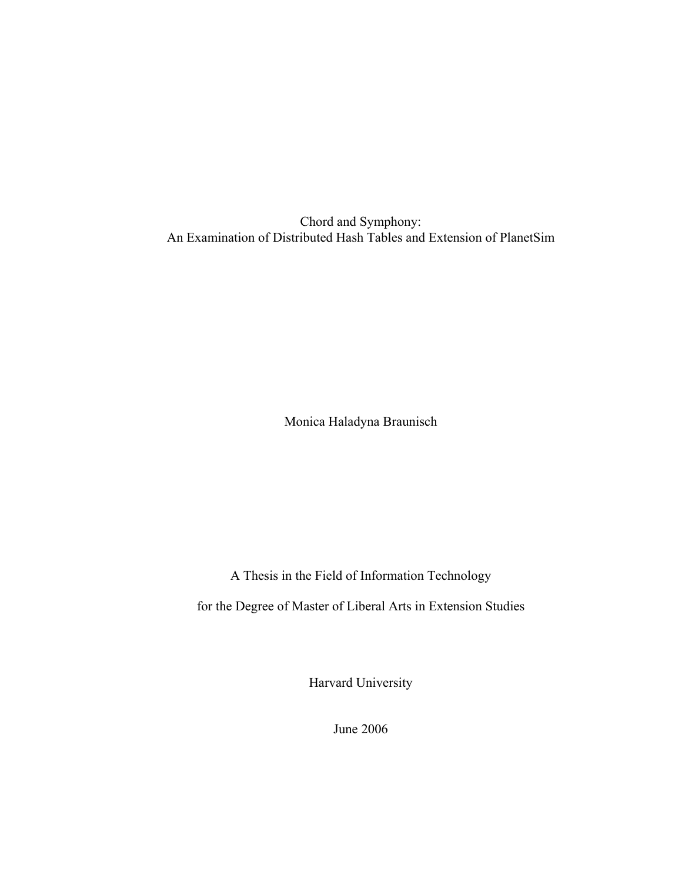# Chord and Symphony:
## An Examination of Distributed Hash Tables and Extension of PlanetSim

Monica Haladyna Braunisch

A Thesis in the Field of Information Technology

for the Degree of Master of Liberal Arts in Extension Studies

Harvard University

June 2006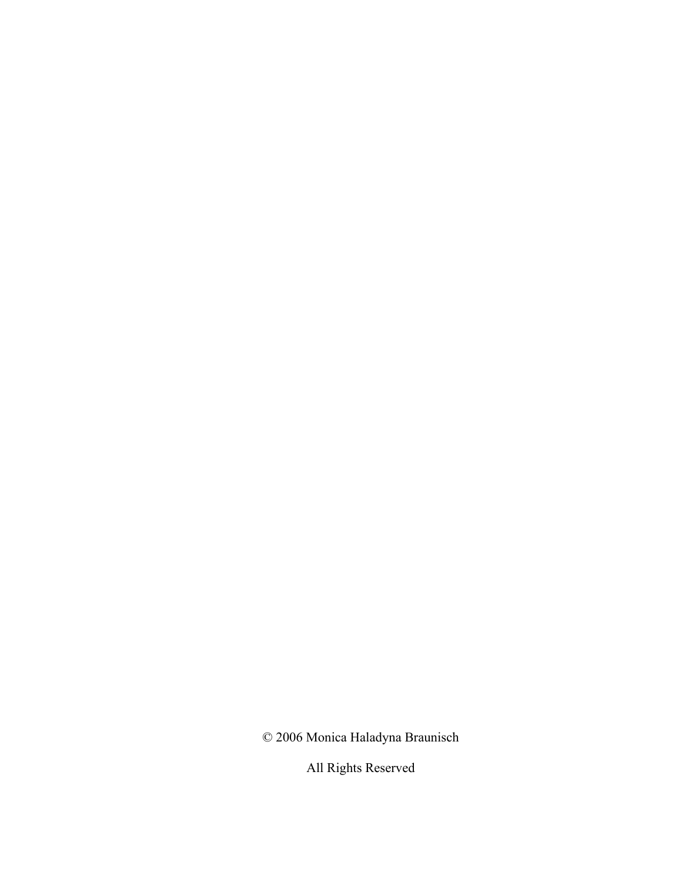© 2006 Monica Haladyna Braunisch

All Rights Reserved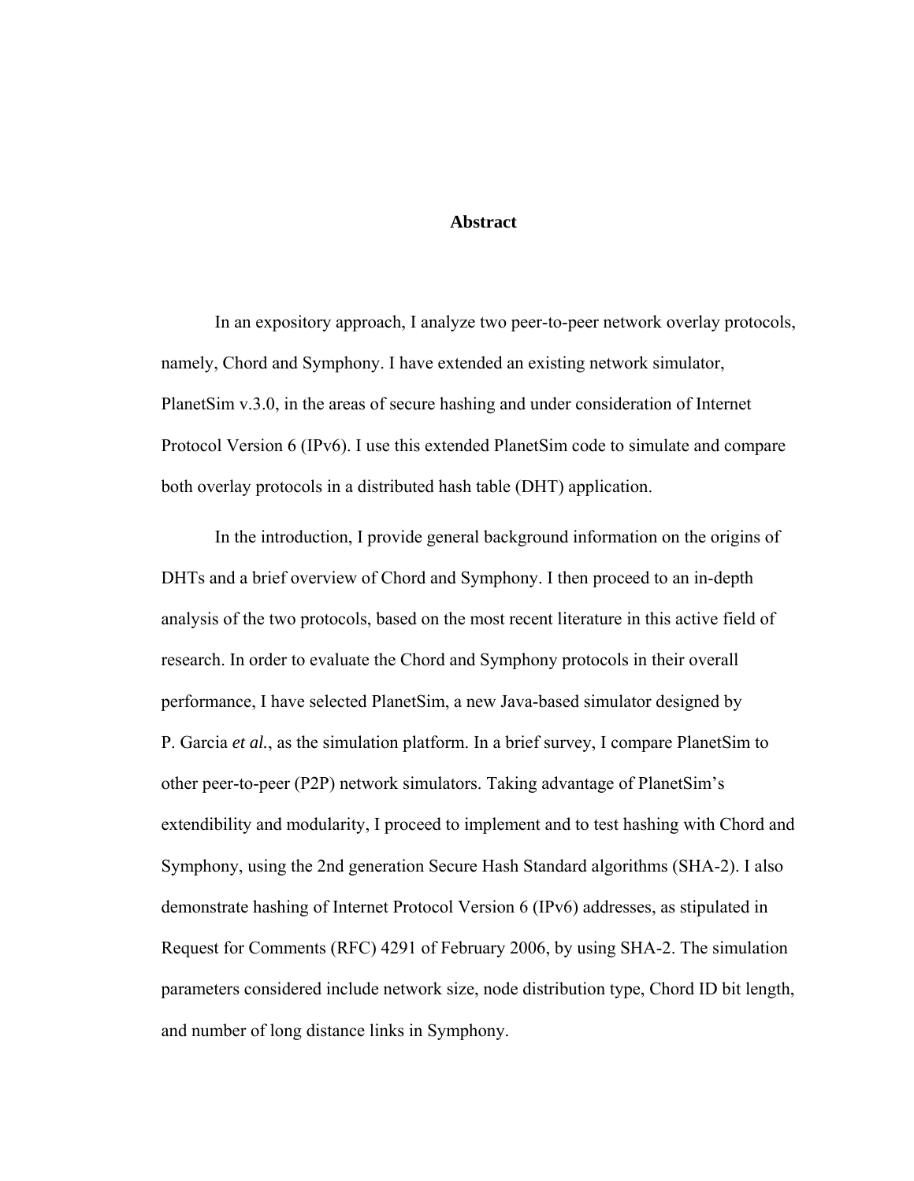# Abstract

In an expository approach, I analyze two peer-to-peer network overlay protocols, namely, Chord and Symphony. I have extended an existing network simulator, PlanetSim v.3.0, in the areas of secure hashing and under consideration of Internet Protocol Version 6 (IPv6). I use this extended PlanetSim code to simulate and compare both overlay protocols in a distributed hash table (DHT) application.

In the introduction, I provide general background information on the origins of DHTs and a brief overview of Chord and Symphony. I then proceed to an in-depth analysis of the two protocols, based on the most recent literature in this active field of research. In order to evaluate the Chord and Symphony protocols in their overall performance, I have selected PlanetSim, a new Java-based simulator designed by P. Garcia *et al.*, as the simulation platform. In a brief survey, I compare PlanetSim to other peer-to-peer (P2P) network simulators. Taking advantage of PlanetSim's extendibility and modularity, I proceed to implement and to test hashing with Chord and Symphony, using the 2nd generation Secure Hash Standard algorithms (SHA-2). I also demonstrate hashing of Internet Protocol Version 6 (IPv6) addresses, as stipulated in Request for Comments (RFC) 4291 of February 2006, by using SHA-2. The simulation parameters considered include network size, node distribution type, Chord ID bit length, and number of long distance links in Symphony.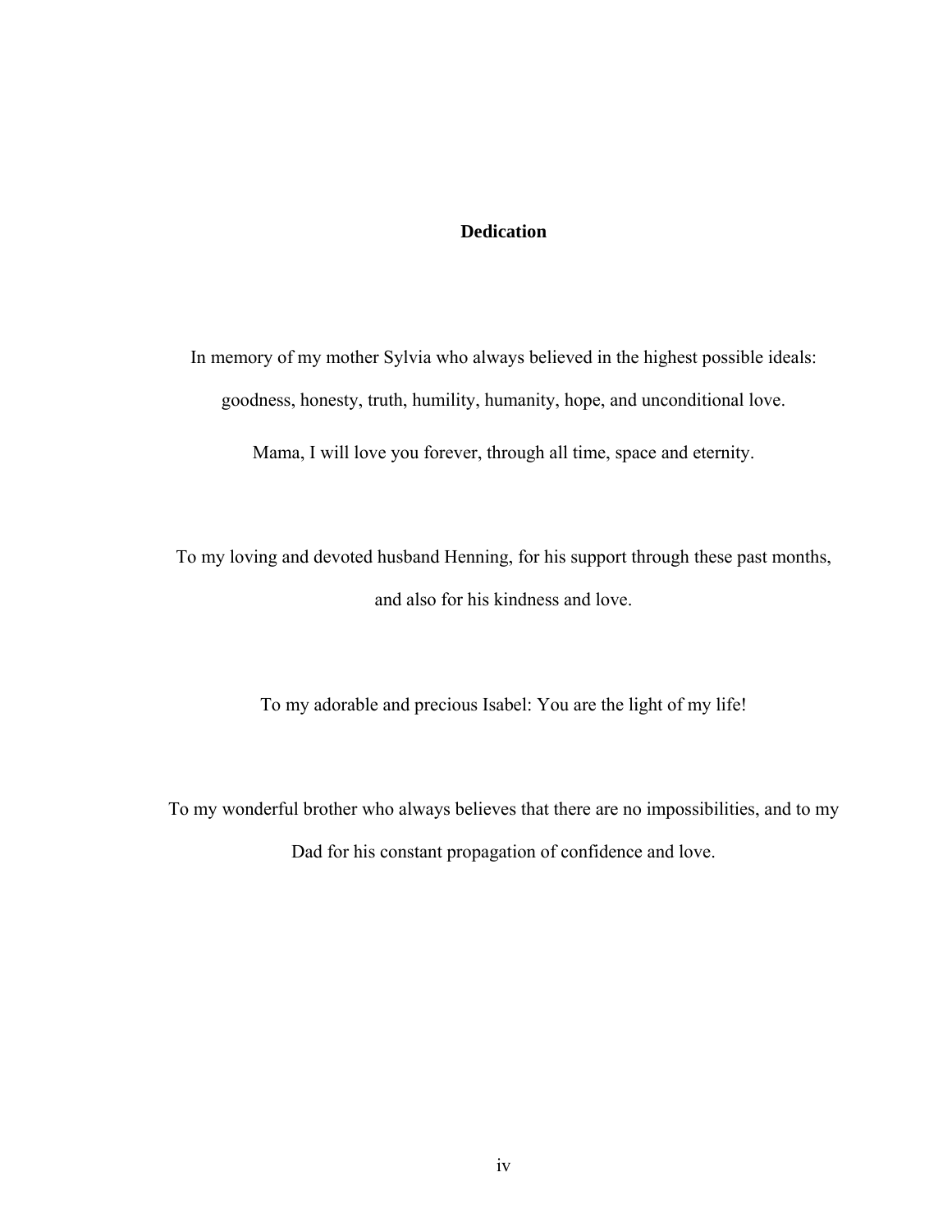# Dedication

In memory of my mother Sylvia who always believed in the highest possible ideals: goodness, honesty, truth, humility, humanity, hope, and unconditional love.

Mama, I will love you forever, through all time, space and eternity.

To my loving and devoted husband Henning, for his support through these past months, and also for his kindness and love.

To my adorable and precious Isabel: You are the light of my life!

To my wonderful brother who always believes that there are no impossibilities, and to my Dad for his constant propagation of confidence and love.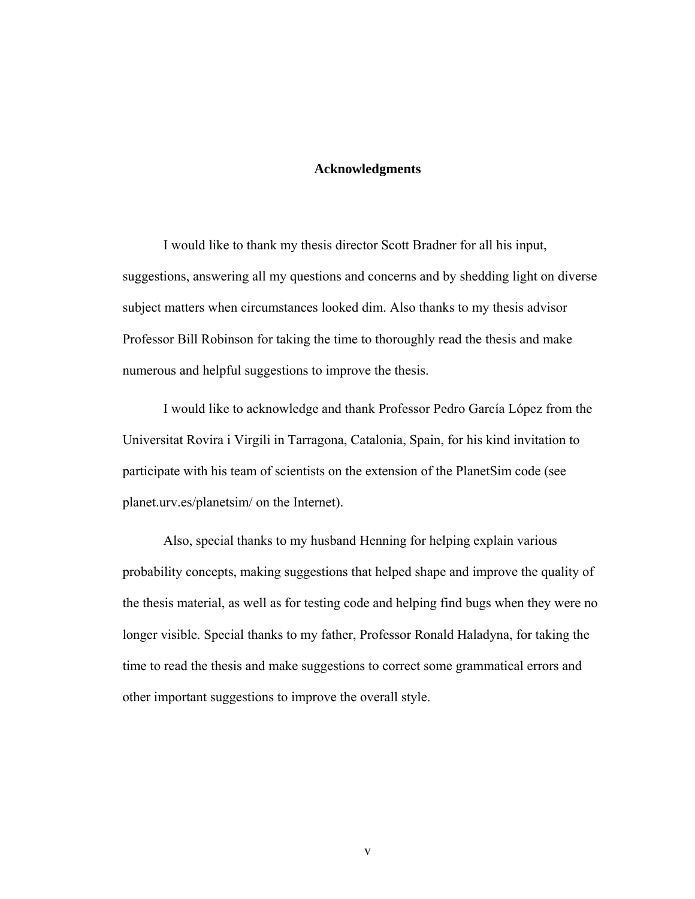# Acknowledgments

I would like to thank my thesis director Scott Bradner for all his input, suggestions, answering all my questions and concerns and by shedding light on diverse subject matters when circumstances looked dim. Also thanks to my thesis advisor Professor Bill Robinson for taking the time to thoroughly read the thesis and make numerous and helpful suggestions to improve the thesis.

I would like to acknowledge and thank Professor Pedro García López from the Universitat Rovira i Virgili in Tarragona, Catalonia, Spain, for his kind invitation to participate with his team of scientists on the extension of the PlanetSim code (see planet.urv.es/planetsim/ on the Internet).

Also, special thanks to my husband Henning for helping explain various probability concepts, making suggestions that helped shape and improve the quality of the thesis material, as well as for testing code and helping find bugs when they were no longer visible. Special thanks to my father, Professor Ronald Haladyna, for taking the time to read the thesis and make suggestions to correct some grammatical errors and other important suggestions to improve the overall style.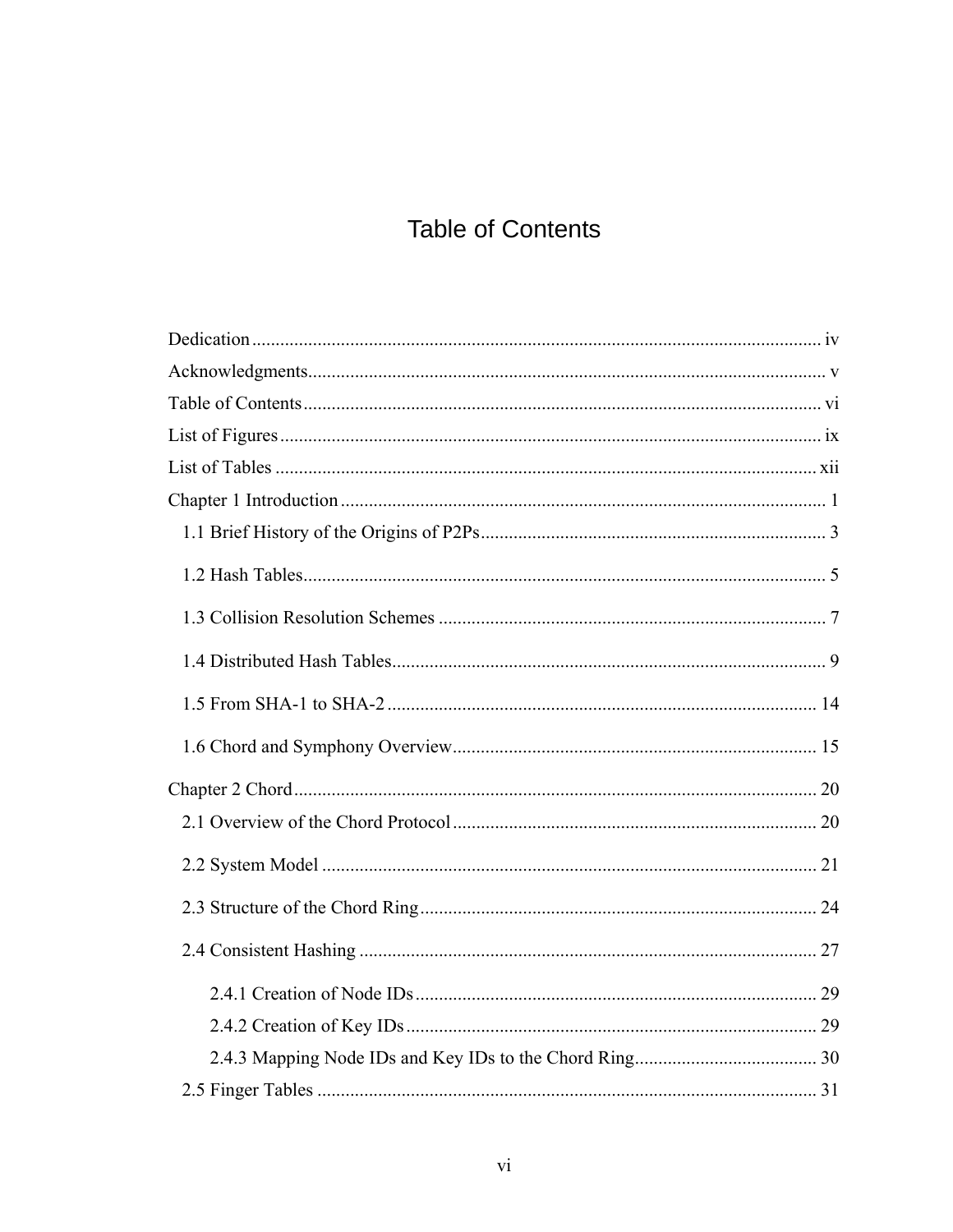# Table of Contents

Dedication ........................................................................................................................ iv

Acknowledgments............................................................................................................. v

Table of Contents .............................................................................................................. vi

List of Figures ................................................................................................................... ix

List of Tables ................................................................................................................... xii

Chapter 1 Introduction ....................................................................................................... 1

- 1.1 Brief History of the Origins of P2Ps ......................................................................... 3
- 1.2 Hash Tables ............................................................................................................... 5
- 1.3 Collision Resolution Schemes .................................................................................. 7
- 1.4 Distributed Hash Tables ............................................................................................ 9
- 1.5 From SHA-1 to SHA-2 ........................................................................................... 14
- 1.6 Chord and Symphony Overview ............................................................................. 15

Chapter 2 Chord ............................................................................................................... 20

- 2.1 Overview of the Chord Protocol ............................................................................. 20
- 2.2 System Model ......................................................................................................... 21
- 2.3 Structure of the Chord Ring .................................................................................... 24
- 2.4 Consistent Hashing ................................................................................................. 27
  - 2.4.1 Creation of Node IDs ....................................................................................... 29
  - 2.4.2 Creation of Key IDs ......................................................................................... 29
  - 2.4.3 Mapping Node IDs and Key IDs to the Chord Ring ....................................... 30
- 2.5 Finger Tables .......................................................................................................... 31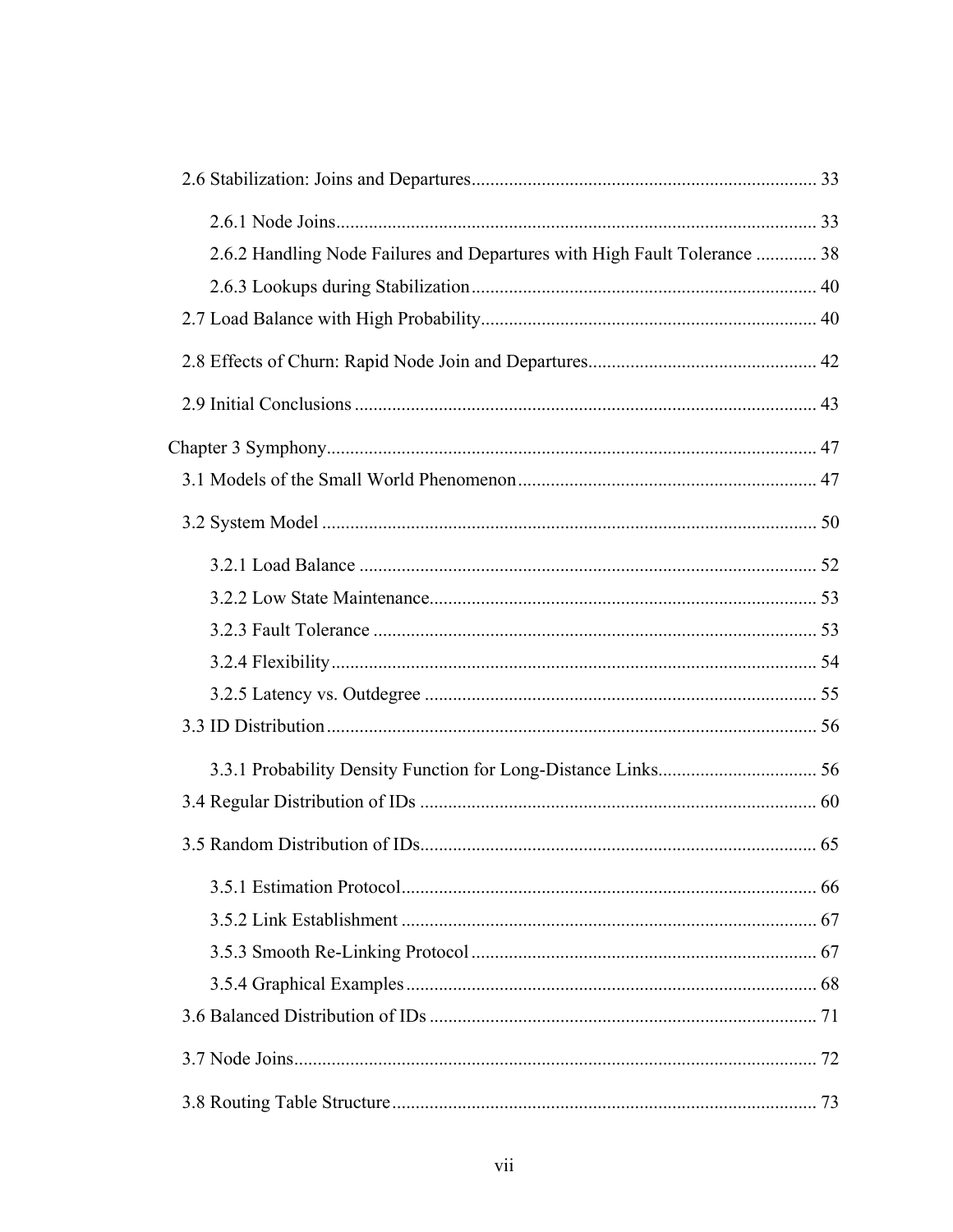2.6 Stabilization: Joins and Departures .......................................................................... 33

  2.6.1 Node Joins ...................................................................................................... 33

  2.6.2 Handling Node Failures and Departures with High Fault Tolerance ............. 38

  2.6.3 Lookups during Stabilization .......................................................................... 40

2.7 Load Balance with High Probability ....................................................................... 40

2.8 Effects of Churn: Rapid Node Join and Departures ................................................ 42

2.9 Initial Conclusions .................................................................................................. 43

Chapter 3 Symphony ........................................................................................................ 47

3.1 Models of the Small World Phenomenon ................................................................ 47

3.2 System Model .......................................................................................................... 50

  3.2.1 Load Balance ................................................................................................. 52

  3.2.2 Low State Maintenance .................................................................................. 53

  3.2.3 Fault Tolerance .............................................................................................. 53

  3.2.4 Flexibility ........................................................................................................ 54

  3.2.5 Latency vs. Outdegree .................................................................................... 55

3.3 ID Distribution ........................................................................................................ 56

  3.3.1 Probability Density Function for Long-Distance Links .................................. 56

3.4 Regular Distribution of IDs .................................................................................... 60

3.5 Random Distribution of IDs .................................................................................... 65

  3.5.1 Estimation Protocol ........................................................................................ 66

  3.5.2 Link Establishment ........................................................................................ 67

  3.5.3 Smooth Re-Linking Protocol ......................................................................... 67

  3.5.4 Graphical Examples ....................................................................................... 68

3.6 Balanced Distribution of IDs .................................................................................. 71

3.7 Node Joins ............................................................................................................... 72

3.8 Routing Table Structure .......................................................................................... 73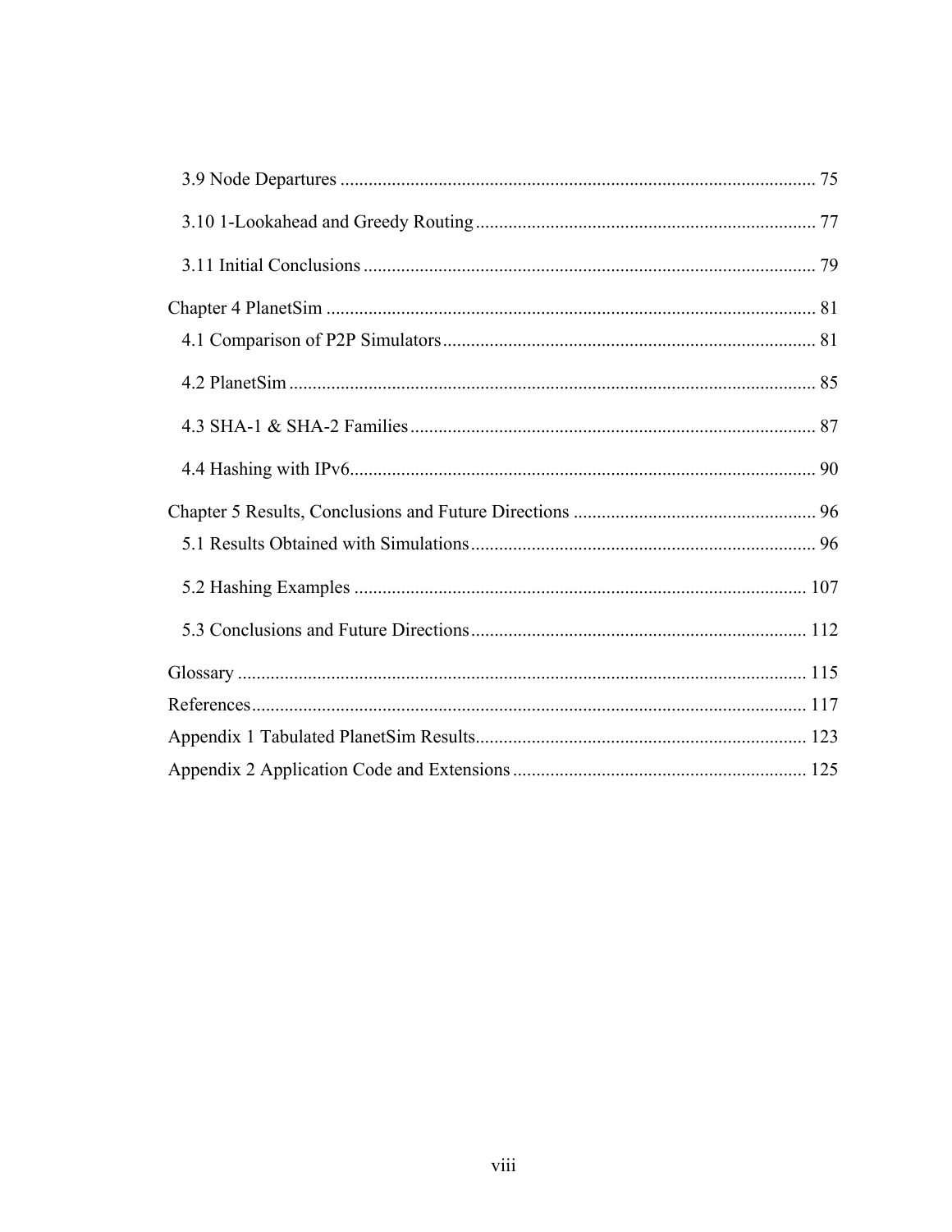3.9 Node Departures ........................................................................................................ 75

3.10 1-Lookahead and Greedy Routing ........................................................................ 77

3.11 Initial Conclusions ................................................................................................ 79

Chapter 4 PlanetSim ....................................................................................................... 81

4.1 Comparison of P2P Simulators ............................................................................... 81

4.2 PlanetSim ................................................................................................................ 85

4.3 SHA-1 & SHA-2 Families ....................................................................................... 87

4.4 Hashing with IPv6 .................................................................................................. 90

Chapter 5 Results, Conclusions and Future Directions .................................................. 96

5.1 Results Obtained with Simulations ......................................................................... 96

5.2 Hashing Examples ................................................................................................ 107

5.3 Conclusions and Future Directions ....................................................................... 112

Glossary ......................................................................................................................... 115

References ...................................................................................................................... 117

Appendix 1 Tabulated PlanetSim Results ..................................................................... 123

Appendix 2 Application Code and Extensions .............................................................. 125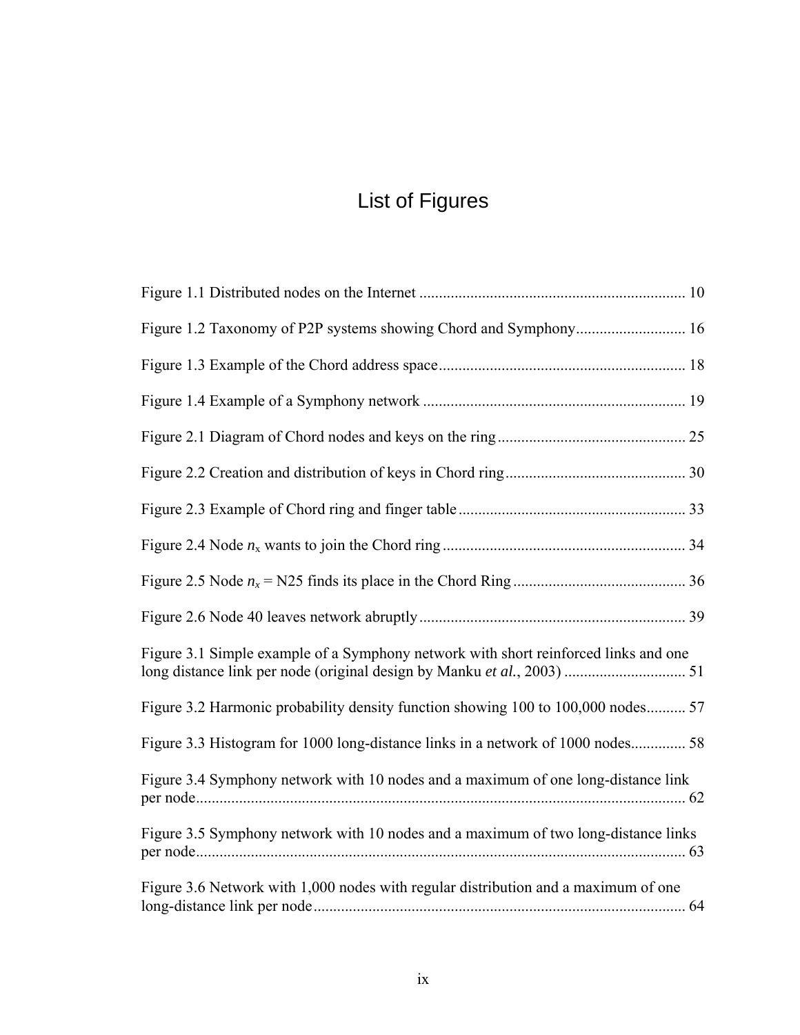# List of Figures

Figure 1.1 Distributed nodes on the Internet ................................................................... 10

Figure 1.2 Taxonomy of P2P systems showing Chord and Symphony............................ 16

Figure 1.3 Example of the Chord address space.............................................................. 18

Figure 1.4 Example of a Symphony network .................................................................. 19

Figure 2.1 Diagram of Chord nodes and keys on the ring................................................ 25

Figure 2.2 Creation and distribution of keys in Chord ring............................................. 30

Figure 2.3 Example of Chord ring and finger table......................................................... 33

Figure 2.4 Node $n_x$ wants to join the Chord ring ............................................................. 34

Figure 2.5 Node $n_x$ = N25 finds its place in the Chord Ring ............................................ 36

Figure 2.6 Node 40 leaves network abruptly.................................................................... 39

Figure 3.1 Simple example of a Symphony network with short reinforced links and one long distance link per node (original design by Manku *et al.*, 2003) .............................. 51

Figure 3.2 Harmonic probability density function showing 100 to 100,000 nodes.......... 57

Figure 3.3 Histogram for 1000 long-distance links in a network of 1000 nodes.............. 58

Figure 3.4 Symphony network with 10 nodes and a maximum of one long-distance link per node............................................................................................................................ 62

Figure 3.5 Symphony network with 10 nodes and a maximum of two long-distance links per node............................................................................................................................ 63

Figure 3.6 Network with 1,000 nodes with regular distribution and a maximum of one long-distance link per node.............................................................................................. 64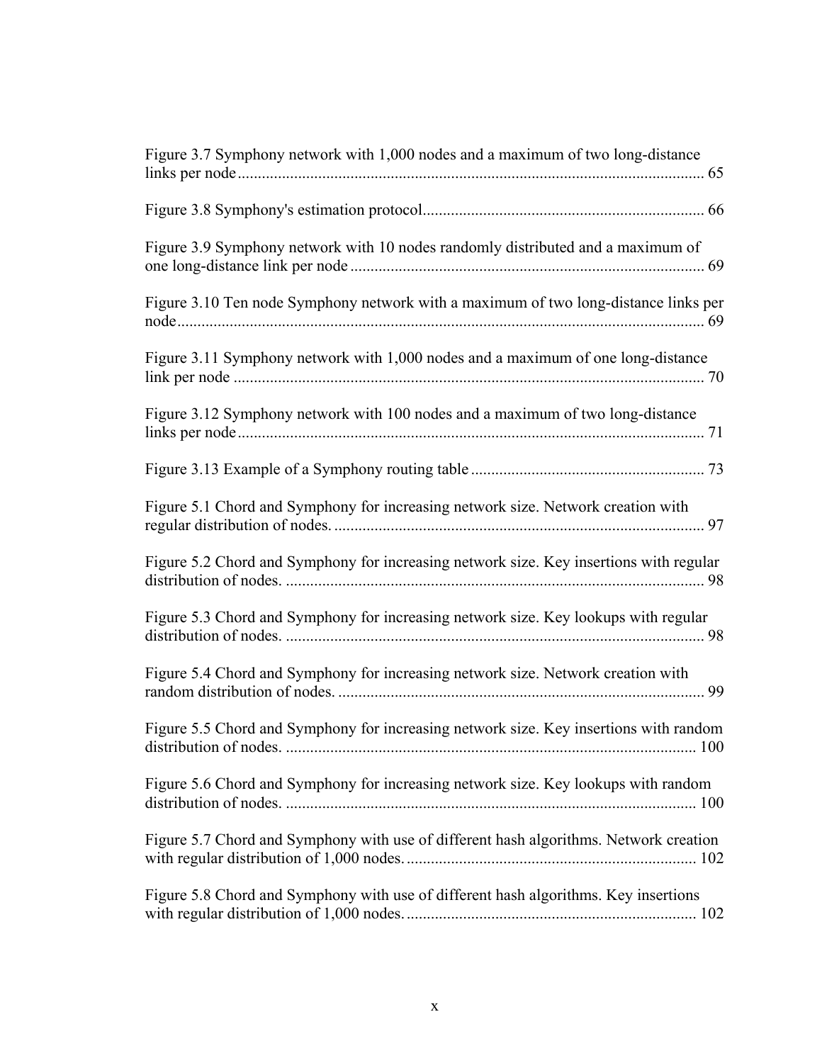Figure 3.7 Symphony network with 1,000 nodes and a maximum of two long-distance links per node ........ 65

Figure 3.8 Symphony's estimation protocol ........ 66

Figure 3.9 Symphony network with 10 nodes randomly distributed and a maximum of one long-distance link per node ........ 69

Figure 3.10 Ten node Symphony network with a maximum of two long-distance links per node ........ 69

Figure 3.11 Symphony network with 1,000 nodes and a maximum of one long-distance link per node ........ 70

Figure 3.12 Symphony network with 100 nodes and a maximum of two long-distance links per node ........ 71

Figure 3.13 Example of a Symphony routing table ........ 73

Figure 5.1 Chord and Symphony for increasing network size. Network creation with regular distribution of nodes. ........ 97

Figure 5.2 Chord and Symphony for increasing network size. Key insertions with regular distribution of nodes. ........ 98

Figure 5.3 Chord and Symphony for increasing network size. Key lookups with regular distribution of nodes. ........ 98

Figure 5.4 Chord and Symphony for increasing network size. Network creation with random distribution of nodes. ........ 99

Figure 5.5 Chord and Symphony for increasing network size. Key insertions with random distribution of nodes. ........ 100

Figure 5.6 Chord and Symphony for increasing network size. Key lookups with random distribution of nodes. ........ 100

Figure 5.7 Chord and Symphony with use of different hash algorithms. Network creation with regular distribution of 1,000 nodes. ........ 102

Figure 5.8 Chord and Symphony with use of different hash algorithms. Key insertions with regular distribution of 1,000 nodes. ........ 102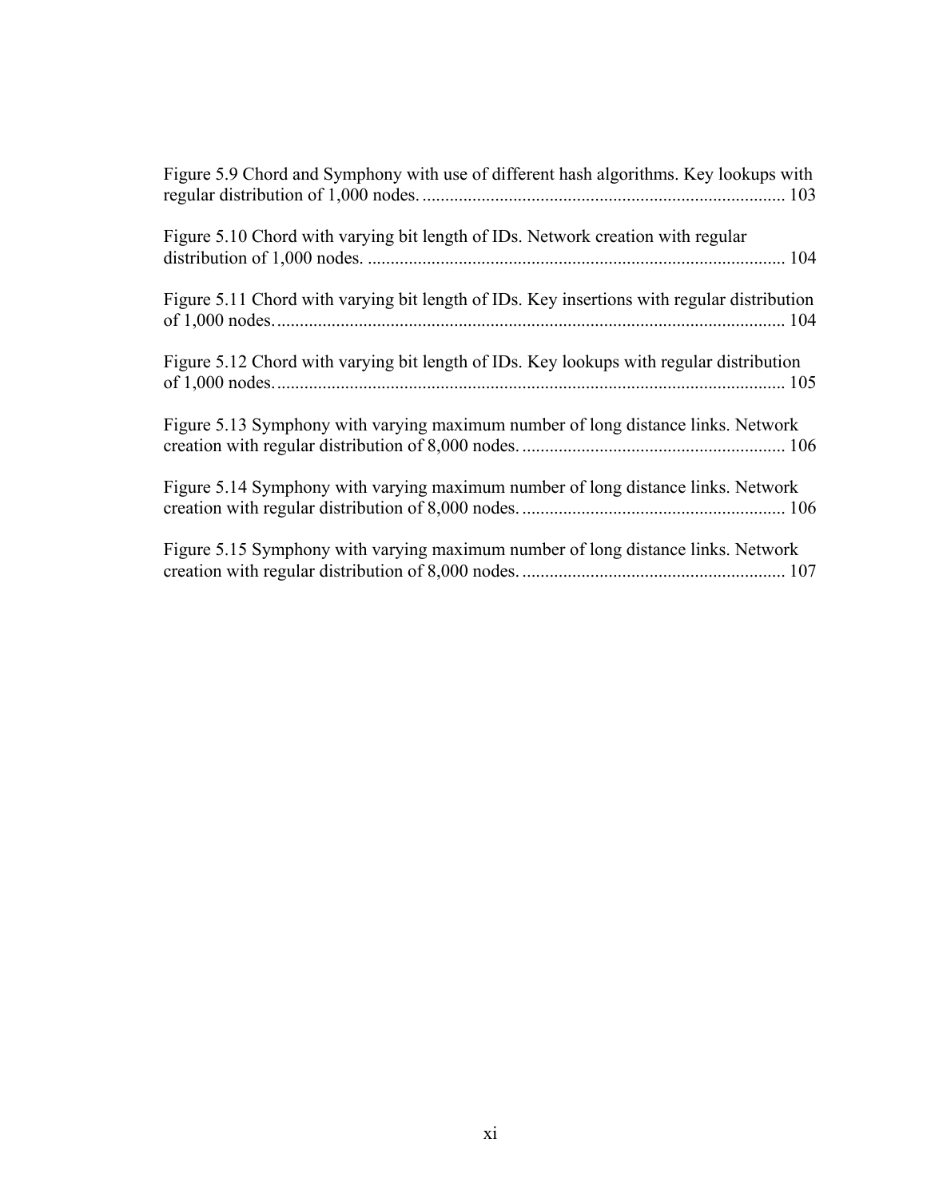Figure 5.9 Chord and Symphony with use of different hash algorithms. Key lookups with regular distribution of 1,000 nodes. ............................................................................... 103

Figure 5.10 Chord with varying bit length of IDs. Network creation with regular distribution of 1,000 nodes. ........................................................................................... 104

Figure 5.11 Chord with varying bit length of IDs. Key insertions with regular distribution of 1,000 nodes. ............................................................................................................... 104

Figure 5.12 Chord with varying bit length of IDs. Key lookups with regular distribution of 1,000 nodes. ............................................................................................................... 105

Figure 5.13 Symphony with varying maximum number of long distance links. Network creation with regular distribution of 8,000 nodes. ......................................................... 106

Figure 5.14 Symphony with varying maximum number of long distance links. Network creation with regular distribution of 8,000 nodes. ......................................................... 106

Figure 5.15 Symphony with varying maximum number of long distance links. Network creation with regular distribution of 8,000 nodes. ......................................................... 107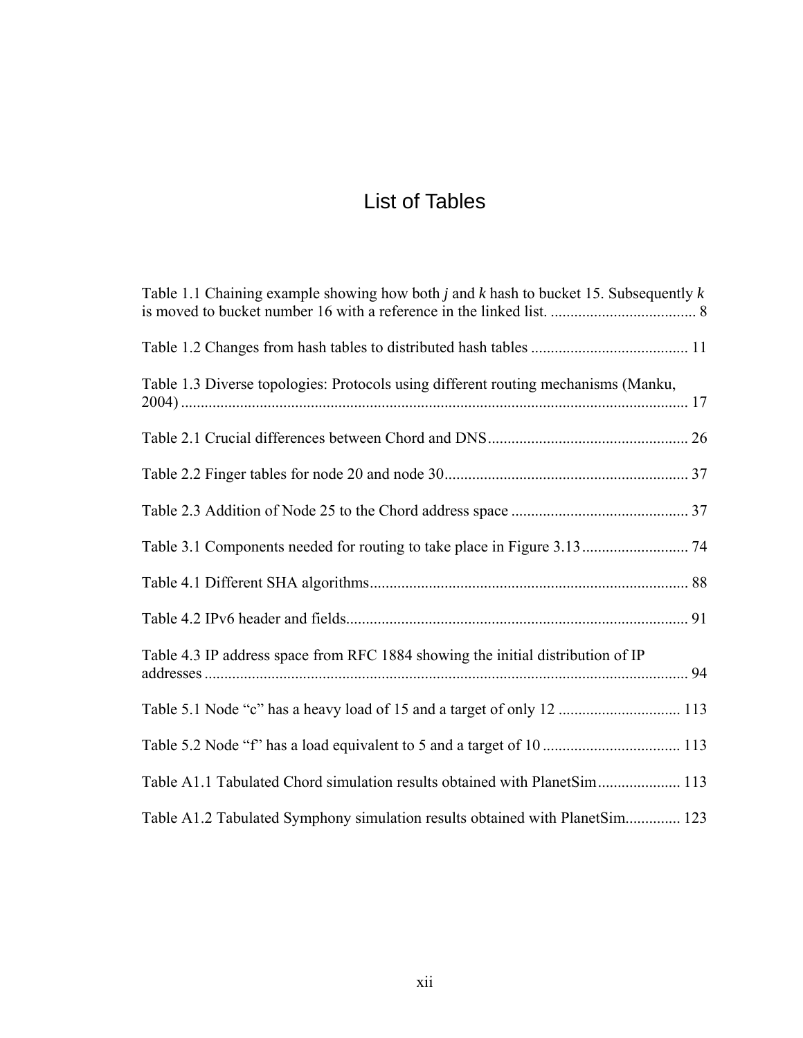# List of Tables

Table 1.1 Chaining example showing how both *j* and *k* hash to bucket 15. Subsequently *k* is moved to bucket number 16 with a reference in the linked list. ..................................... 8

Table 1.2 Changes from hash tables to distributed hash tables ........................................ 11

Table 1.3 Diverse topologies: Protocols using different routing mechanisms (Manku, 2004) ................................................................................................................................ 17

Table 2.1 Crucial differences between Chord and DNS................................................... 26

Table 2.2 Finger tables for node 20 and node 30.............................................................. 37

Table 2.3 Addition of Node 25 to the Chord address space ............................................. 37

Table 3.1 Components needed for routing to take place in Figure 3.13........................... 74

Table 4.1 Different SHA algorithms................................................................................. 88

Table 4.2 IPv6 header and fields....................................................................................... 91

Table 4.3 IP address space from RFC 1884 showing the initial distribution of IP addresses .......................................................................................................................... 94

Table 5.1 Node “c” has a heavy load of 15 and a target of only 12 ............................... 113

Table 5.2 Node “f” has a load equivalent to 5 and a target of 10 ................................... 113

Table A1.1 Tabulated Chord simulation results obtained with PlanetSim..................... 113

Table A1.2 Tabulated Symphony simulation results obtained with PlanetSim.............. 123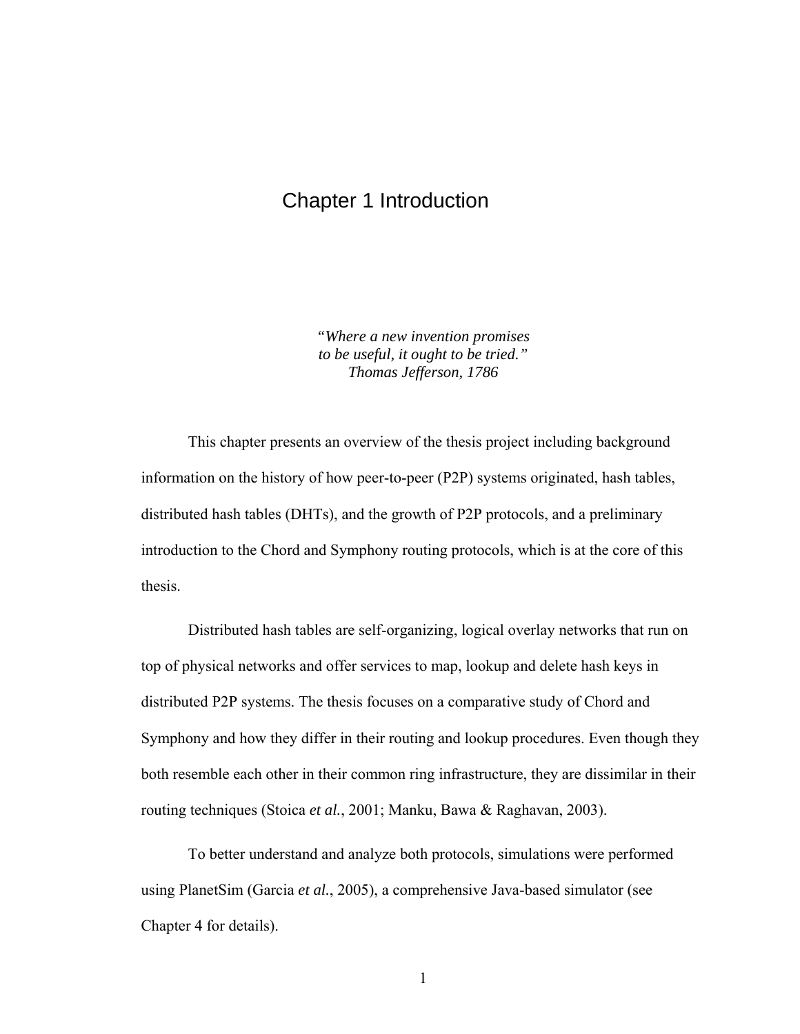# Chapter 1 Introduction

*"Where a new invention promises to be useful, it ought to be tried."*
*Thomas Jefferson, 1786*

This chapter presents an overview of the thesis project including background information on the history of how peer-to-peer (P2P) systems originated, hash tables, distributed hash tables (DHTs), and the growth of P2P protocols, and a preliminary introduction to the Chord and Symphony routing protocols, which is at the core of this thesis.

Distributed hash tables are self-organizing, logical overlay networks that run on top of physical networks and offer services to map, lookup and delete hash keys in distributed P2P systems. The thesis focuses on a comparative study of Chord and Symphony and how they differ in their routing and lookup procedures. Even though they both resemble each other in their common ring infrastructure, they are dissimilar in their routing techniques (Stoica *et al.*, 2001; Manku, Bawa & Raghavan, 2003).

To better understand and analyze both protocols, simulations were performed using PlanetSim (Garcia *et al.*, 2005), a comprehensive Java-based simulator (see Chapter 4 for details).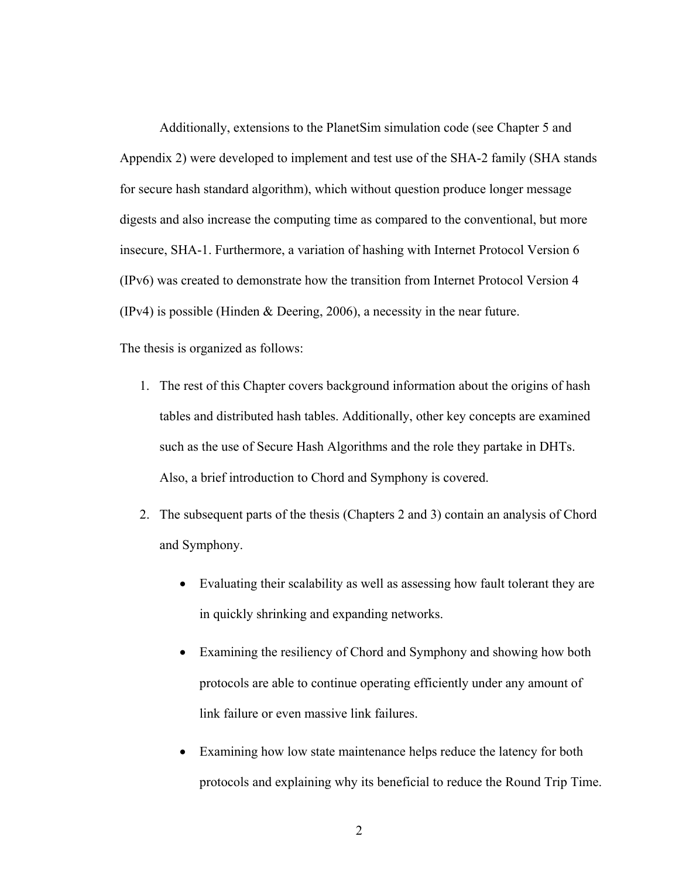Additionally, extensions to the PlanetSim simulation code (see Chapter 5 and Appendix 2) were developed to implement and test use of the SHA-2 family (SHA stands for secure hash standard algorithm), which without question produce longer message digests and also increase the computing time as compared to the conventional, but more insecure, SHA-1. Furthermore, a variation of hashing with Internet Protocol Version 6 (IPv6) was created to demonstrate how the transition from Internet Protocol Version 4 (IPv4) is possible (Hinden & Deering, 2006), a necessity in the near future.

The thesis is organized as follows:

1. The rest of this Chapter covers background information about the origins of hash tables and distributed hash tables. Additionally, other key concepts are examined such as the use of Secure Hash Algorithms and the role they partake in DHTs. Also, a brief introduction to Chord and Symphony is covered.
2. The subsequent parts of the thesis (Chapters 2 and 3) contain an analysis of Chord and Symphony.
    - Evaluating their scalability as well as assessing how fault tolerant they are in quickly shrinking and expanding networks.
    - Examining the resiliency of Chord and Symphony and showing how both protocols are able to continue operating efficiently under any amount of link failure or even massive link failures.
    - Examining how low state maintenance helps reduce the latency for both protocols and explaining why its beneficial to reduce the Round Trip Time.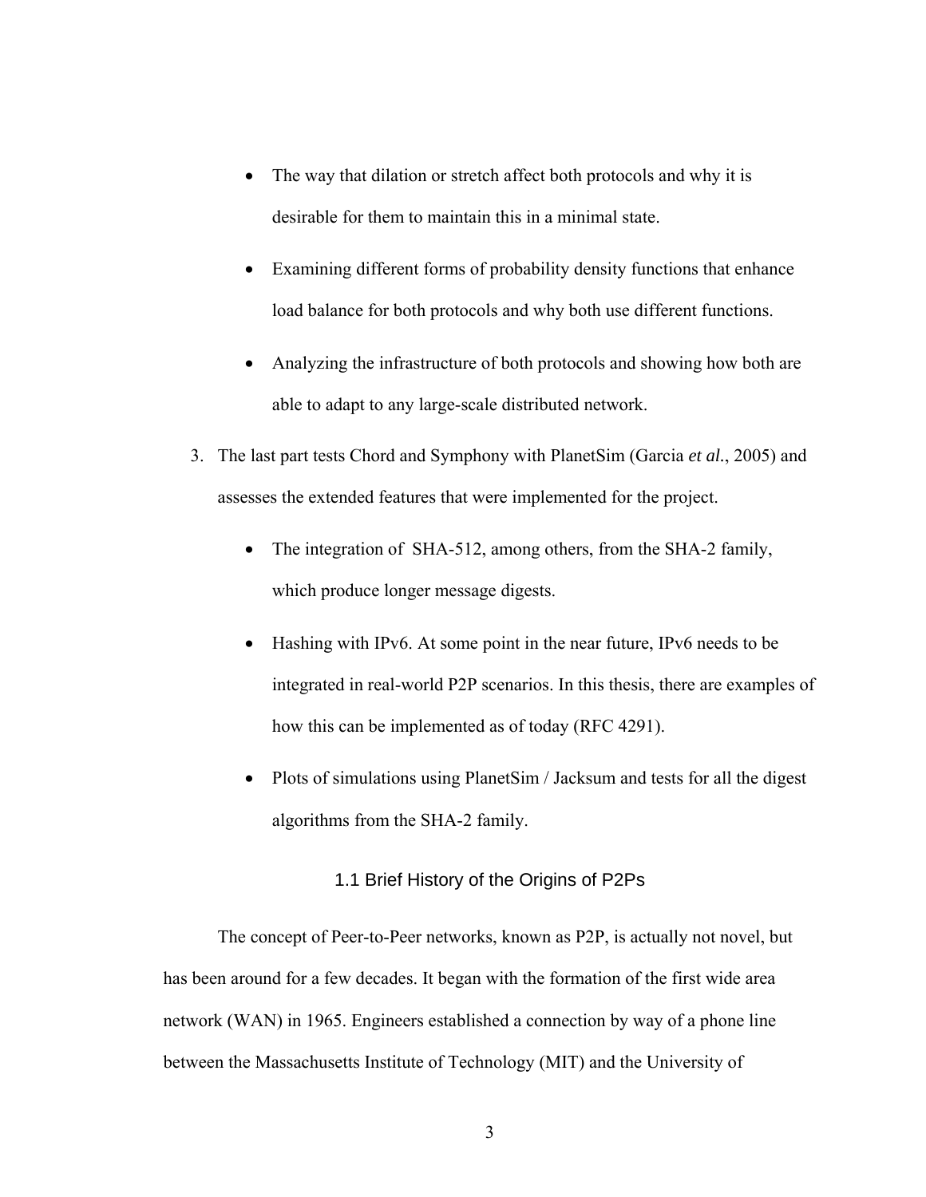- The way that dilation or stretch affect both protocols and why it is desirable for them to maintain this in a minimal state.

- Examining different forms of probability density functions that enhance load balance for both protocols and why both use different functions.

- Analyzing the infrastructure of both protocols and showing how both are able to adapt to any large-scale distributed network.

3. The last part tests Chord and Symphony with PlanetSim (Garcia *et al.*, 2005) and assesses the extended features that were implemented for the project.

    - The integration of SHA-512, among others, from the SHA-2 family, which produce longer message digests.

    - Hashing with IPv6. At some point in the near future, IPv6 needs to be integrated in real-world P2P scenarios. In this thesis, there are examples of how this can be implemented as of today (RFC 4291).

    - Plots of simulations using PlanetSim / Jacksum and tests for all the digest algorithms from the SHA-2 family.

## 1.1 Brief History of the Origins of P2Ps

The concept of Peer-to-Peer networks, known as P2P, is actually not novel, but has been around for a few decades. It began with the formation of the first wide area network (WAN) in 1965. Engineers established a connection by way of a phone line between the Massachusetts Institute of Technology (MIT) and the University of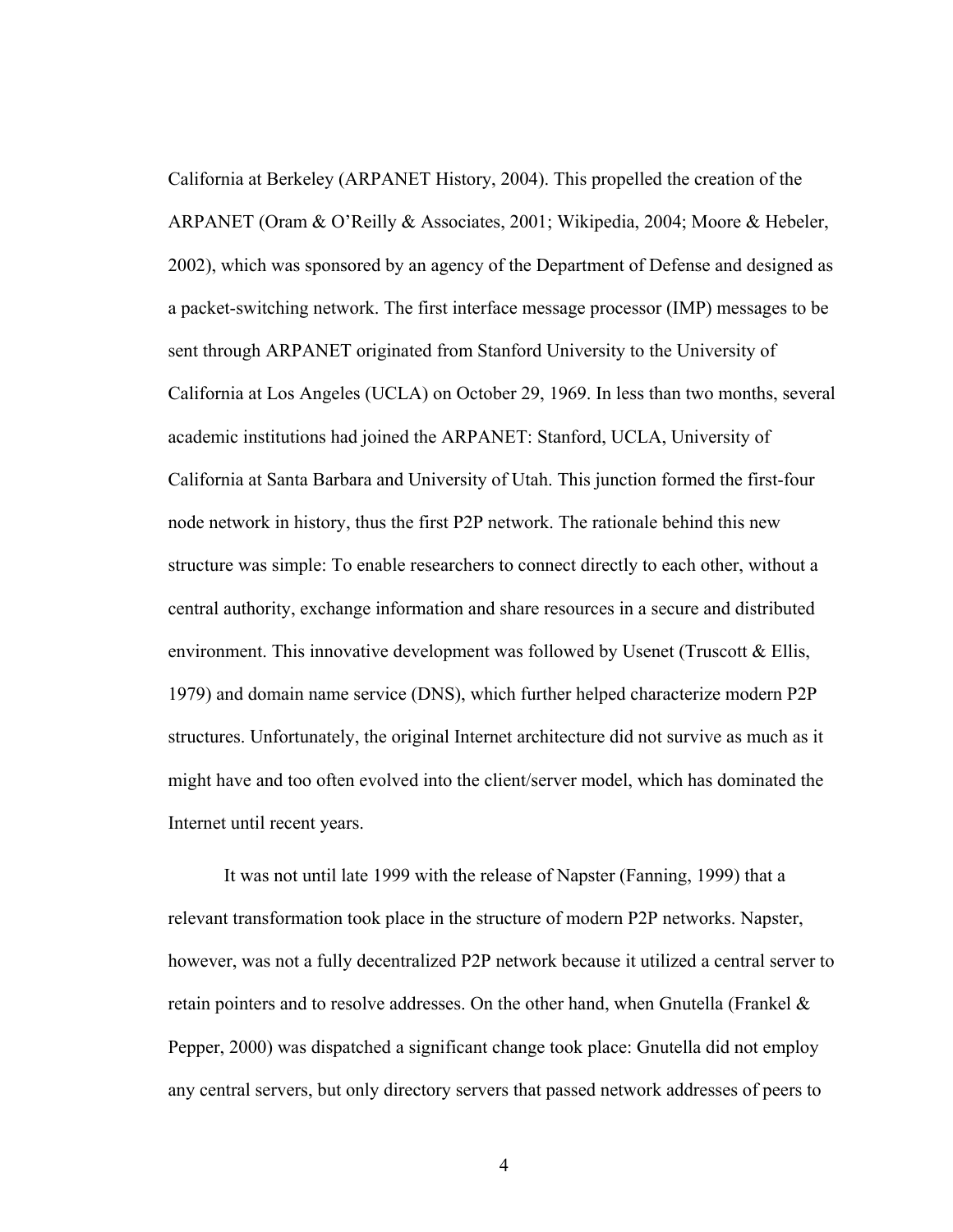California at Berkeley (ARPANET History, 2004). This propelled the creation of the ARPANET (Oram & O'Reilly & Associates, 2001; Wikipedia, 2004; Moore & Hebeler, 2002), which was sponsored by an agency of the Department of Defense and designed as a packet-switching network. The first interface message processor (IMP) messages to be sent through ARPANET originated from Stanford University to the University of California at Los Angeles (UCLA) on October 29, 1969. In less than two months, several academic institutions had joined the ARPANET: Stanford, UCLA, University of California at Santa Barbara and University of Utah. This junction formed the first-four node network in history, thus the first P2P network. The rationale behind this new structure was simple: To enable researchers to connect directly to each other, without a central authority, exchange information and share resources in a secure and distributed environment. This innovative development was followed by Usenet (Truscott & Ellis, 1979) and domain name service (DNS), which further helped characterize modern P2P structures. Unfortunately, the original Internet architecture did not survive as much as it might have and too often evolved into the client/server model, which has dominated the Internet until recent years.

It was not until late 1999 with the release of Napster (Fanning, 1999) that a relevant transformation took place in the structure of modern P2P networks. Napster, however, was not a fully decentralized P2P network because it utilized a central server to retain pointers and to resolve addresses. On the other hand, when Gnutella (Frankel & Pepper, 2000) was dispatched a significant change took place: Gnutella did not employ any central servers, but only directory servers that passed network addresses of peers to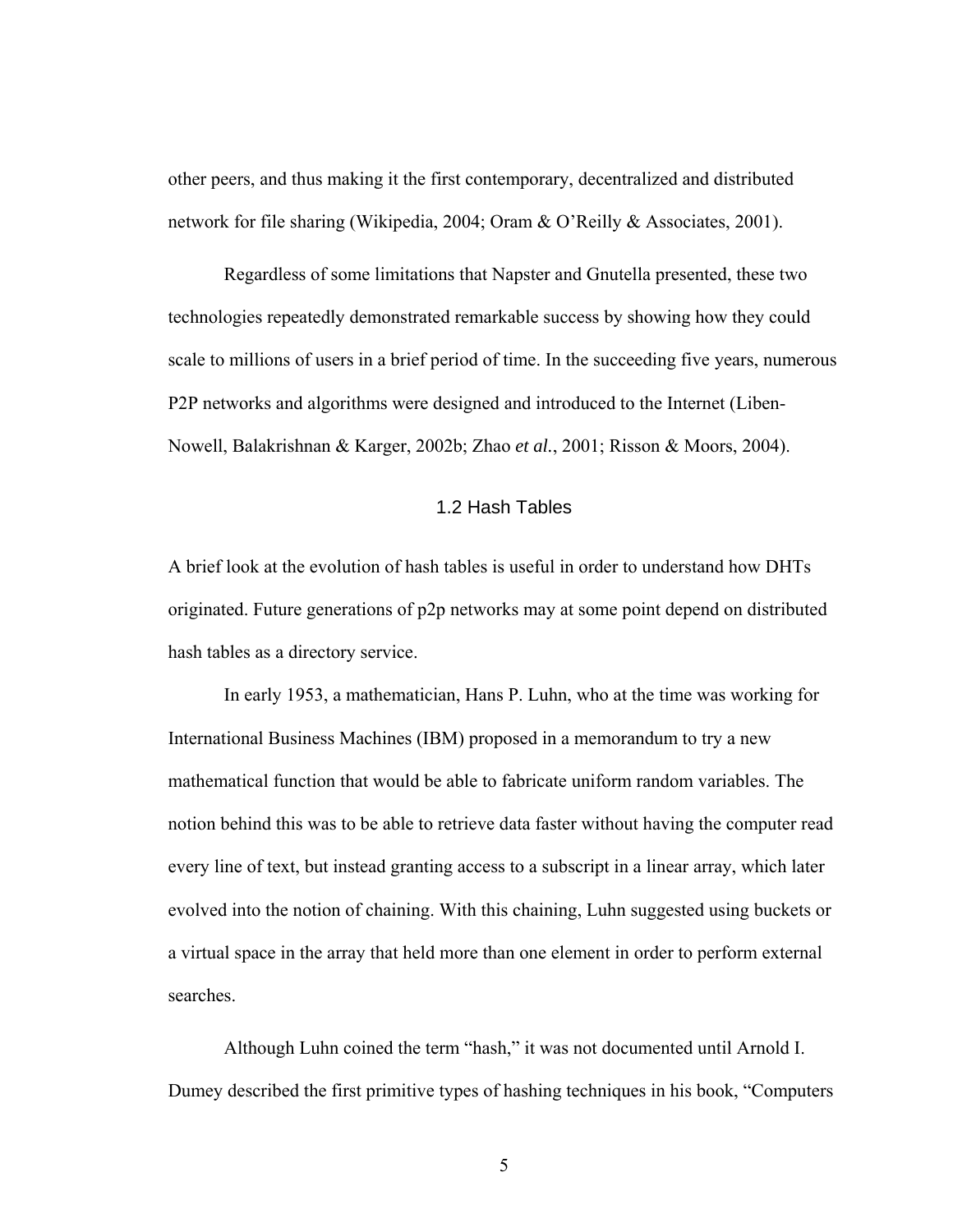other peers, and thus making it the first contemporary, decentralized and distributed network for file sharing (Wikipedia, 2004; Oram & O'Reilly & Associates, 2001).

Regardless of some limitations that Napster and Gnutella presented, these two technologies repeatedly demonstrated remarkable success by showing how they could scale to millions of users in a brief period of time. In the succeeding five years, numerous P2P networks and algorithms were designed and introduced to the Internet (Liben-Nowell, Balakrishnan & Karger, 2002b; Zhao *et al.*, 2001; Risson & Moors, 2004).

## 1.2 Hash Tables

A brief look at the evolution of hash tables is useful in order to understand how DHTs originated. Future generations of p2p networks may at some point depend on distributed hash tables as a directory service.

In early 1953, a mathematician, Hans P. Luhn, who at the time was working for International Business Machines (IBM) proposed in a memorandum to try a new mathematical function that would be able to fabricate uniform random variables. The notion behind this was to be able to retrieve data faster without having the computer read every line of text, but instead granting access to a subscript in a linear array, which later evolved into the notion of chaining. With this chaining, Luhn suggested using buckets or a virtual space in the array that held more than one element in order to perform external searches.

Although Luhn coined the term "hash," it was not documented until Arnold I. Dumey described the first primitive types of hashing techniques in his book, "Computers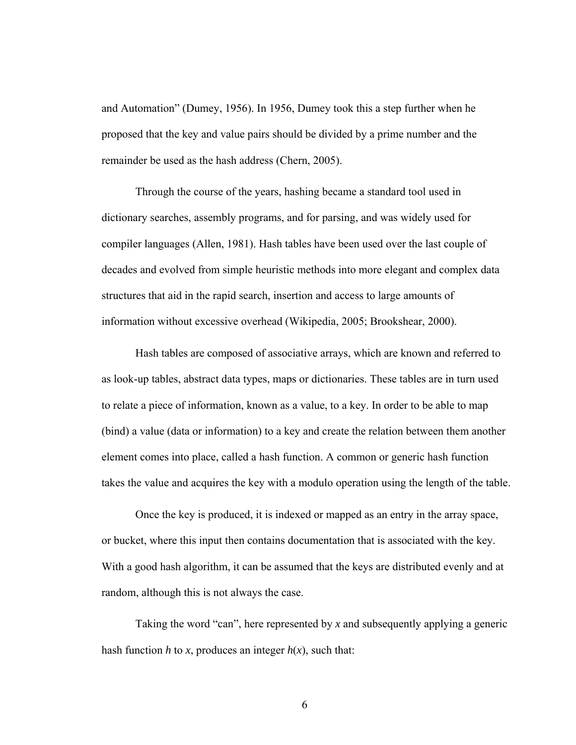and Automation" (Dumey, 1956). In 1956, Dumey took this a step further when he proposed that the key and value pairs should be divided by a prime number and the remainder be used as the hash address (Chern, 2005).

Through the course of the years, hashing became a standard tool used in dictionary searches, assembly programs, and for parsing, and was widely used for compiler languages (Allen, 1981). Hash tables have been used over the last couple of decades and evolved from simple heuristic methods into more elegant and complex data structures that aid in the rapid search, insertion and access to large amounts of information without excessive overhead (Wikipedia, 2005; Brookshear, 2000).

Hash tables are composed of associative arrays, which are known and referred to as look-up tables, abstract data types, maps or dictionaries. These tables are in turn used to relate a piece of information, known as a value, to a key. In order to be able to map (bind) a value (data or information) to a key and create the relation between them another element comes into place, called a hash function. A common or generic hash function takes the value and acquires the key with a modulo operation using the length of the table.

Once the key is produced, it is indexed or mapped as an entry in the array space, or bucket, where this input then contains documentation that is associated with the key. With a good hash algorithm, it can be assumed that the keys are distributed evenly and at random, although this is not always the case.

Taking the word "can", here represented by $x$ and subsequently applying a generic hash function $h$ to $x$, produces an integer $h(x)$, such that: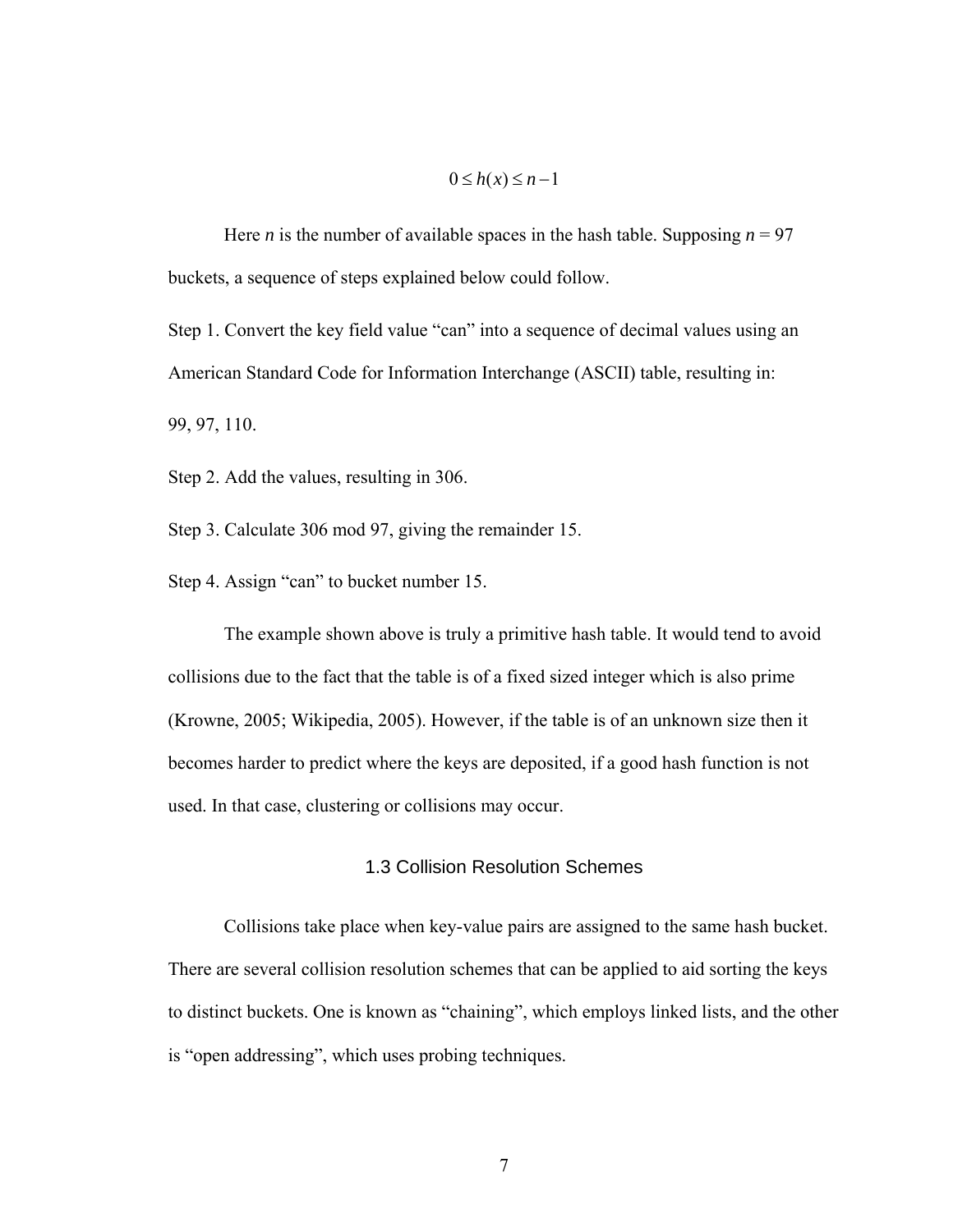$$0 \leq h(x) \leq n-1$$

Here $n$ is the number of available spaces in the hash table. Supposing $n = 97$ buckets, a sequence of steps explained below could follow.

Step 1. Convert the key field value "can" into a sequence of decimal values using an American Standard Code for Information Interchange (ASCII) table, resulting in: 99, 97, 110.

Step 2. Add the values, resulting in 306.

Step 3. Calculate 306 mod 97, giving the remainder 15.

Step 4. Assign "can" to bucket number 15.

The example shown above is truly a primitive hash table. It would tend to avoid collisions due to the fact that the table is of a fixed sized integer which is also prime (Krowne, 2005; Wikipedia, 2005). However, if the table is of an unknown size then it becomes harder to predict where the keys are deposited, if a good hash function is not used. In that case, clustering or collisions may occur.

## 1.3 Collision Resolution Schemes

Collisions take place when key-value pairs are assigned to the same hash bucket. There are several collision resolution schemes that can be applied to aid sorting the keys to distinct buckets. One is known as "chaining", which employs linked lists, and the other is "open addressing", which uses probing techniques.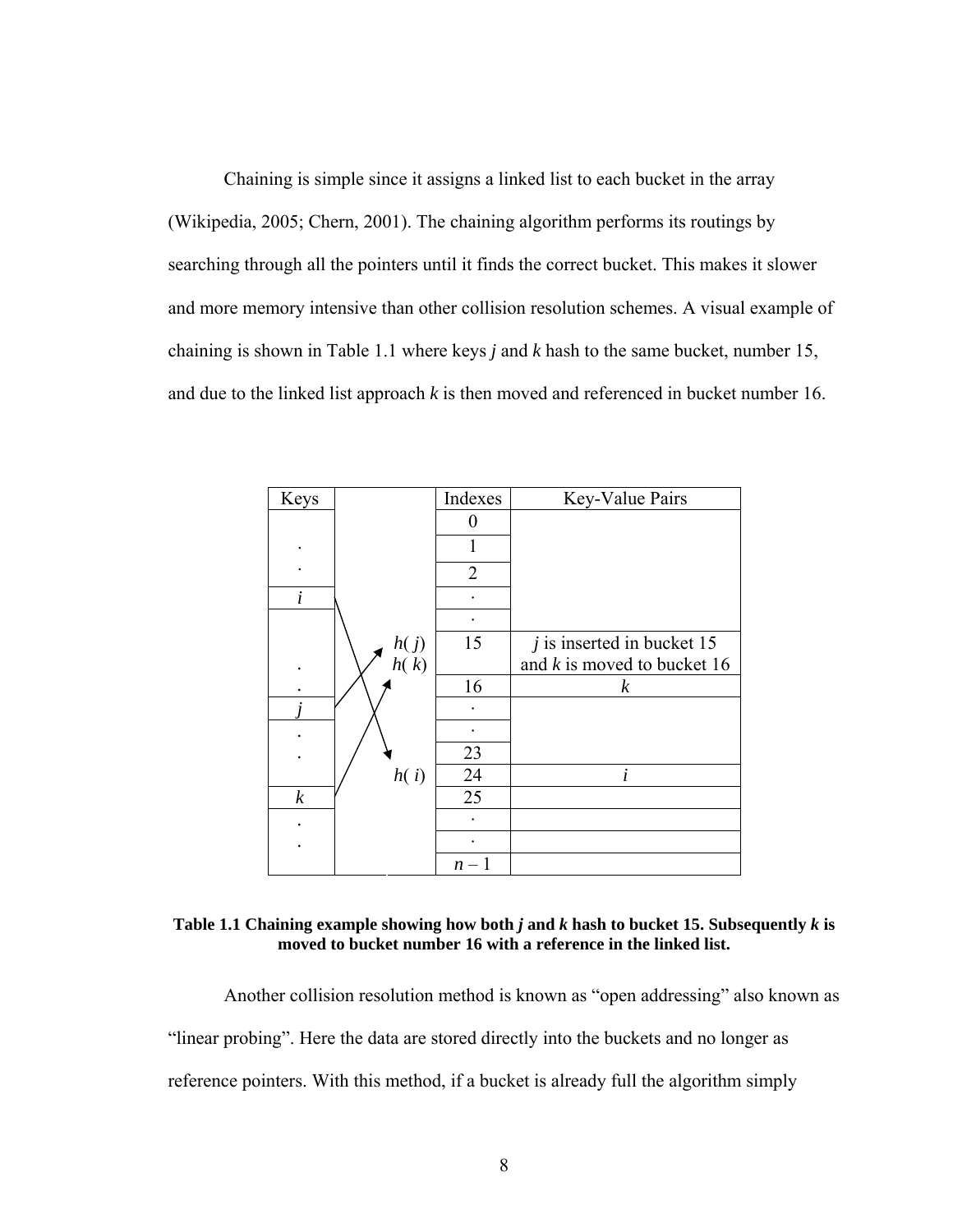Chaining is simple since it assigns a linked list to each bucket in the array (Wikipedia, 2005; Chern, 2001). The chaining algorithm performs its routings by searching through all the pointers until it finds the correct bucket. This makes it slower and more memory intensive than other collision resolution schemes. A visual example of chaining is shown in Table 1.1 where keys *j* and *k* hash to the same bucket, number 15, and due to the linked list approach *k* is then moved and referenced in bucket number 16.

| Keys | | Indexes | Key-Value Pairs |
|---|---|---|---|
| | | 0 | |
| . | | 1 | |
| . | | 2 | |
| *i* | | . | |
| | | . | |
| . | $h(j)$ $h(k)$ | 15 | *j* is inserted in bucket 15 and *k* is moved to bucket 16 |
| . | | 16 | *k* |
| *j* | | . | |
| . | | . | |
| . | | 23 | |
| | $h(i)$ | 24 | *i* |
| *k* | | 25 | |
| . | | . | |
| . | | . | |
| | | $n-1$ | |

**Table 1.1 Chaining example showing how both *j* and *k* hash to bucket 15. Subsequently *k* is moved to bucket number 16 with a reference in the linked list.**

Another collision resolution method is known as "open addressing" also known as "linear probing". Here the data are stored directly into the buckets and no longer as reference pointers. With this method, if a bucket is already full the algorithm simply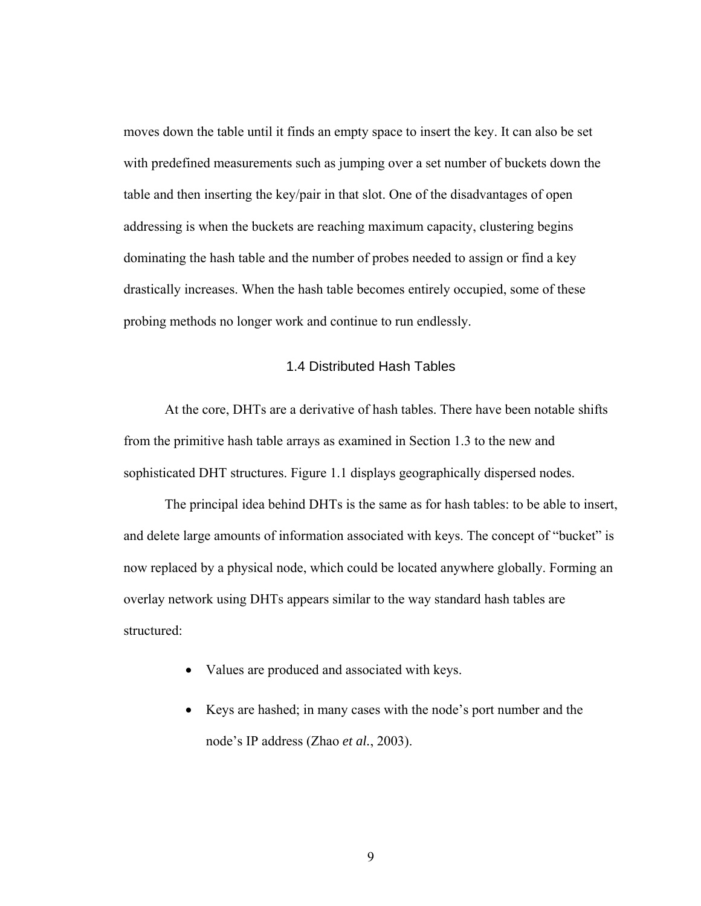moves down the table until it finds an empty space to insert the key. It can also be set with predefined measurements such as jumping over a set number of buckets down the table and then inserting the key/pair in that slot. One of the disadvantages of open addressing is when the buckets are reaching maximum capacity, clustering begins dominating the hash table and the number of probes needed to assign or find a key drastically increases. When the hash table becomes entirely occupied, some of these probing methods no longer work and continue to run endlessly.

## 1.4 Distributed Hash Tables

At the core, DHTs are a derivative of hash tables. There have been notable shifts from the primitive hash table arrays as examined in Section 1.3 to the new and sophisticated DHT structures. Figure 1.1 displays geographically dispersed nodes.

The principal idea behind DHTs is the same as for hash tables: to be able to insert, and delete large amounts of information associated with keys. The concept of “bucket” is now replaced by a physical node, which could be located anywhere globally. Forming an overlay network using DHTs appears similar to the way standard hash tables are structured:

- Values are produced and associated with keys.
- Keys are hashed; in many cases with the node’s port number and the node’s IP address (Zhao *et al.*, 2003).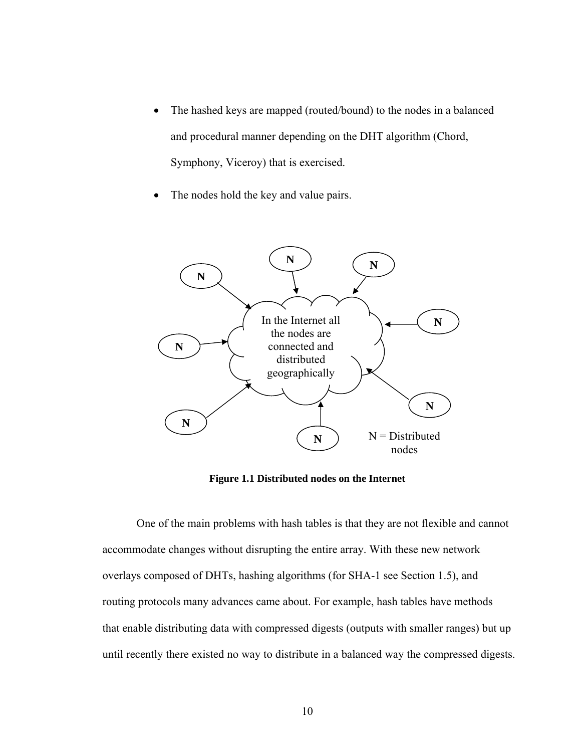- The hashed keys are mapped (routed/bound) to the nodes in a balanced and procedural manner depending on the DHT algorithm (Chord, Symphony, Viceroy) that is exercised.
- The nodes hold the key and value pairs.

**Figure 1.1 Distributed nodes on the Internet**

One of the main problems with hash tables is that they are not flexible and cannot accommodate changes without disrupting the entire array. With these new network overlays composed of DHTs, hashing algorithms (for SHA-1 see Section 1.5), and routing protocols many advances came about. For example, hash tables have methods that enable distributing data with compressed digests (outputs with smaller ranges) but up until recently there existed no way to distribute in a balanced way the compressed digests.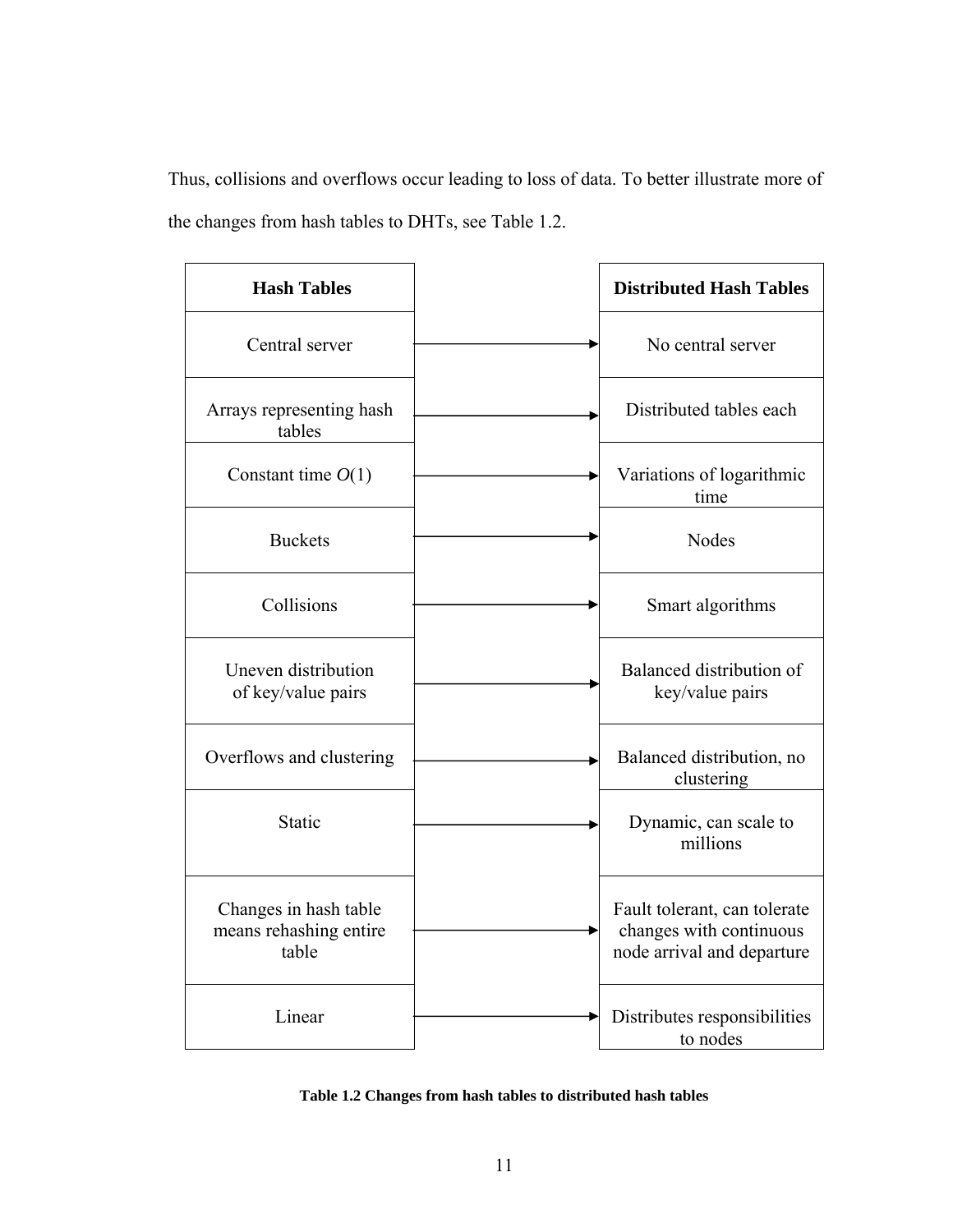Thus, collisions and overflows occur leading to loss of data. To better illustrate more of the changes from hash tables to DHTs, see Table 1.2.

| Hash Tables | | Distributed Hash Tables |
|---|---|---|
| Central server | → | No central server |
| Arrays representing hash tables | → | Distributed tables each |
| Constant time $O(1)$ | → | Variations of logarithmic time |
| Buckets | → | Nodes |
| Collisions | → | Smart algorithms |
| Uneven distribution of key/value pairs | → | Balanced distribution of key/value pairs |
| Overflows and clustering | → | Balanced distribution, no clustering |
| Static | → | Dynamic, can scale to millions |
| Changes in hash table means rehashing entire table | → | Fault tolerant, can tolerate changes with continuous node arrival and departure |
| Linear | → | Distributes responsibilities to nodes |

**Table 1.2 Changes from hash tables to distributed hash tables**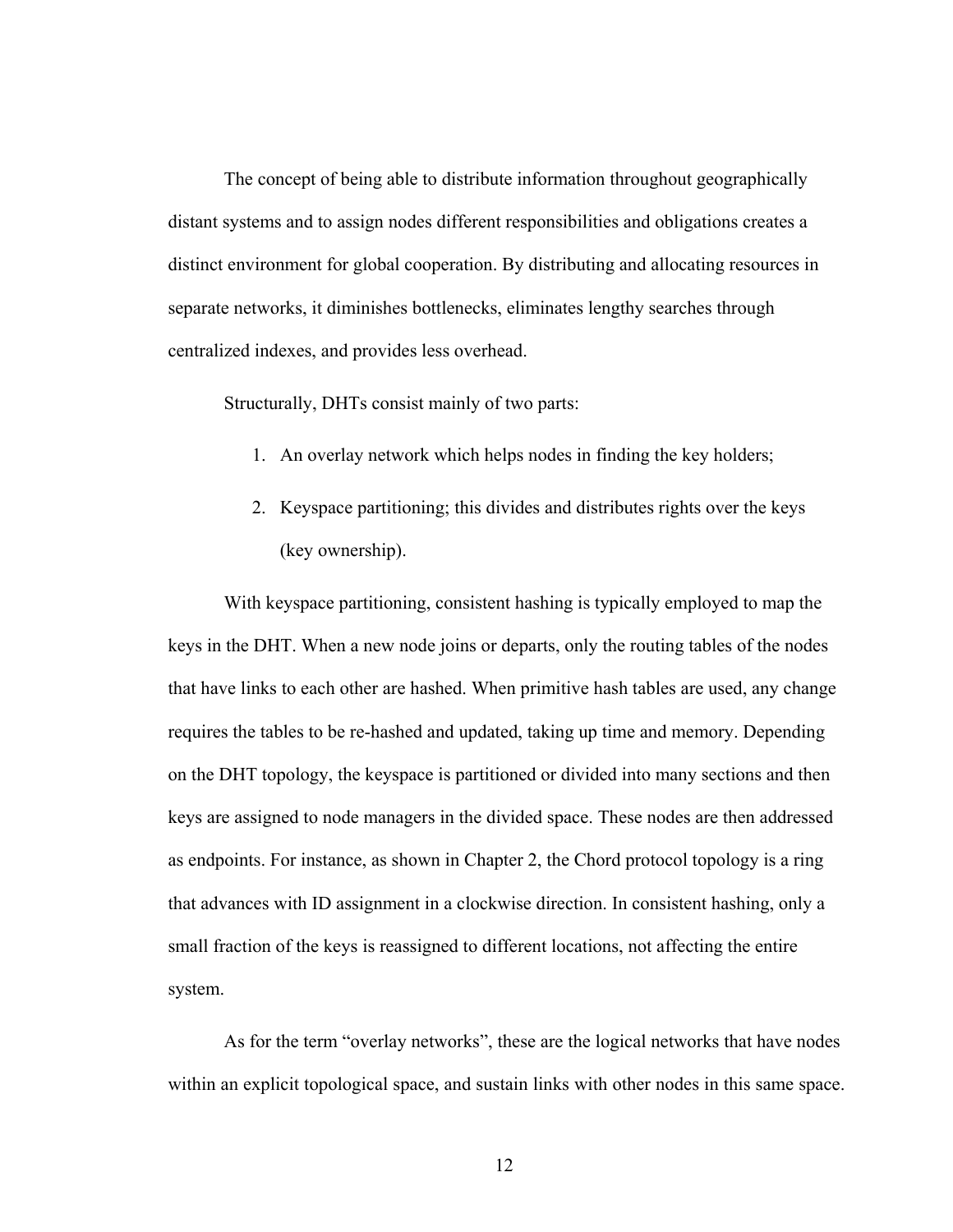The concept of being able to distribute information throughout geographically distant systems and to assign nodes different responsibilities and obligations creates a distinct environment for global cooperation. By distributing and allocating resources in separate networks, it diminishes bottlenecks, eliminates lengthy searches through centralized indexes, and provides less overhead.

Structurally, DHTs consist mainly of two parts:

1. An overlay network which helps nodes in finding the key holders;
2. Keyspace partitioning; this divides and distributes rights over the keys (key ownership).

With keyspace partitioning, consistent hashing is typically employed to map the keys in the DHT. When a new node joins or departs, only the routing tables of the nodes that have links to each other are hashed. When primitive hash tables are used, any change requires the tables to be re-hashed and updated, taking up time and memory. Depending on the DHT topology, the keyspace is partitioned or divided into many sections and then keys are assigned to node managers in the divided space. These nodes are then addressed as endpoints. For instance, as shown in Chapter 2, the Chord protocol topology is a ring that advances with ID assignment in a clockwise direction. In consistent hashing, only a small fraction of the keys is reassigned to different locations, not affecting the entire system.

As for the term "overlay networks", these are the logical networks that have nodes within an explicit topological space, and sustain links with other nodes in this same space.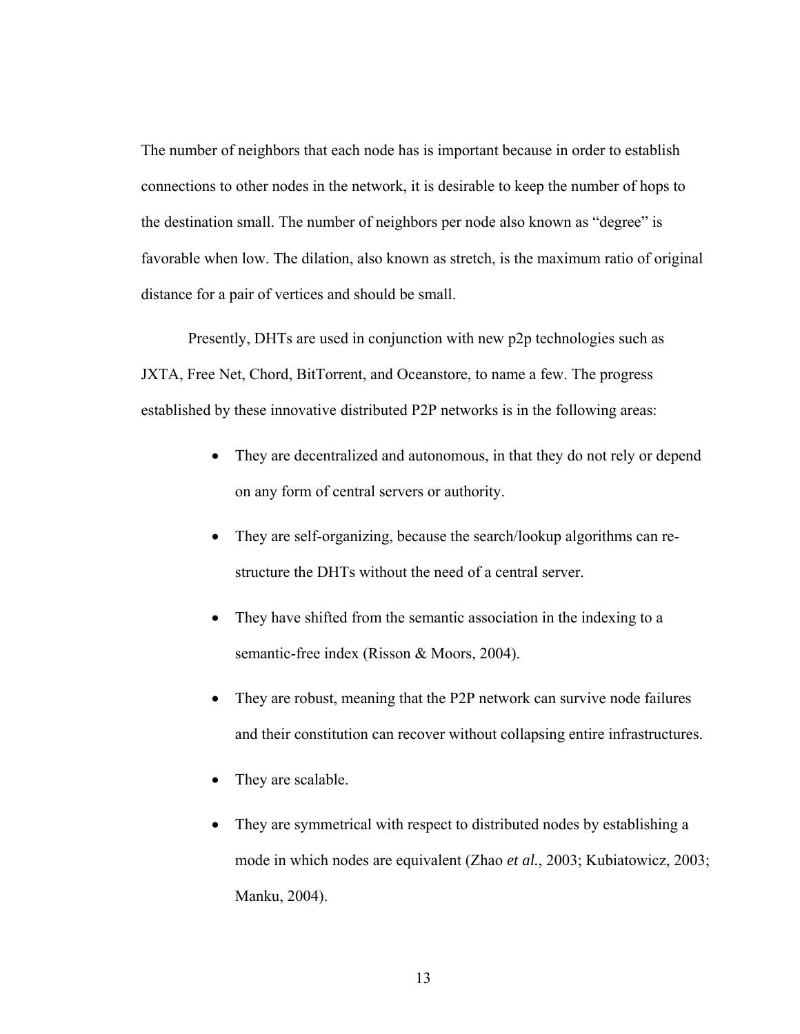The number of neighbors that each node has is important because in order to establish connections to other nodes in the network, it is desirable to keep the number of hops to the destination small. The number of neighbors per node also known as "degree" is favorable when low. The dilation, also known as stretch, is the maximum ratio of original distance for a pair of vertices and should be small.

Presently, DHTs are used in conjunction with new p2p technologies such as JXTA, Free Net, Chord, BitTorrent, and Oceanstore, to name a few. The progress established by these innovative distributed P2P networks is in the following areas:

- They are decentralized and autonomous, in that they do not rely or depend on any form of central servers or authority.
- They are self-organizing, because the search/lookup algorithms can re-structure the DHTs without the need of a central server.
- They have shifted from the semantic association in the indexing to a semantic-free index (Risson & Moors, 2004).
- They are robust, meaning that the P2P network can survive node failures and their constitution can recover without collapsing entire infrastructures.
- They are scalable.
- They are symmetrical with respect to distributed nodes by establishing a mode in which nodes are equivalent (Zhao *et al.*, 2003; Kubiatowicz, 2003; Manku, 2004).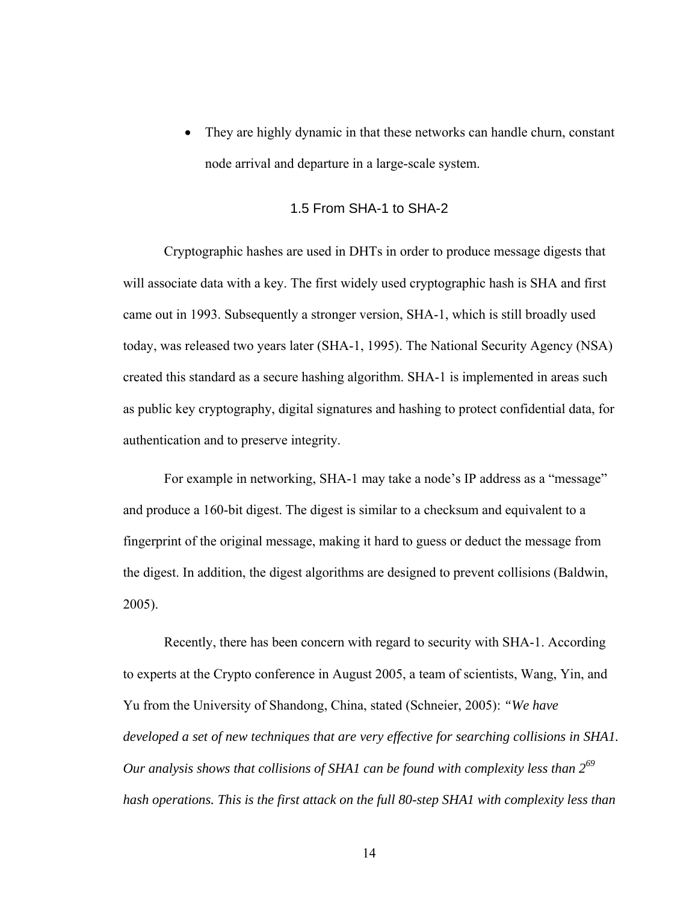- They are highly dynamic in that these networks can handle churn, constant node arrival and departure in a large-scale system.

## 1.5 From SHA-1 to SHA-2

Cryptographic hashes are used in DHTs in order to produce message digests that will associate data with a key. The first widely used cryptographic hash is SHA and first came out in 1993. Subsequently a stronger version, SHA-1, which is still broadly used today, was released two years later (SHA-1, 1995). The National Security Agency (NSA) created this standard as a secure hashing algorithm. SHA-1 is implemented in areas such as public key cryptography, digital signatures and hashing to protect confidential data, for authentication and to preserve integrity.

For example in networking, SHA-1 may take a node's IP address as a "message" and produce a 160-bit digest. The digest is similar to a checksum and equivalent to a fingerprint of the original message, making it hard to guess or deduct the message from the digest. In addition, the digest algorithms are designed to prevent collisions (Baldwin, 2005).

Recently, there has been concern with regard to security with SHA-1. According to experts at the Crypto conference in August 2005, a team of scientists, Wang, Yin, and Yu from the University of Shandong, China, stated (Schneier, 2005): *"We have developed a set of new techniques that are very effective for searching collisions in SHA1. Our analysis shows that collisions of SHA1 can be found with complexity less than $2^{69}$ hash operations. This is the first attack on the full 80-step SHA1 with complexity less than*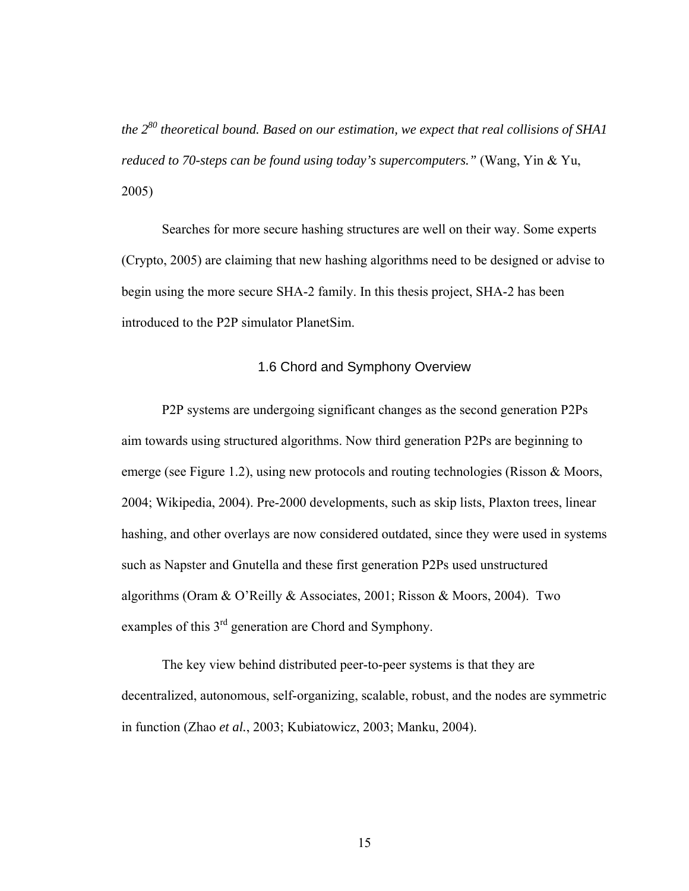*the $2^{80}$ theoretical bound. Based on our estimation, we expect that real collisions of SHA1 reduced to 70-steps can be found using today's supercomputers."* (Wang, Yin & Yu, 2005)

Searches for more secure hashing structures are well on their way. Some experts (Crypto, 2005) are claiming that new hashing algorithms need to be designed or advise to begin using the more secure SHA-2 family. In this thesis project, SHA-2 has been introduced to the P2P simulator PlanetSim.

## 1.6 Chord and Symphony Overview

P2P systems are undergoing significant changes as the second generation P2Ps aim towards using structured algorithms. Now third generation P2Ps are beginning to emerge (see Figure 1.2), using new protocols and routing technologies (Risson & Moors, 2004; Wikipedia, 2004). Pre-2000 developments, such as skip lists, Plaxton trees, linear hashing, and other overlays are now considered outdated, since they were used in systems such as Napster and Gnutella and these first generation P2Ps used unstructured algorithms (Oram & O'Reilly & Associates, 2001; Risson & Moors, 2004). Two examples of this 3rd generation are Chord and Symphony.

The key view behind distributed peer-to-peer systems is that they are decentralized, autonomous, self-organizing, scalable, robust, and the nodes are symmetric in function (Zhao *et al.*, 2003; Kubiatowicz, 2003; Manku, 2004).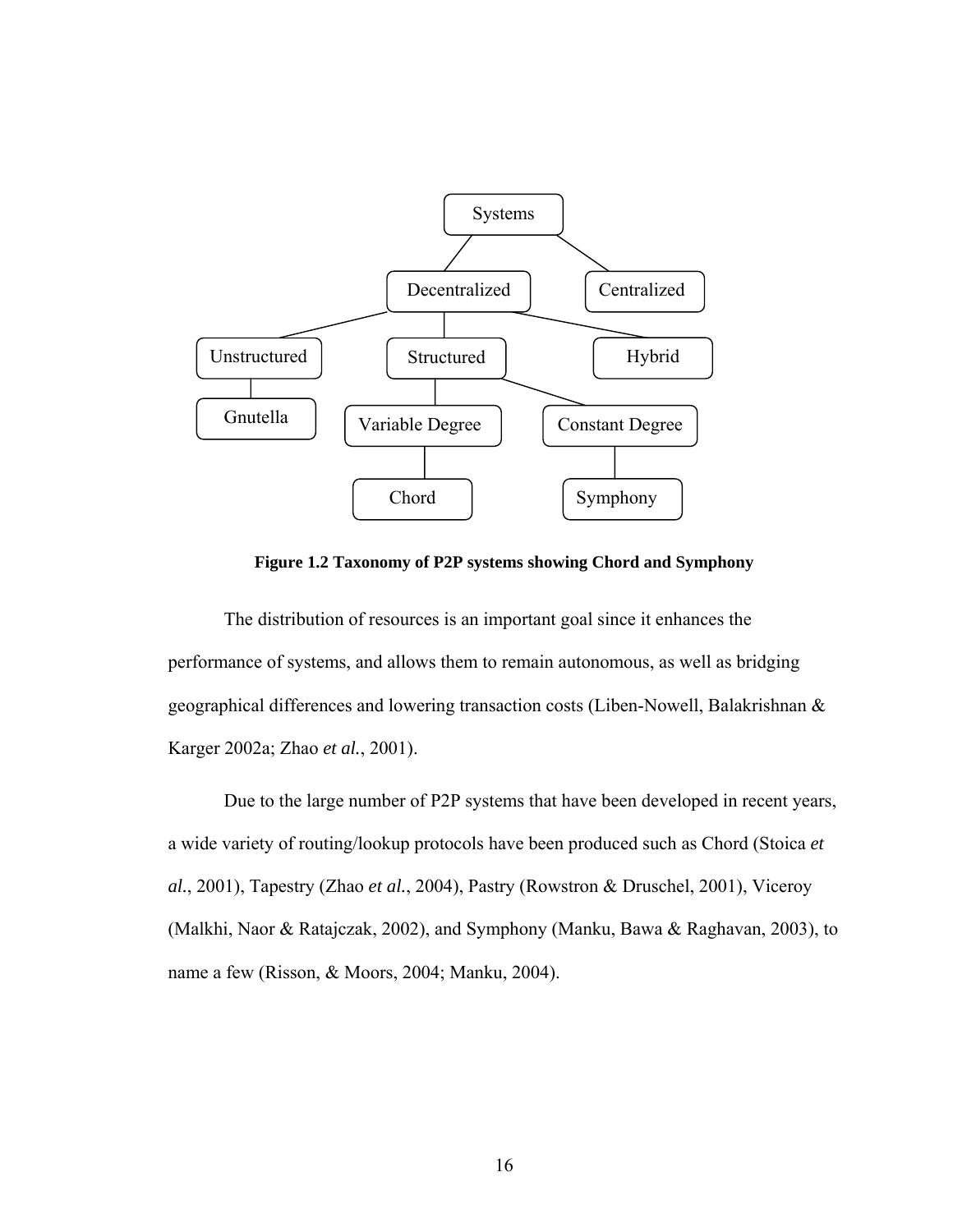**Figure 1.2 Taxonomy of P2P systems showing Chord and Symphony**

The distribution of resources is an important goal since it enhances the performance of systems, and allows them to remain autonomous, as well as bridging geographical differences and lowering transaction costs (Liben-Nowell, Balakrishnan & Karger 2002a; Zhao *et al.*, 2001).

Due to the large number of P2P systems that have been developed in recent years, a wide variety of routing/lookup protocols have been produced such as Chord (Stoica *et al.*, 2001), Tapestry (Zhao *et al.*, 2004), Pastry (Rowstron & Druschel, 2001), Viceroy (Malkhi, Naor & Ratajczak, 2002), and Symphony (Manku, Bawa & Raghavan, 2003), to name a few (Risson, & Moors, 2004; Manku, 2004).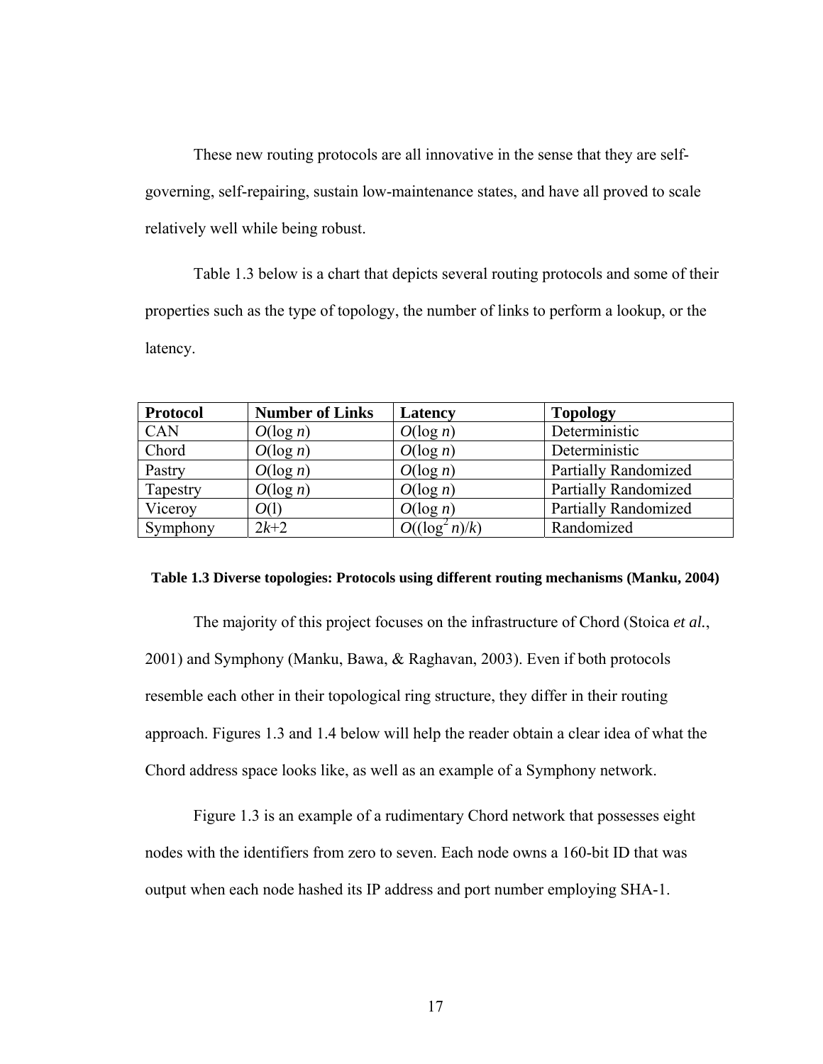These new routing protocols are all innovative in the sense that they are self-governing, self-repairing, sustain low-maintenance states, and have all proved to scale relatively well while being robust.

Table 1.3 below is a chart that depicts several routing protocols and some of their properties such as the type of topology, the number of links to perform a lookup, or the latency.

| **Protocol** | **Number of Links** | **Latency** | **Topology** |
|---|---|---|---|
| CAN | $O(\log n)$ | $O(\log n)$ | Deterministic |
| Chord | $O(\log n)$ | $O(\log n)$ | Deterministic |
| Pastry | $O(\log n)$ | $O(\log n)$ | Partially Randomized |
| Tapestry | $O(\log n)$ | $O(\log n)$ | Partially Randomized |
| Viceroy | $O(1)$ | $O(\log n)$ | Partially Randomized |
| Symphony | $2k+2$ | $O((\log^2 n)/k)$ | Randomized |

**Table 1.3 Diverse topologies: Protocols using different routing mechanisms (Manku, 2004)**

The majority of this project focuses on the infrastructure of Chord (Stoica *et al.*, 2001) and Symphony (Manku, Bawa, & Raghavan, 2003). Even if both protocols resemble each other in their topological ring structure, they differ in their routing approach. Figures 1.3 and 1.4 below will help the reader obtain a clear idea of what the Chord address space looks like, as well as an example of a Symphony network.

Figure 1.3 is an example of a rudimentary Chord network that possesses eight nodes with the identifiers from zero to seven. Each node owns a 160-bit ID that was output when each node hashed its IP address and port number employing SHA-1.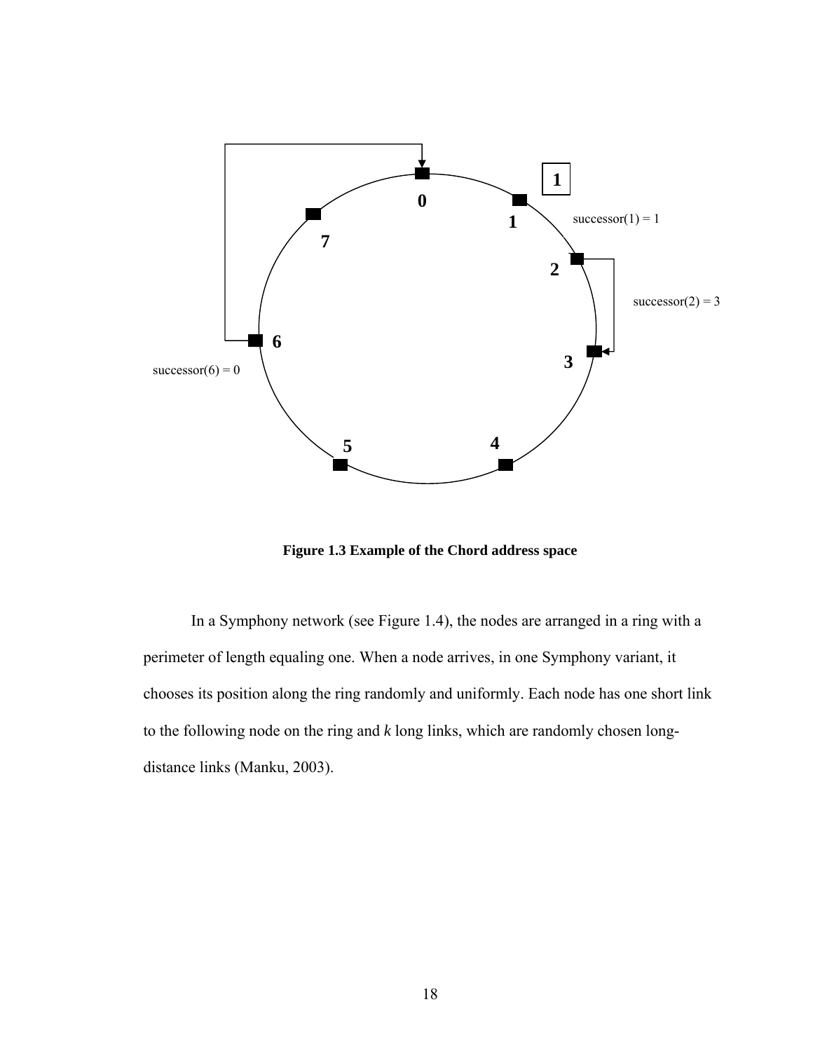**Figure 1.3 Example of the Chord address space**

In a Symphony network (see Figure 1.4), the nodes are arranged in a ring with a perimeter of length equaling one. When a node arrives, in one Symphony variant, it chooses its position along the ring randomly and uniformly. Each node has one short link to the following node on the ring and *k* long links, which are randomly chosen long-distance links (Manku, 2003).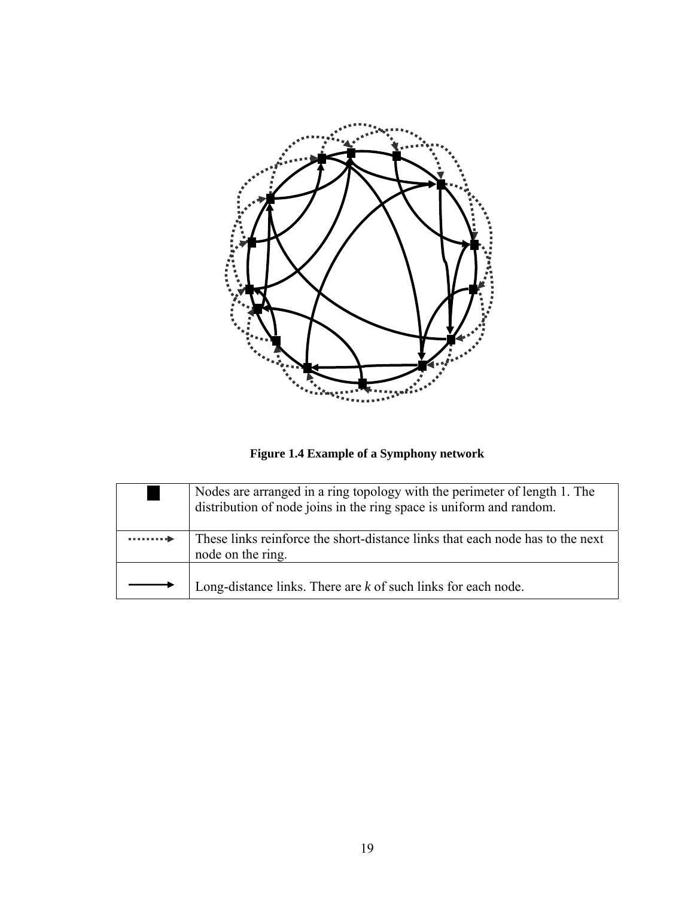**Figure 1.4 Example of a Symphony network**

| | |
|---|---|
| ■ | Nodes are arranged in a ring topology with the perimeter of length 1. The distribution of node joins in the ring space is uniform and random. |
| ·······▸ | These links reinforce the short-distance links that each node has to the next node on the ring. |
| ⟶ | Long-distance links. There are *k* of such links for each node. |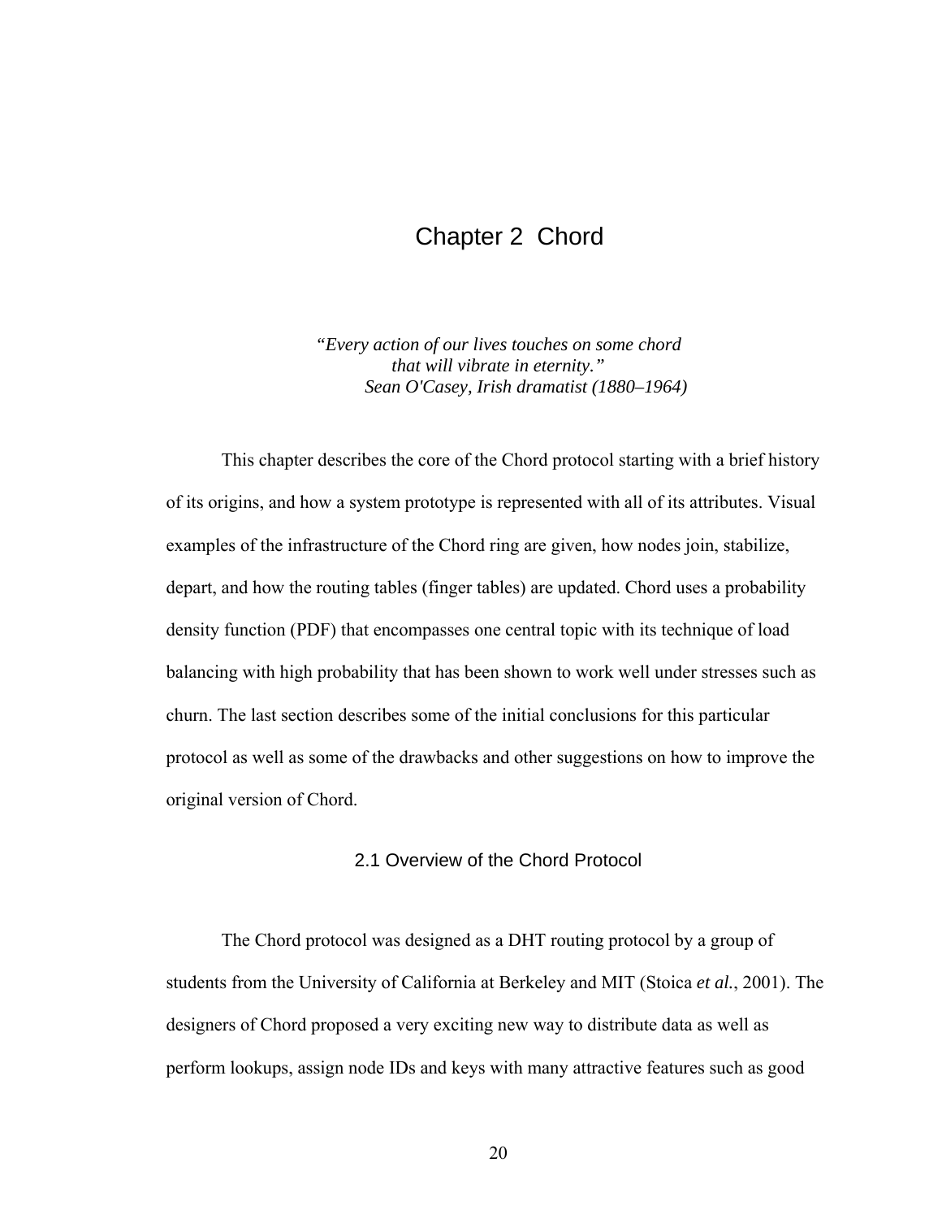# Chapter 2 Chord

*"Every action of our lives touches on some chord*
*that will vibrate in eternity."*
*Sean O'Casey, Irish dramatist (1880–1964)*

This chapter describes the core of the Chord protocol starting with a brief history of its origins, and how a system prototype is represented with all of its attributes. Visual examples of the infrastructure of the Chord ring are given, how nodes join, stabilize, depart, and how the routing tables (finger tables) are updated. Chord uses a probability density function (PDF) that encompasses one central topic with its technique of load balancing with high probability that has been shown to work well under stresses such as churn. The last section describes some of the initial conclusions for this particular protocol as well as some of the drawbacks and other suggestions on how to improve the original version of Chord.

## 2.1 Overview of the Chord Protocol

The Chord protocol was designed as a DHT routing protocol by a group of students from the University of California at Berkeley and MIT (Stoica *et al.*, 2001). The designers of Chord proposed a very exciting new way to distribute data as well as perform lookups, assign node IDs and keys with many attractive features such as good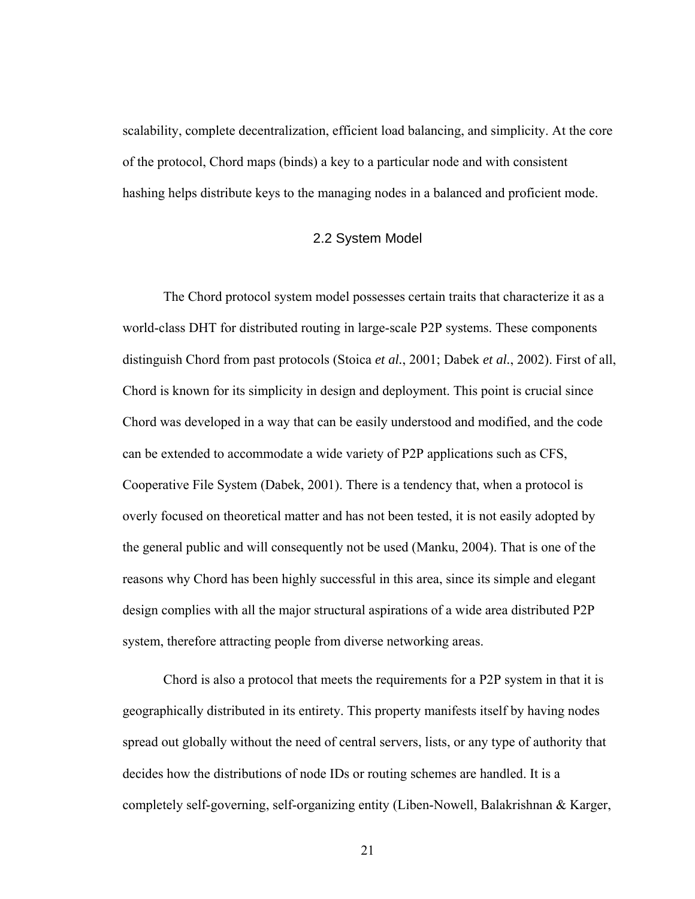scalability, complete decentralization, efficient load balancing, and simplicity. At the core of the protocol, Chord maps (binds) a key to a particular node and with consistent hashing helps distribute keys to the managing nodes in a balanced and proficient mode.

## 2.2 System Model

The Chord protocol system model possesses certain traits that characterize it as a world-class DHT for distributed routing in large-scale P2P systems. These components distinguish Chord from past protocols (Stoica *et al.*, 2001; Dabek *et al.*, 2002). First of all, Chord is known for its simplicity in design and deployment. This point is crucial since Chord was developed in a way that can be easily understood and modified, and the code can be extended to accommodate a wide variety of P2P applications such as CFS, Cooperative File System (Dabek, 2001). There is a tendency that, when a protocol is overly focused on theoretical matter and has not been tested, it is not easily adopted by the general public and will consequently not be used (Manku, 2004). That is one of the reasons why Chord has been highly successful in this area, since its simple and elegant design complies with all the major structural aspirations of a wide area distributed P2P system, therefore attracting people from diverse networking areas.

Chord is also a protocol that meets the requirements for a P2P system in that it is geographically distributed in its entirety. This property manifests itself by having nodes spread out globally without the need of central servers, lists, or any type of authority that decides how the distributions of node IDs or routing schemes are handled. It is a completely self-governing, self-organizing entity (Liben-Nowell, Balakrishnan & Karger,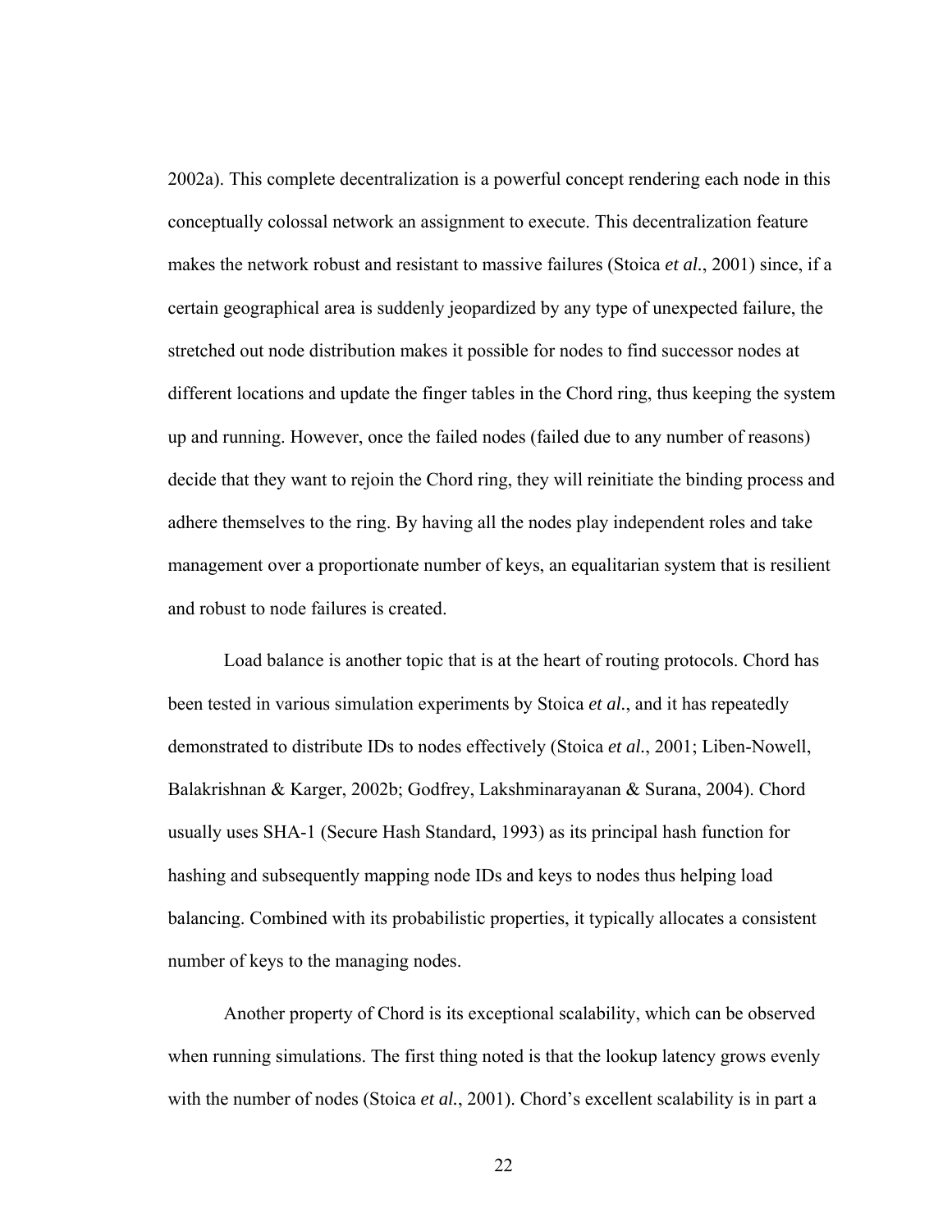2002a). This complete decentralization is a powerful concept rendering each node in this conceptually colossal network an assignment to execute. This decentralization feature makes the network robust and resistant to massive failures (Stoica *et al.*, 2001) since, if a certain geographical area is suddenly jeopardized by any type of unexpected failure, the stretched out node distribution makes it possible for nodes to find successor nodes at different locations and update the finger tables in the Chord ring, thus keeping the system up and running. However, once the failed nodes (failed due to any number of reasons) decide that they want to rejoin the Chord ring, they will reinitiate the binding process and adhere themselves to the ring. By having all the nodes play independent roles and take management over a proportionate number of keys, an equalitarian system that is resilient and robust to node failures is created.

Load balance is another topic that is at the heart of routing protocols. Chord has been tested in various simulation experiments by Stoica *et al.*, and it has repeatedly demonstrated to distribute IDs to nodes effectively (Stoica *et al.*, 2001; Liben-Nowell, Balakrishnan & Karger, 2002b; Godfrey, Lakshminarayanan & Surana, 2004). Chord usually uses SHA-1 (Secure Hash Standard, 1993) as its principal hash function for hashing and subsequently mapping node IDs and keys to nodes thus helping load balancing. Combined with its probabilistic properties, it typically allocates a consistent number of keys to the managing nodes.

Another property of Chord is its exceptional scalability, which can be observed when running simulations. The first thing noted is that the lookup latency grows evenly with the number of nodes (Stoica *et al.*, 2001). Chord's excellent scalability is in part a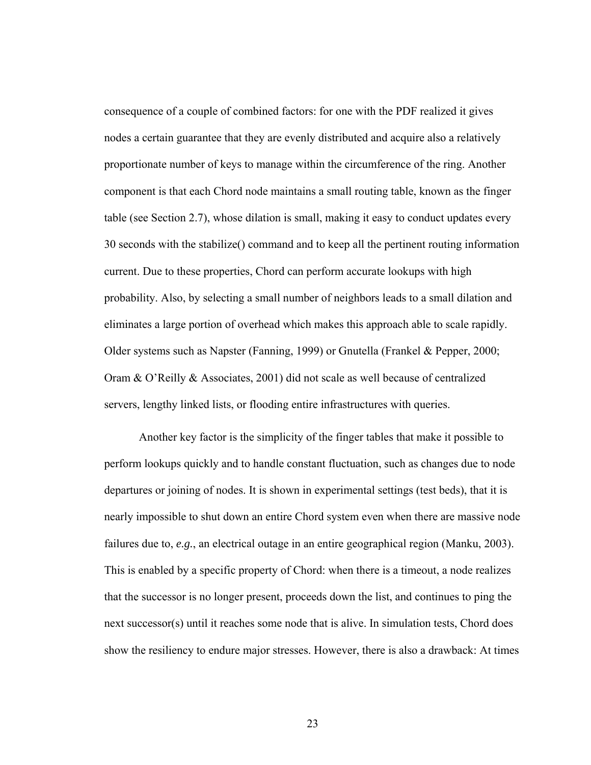consequence of a couple of combined factors: for one with the PDF realized it gives nodes a certain guarantee that they are evenly distributed and acquire also a relatively proportionate number of keys to manage within the circumference of the ring. Another component is that each Chord node maintains a small routing table, known as the finger table (see Section 2.7), whose dilation is small, making it easy to conduct updates every 30 seconds with the stabilize() command and to keep all the pertinent routing information current. Due to these properties, Chord can perform accurate lookups with high probability. Also, by selecting a small number of neighbors leads to a small dilation and eliminates a large portion of overhead which makes this approach able to scale rapidly. Older systems such as Napster (Fanning, 1999) or Gnutella (Frankel & Pepper, 2000; Oram & O'Reilly & Associates, 2001) did not scale as well because of centralized servers, lengthy linked lists, or flooding entire infrastructures with queries.

Another key factor is the simplicity of the finger tables that make it possible to perform lookups quickly and to handle constant fluctuation, such as changes due to node departures or joining of nodes. It is shown in experimental settings (test beds), that it is nearly impossible to shut down an entire Chord system even when there are massive node failures due to, *e.g.*, an electrical outage in an entire geographical region (Manku, 2003). This is enabled by a specific property of Chord: when there is a timeout, a node realizes that the successor is no longer present, proceeds down the list, and continues to ping the next successor(s) until it reaches some node that is alive. In simulation tests, Chord does show the resiliency to endure major stresses. However, there is also a drawback: At times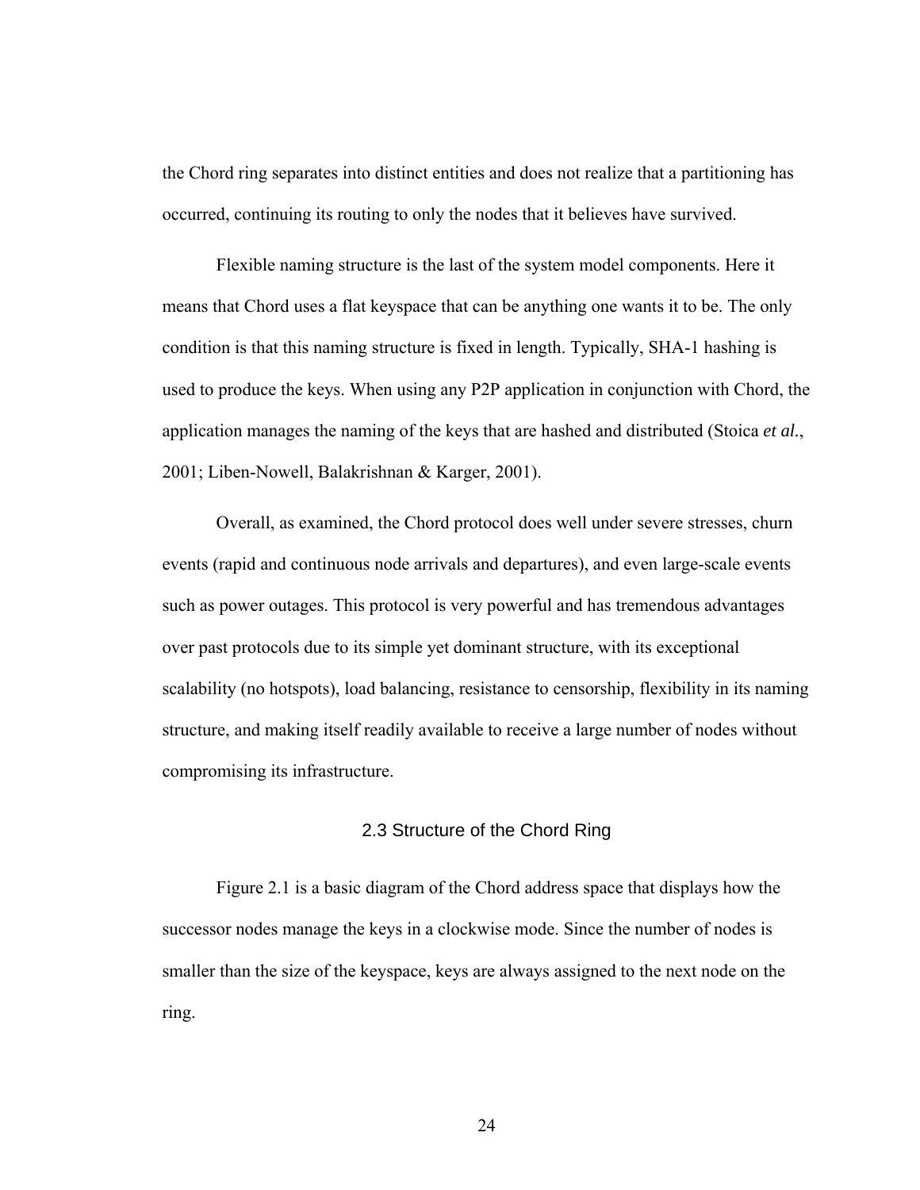the Chord ring separates into distinct entities and does not realize that a partitioning has occurred, continuing its routing to only the nodes that it believes have survived.

Flexible naming structure is the last of the system model components. Here it means that Chord uses a flat keyspace that can be anything one wants it to be. The only condition is that this naming structure is fixed in length. Typically, SHA-1 hashing is used to produce the keys. When using any P2P application in conjunction with Chord, the application manages the naming of the keys that are hashed and distributed (Stoica *et al.*, 2001; Liben-Nowell, Balakrishnan & Karger, 2001).

Overall, as examined, the Chord protocol does well under severe stresses, churn events (rapid and continuous node arrivals and departures), and even large-scale events such as power outages. This protocol is very powerful and has tremendous advantages over past protocols due to its simple yet dominant structure, with its exceptional scalability (no hotspots), load balancing, resistance to censorship, flexibility in its naming structure, and making itself readily available to receive a large number of nodes without compromising its infrastructure.

## 2.3 Structure of the Chord Ring

Figure 2.1 is a basic diagram of the Chord address space that displays how the successor nodes manage the keys in a clockwise mode. Since the number of nodes is smaller than the size of the keyspace, keys are always assigned to the next node on the ring.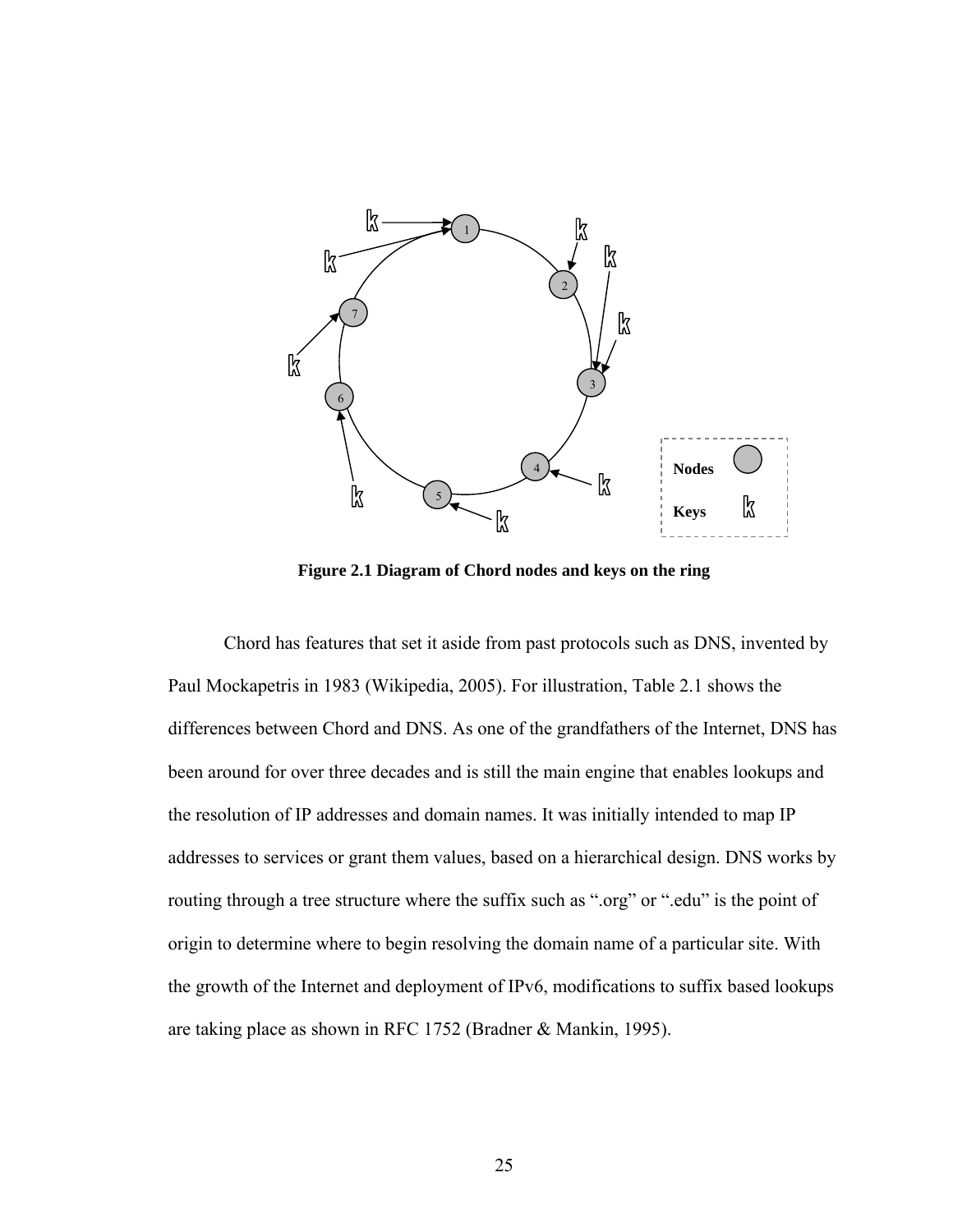**Figure 2.1 Diagram of Chord nodes and keys on the ring**

Chord has features that set it aside from past protocols such as DNS, invented by Paul Mockapetris in 1983 (Wikipedia, 2005). For illustration, Table 2.1 shows the differences between Chord and DNS. As one of the grandfathers of the Internet, DNS has been around for over three decades and is still the main engine that enables lookups and the resolution of IP addresses and domain names. It was initially intended to map IP addresses to services or grant them values, based on a hierarchical design. DNS works by routing through a tree structure where the suffix such as ".org" or ".edu" is the point of origin to determine where to begin resolving the domain name of a particular site. With the growth of the Internet and deployment of IPv6, modifications to suffix based lookups are taking place as shown in RFC 1752 (Bradner & Mankin, 1995).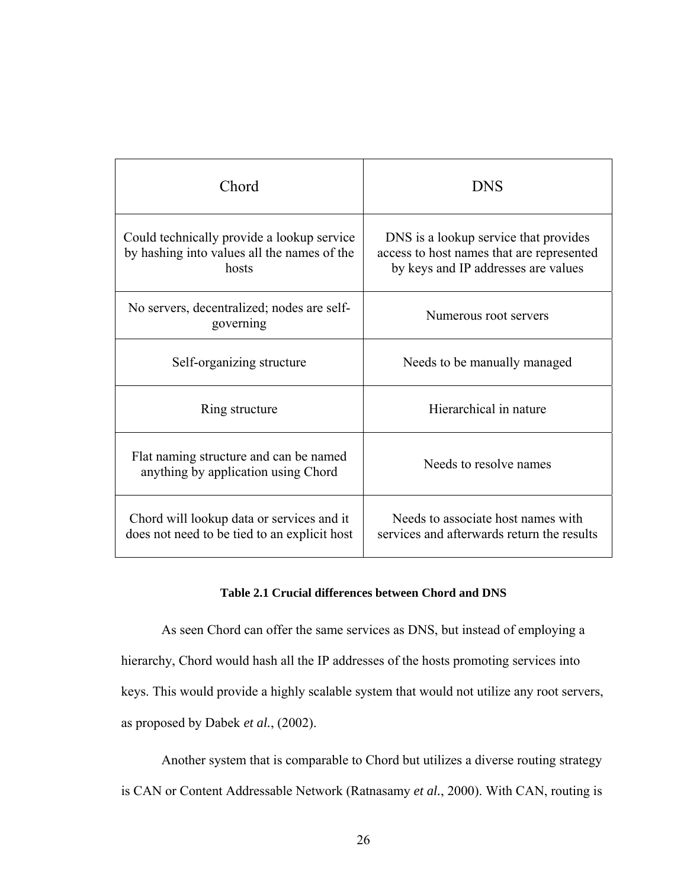| Chord | DNS |
|---|---|
| Could technically provide a lookup service by hashing into values all the names of the hosts | DNS is a lookup service that provides access to host names that are represented by keys and IP addresses are values |
| No servers, decentralized; nodes are self-governing | Numerous root servers |
| Self-organizing structure | Needs to be manually managed |
| Ring structure | Hierarchical in nature |
| Flat naming structure and can be named anything by application using Chord | Needs to resolve names |
| Chord will lookup data or services and it does not need to be tied to an explicit host | Needs to associate host names with services and afterwards return the results |

**Table 2.1 Crucial differences between Chord and DNS**

As seen Chord can offer the same services as DNS, but instead of employing a hierarchy, Chord would hash all the IP addresses of the hosts promoting services into keys. This would provide a highly scalable system that would not utilize any root servers, as proposed by Dabek *et al.*, (2002).

Another system that is comparable to Chord but utilizes a diverse routing strategy is CAN or Content Addressable Network (Ratnasamy *et al.*, 2000). With CAN, routing is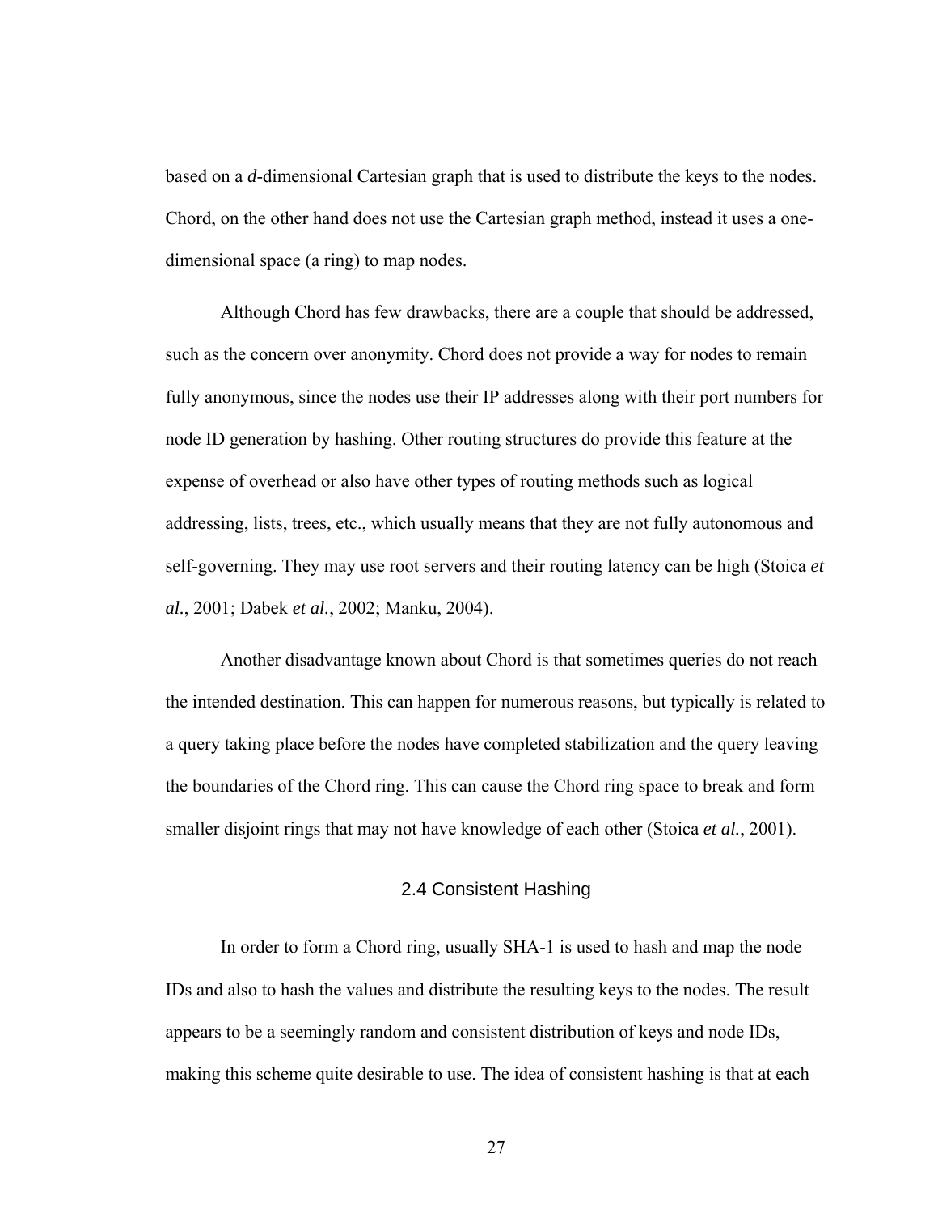based on a *d*-dimensional Cartesian graph that is used to distribute the keys to the nodes. Chord, on the other hand does not use the Cartesian graph method, instead it uses a one-dimensional space (a ring) to map nodes.

Although Chord has few drawbacks, there are a couple that should be addressed, such as the concern over anonymity. Chord does not provide a way for nodes to remain fully anonymous, since the nodes use their IP addresses along with their port numbers for node ID generation by hashing. Other routing structures do provide this feature at the expense of overhead or also have other types of routing methods such as logical addressing, lists, trees, etc., which usually means that they are not fully autonomous and self-governing. They may use root servers and their routing latency can be high (Stoica *et al.*, 2001; Dabek *et al.*, 2002; Manku, 2004).

Another disadvantage known about Chord is that sometimes queries do not reach the intended destination. This can happen for numerous reasons, but typically is related to a query taking place before the nodes have completed stabilization and the query leaving the boundaries of the Chord ring. This can cause the Chord ring space to break and form smaller disjoint rings that may not have knowledge of each other (Stoica *et al.*, 2001).

## 2.4 Consistent Hashing

In order to form a Chord ring, usually SHA-1 is used to hash and map the node IDs and also to hash the values and distribute the resulting keys to the nodes. The result appears to be a seemingly random and consistent distribution of keys and node IDs, making this scheme quite desirable to use. The idea of consistent hashing is that at each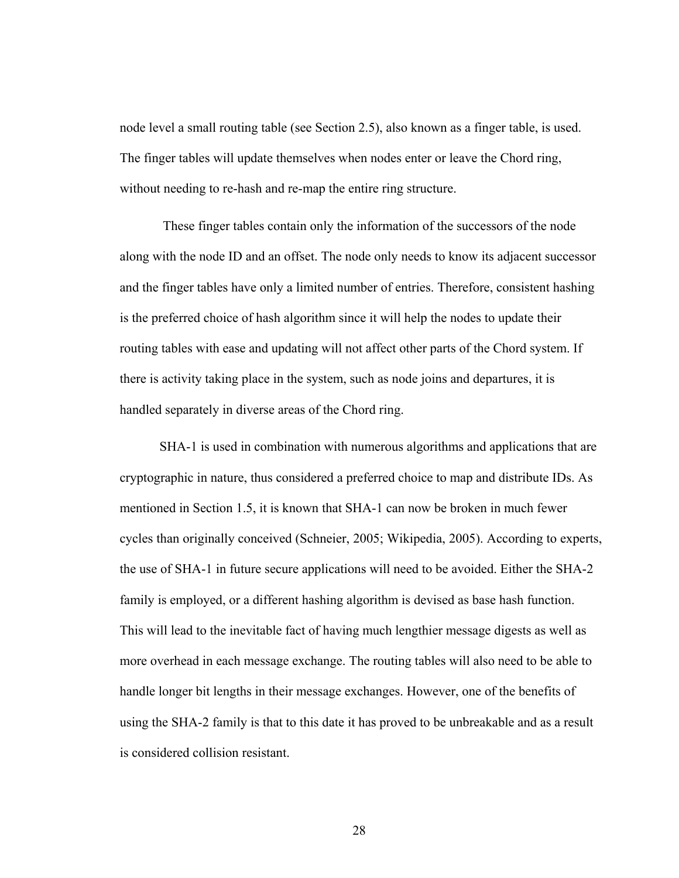node level a small routing table (see Section 2.5), also known as a finger table, is used. The finger tables will update themselves when nodes enter or leave the Chord ring, without needing to re-hash and re-map the entire ring structure.

These finger tables contain only the information of the successors of the node along with the node ID and an offset. The node only needs to know its adjacent successor and the finger tables have only a limited number of entries. Therefore, consistent hashing is the preferred choice of hash algorithm since it will help the nodes to update their routing tables with ease and updating will not affect other parts of the Chord system. If there is activity taking place in the system, such as node joins and departures, it is handled separately in diverse areas of the Chord ring.

SHA-1 is used in combination with numerous algorithms and applications that are cryptographic in nature, thus considered a preferred choice to map and distribute IDs. As mentioned in Section 1.5, it is known that SHA-1 can now be broken in much fewer cycles than originally conceived (Schneier, 2005; Wikipedia, 2005). According to experts, the use of SHA-1 in future secure applications will need to be avoided. Either the SHA-2 family is employed, or a different hashing algorithm is devised as base hash function. This will lead to the inevitable fact of having much lengthier message digests as well as more overhead in each message exchange. The routing tables will also need to be able to handle longer bit lengths in their message exchanges. However, one of the benefits of using the SHA-2 family is that to this date it has proved to be unbreakable and as a result is considered collision resistant.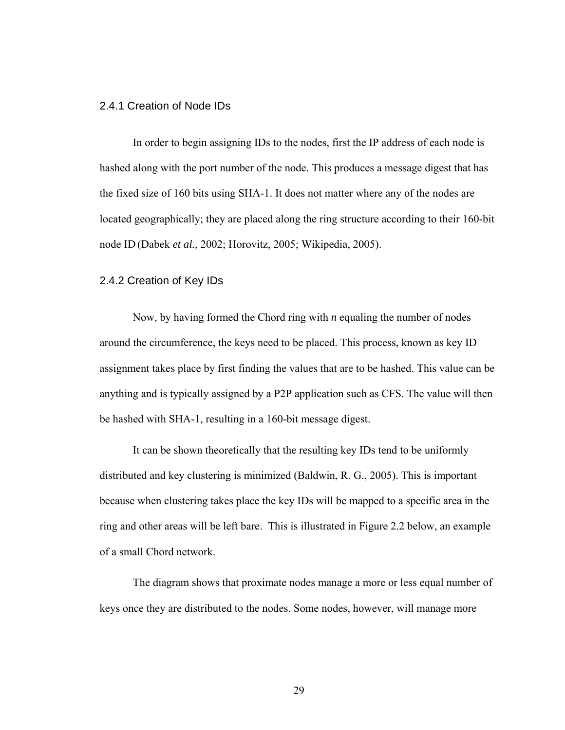### 2.4.1 Creation of Node IDs

In order to begin assigning IDs to the nodes, first the IP address of each node is hashed along with the port number of the node. This produces a message digest that has the fixed size of 160 bits using SHA-1. It does not matter where any of the nodes are located geographically; they are placed along the ring structure according to their 160-bit node ID (Dabek *et al.*, 2002; Horovitz, 2005; Wikipedia, 2005).

### 2.4.2 Creation of Key IDs

Now, by having formed the Chord ring with *n* equaling the number of nodes around the circumference, the keys need to be placed. This process, known as key ID assignment takes place by first finding the values that are to be hashed. This value can be anything and is typically assigned by a P2P application such as CFS. The value will then be hashed with SHA-1, resulting in a 160-bit message digest.

It can be shown theoretically that the resulting key IDs tend to be uniformly distributed and key clustering is minimized (Baldwin, R. G., 2005). This is important because when clustering takes place the key IDs will be mapped to a specific area in the ring and other areas will be left bare.  This is illustrated in Figure 2.2 below, an example of a small Chord network.

The diagram shows that proximate nodes manage a more or less equal number of keys once they are distributed to the nodes. Some nodes, however, will manage more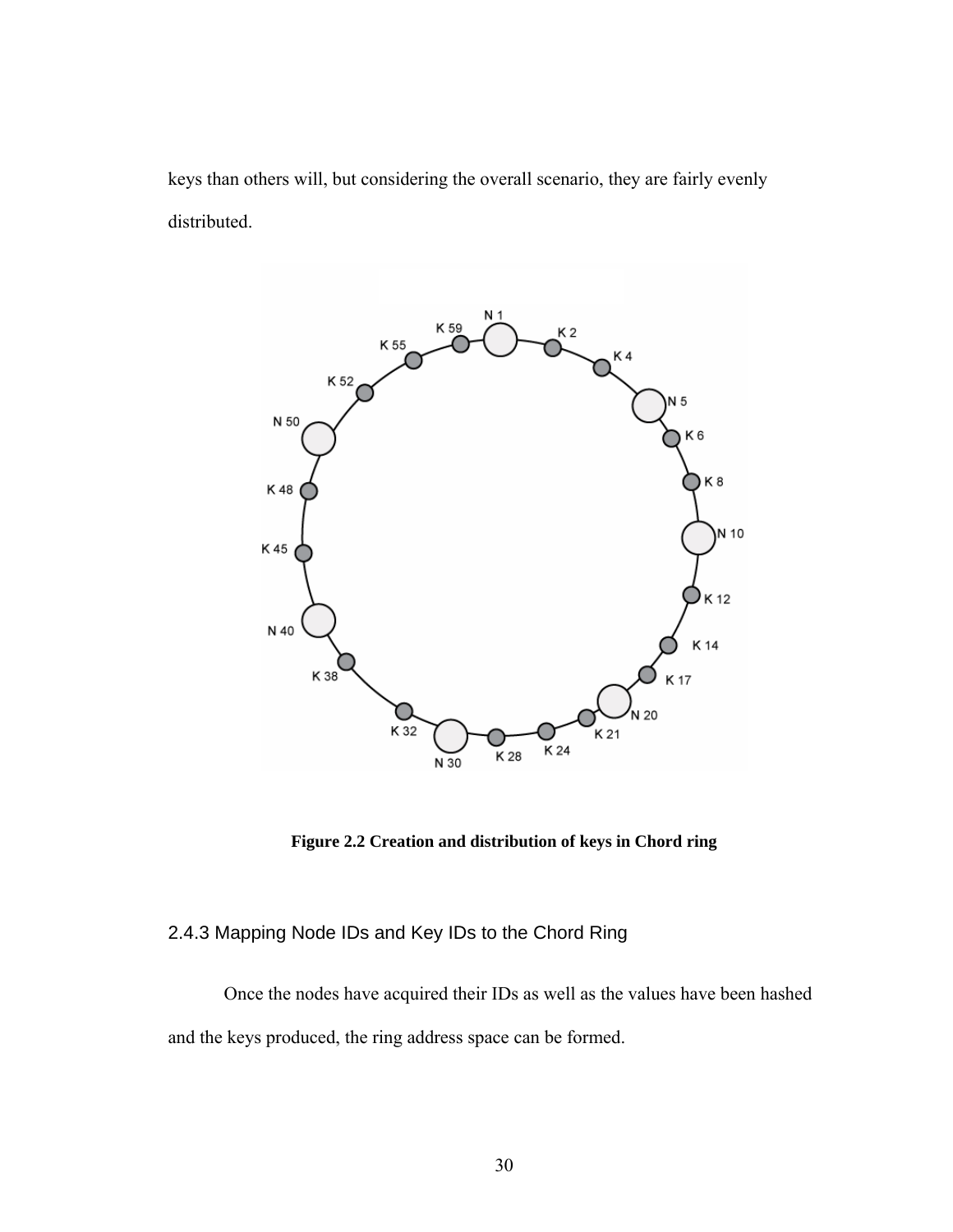keys than others will, but considering the overall scenario, they are fairly evenly distributed.

**Figure 2.2 Creation and distribution of keys in Chord ring**

### 2.4.3 Mapping Node IDs and Key IDs to the Chord Ring

Once the nodes have acquired their IDs as well as the values have been hashed and the keys produced, the ring address space can be formed.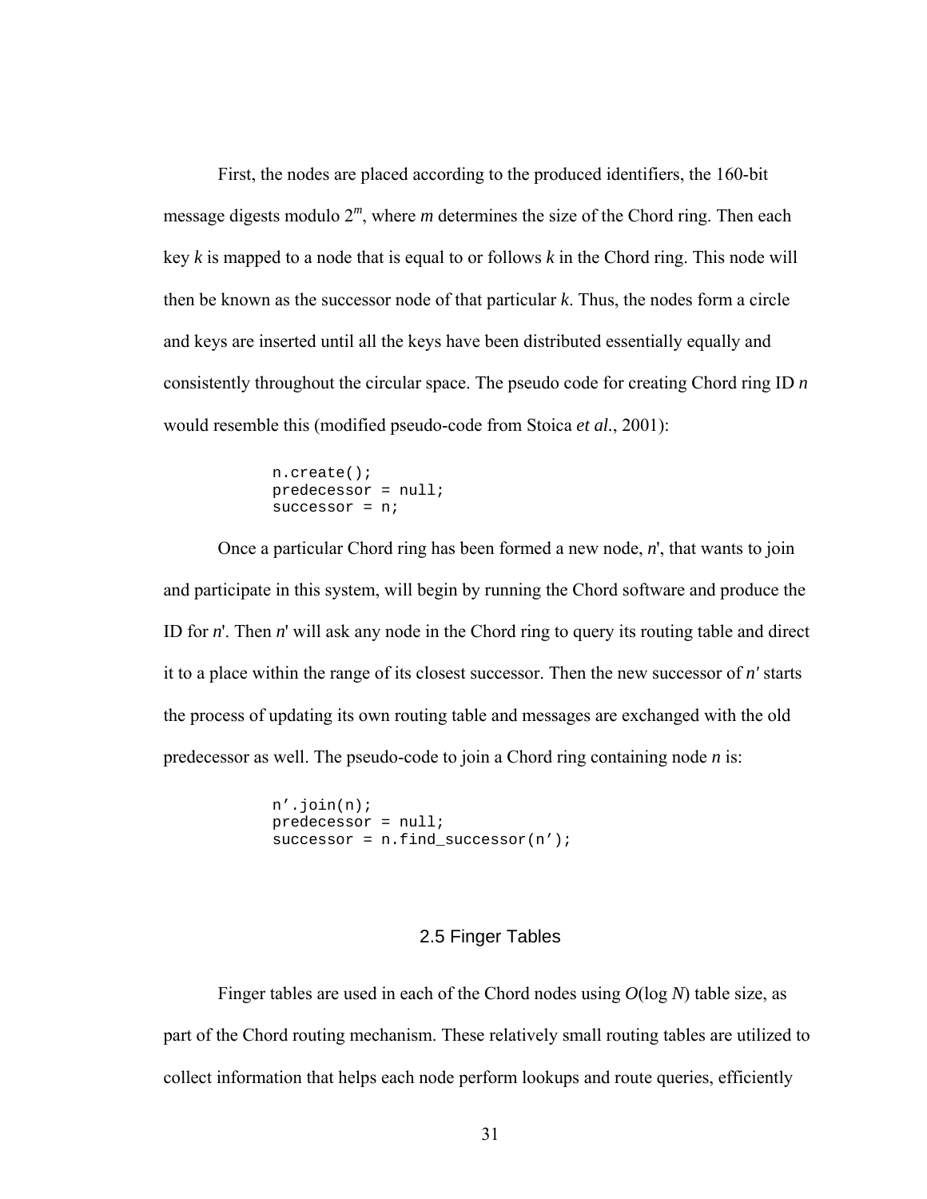First, the nodes are placed according to the produced identifiers, the 160-bit message digests modulo $2^m$, where *m* determines the size of the Chord ring. Then each key *k* is mapped to a node that is equal to or follows *k* in the Chord ring. This node will then be known as the successor node of that particular *k*. Thus, the nodes form a circle and keys are inserted until all the keys have been distributed essentially equally and consistently throughout the circular space. The pseudo code for creating Chord ring ID *n* would resemble this (modified pseudo-code from Stoica *et al.*, 2001):

```
n.create();
predecessor = null;
successor = n;
```

Once a particular Chord ring has been formed a new node, *n*', that wants to join and participate in this system, will begin by running the Chord software and produce the ID for *n*'. Then *n*' will ask any node in the Chord ring to query its routing table and direct it to a place within the range of its closest successor. Then the new successor of *n'* starts the process of updating its own routing table and messages are exchanged with the old predecessor as well. The pseudo-code to join a Chord ring containing node *n* is:

```
n’.join(n);
predecessor = null;
successor = n.find_successor(n’);
```

## 2.5 Finger Tables

Finger tables are used in each of the Chord nodes using $O(\log N)$ table size, as part of the Chord routing mechanism. These relatively small routing tables are utilized to collect information that helps each node perform lookups and route queries, efficiently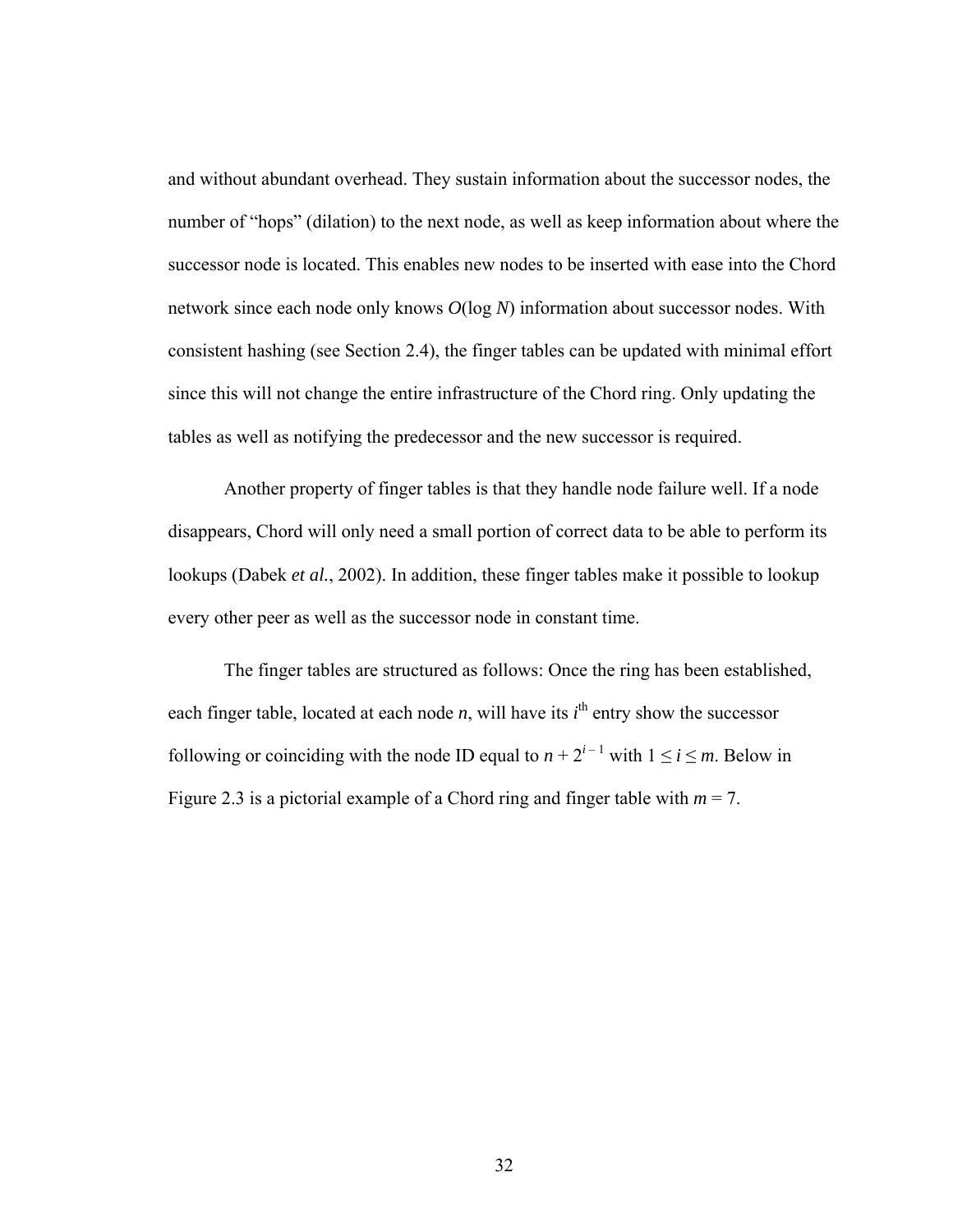and without abundant overhead. They sustain information about the successor nodes, the number of "hops" (dilation) to the next node, as well as keep information about where the successor node is located. This enables new nodes to be inserted with ease into the Chord network since each node only knows $O(\log N)$ information about successor nodes. With consistent hashing (see Section 2.4), the finger tables can be updated with minimal effort since this will not change the entire infrastructure of the Chord ring. Only updating the tables as well as notifying the predecessor and the new successor is required.

Another property of finger tables is that they handle node failure well. If a node disappears, Chord will only need a small portion of correct data to be able to perform its lookups (Dabek *et al.*, 2002). In addition, these finger tables make it possible to lookup every other peer as well as the successor node in constant time.

The finger tables are structured as follows: Once the ring has been established, each finger table, located at each node $n$, will have its $i^{th}$ entry show the successor following or coinciding with the node ID equal to $n + 2^{i-1}$ with $1 \leq i \leq m$. Below in Figure 2.3 is a pictorial example of a Chord ring and finger table with $m = 7$.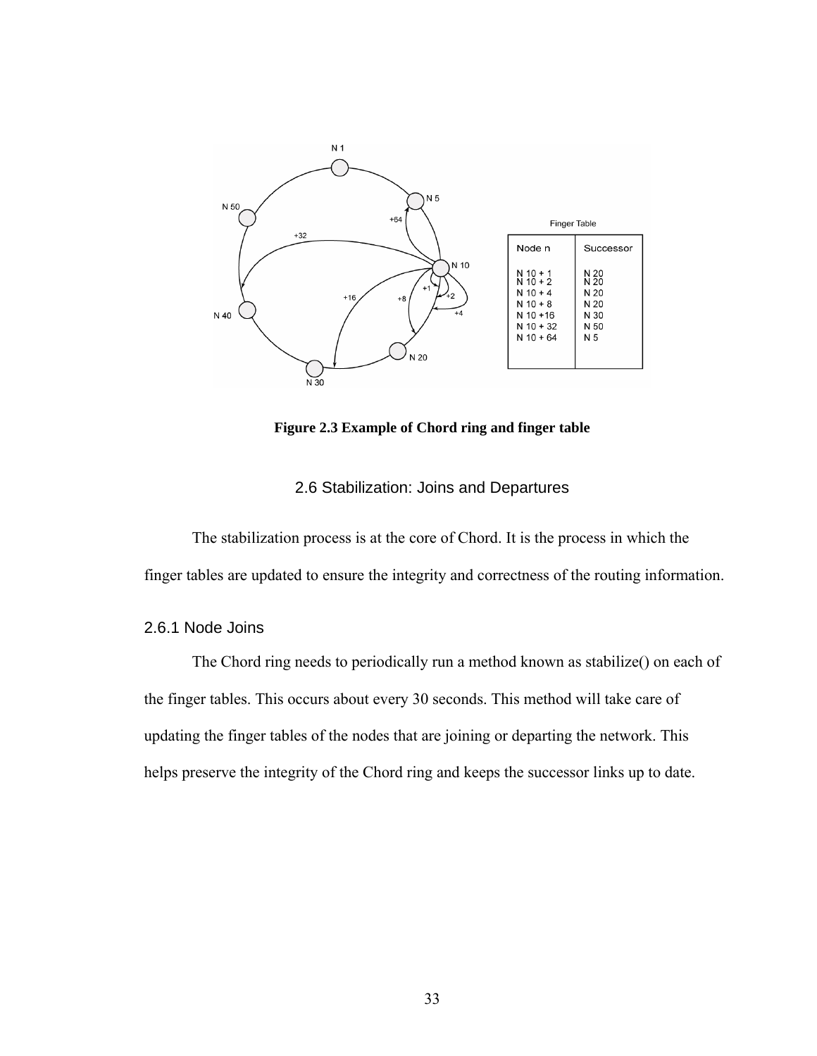| Node n | Successor |
| --- | --- |
| N 10 + 1 | N 20 |
| N 10 + 2 | N 20 |
| N 10 + 4 | N 20 |
| N 10 + 8 | N 20 |
| N 10 +16 | N 30 |
| N 10 + 32 | N 50 |
| N 10 + 64 | N 5 |

**Figure 2.3 Example of Chord ring and finger table**

## 2.6 Stabilization: Joins and Departures

The stabilization process is at the core of Chord. It is the process in which the finger tables are updated to ensure the integrity and correctness of the routing information.

### 2.6.1 Node Joins

The Chord ring needs to periodically run a method known as stabilize() on each of the finger tables. This occurs about every 30 seconds. This method will take care of updating the finger tables of the nodes that are joining or departing the network. This helps preserve the integrity of the Chord ring and keeps the successor links up to date.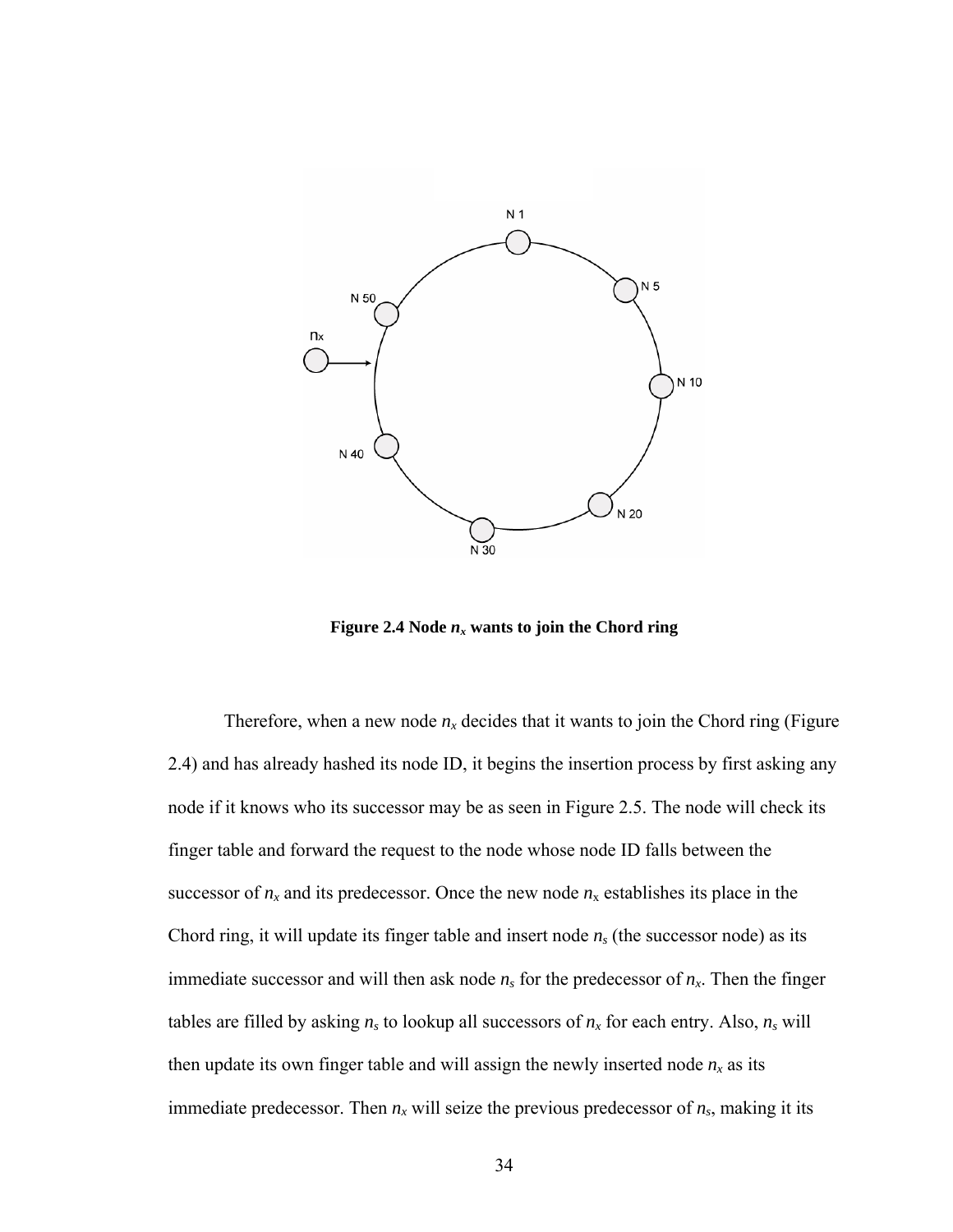**Figure 2.4 Node $n_x$ wants to join the Chord ring**

Therefore, when a new node $n_x$ decides that it wants to join the Chord ring (Figure 2.4) and has already hashed its node ID, it begins the insertion process by first asking any node if it knows who its successor may be as seen in Figure 2.5. The node will check its finger table and forward the request to the node whose node ID falls between the successor of $n_x$ and its predecessor. Once the new node $n_x$ establishes its place in the Chord ring, it will update its finger table and insert node $n_s$ (the successor node) as its immediate successor and will then ask node $n_s$ for the predecessor of $n_x$. Then the finger tables are filled by asking $n_s$ to lookup all successors of $n_x$ for each entry. Also, $n_s$ will then update its own finger table and will assign the newly inserted node $n_x$ as its immediate predecessor. Then $n_x$ will seize the previous predecessor of $n_s$, making it its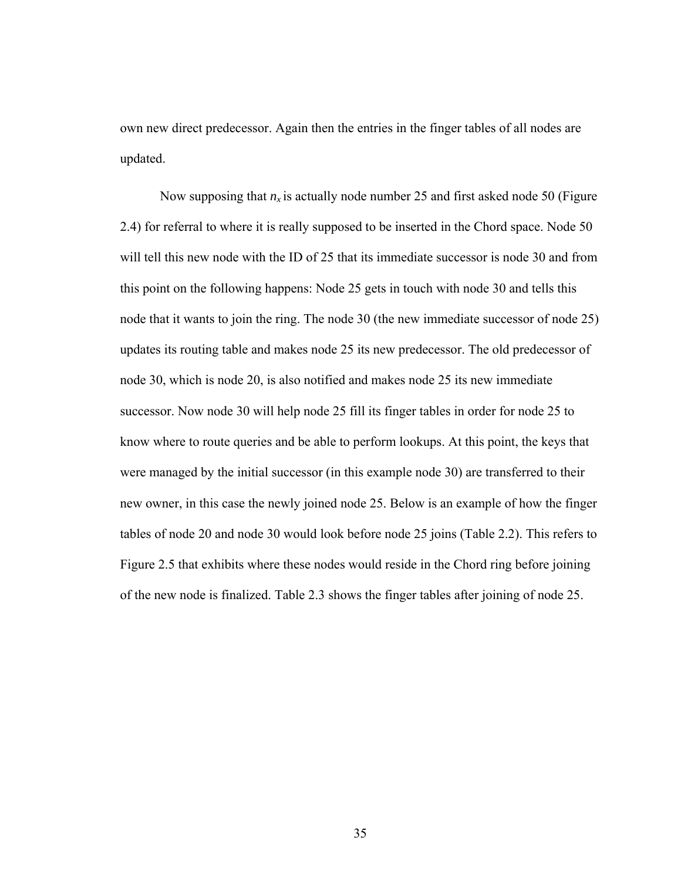own new direct predecessor. Again then the entries in the finger tables of all nodes are updated.

Now supposing that $n_x$ is actually node number 25 and first asked node 50 (Figure 2.4) for referral to where it is really supposed to be inserted in the Chord space. Node 50 will tell this new node with the ID of 25 that its immediate successor is node 30 and from this point on the following happens: Node 25 gets in touch with node 30 and tells this node that it wants to join the ring. The node 30 (the new immediate successor of node 25) updates its routing table and makes node 25 its new predecessor. The old predecessor of node 30, which is node 20, is also notified and makes node 25 its new immediate successor. Now node 30 will help node 25 fill its finger tables in order for node 25 to know where to route queries and be able to perform lookups. At this point, the keys that were managed by the initial successor (in this example node 30) are transferred to their new owner, in this case the newly joined node 25. Below is an example of how the finger tables of node 20 and node 30 would look before node 25 joins (Table 2.2). This refers to Figure 2.5 that exhibits where these nodes would reside in the Chord ring before joining of the new node is finalized. Table 2.3 shows the finger tables after joining of node 25.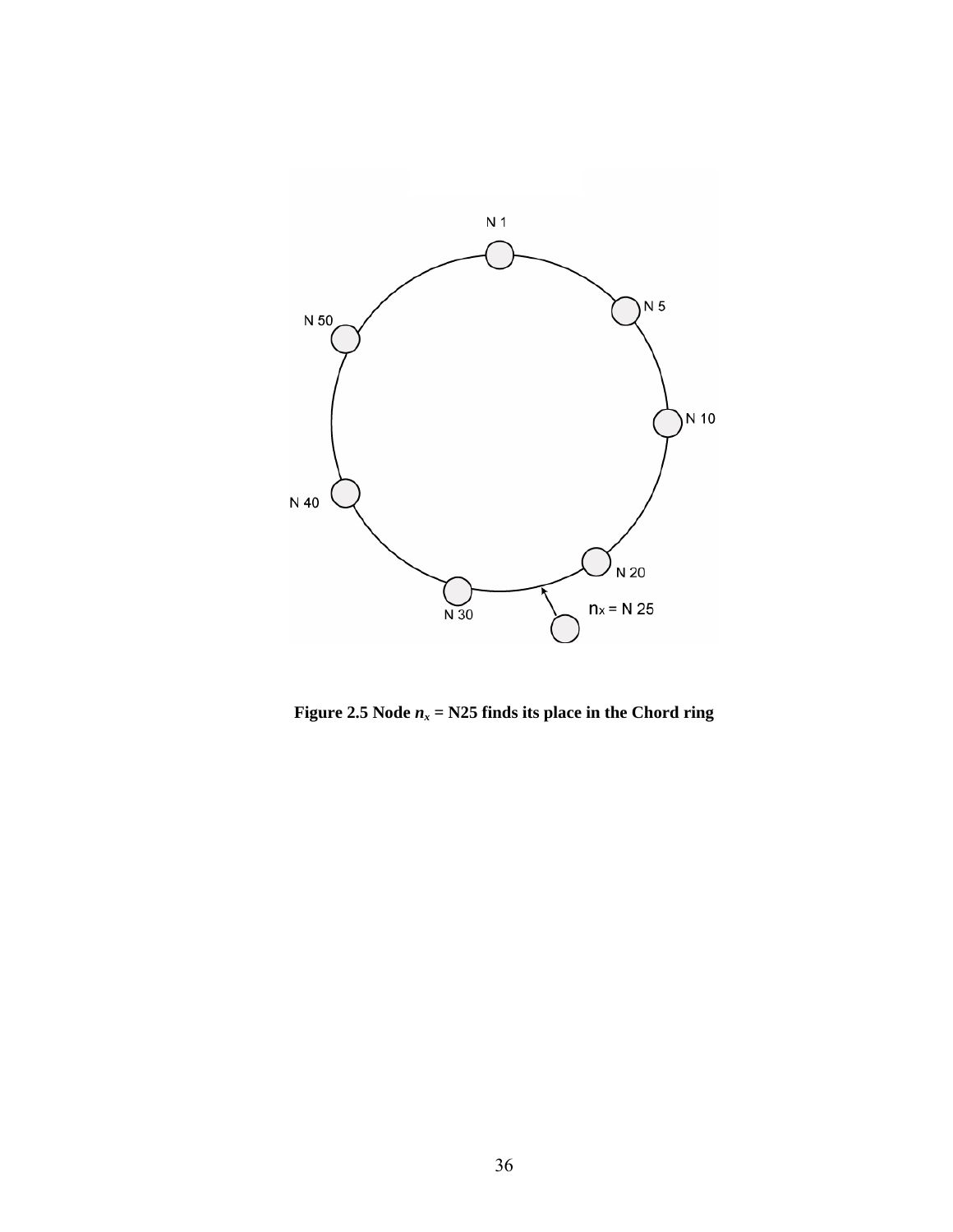**Figure 2.5 Node $n_x$ = N25 finds its place in the Chord ring**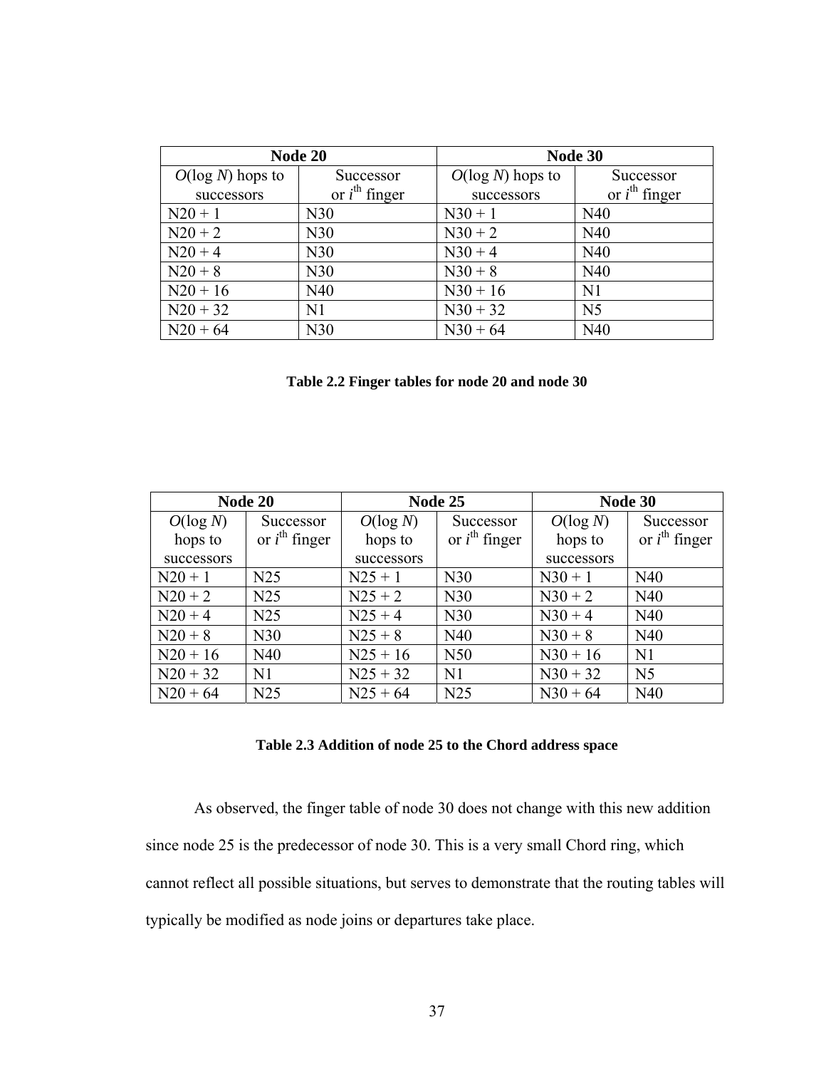| Node 20 | | Node 30 | |
|---|---|---|---|
| $O(\log N)$ hops to successors | Successor or $i^{th}$ finger | $O(\log N)$ hops to successors | Successor or $i^{th}$ finger |
| N20 + 1 | N30 | N30 + 1 | N40 |
| N20 + 2 | N30 | N30 + 2 | N40 |
| N20 + 4 | N30 | N30 + 4 | N40 |
| N20 + 8 | N30 | N30 + 8 | N40 |
| N20 + 16 | N40 | N30 + 16 | N1 |
| N20 + 32 | N1 | N30 + 32 | N5 |
| N20 + 64 | N30 | N30 + 64 | N40 |

**Table 2.2 Finger tables for node 20 and node 30**

| Node 20 | | Node 25 | | Node 30 | |
|---|---|---|---|---|---|
| $O(\log N)$ hops to successors | Successor or $i^{th}$ finger | $O(\log N)$ hops to successors | Successor or $i^{th}$ finger | $O(\log N)$ hops to successors | Successor or $i^{th}$ finger |
| N20 + 1 | N25 | N25 + 1 | N30 | N30 + 1 | N40 |
| N20 + 2 | N25 | N25 + 2 | N30 | N30 + 2 | N40 |
| N20 + 4 | N25 | N25 + 4 | N30 | N30 + 4 | N40 |
| N20 + 8 | N30 | N25 + 8 | N40 | N30 + 8 | N40 |
| N20 + 16 | N40 | N25 + 16 | N50 | N30 + 16 | N1 |
| N20 + 32 | N1 | N25 + 32 | N1 | N30 + 32 | N5 |
| N20 + 64 | N25 | N25 + 64 | N25 | N30 + 64 | N40 |

**Table 2.3 Addition of node 25 to the Chord address space**

As observed, the finger table of node 30 does not change with this new addition since node 25 is the predecessor of node 30. This is a very small Chord ring, which cannot reflect all possible situations, but serves to demonstrate that the routing tables will typically be modified as node joins or departures take place.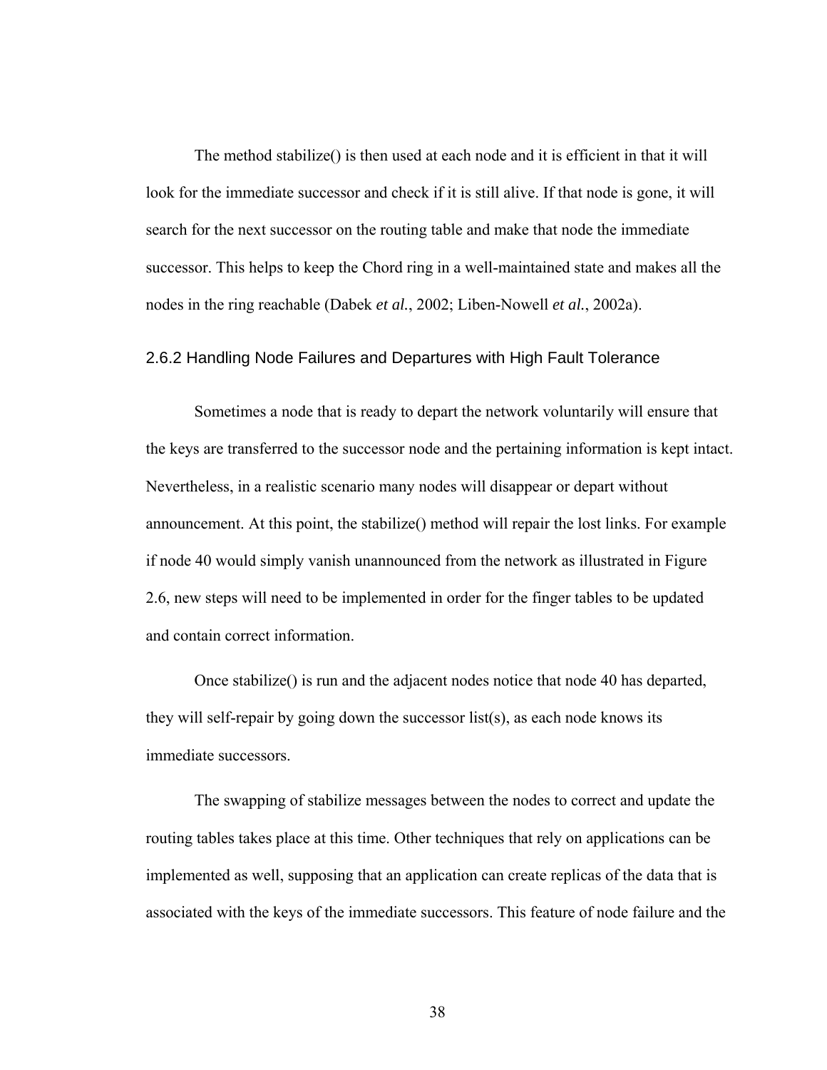The method stabilize() is then used at each node and it is efficient in that it will look for the immediate successor and check if it is still alive. If that node is gone, it will search for the next successor on the routing table and make that node the immediate successor. This helps to keep the Chord ring in a well-maintained state and makes all the nodes in the ring reachable (Dabek *et al.*, 2002; Liben-Nowell *et al.*, 2002a).

### 2.6.2 Handling Node Failures and Departures with High Fault Tolerance

Sometimes a node that is ready to depart the network voluntarily will ensure that the keys are transferred to the successor node and the pertaining information is kept intact. Nevertheless, in a realistic scenario many nodes will disappear or depart without announcement. At this point, the stabilize() method will repair the lost links. For example if node 40 would simply vanish unannounced from the network as illustrated in Figure 2.6, new steps will need to be implemented in order for the finger tables to be updated and contain correct information.

Once stabilize() is run and the adjacent nodes notice that node 40 has departed, they will self-repair by going down the successor list(s), as each node knows its immediate successors.

The swapping of stabilize messages between the nodes to correct and update the routing tables takes place at this time. Other techniques that rely on applications can be implemented as well, supposing that an application can create replicas of the data that is associated with the keys of the immediate successors. This feature of node failure and the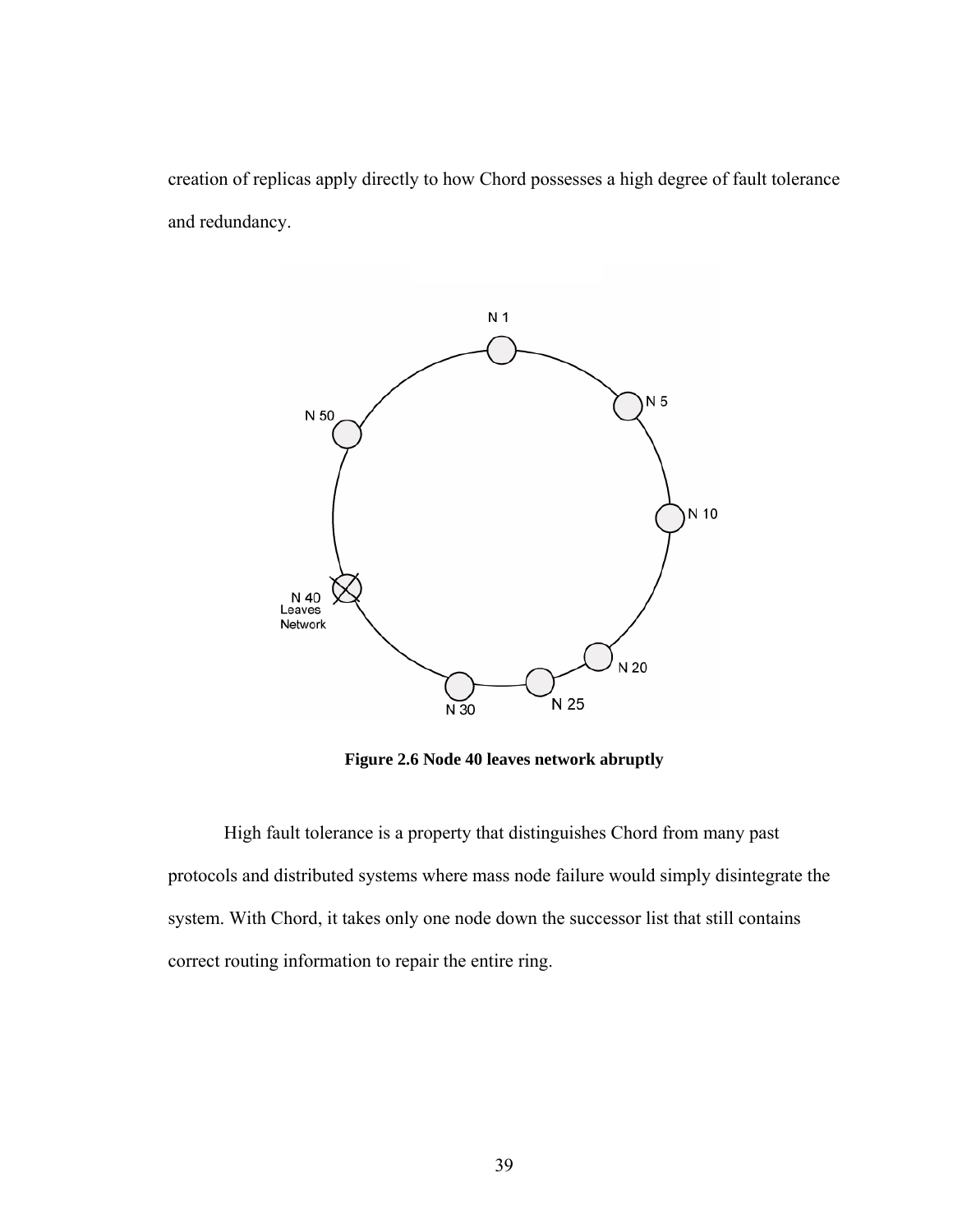creation of replicas apply directly to how Chord possesses a high degree of fault tolerance and redundancy.

**Figure 2.6 Node 40 leaves network abruptly**

High fault tolerance is a property that distinguishes Chord from many past protocols and distributed systems where mass node failure would simply disintegrate the system. With Chord, it takes only one node down the successor list that still contains correct routing information to repair the entire ring.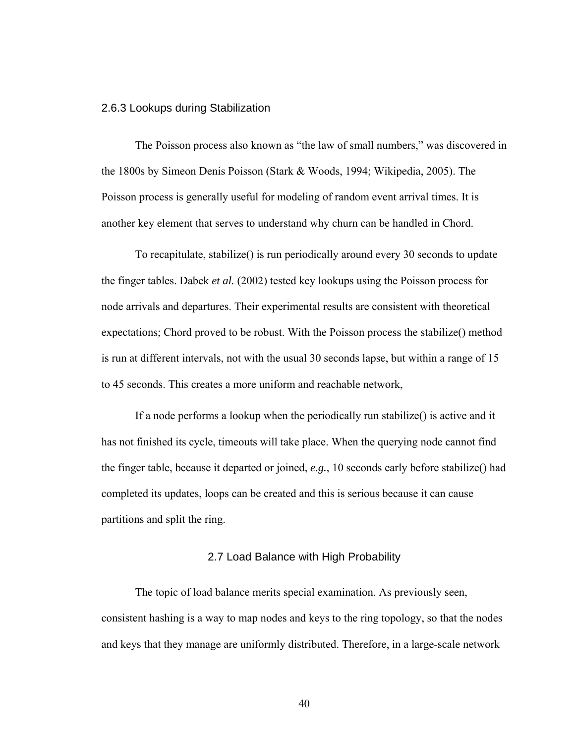### 2.6.3 Lookups during Stabilization

The Poisson process also known as "the law of small numbers," was discovered in the 1800s by Simeon Denis Poisson (Stark & Woods, 1994; Wikipedia, 2005). The Poisson process is generally useful for modeling of random event arrival times. It is another key element that serves to understand why churn can be handled in Chord.

To recapitulate, stabilize() is run periodically around every 30 seconds to update the finger tables. Dabek *et al.* (2002) tested key lookups using the Poisson process for node arrivals and departures. Their experimental results are consistent with theoretical expectations; Chord proved to be robust. With the Poisson process the stabilize() method is run at different intervals, not with the usual 30 seconds lapse, but within a range of 15 to 45 seconds. This creates a more uniform and reachable network,

If a node performs a lookup when the periodically run stabilize() is active and it has not finished its cycle, timeouts will take place. When the querying node cannot find the finger table, because it departed or joined, *e.g.*, 10 seconds early before stabilize() had completed its updates, loops can be created and this is serious because it can cause partitions and split the ring.

## 2.7 Load Balance with High Probability

The topic of load balance merits special examination. As previously seen, consistent hashing is a way to map nodes and keys to the ring topology, so that the nodes and keys that they manage are uniformly distributed. Therefore, in a large-scale network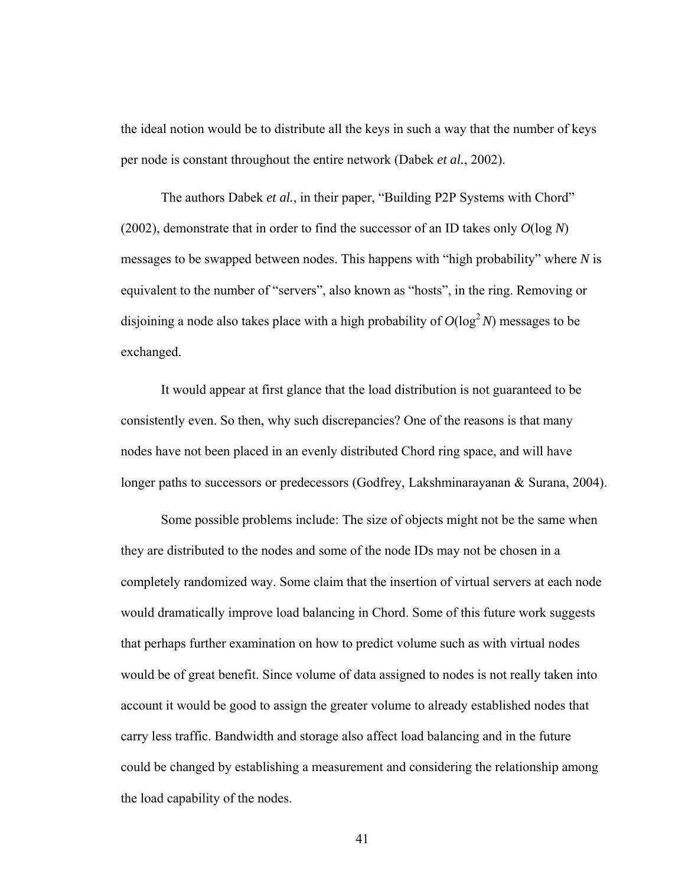the ideal notion would be to distribute all the keys in such a way that the number of keys per node is constant throughout the entire network (Dabek *et al.*, 2002).

The authors Dabek *et al.*, in their paper, "Building P2P Systems with Chord" (2002), demonstrate that in order to find the successor of an ID takes only $O(\log N)$ messages to be swapped between nodes. This happens with "high probability" where $N$ is equivalent to the number of "servers", also known as "hosts", in the ring. Removing or disjoining a node also takes place with a high probability of $O(\log^2 N)$ messages to be exchanged.

It would appear at first glance that the load distribution is not guaranteed to be consistently even. So then, why such discrepancies? One of the reasons is that many nodes have not been placed in an evenly distributed Chord ring space, and will have longer paths to successors or predecessors (Godfrey, Lakshminarayanan & Surana, 2004).

Some possible problems include: The size of objects might not be the same when they are distributed to the nodes and some of the node IDs may not be chosen in a completely randomized way. Some claim that the insertion of virtual servers at each node would dramatically improve load balancing in Chord. Some of this future work suggests that perhaps further examination on how to predict volume such as with virtual nodes would be of great benefit. Since volume of data assigned to nodes is not really taken into account it would be good to assign the greater volume to already established nodes that carry less traffic. Bandwidth and storage also affect load balancing and in the future could be changed by establishing a measurement and considering the relationship among the load capability of the nodes.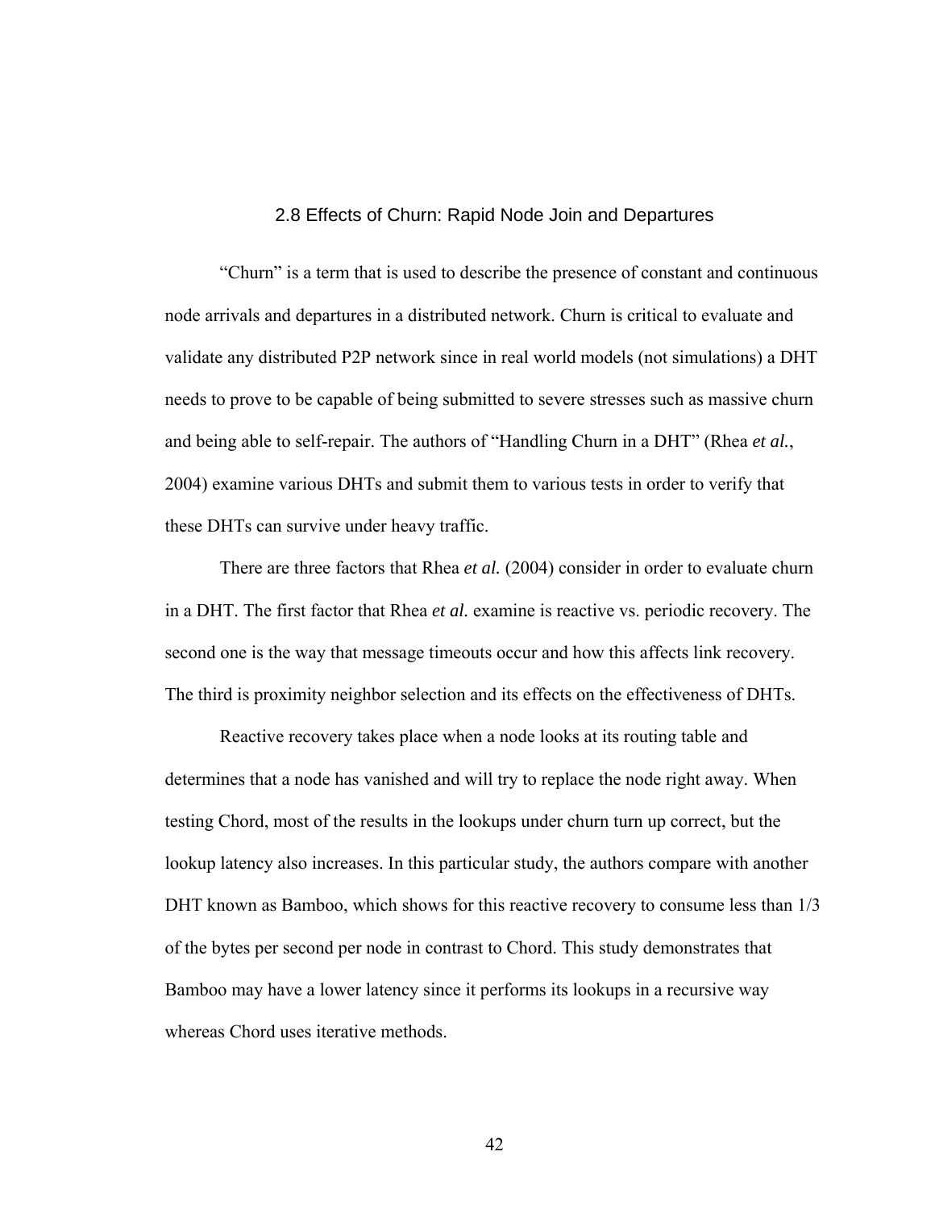## 2.8 Effects of Churn: Rapid Node Join and Departures

"Churn" is a term that is used to describe the presence of constant and continuous node arrivals and departures in a distributed network. Churn is critical to evaluate and validate any distributed P2P network since in real world models (not simulations) a DHT needs to prove to be capable of being submitted to severe stresses such as massive churn and being able to self-repair. The authors of "Handling Churn in a DHT" (Rhea *et al.*, 2004) examine various DHTs and submit them to various tests in order to verify that these DHTs can survive under heavy traffic.

There are three factors that Rhea *et al.* (2004) consider in order to evaluate churn in a DHT. The first factor that Rhea *et al.* examine is reactive vs. periodic recovery. The second one is the way that message timeouts occur and how this affects link recovery. The third is proximity neighbor selection and its effects on the effectiveness of DHTs.

Reactive recovery takes place when a node looks at its routing table and determines that a node has vanished and will try to replace the node right away. When testing Chord, most of the results in the lookups under churn turn up correct, but the lookup latency also increases. In this particular study, the authors compare with another DHT known as Bamboo, which shows for this reactive recovery to consume less than 1/3 of the bytes per second per node in contrast to Chord. This study demonstrates that Bamboo may have a lower latency since it performs its lookups in a recursive way whereas Chord uses iterative methods.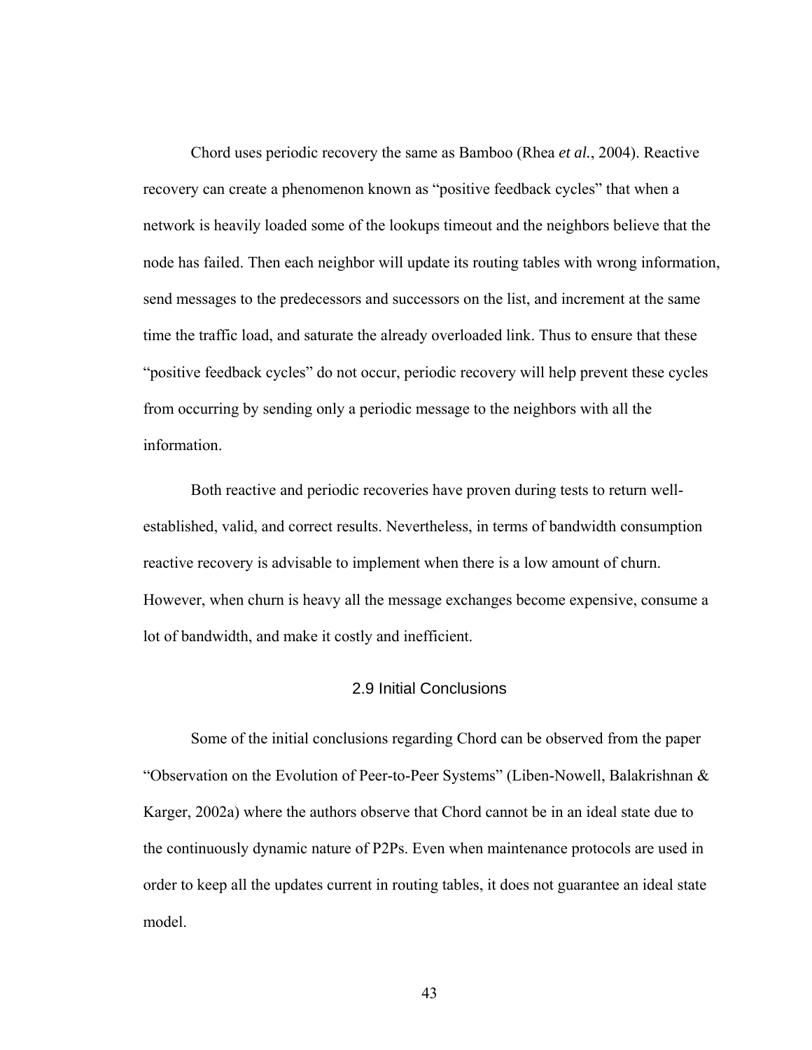Chord uses periodic recovery the same as Bamboo (Rhea *et al.*, 2004). Reactive recovery can create a phenomenon known as "positive feedback cycles" that when a network is heavily loaded some of the lookups timeout and the neighbors believe that the node has failed. Then each neighbor will update its routing tables with wrong information, send messages to the predecessors and successors on the list, and increment at the same time the traffic load, and saturate the already overloaded link. Thus to ensure that these "positive feedback cycles" do not occur, periodic recovery will help prevent these cycles from occurring by sending only a periodic message to the neighbors with all the information.

Both reactive and periodic recoveries have proven during tests to return well-established, valid, and correct results. Nevertheless, in terms of bandwidth consumption reactive recovery is advisable to implement when there is a low amount of churn. However, when churn is heavy all the message exchanges become expensive, consume a lot of bandwidth, and make it costly and inefficient.

## 2.9 Initial Conclusions

Some of the initial conclusions regarding Chord can be observed from the paper "Observation on the Evolution of Peer-to-Peer Systems" (Liben-Nowell, Balakrishnan & Karger, 2002a) where the authors observe that Chord cannot be in an ideal state due to the continuously dynamic nature of P2Ps. Even when maintenance protocols are used in order to keep all the updates current in routing tables, it does not guarantee an ideal state model.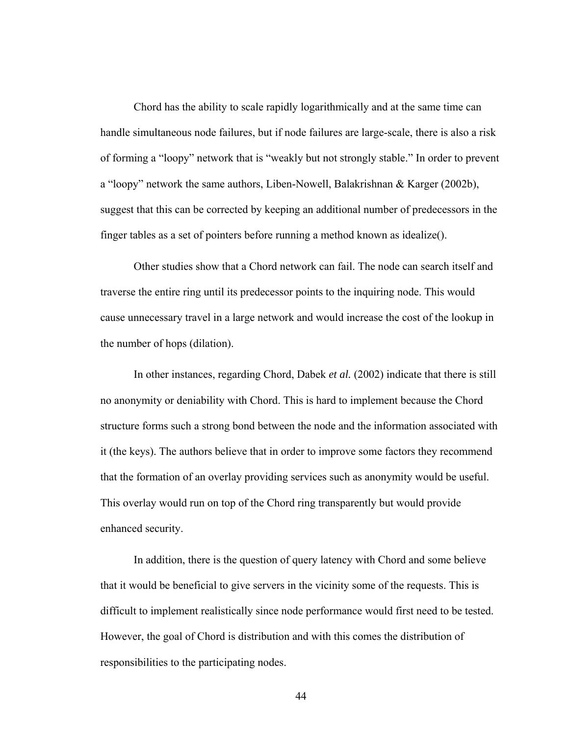Chord has the ability to scale rapidly logarithmically and at the same time can handle simultaneous node failures, but if node failures are large-scale, there is also a risk of forming a "loopy" network that is "weakly but not strongly stable." In order to prevent a "loopy" network the same authors, Liben-Nowell, Balakrishnan & Karger (2002b), suggest that this can be corrected by keeping an additional number of predecessors in the finger tables as a set of pointers before running a method known as idealize().

Other studies show that a Chord network can fail. The node can search itself and traverse the entire ring until its predecessor points to the inquiring node. This would cause unnecessary travel in a large network and would increase the cost of the lookup in the number of hops (dilation).

In other instances, regarding Chord, Dabek *et al.* (2002) indicate that there is still no anonymity or deniability with Chord. This is hard to implement because the Chord structure forms such a strong bond between the node and the information associated with it (the keys). The authors believe that in order to improve some factors they recommend that the formation of an overlay providing services such as anonymity would be useful. This overlay would run on top of the Chord ring transparently but would provide enhanced security.

In addition, there is the question of query latency with Chord and some believe that it would be beneficial to give servers in the vicinity some of the requests. This is difficult to implement realistically since node performance would first need to be tested. However, the goal of Chord is distribution and with this comes the distribution of responsibilities to the participating nodes.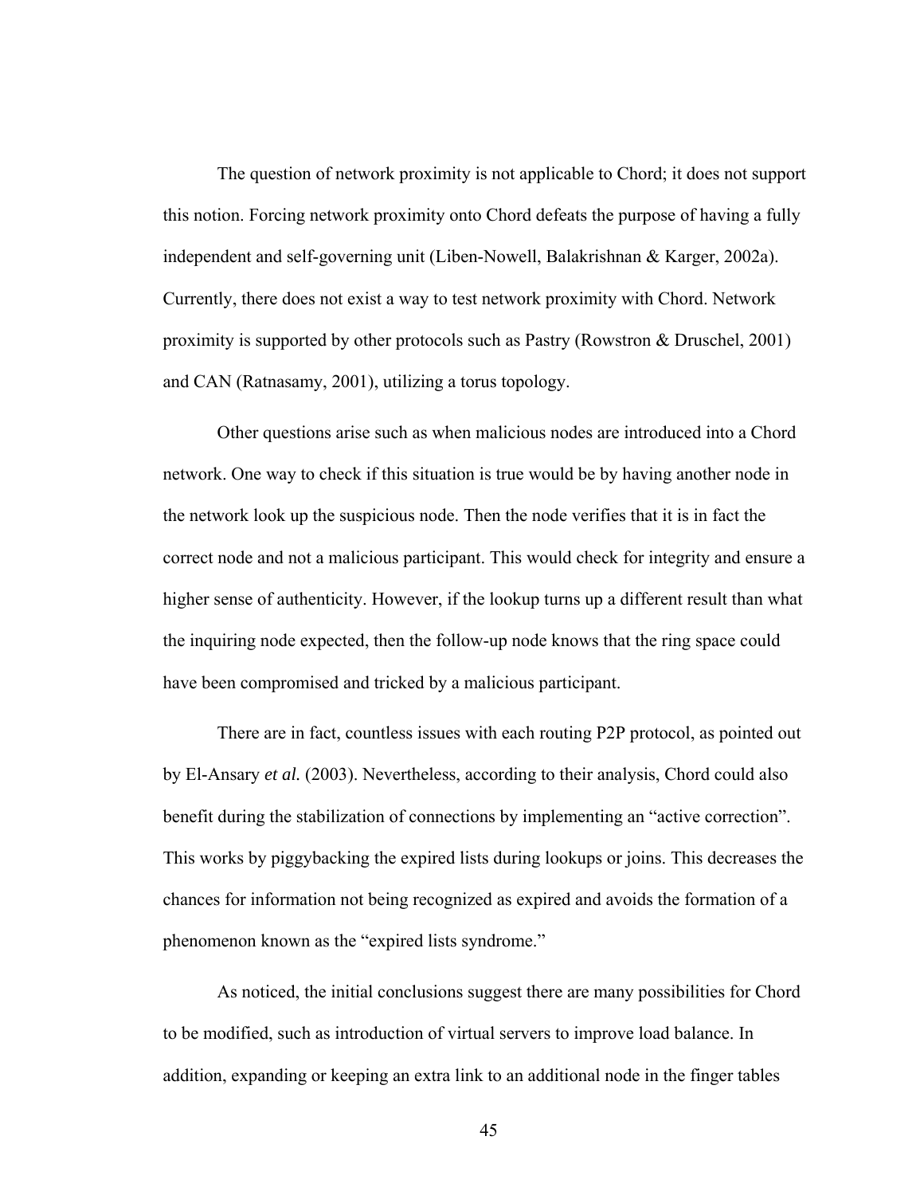The question of network proximity is not applicable to Chord; it does not support this notion. Forcing network proximity onto Chord defeats the purpose of having a fully independent and self-governing unit (Liben-Nowell, Balakrishnan & Karger, 2002a). Currently, there does not exist a way to test network proximity with Chord. Network proximity is supported by other protocols such as Pastry (Rowstron & Druschel, 2001) and CAN (Ratnasamy, 2001), utilizing a torus topology.

Other questions arise such as when malicious nodes are introduced into a Chord network. One way to check if this situation is true would be by having another node in the network look up the suspicious node. Then the node verifies that it is in fact the correct node and not a malicious participant. This would check for integrity and ensure a higher sense of authenticity. However, if the lookup turns up a different result than what the inquiring node expected, then the follow-up node knows that the ring space could have been compromised and tricked by a malicious participant.

There are in fact, countless issues with each routing P2P protocol, as pointed out by El-Ansary *et al.* (2003). Nevertheless, according to their analysis, Chord could also benefit during the stabilization of connections by implementing an "active correction". This works by piggybacking the expired lists during lookups or joins. This decreases the chances for information not being recognized as expired and avoids the formation of a phenomenon known as the "expired lists syndrome."

As noticed, the initial conclusions suggest there are many possibilities for Chord to be modified, such as introduction of virtual servers to improve load balance. In addition, expanding or keeping an extra link to an additional node in the finger tables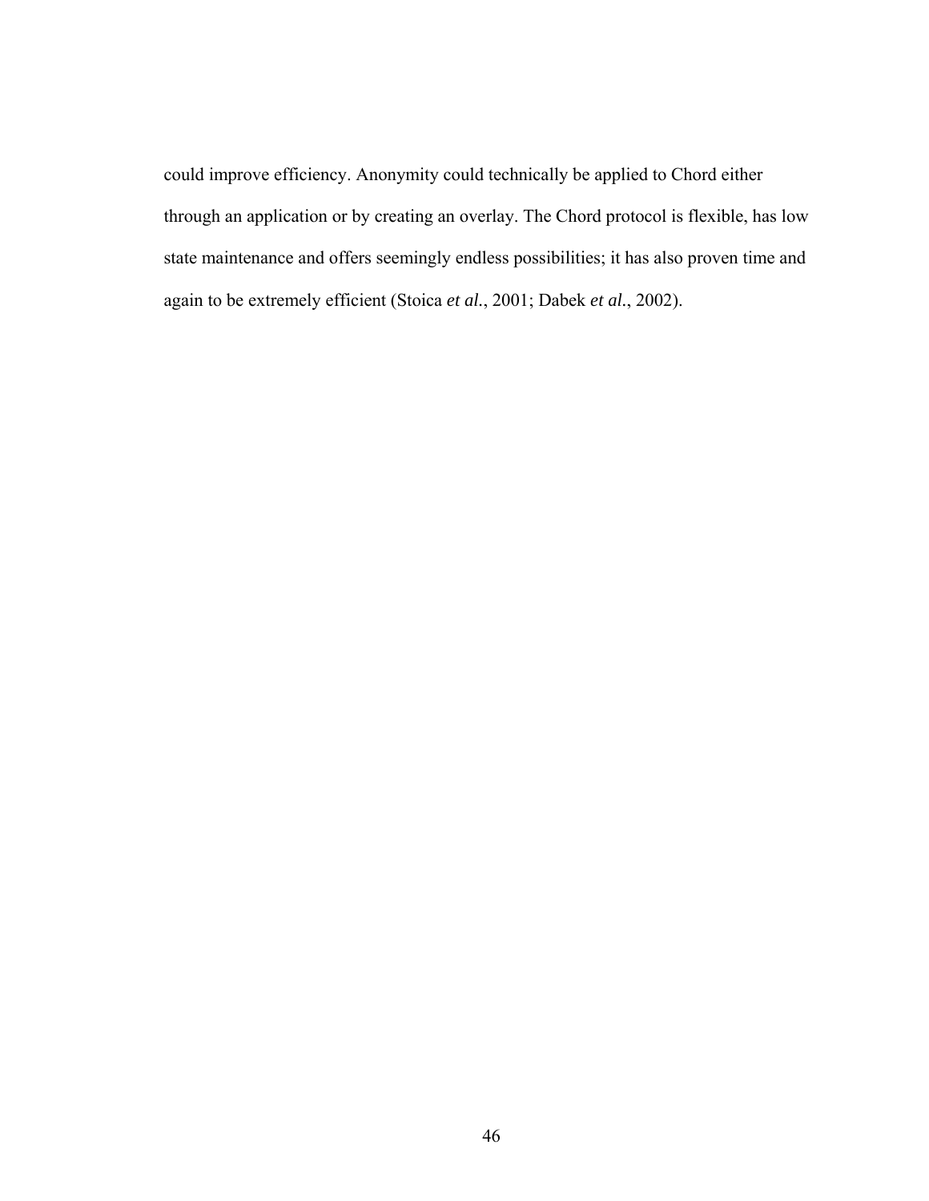could improve efficiency. Anonymity could technically be applied to Chord either through an application or by creating an overlay. The Chord protocol is flexible, has low state maintenance and offers seemingly endless possibilities; it has also proven time and again to be extremely efficient (Stoica *et al.*, 2001; Dabek *et al.*, 2002).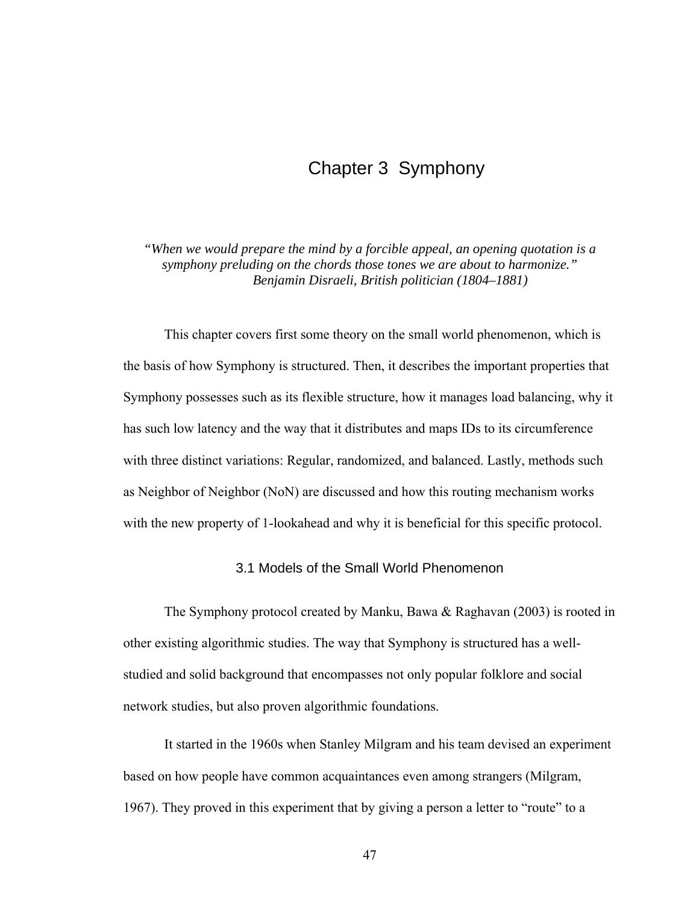# Chapter 3 Symphony

*"When we would prepare the mind by a forcible appeal, an opening quotation is a symphony preluding on the chords those tones we are about to harmonize."*
*Benjamin Disraeli, British politician (1804–1881)*

This chapter covers first some theory on the small world phenomenon, which is the basis of how Symphony is structured. Then, it describes the important properties that Symphony possesses such as its flexible structure, how it manages load balancing, why it has such low latency and the way that it distributes and maps IDs to its circumference with three distinct variations: Regular, randomized, and balanced. Lastly, methods such as Neighbor of Neighbor (NoN) are discussed and how this routing mechanism works with the new property of 1-lookahead and why it is beneficial for this specific protocol.

## 3.1 Models of the Small World Phenomenon

The Symphony protocol created by Manku, Bawa & Raghavan (2003) is rooted in other existing algorithmic studies. The way that Symphony is structured has a well-studied and solid background that encompasses not only popular folklore and social network studies, but also proven algorithmic foundations.

It started in the 1960s when Stanley Milgram and his team devised an experiment based on how people have common acquaintances even among strangers (Milgram, 1967). They proved in this experiment that by giving a person a letter to "route" to a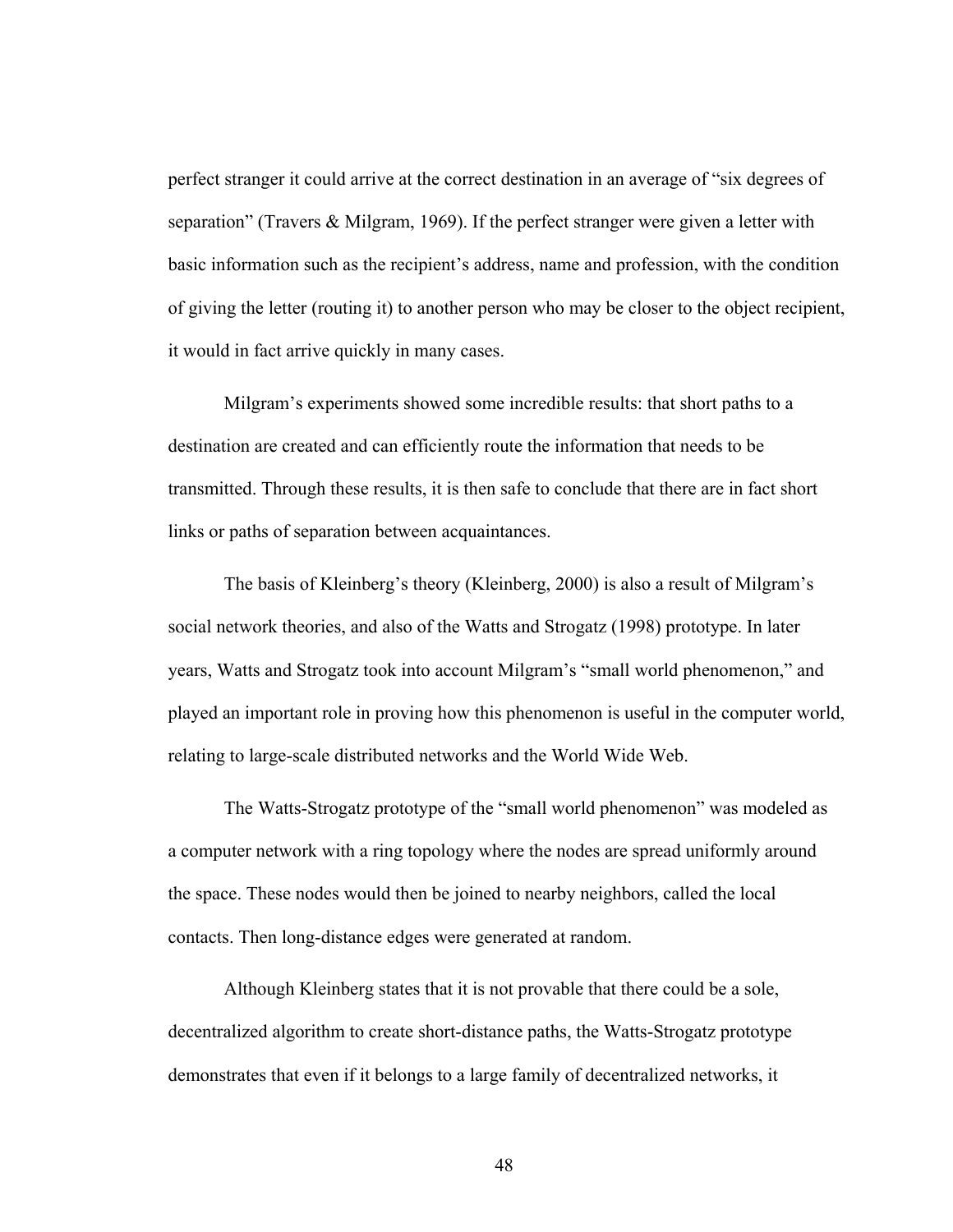perfect stranger it could arrive at the correct destination in an average of "six degrees of separation" (Travers & Milgram, 1969). If the perfect stranger were given a letter with basic information such as the recipient's address, name and profession, with the condition of giving the letter (routing it) to another person who may be closer to the object recipient, it would in fact arrive quickly in many cases.

Milgram's experiments showed some incredible results: that short paths to a destination are created and can efficiently route the information that needs to be transmitted. Through these results, it is then safe to conclude that there are in fact short links or paths of separation between acquaintances.

The basis of Kleinberg's theory (Kleinberg, 2000) is also a result of Milgram's social network theories, and also of the Watts and Strogatz (1998) prototype. In later years, Watts and Strogatz took into account Milgram's "small world phenomenon," and played an important role in proving how this phenomenon is useful in the computer world, relating to large-scale distributed networks and the World Wide Web.

The Watts-Strogatz prototype of the "small world phenomenon" was modeled as a computer network with a ring topology where the nodes are spread uniformly around the space. These nodes would then be joined to nearby neighbors, called the local contacts. Then long-distance edges were generated at random.

Although Kleinberg states that it is not provable that there could be a sole, decentralized algorithm to create short-distance paths, the Watts-Strogatz prototype demonstrates that even if it belongs to a large family of decentralized networks, it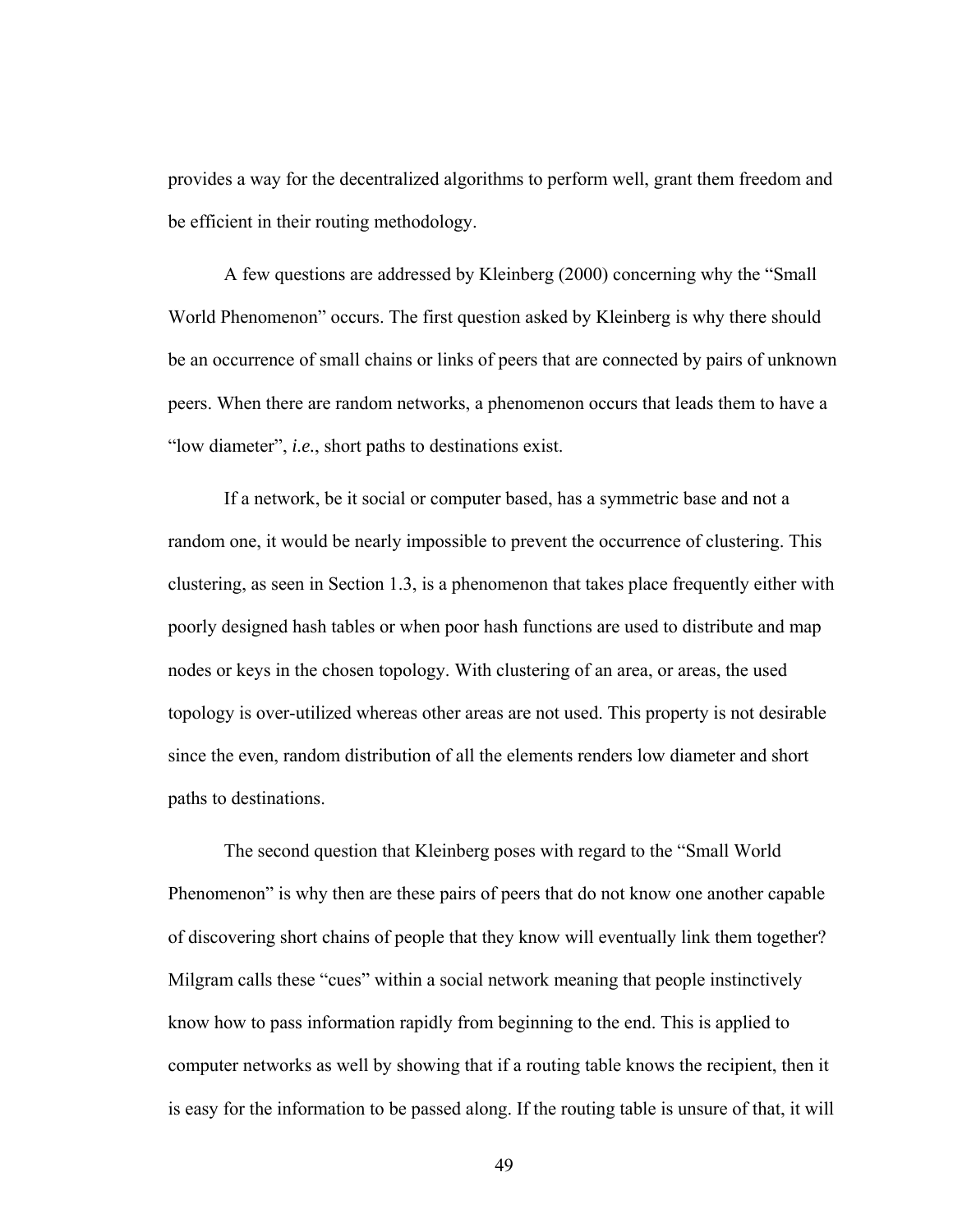provides a way for the decentralized algorithms to perform well, grant them freedom and be efficient in their routing methodology.

A few questions are addressed by Kleinberg (2000) concerning why the "Small World Phenomenon" occurs. The first question asked by Kleinberg is why there should be an occurrence of small chains or links of peers that are connected by pairs of unknown peers. When there are random networks, a phenomenon occurs that leads them to have a "low diameter", *i.e.*, short paths to destinations exist.

If a network, be it social or computer based, has a symmetric base and not a random one, it would be nearly impossible to prevent the occurrence of clustering. This clustering, as seen in Section 1.3, is a phenomenon that takes place frequently either with poorly designed hash tables or when poor hash functions are used to distribute and map nodes or keys in the chosen topology. With clustering of an area, or areas, the used topology is over-utilized whereas other areas are not used. This property is not desirable since the even, random distribution of all the elements renders low diameter and short paths to destinations.

The second question that Kleinberg poses with regard to the "Small World Phenomenon" is why then are these pairs of peers that do not know one another capable of discovering short chains of people that they know will eventually link them together? Milgram calls these "cues" within a social network meaning that people instinctively know how to pass information rapidly from beginning to the end. This is applied to computer networks as well by showing that if a routing table knows the recipient, then it is easy for the information to be passed along. If the routing table is unsure of that, it will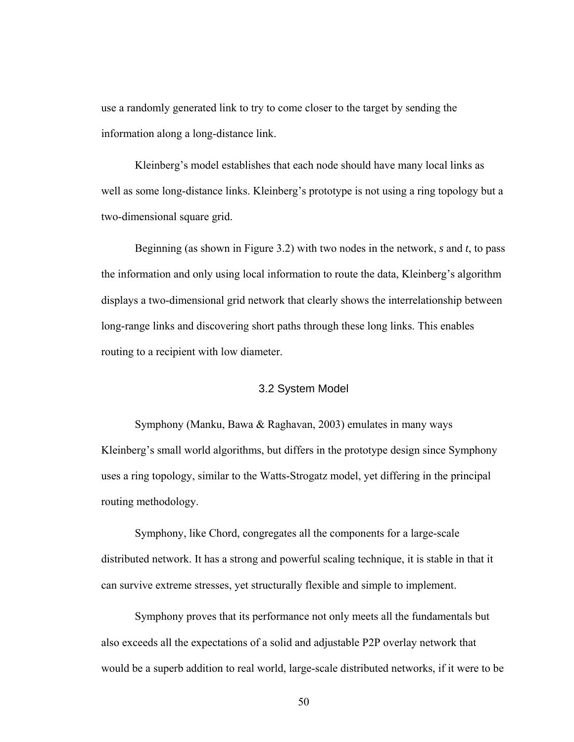use a randomly generated link to try to come closer to the target by sending the information along a long-distance link.

Kleinberg's model establishes that each node should have many local links as well as some long-distance links. Kleinberg's prototype is not using a ring topology but a two-dimensional square grid.

Beginning (as shown in Figure 3.2) with two nodes in the network, *s* and *t*, to pass the information and only using local information to route the data, Kleinberg's algorithm displays a two-dimensional grid network that clearly shows the interrelationship between long-range links and discovering short paths through these long links. This enables routing to a recipient with low diameter.

## 3.2 System Model

Symphony (Manku, Bawa & Raghavan, 2003) emulates in many ways Kleinberg's small world algorithms, but differs in the prototype design since Symphony uses a ring topology, similar to the Watts-Strogatz model, yet differing in the principal routing methodology.

Symphony, like Chord, congregates all the components for a large-scale distributed network. It has a strong and powerful scaling technique, it is stable in that it can survive extreme stresses, yet structurally flexible and simple to implement.

Symphony proves that its performance not only meets all the fundamentals but also exceeds all the expectations of a solid and adjustable P2P overlay network that would be a superb addition to real world, large-scale distributed networks, if it were to be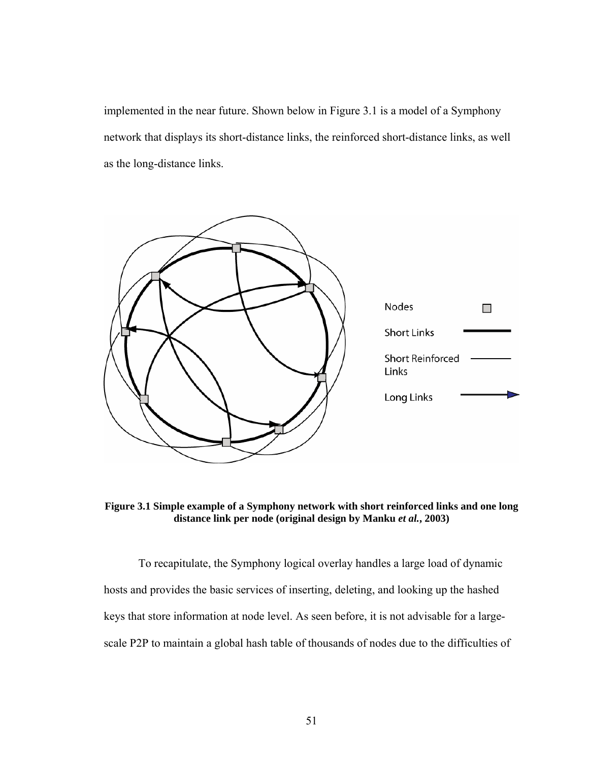implemented in the near future. Shown below in Figure 3.1 is a model of a Symphony network that displays its short-distance links, the reinforced short-distance links, as well as the long-distance links.

**Figure 3.1 Simple example of a Symphony network with short reinforced links and one long distance link per node (original design by Manku *et al.*, 2003)**

To recapitulate, the Symphony logical overlay handles a large load of dynamic hosts and provides the basic services of inserting, deleting, and looking up the hashed keys that store information at node level. As seen before, it is not advisable for a large-scale P2P to maintain a global hash table of thousands of nodes due to the difficulties of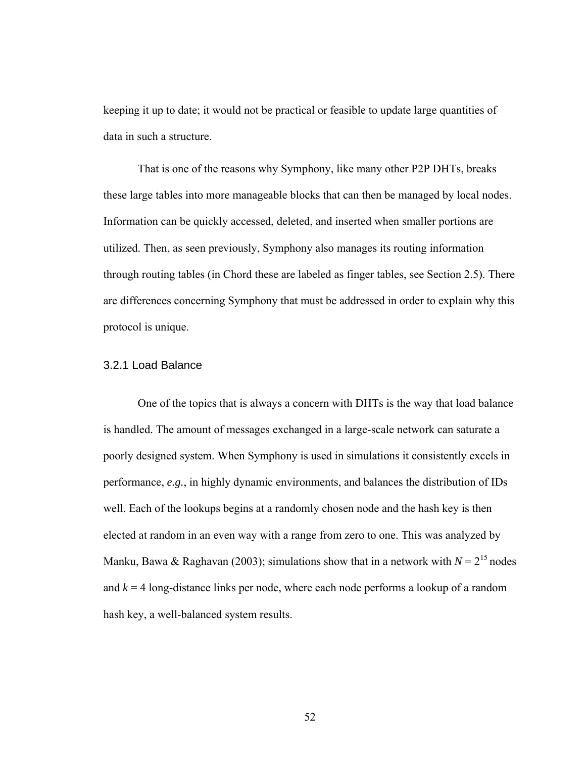keeping it up to date; it would not be practical or feasible to update large quantities of data in such a structure.

That is one of the reasons why Symphony, like many other P2P DHTs, breaks these large tables into more manageable blocks that can then be managed by local nodes. Information can be quickly accessed, deleted, and inserted when smaller portions are utilized. Then, as seen previously, Symphony also manages its routing information through routing tables (in Chord these are labeled as finger tables, see Section 2.5). There are differences concerning Symphony that must be addressed in order to explain why this protocol is unique.

### 3.2.1 Load Balance

One of the topics that is always a concern with DHTs is the way that load balance is handled. The amount of messages exchanged in a large-scale network can saturate a poorly designed system. When Symphony is used in simulations it consistently excels in performance, *e.g.*, in highly dynamic environments, and balances the distribution of IDs well. Each of the lookups begins at a randomly chosen node and the hash key is then elected at random in an even way with a range from zero to one. This was analyzed by Manku, Bawa & Raghavan (2003); simulations show that in a network with $N = 2^{15}$ nodes and $k = 4$ long-distance links per node, where each node performs a lookup of a random hash key, a well-balanced system results.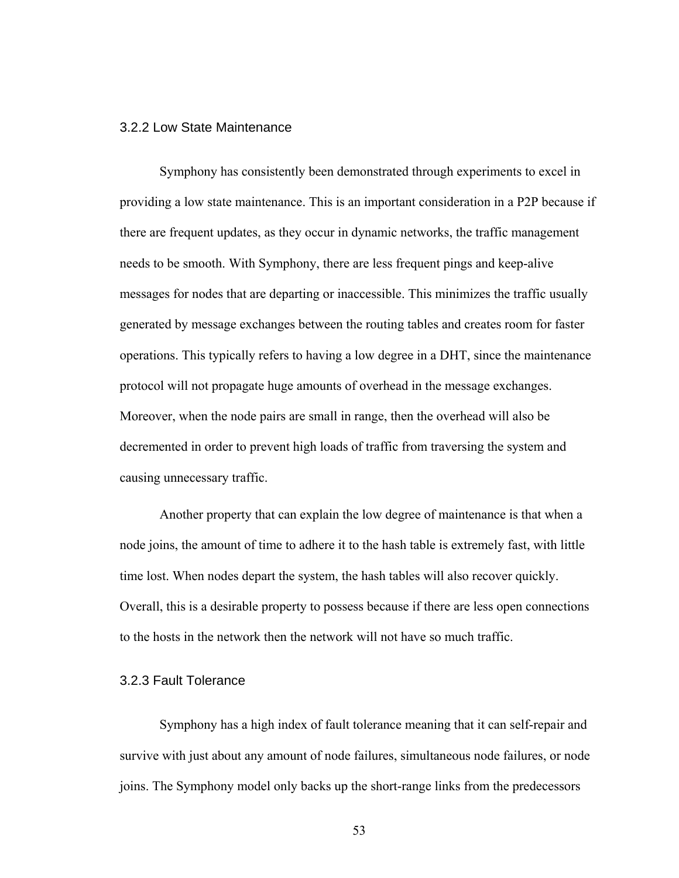### 3.2.2 Low State Maintenance

Symphony has consistently been demonstrated through experiments to excel in providing a low state maintenance. This is an important consideration in a P2P because if there are frequent updates, as they occur in dynamic networks, the traffic management needs to be smooth. With Symphony, there are less frequent pings and keep-alive messages for nodes that are departing or inaccessible. This minimizes the traffic usually generated by message exchanges between the routing tables and creates room for faster operations. This typically refers to having a low degree in a DHT, since the maintenance protocol will not propagate huge amounts of overhead in the message exchanges. Moreover, when the node pairs are small in range, then the overhead will also be decremented in order to prevent high loads of traffic from traversing the system and causing unnecessary traffic.

Another property that can explain the low degree of maintenance is that when a node joins, the amount of time to adhere it to the hash table is extremely fast, with little time lost. When nodes depart the system, the hash tables will also recover quickly. Overall, this is a desirable property to possess because if there are less open connections to the hosts in the network then the network will not have so much traffic.

### 3.2.3 Fault Tolerance

Symphony has a high index of fault tolerance meaning that it can self-repair and survive with just about any amount of node failures, simultaneous node failures, or node joins. The Symphony model only backs up the short-range links from the predecessors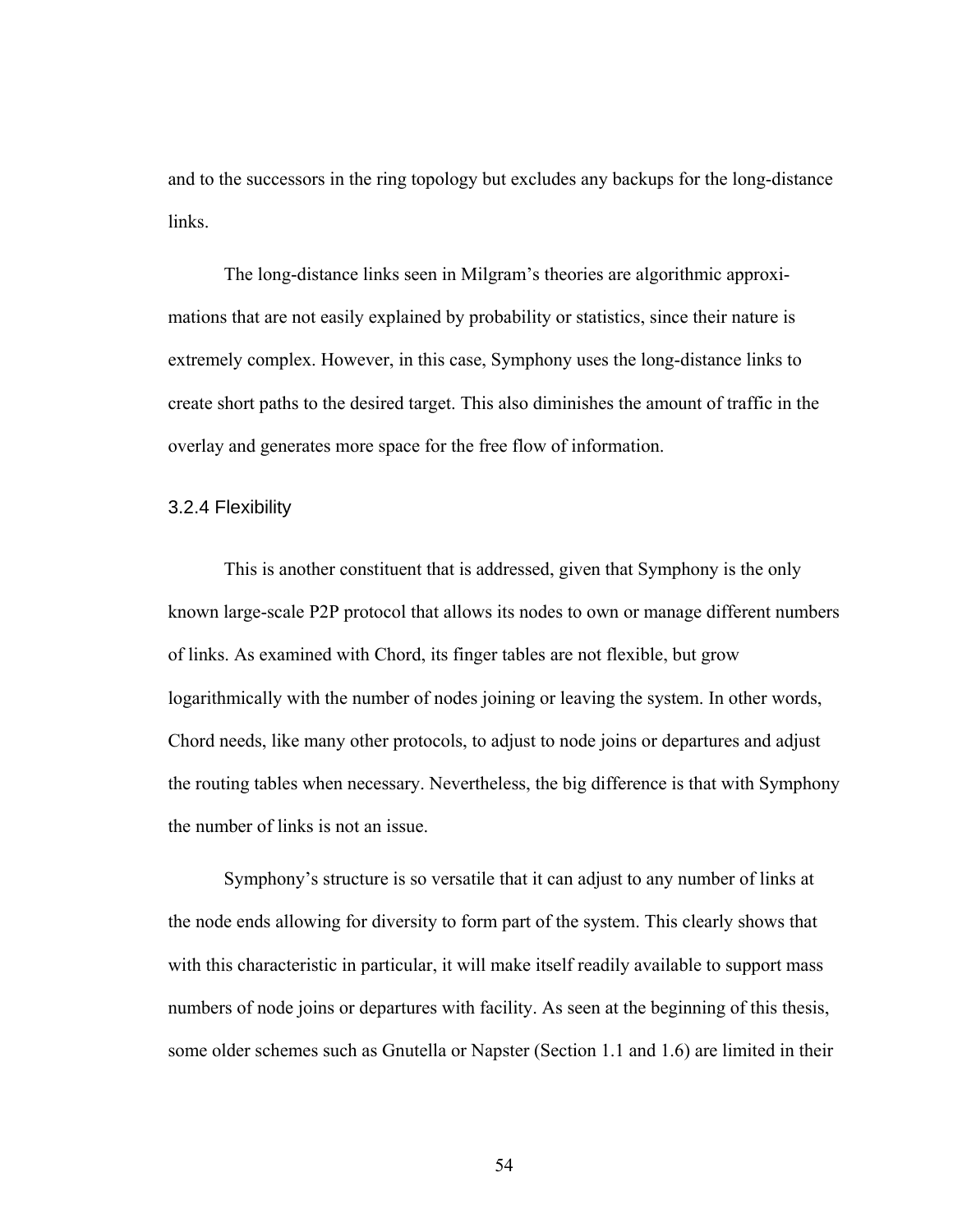and to the successors in the ring topology but excludes any backups for the long-distance links.

The long-distance links seen in Milgram's theories are algorithmic approximations that are not easily explained by probability or statistics, since their nature is extremely complex. However, in this case, Symphony uses the long-distance links to create short paths to the desired target. This also diminishes the amount of traffic in the overlay and generates more space for the free flow of information.

### 3.2.4 Flexibility

This is another constituent that is addressed, given that Symphony is the only known large-scale P2P protocol that allows its nodes to own or manage different numbers of links. As examined with Chord, its finger tables are not flexible, but grow logarithmically with the number of nodes joining or leaving the system. In other words, Chord needs, like many other protocols, to adjust to node joins or departures and adjust the routing tables when necessary. Nevertheless, the big difference is that with Symphony the number of links is not an issue.

Symphony's structure is so versatile that it can adjust to any number of links at the node ends allowing for diversity to form part of the system. This clearly shows that with this characteristic in particular, it will make itself readily available to support mass numbers of node joins or departures with facility. As seen at the beginning of this thesis, some older schemes such as Gnutella or Napster (Section 1.1 and 1.6) are limited in their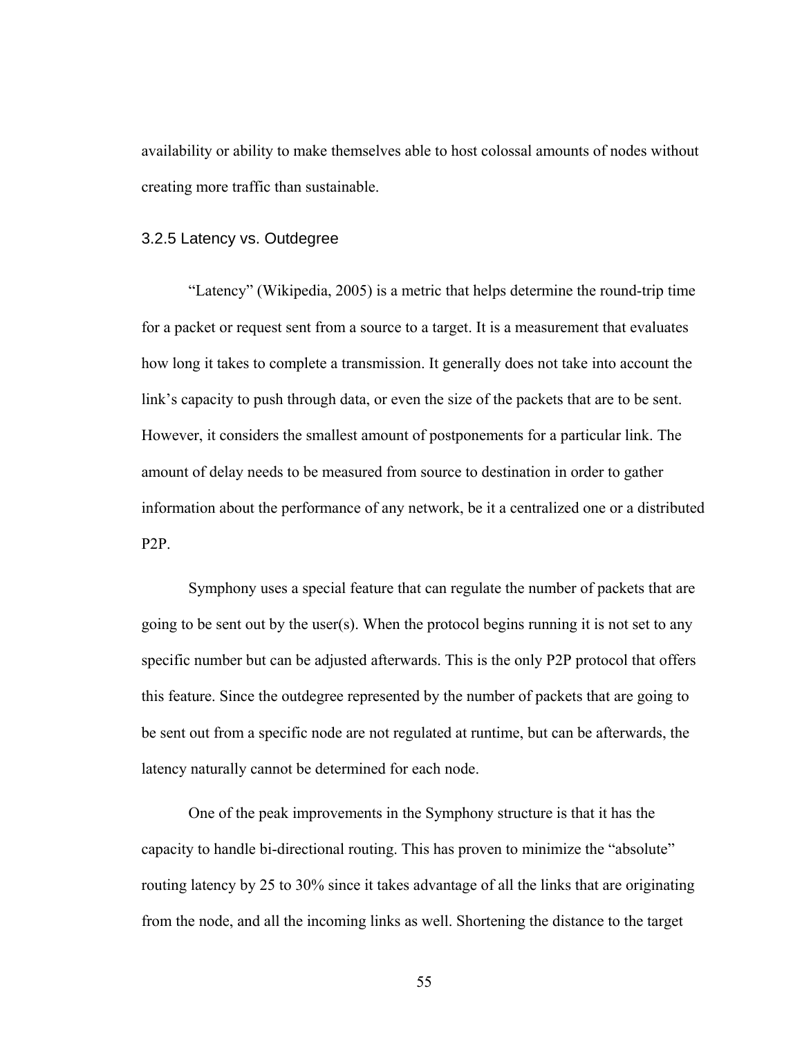availability or ability to make themselves able to host colossal amounts of nodes without creating more traffic than sustainable.

### 3.2.5 Latency vs. Outdegree

"Latency" (Wikipedia, 2005) is a metric that helps determine the round-trip time for a packet or request sent from a source to a target. It is a measurement that evaluates how long it takes to complete a transmission. It generally does not take into account the link's capacity to push through data, or even the size of the packets that are to be sent. However, it considers the smallest amount of postponements for a particular link. The amount of delay needs to be measured from source to destination in order to gather information about the performance of any network, be it a centralized one or a distributed P2P.

Symphony uses a special feature that can regulate the number of packets that are going to be sent out by the user(s). When the protocol begins running it is not set to any specific number but can be adjusted afterwards. This is the only P2P protocol that offers this feature. Since the outdegree represented by the number of packets that are going to be sent out from a specific node are not regulated at runtime, but can be afterwards, the latency naturally cannot be determined for each node.

One of the peak improvements in the Symphony structure is that it has the capacity to handle bi-directional routing. This has proven to minimize the "absolute" routing latency by 25 to 30% since it takes advantage of all the links that are originating from the node, and all the incoming links as well. Shortening the distance to the target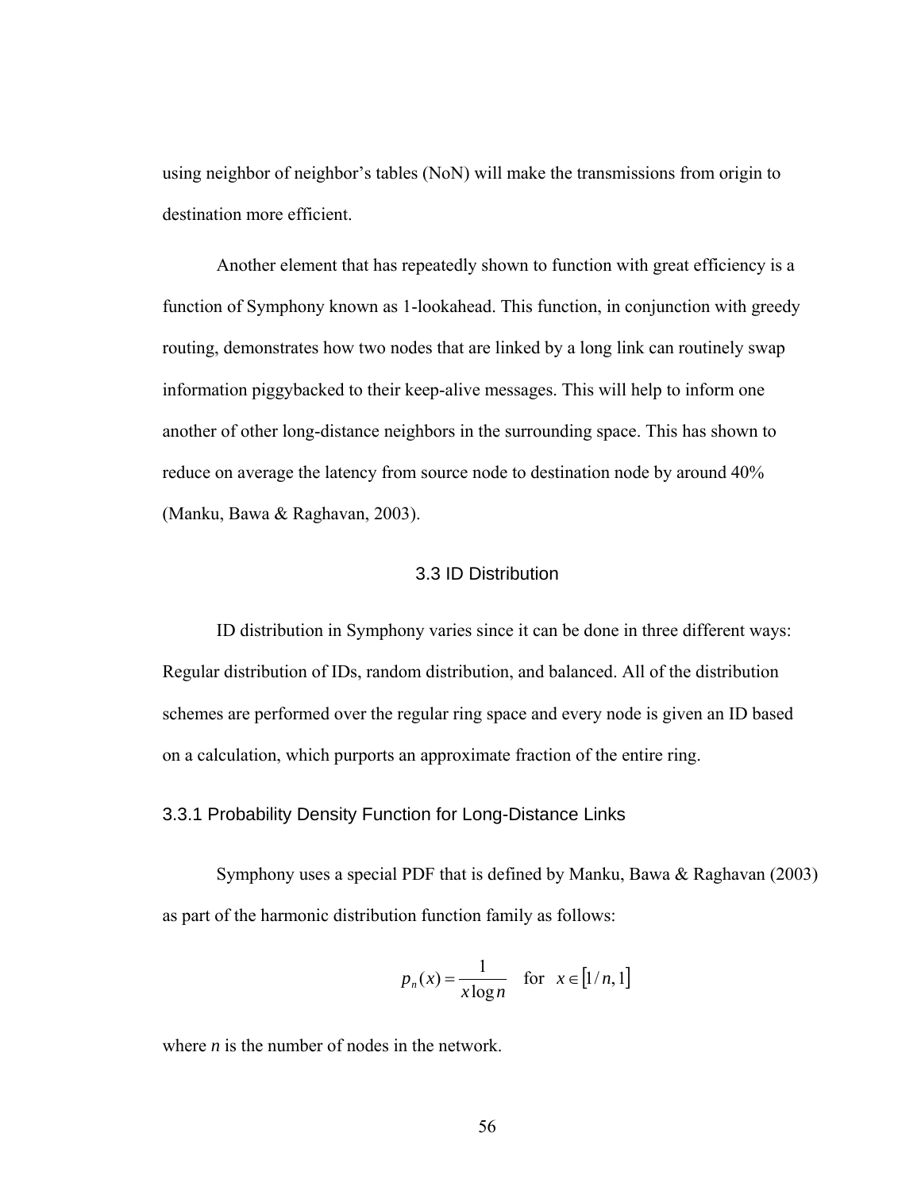using neighbor of neighbor's tables (NoN) will make the transmissions from origin to destination more efficient.

Another element that has repeatedly shown to function with great efficiency is a function of Symphony known as 1-lookahead. This function, in conjunction with greedy routing, demonstrates how two nodes that are linked by a long link can routinely swap information piggybacked to their keep-alive messages. This will help to inform one another of other long-distance neighbors in the surrounding space. This has shown to reduce on average the latency from source node to destination node by around 40% (Manku, Bawa & Raghavan, 2003).

## 3.3 ID Distribution

ID distribution in Symphony varies since it can be done in three different ways: Regular distribution of IDs, random distribution, and balanced. All of the distribution schemes are performed over the regular ring space and every node is given an ID based on a calculation, which purports an approximate fraction of the entire ring.

### 3.3.1 Probability Density Function for Long-Distance Links

Symphony uses a special PDF that is defined by Manku, Bawa & Raghavan (2003) as part of the harmonic distribution function family as follows:

$$p_n(x) = \frac{1}{x \log n} \quad \text{for} \quad x \in [1/n, 1]$$

where $n$ is the number of nodes in the network.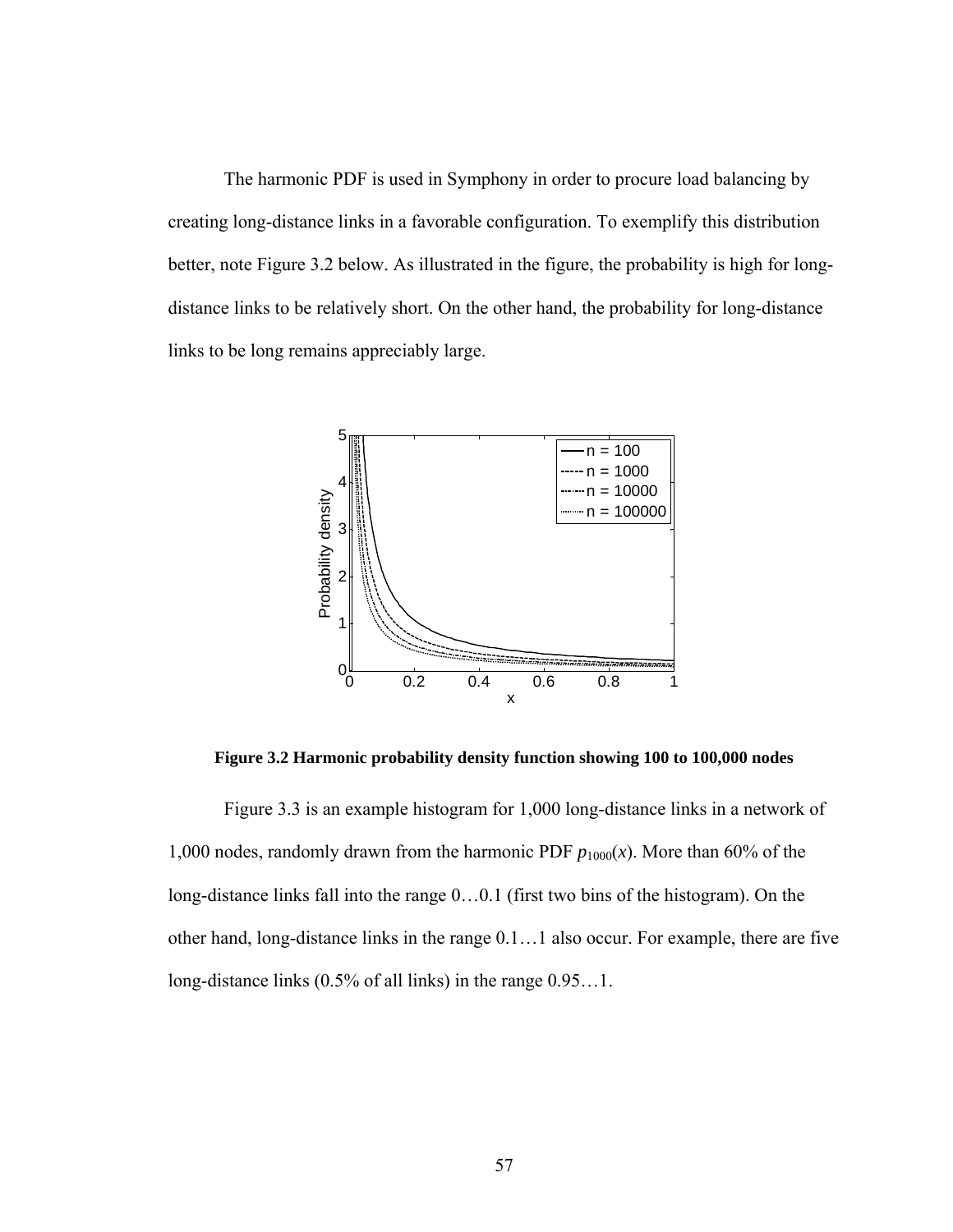The harmonic PDF is used in Symphony in order to procure load balancing by creating long-distance links in a favorable configuration. To exemplify this distribution better, note Figure 3.2 below. As illustrated in the figure, the probability is high for long-distance links to be relatively short. On the other hand, the probability for long-distance links to be long remains appreciably large.

**Figure 3.2 Harmonic probability density function showing 100 to 100,000 nodes**

Figure 3.3 is an example histogram for 1,000 long-distance links in a network of 1,000 nodes, randomly drawn from the harmonic PDF $p_{1000}(x)$. More than 60% of the long-distance links fall into the range 0…0.1 (first two bins of the histogram). On the other hand, long-distance links in the range 0.1…1 also occur. For example, there are five long-distance links (0.5% of all links) in the range 0.95…1.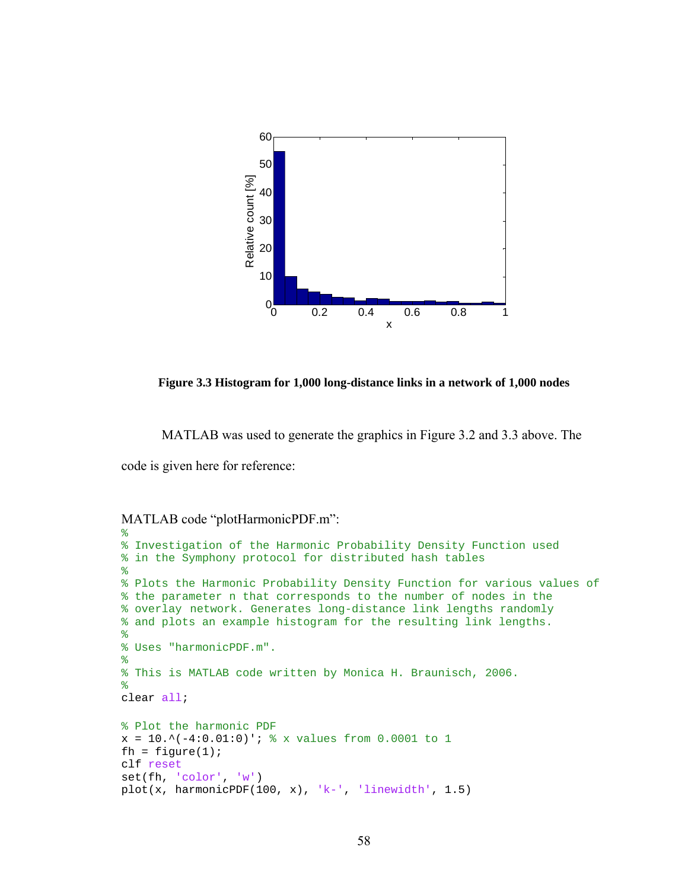**Figure 3.3 Histogram for 1,000 long-distance links in a network of 1,000 nodes**

MATLAB was used to generate the graphics in Figure 3.2 and 3.3 above. The code is given here for reference:

MATLAB code “plotHarmonicPDF.m”:

```
%
% Investigation of the Harmonic Probability Density Function used
% in the Symphony protocol for distributed hash tables
%
% Plots the Harmonic Probability Density Function for various values of
% the parameter n that corresponds to the number of nodes in the
% overlay network. Generates long-distance link lengths randomly
% and plots an example histogram for the resulting link lengths.
%
% Uses "harmonicPDF.m".
%
% This is MATLAB code written by Monica H. Braunisch, 2006.
%
clear all;

% Plot the harmonic PDF
x = 10.^(-4:0.01:0)'; % x values from 0.0001 to 1
fh = figure(1);
clf reset
set(fh, 'color', 'w')
plot(x, harmonicPDF(100, x), 'k-', 'linewidth', 1.5)
```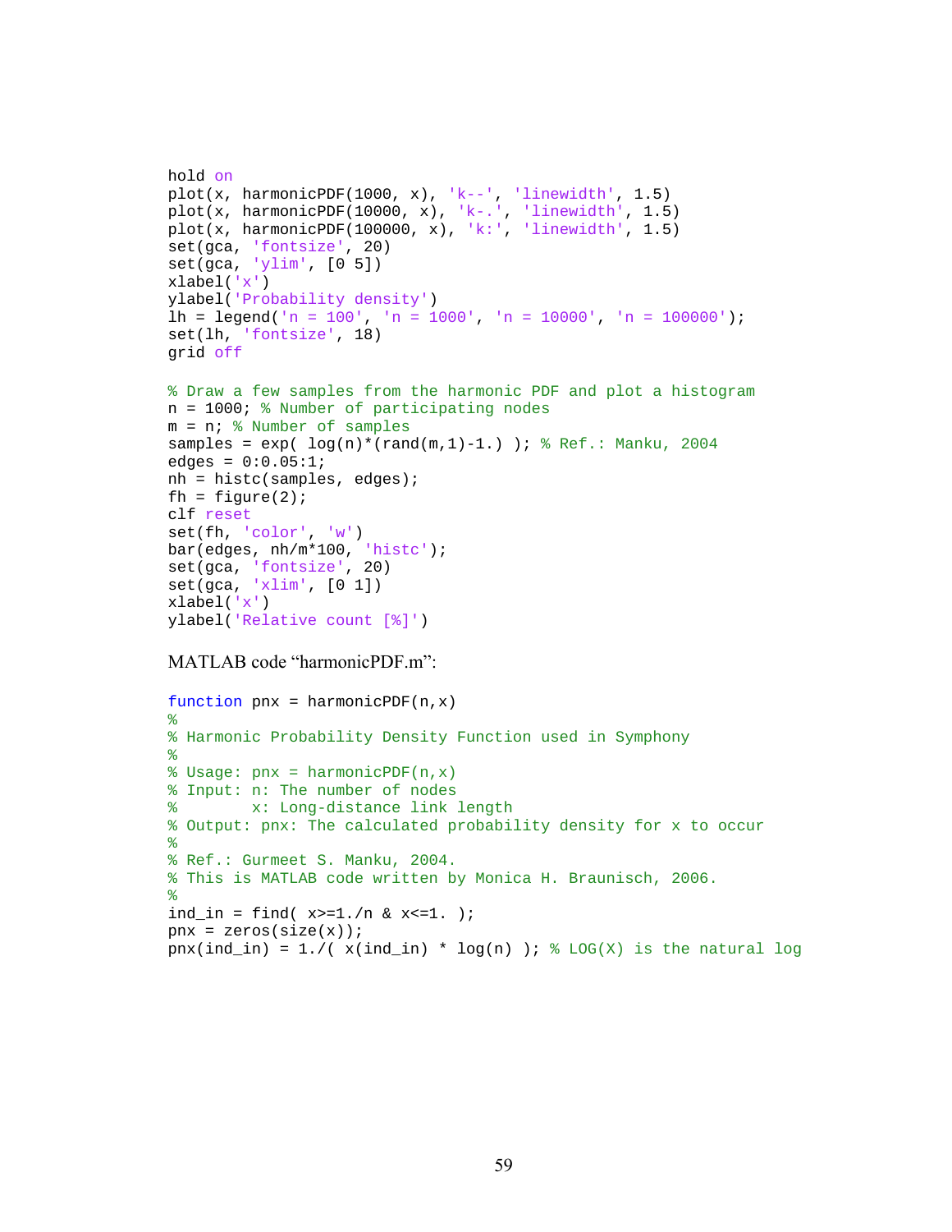```
hold on
plot(x, harmonicPDF(1000, x), 'k--', 'linewidth', 1.5)
plot(x, harmonicPDF(10000, x), 'k-.', 'linewidth', 1.5)
plot(x, harmonicPDF(100000, x), 'k:', 'linewidth', 1.5)
set(gca, 'fontsize', 20)
set(gca, 'ylim', [0 5])
xlabel('x')
ylabel('Probability density')
lh = legend('n = 100', 'n = 1000', 'n = 10000', 'n = 100000');
set(lh, 'fontsize', 18)
grid off

% Draw a few samples from the harmonic PDF and plot a histogram
n = 1000; % Number of participating nodes
m = n; % Number of samples
samples = exp( log(n)*(rand(m,1)-1.) ); % Ref.: Manku, 2004
edges = 0:0.05:1;
nh = histc(samples, edges);
fh = figure(2);
clf reset
set(fh, 'color', 'w')
bar(edges, nh/m*100, 'histc');
set(gca, 'fontsize', 20)
set(gca, 'xlim', [0 1])
xlabel('x')
ylabel('Relative count [%]')
```

MATLAB code “harmonicPDF.m”:

```
function pnx = harmonicPDF(n,x)
%
% Harmonic Probability Density Function used in Symphony
%
% Usage: pnx = harmonicPDF(n,x)
% Input: n: The number of nodes
%        x: Long-distance link length
% Output: pnx: The calculated probability density for x to occur
%
% Ref.: Gurmeet S. Manku, 2004.
% This is MATLAB code written by Monica H. Braunisch, 2006.
%
ind_in = find( x>=1./n & x<=1. );
pnx = zeros(size(x));
pnx(ind_in) = 1./( x(ind_in) * log(n) ); % LOG(X) is the natural log
```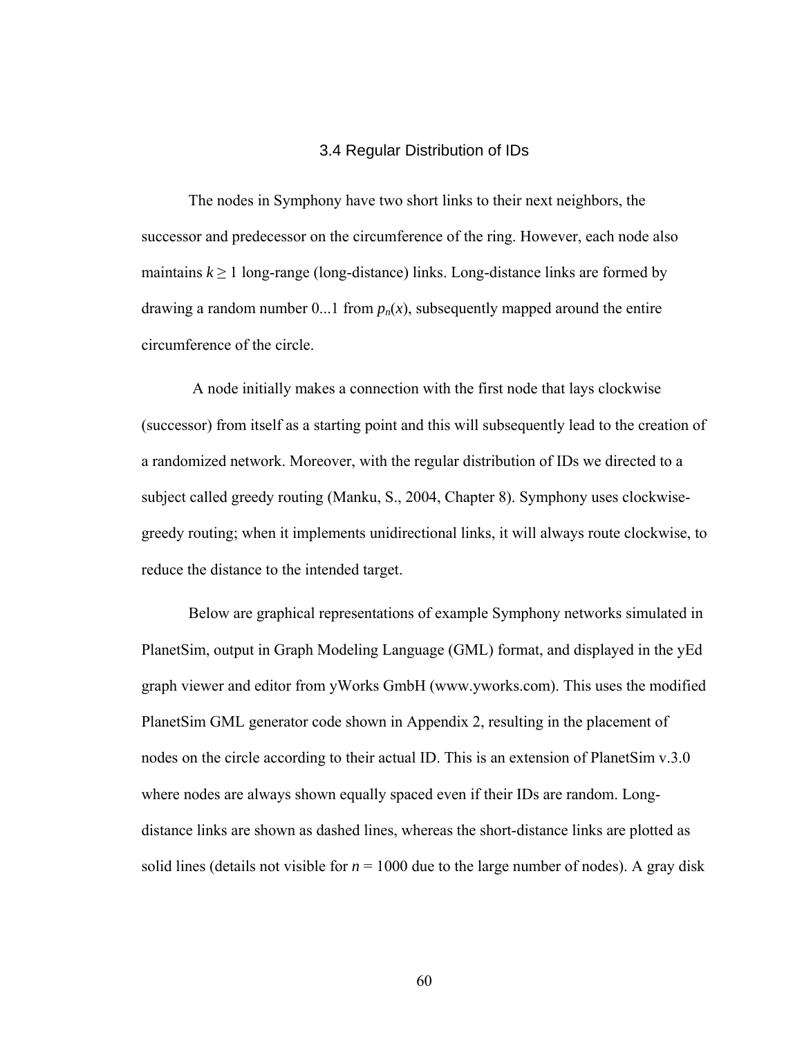### 3.4 Regular Distribution of IDs

The nodes in Symphony have two short links to their next neighbors, the successor and predecessor on the circumference of the ring. However, each node also maintains $k \geq 1$ long-range (long-distance) links. Long-distance links are formed by drawing a random number 0...1 from $p_n(x)$, subsequently mapped around the entire circumference of the circle.

A node initially makes a connection with the first node that lays clockwise (successor) from itself as a starting point and this will subsequently lead to the creation of a randomized network. Moreover, with the regular distribution of IDs we directed to a subject called greedy routing (Manku, S., 2004, Chapter 8). Symphony uses clockwise-greedy routing; when it implements unidirectional links, it will always route clockwise, to reduce the distance to the intended target.

Below are graphical representations of example Symphony networks simulated in PlanetSim, output in Graph Modeling Language (GML) format, and displayed in the yEd graph viewer and editor from yWorks GmbH (www.yworks.com). This uses the modified PlanetSim GML generator code shown in Appendix 2, resulting in the placement of nodes on the circle according to their actual ID. This is an extension of PlanetSim v.3.0 where nodes are always shown equally spaced even if their IDs are random. Long-distance links are shown as dashed lines, whereas the short-distance links are plotted as solid lines (details not visible for $n = 1000$ due to the large number of nodes). A gray disk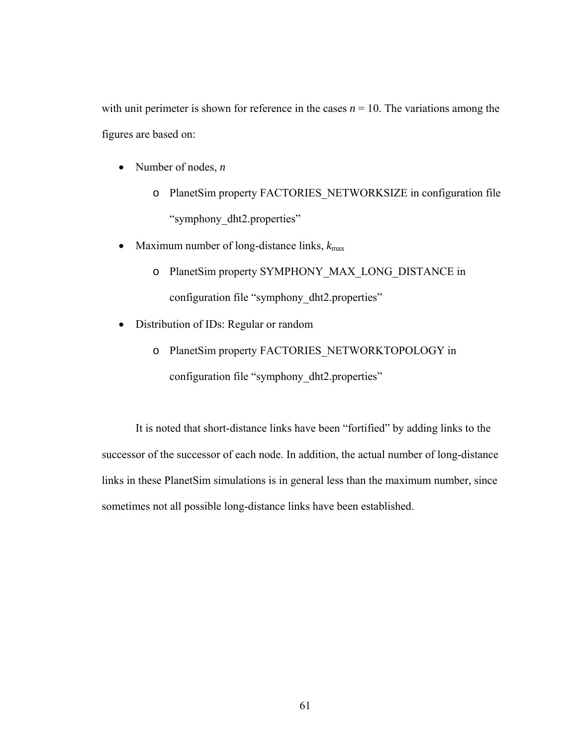with unit perimeter is shown for reference in the cases $n = 10$. The variations among the figures are based on:

- Number of nodes, $n$
  - PlanetSim property FACTORIES_NETWORKSIZE in configuration file "symphony_dht2.properties"
- Maximum number of long-distance links, $k_{max}$
  - PlanetSim property SYMPHONY_MAX_LONG_DISTANCE in configuration file "symphony_dht2.properties"
- Distribution of IDs: Regular or random
  - PlanetSim property FACTORIES_NETWORKTOPOLOGY in configuration file "symphony_dht2.properties"

It is noted that short-distance links have been "fortified" by adding links to the successor of the successor of each node. In addition, the actual number of long-distance links in these PlanetSim simulations is in general less than the maximum number, since sometimes not all possible long-distance links have been established.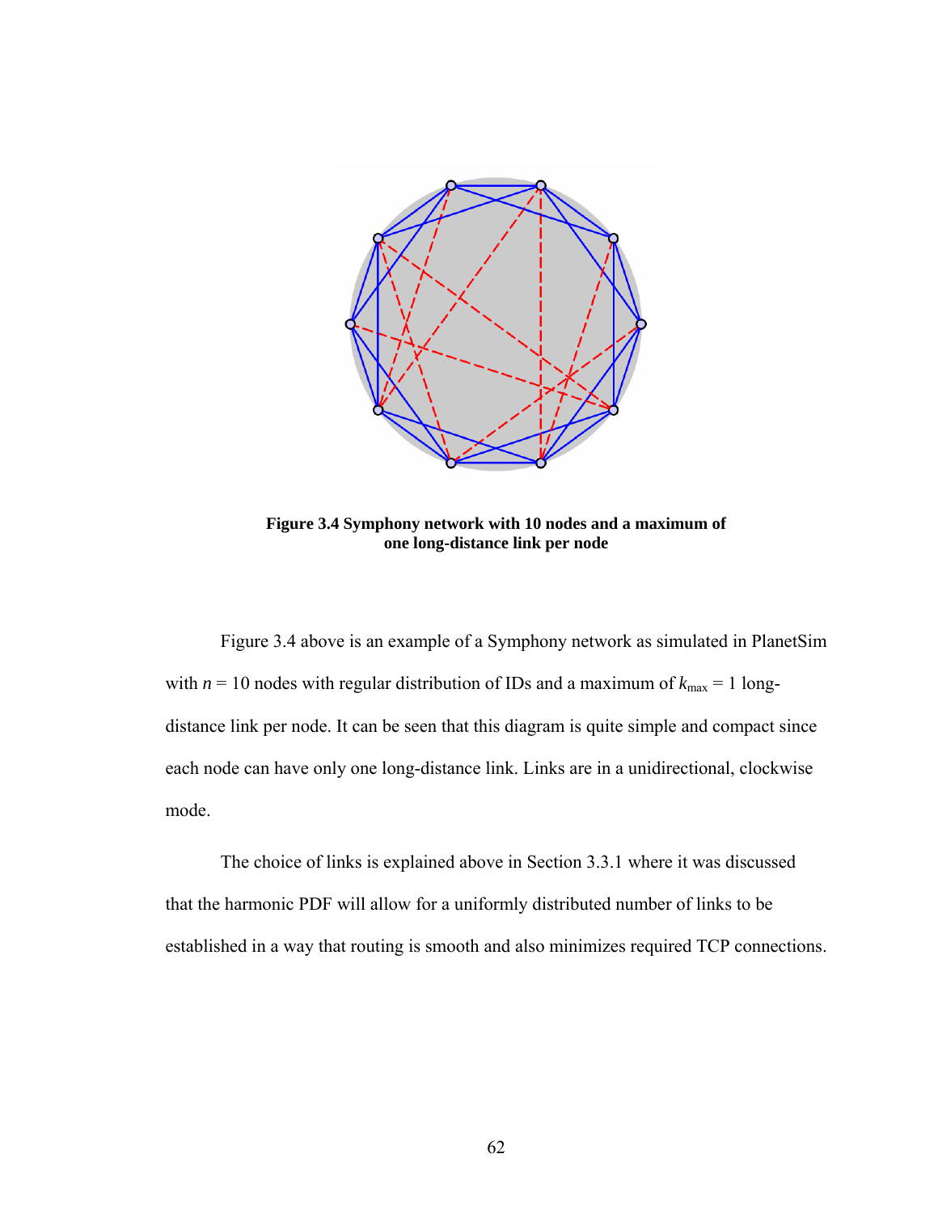**Figure 3.4 Symphony network with 10 nodes and a maximum of one long-distance link per node**

Figure 3.4 above is an example of a Symphony network as simulated in PlanetSim with $n = 10$ nodes with regular distribution of IDs and a maximum of $k_{max} = 1$ long-distance link per node. It can be seen that this diagram is quite simple and compact since each node can have only one long-distance link. Links are in a unidirectional, clockwise mode.

The choice of links is explained above in Section 3.3.1 where it was discussed that the harmonic PDF will allow for a uniformly distributed number of links to be established in a way that routing is smooth and also minimizes required TCP connections.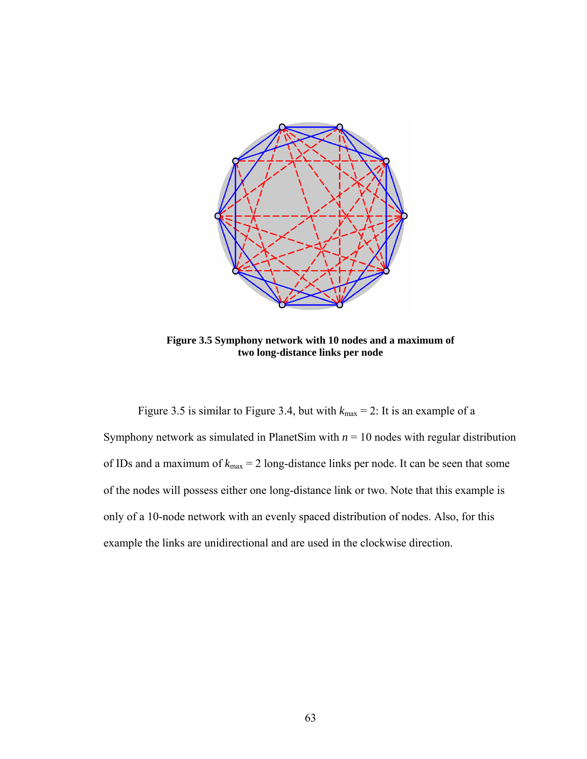**Figure 3.5 Symphony network with 10 nodes and a maximum of two long-distance links per node**

Figure 3.5 is similar to Figure 3.4, but with $k_{max} = 2$: It is an example of a Symphony network as simulated in PlanetSim with $n = 10$ nodes with regular distribution of IDs and a maximum of $k_{max} = 2$ long-distance links per node. It can be seen that some of the nodes will possess either one long-distance link or two. Note that this example is only of a 10-node network with an evenly spaced distribution of nodes. Also, for this example the links are unidirectional and are used in the clockwise direction.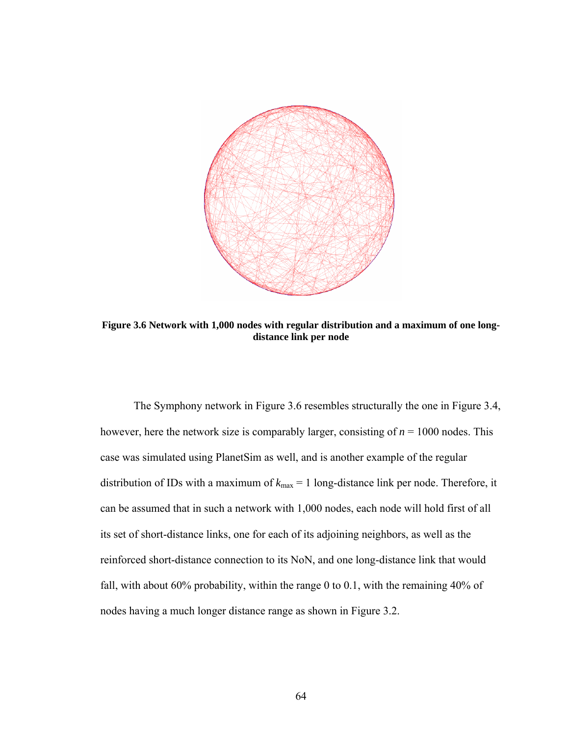**Figure 3.6 Network with 1,000 nodes with regular distribution and a maximum of one long-distance link per node**

The Symphony network in Figure 3.6 resembles structurally the one in Figure 3.4, however, here the network size is comparably larger, consisting of $n = 1000$ nodes. This case was simulated using PlanetSim as well, and is another example of the regular distribution of IDs with a maximum of $k_{max} = 1$ long-distance link per node. Therefore, it can be assumed that in such a network with 1,000 nodes, each node will hold first of all its set of short-distance links, one for each of its adjoining neighbors, as well as the reinforced short-distance connection to its NoN, and one long-distance link that would fall, with about 60% probability, within the range 0 to 0.1, with the remaining 40% of nodes having a much longer distance range as shown in Figure 3.2.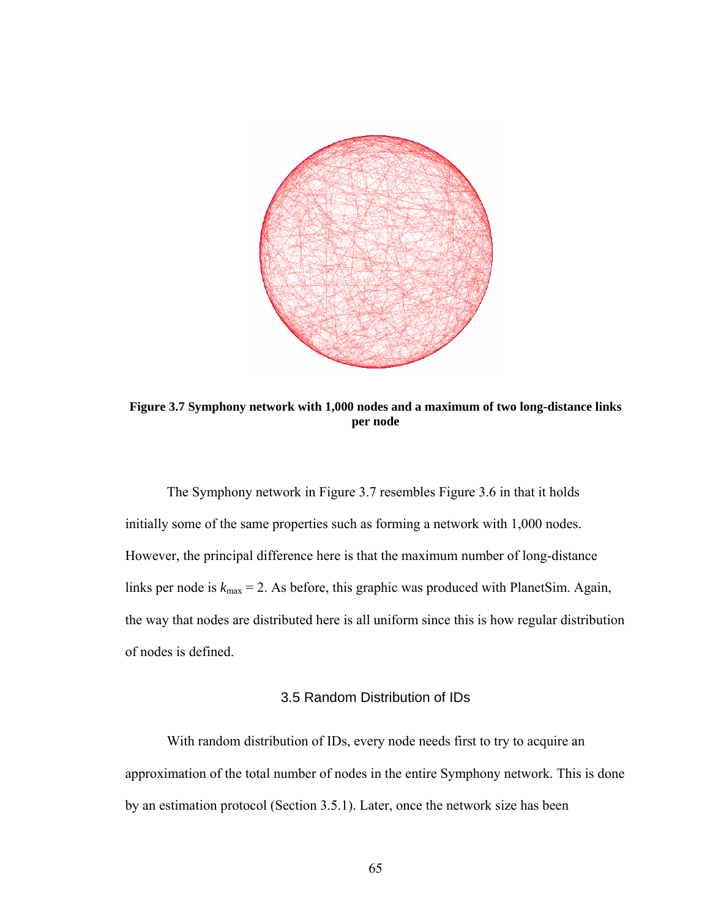**Figure 3.7 Symphony network with 1,000 nodes and a maximum of two long-distance links per node**

The Symphony network in Figure 3.7 resembles Figure 3.6 in that it holds initially some of the same properties such as forming a network with 1,000 nodes. However, the principal difference here is that the maximum number of long-distance links per node is $k_{max} = 2$. As before, this graphic was produced with PlanetSim. Again, the way that nodes are distributed here is all uniform since this is how regular distribution of nodes is defined.

## 3.5 Random Distribution of IDs

With random distribution of IDs, every node needs first to try to acquire an approximation of the total number of nodes in the entire Symphony network. This is done by an estimation protocol (Section 3.5.1). Later, once the network size has been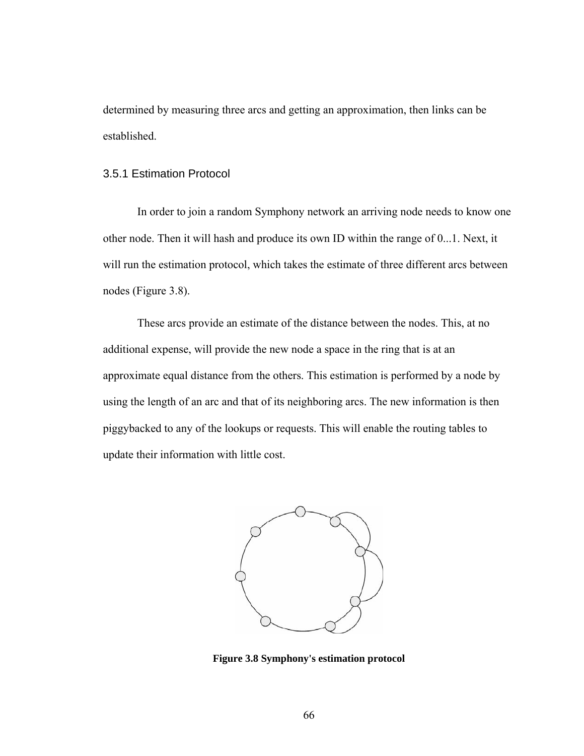determined by measuring three arcs and getting an approximation, then links can be established.

### 3.5.1 Estimation Protocol

In order to join a random Symphony network an arriving node needs to know one other node. Then it will hash and produce its own ID within the range of 0...1. Next, it will run the estimation protocol, which takes the estimate of three different arcs between nodes (Figure 3.8).

These arcs provide an estimate of the distance between the nodes. This, at no additional expense, will provide the new node a space in the ring that is at an approximate equal distance from the others. This estimation is performed by a node by using the length of an arc and that of its neighboring arcs. The new information is then piggybacked to any of the lookups or requests. This will enable the routing tables to update their information with little cost.

**Figure 3.8 Symphony's estimation protocol**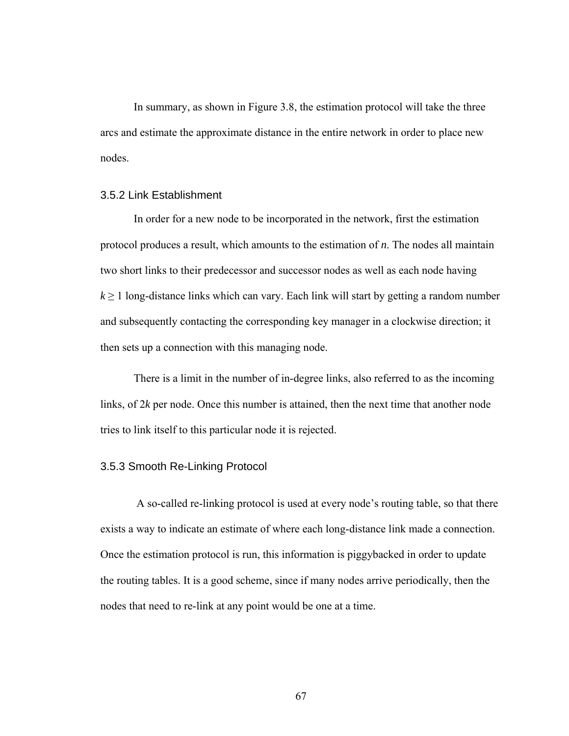In summary, as shown in Figure 3.8, the estimation protocol will take the three arcs and estimate the approximate distance in the entire network in order to place new nodes.

### 3.5.2 Link Establishment

In order for a new node to be incorporated in the network, first the estimation protocol produces a result, which amounts to the estimation of *n*. The nodes all maintain two short links to their predecessor and successor nodes as well as each node having $k \geq 1$ long-distance links which can vary. Each link will start by getting a random number and subsequently contacting the corresponding key manager in a clockwise direction; it then sets up a connection with this managing node.

There is a limit in the number of in-degree links, also referred to as the incoming links, of $2k$ per node. Once this number is attained, then the next time that another node tries to link itself to this particular node it is rejected.

### 3.5.3 Smooth Re-Linking Protocol

A so-called re-linking protocol is used at every node's routing table, so that there exists a way to indicate an estimate of where each long-distance link made a connection. Once the estimation protocol is run, this information is piggybacked in order to update the routing tables. It is a good scheme, since if many nodes arrive periodically, then the nodes that need to re-link at any point would be one at a time.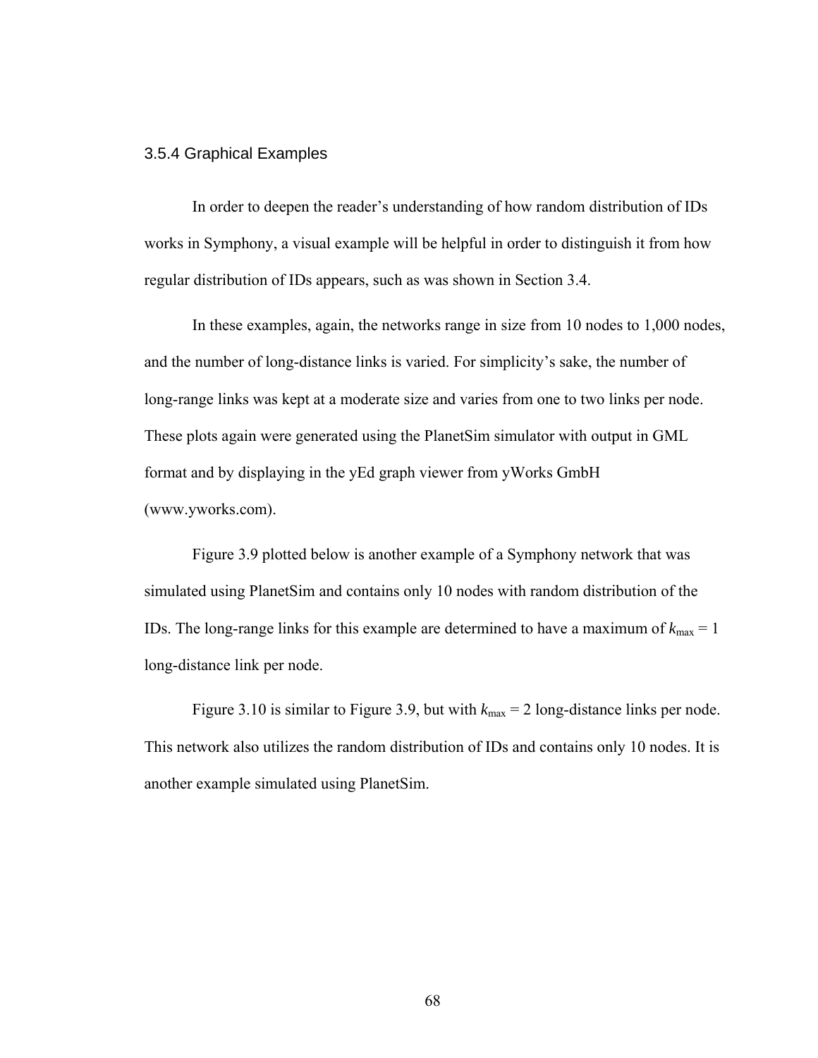### 3.5.4 Graphical Examples

In order to deepen the reader's understanding of how random distribution of IDs works in Symphony, a visual example will be helpful in order to distinguish it from how regular distribution of IDs appears, such as was shown in Section 3.4.

In these examples, again, the networks range in size from 10 nodes to 1,000 nodes, and the number of long-distance links is varied. For simplicity's sake, the number of long-range links was kept at a moderate size and varies from one to two links per node. These plots again were generated using the PlanetSim simulator with output in GML format and by displaying in the yEd graph viewer from yWorks GmbH (www.yworks.com).

Figure 3.9 plotted below is another example of a Symphony network that was simulated using PlanetSim and contains only 10 nodes with random distribution of the IDs. The long-range links for this example are determined to have a maximum of $k_{max} = 1$ long-distance link per node.

Figure 3.10 is similar to Figure 3.9, but with $k_{max} = 2$ long-distance links per node. This network also utilizes the random distribution of IDs and contains only 10 nodes. It is another example simulated using PlanetSim.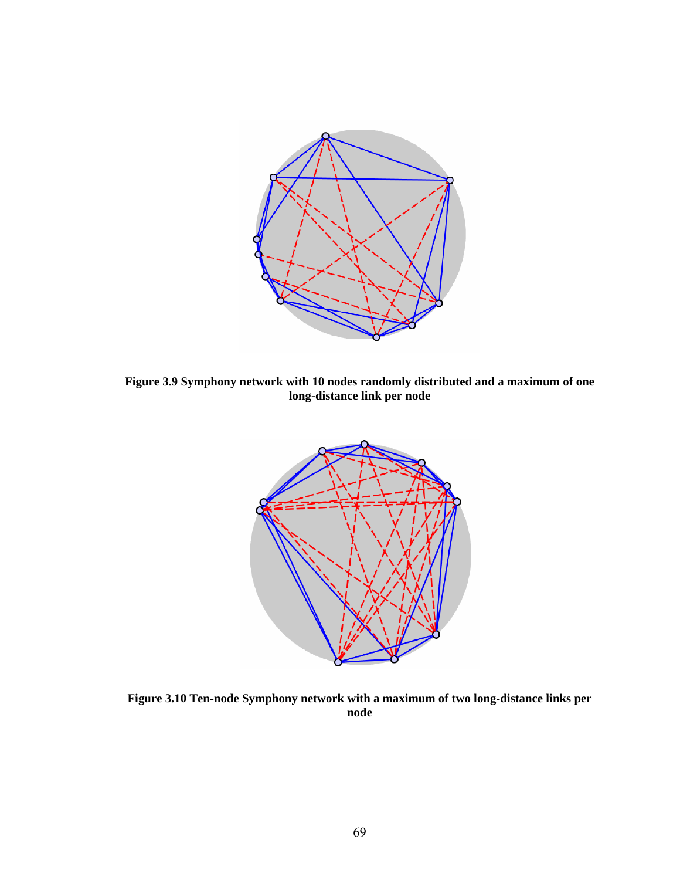**Figure 3.9 Symphony network with 10 nodes randomly distributed and a maximum of one long-distance link per node**

**Figure 3.10 Ten-node Symphony network with a maximum of two long-distance links per node**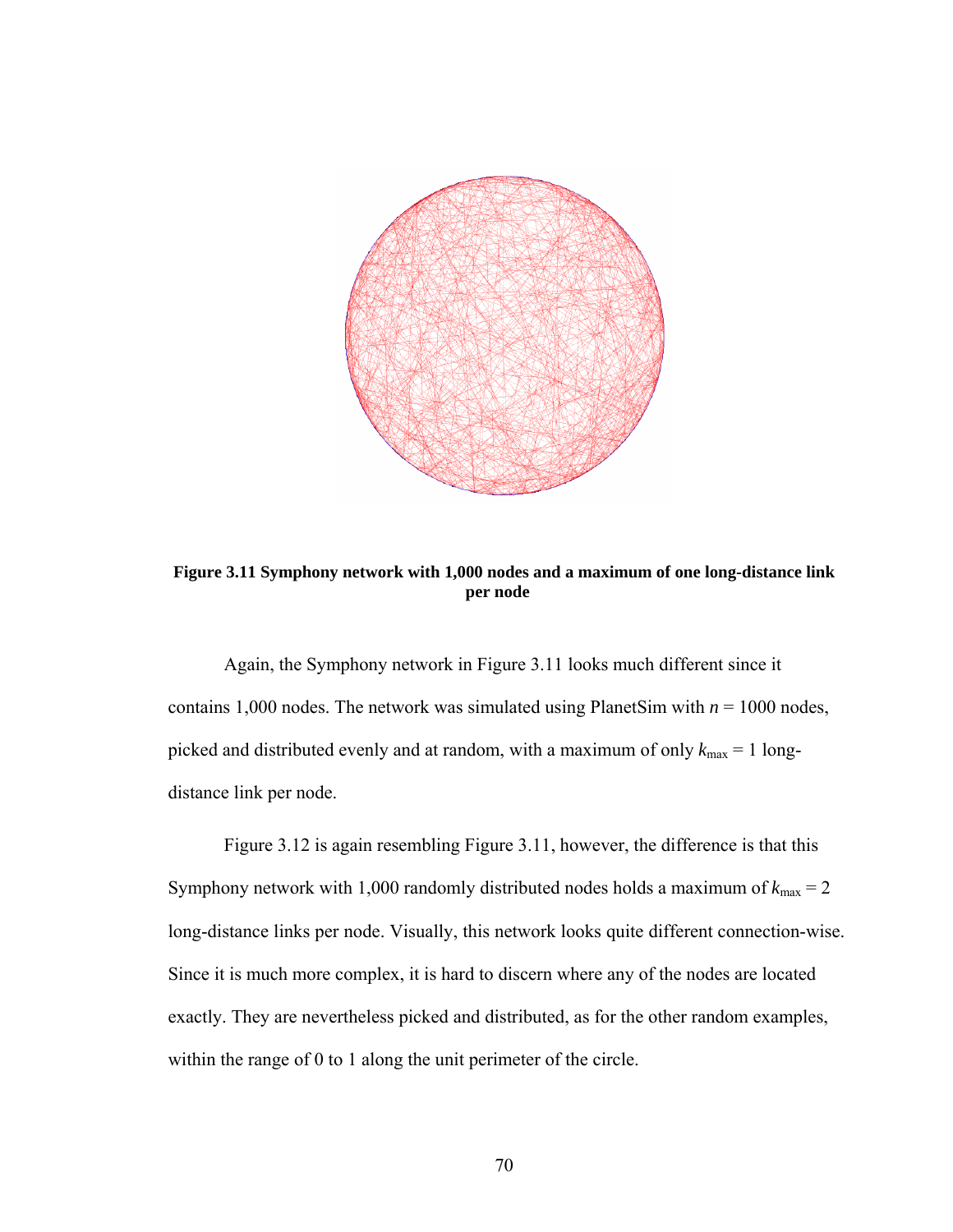**Figure 3.11 Symphony network with 1,000 nodes and a maximum of one long-distance link per node**

Again, the Symphony network in Figure 3.11 looks much different since it contains 1,000 nodes. The network was simulated using PlanetSim with $n = 1000$ nodes, picked and distributed evenly and at random, with a maximum of only $k_{max} = 1$ long-distance link per node.

Figure 3.12 is again resembling Figure 3.11, however, the difference is that this Symphony network with 1,000 randomly distributed nodes holds a maximum of $k_{max} = 2$ long-distance links per node. Visually, this network looks quite different connection-wise. Since it is much more complex, it is hard to discern where any of the nodes are located exactly. They are nevertheless picked and distributed, as for the other random examples, within the range of 0 to 1 along the unit perimeter of the circle.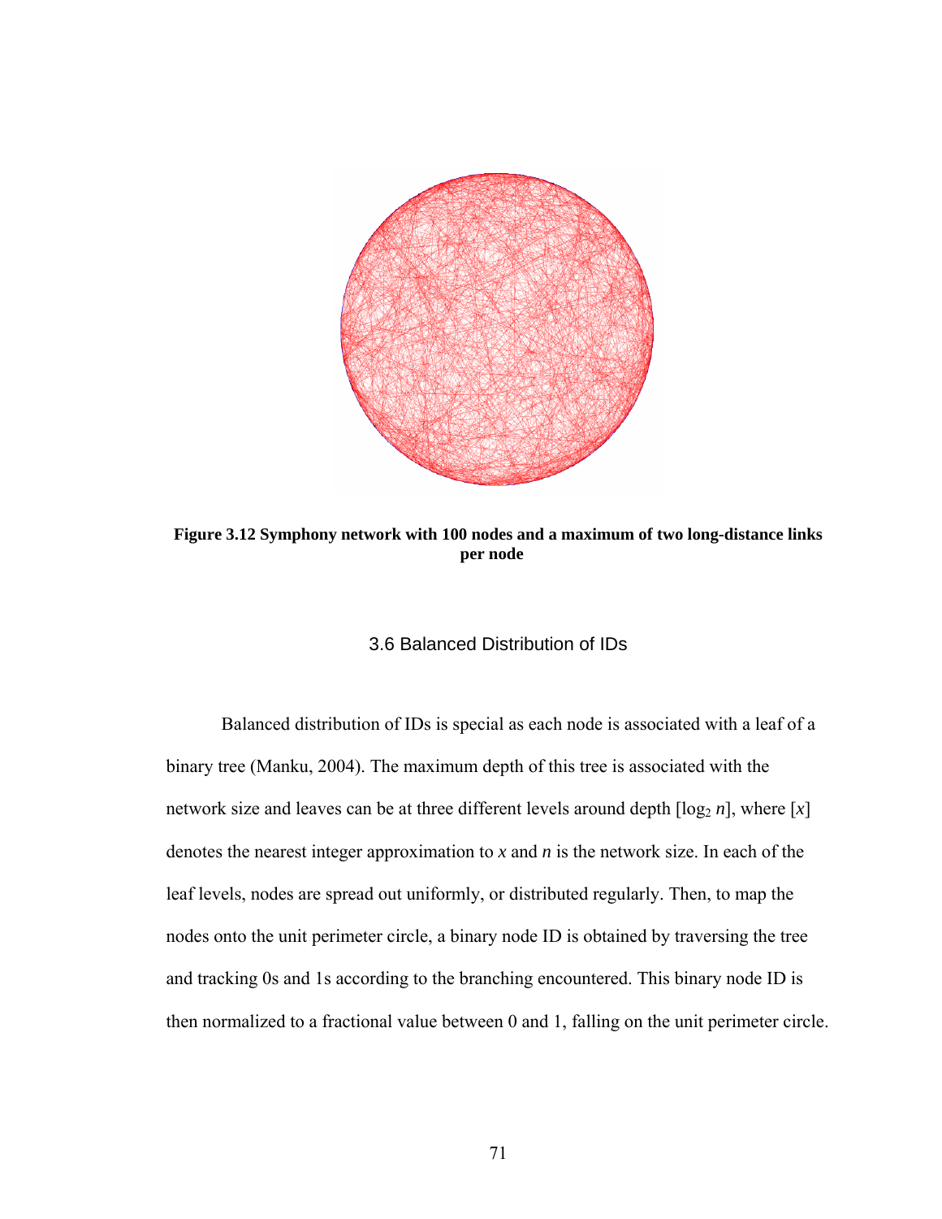**Figure 3.12 Symphony network with 100 nodes and a maximum of two long-distance links per node**

### 3.6 Balanced Distribution of IDs

Balanced distribution of IDs is special as each node is associated with a leaf of a binary tree (Manku, 2004). The maximum depth of this tree is associated with the network size and leaves can be at three different levels around depth [$\log_2 n$], where [$x$] denotes the nearest integer approximation to $x$ and $n$ is the network size. In each of the leaf levels, nodes are spread out uniformly, or distributed regularly. Then, to map the nodes onto the unit perimeter circle, a binary node ID is obtained by traversing the tree and tracking 0s and 1s according to the branching encountered. This binary node ID is then normalized to a fractional value between 0 and 1, falling on the unit perimeter circle.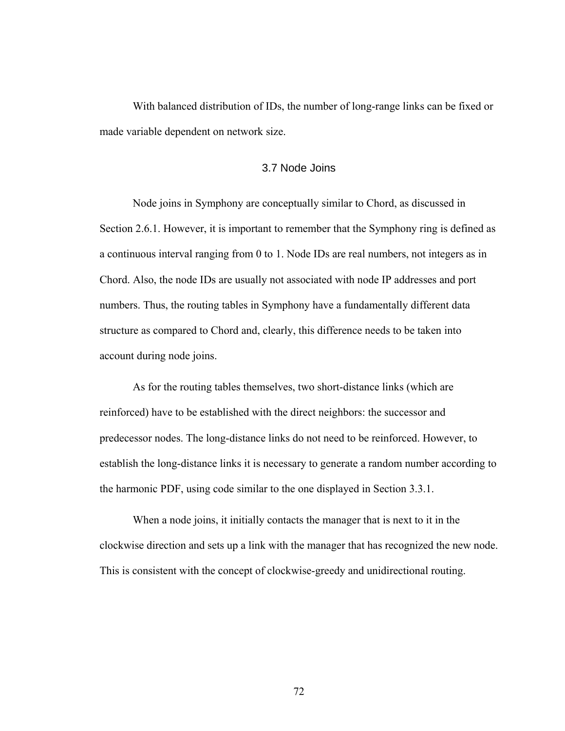With balanced distribution of IDs, the number of long-range links can be fixed or made variable dependent on network size.

## 3.7 Node Joins

Node joins in Symphony are conceptually similar to Chord, as discussed in Section 2.6.1. However, it is important to remember that the Symphony ring is defined as a continuous interval ranging from 0 to 1. Node IDs are real numbers, not integers as in Chord. Also, the node IDs are usually not associated with node IP addresses and port numbers. Thus, the routing tables in Symphony have a fundamentally different data structure as compared to Chord and, clearly, this difference needs to be taken into account during node joins.

As for the routing tables themselves, two short-distance links (which are reinforced) have to be established with the direct neighbors: the successor and predecessor nodes. The long-distance links do not need to be reinforced. However, to establish the long-distance links it is necessary to generate a random number according to the harmonic PDF, using code similar to the one displayed in Section 3.3.1.

When a node joins, it initially contacts the manager that is next to it in the clockwise direction and sets up a link with the manager that has recognized the new node. This is consistent with the concept of clockwise-greedy and unidirectional routing.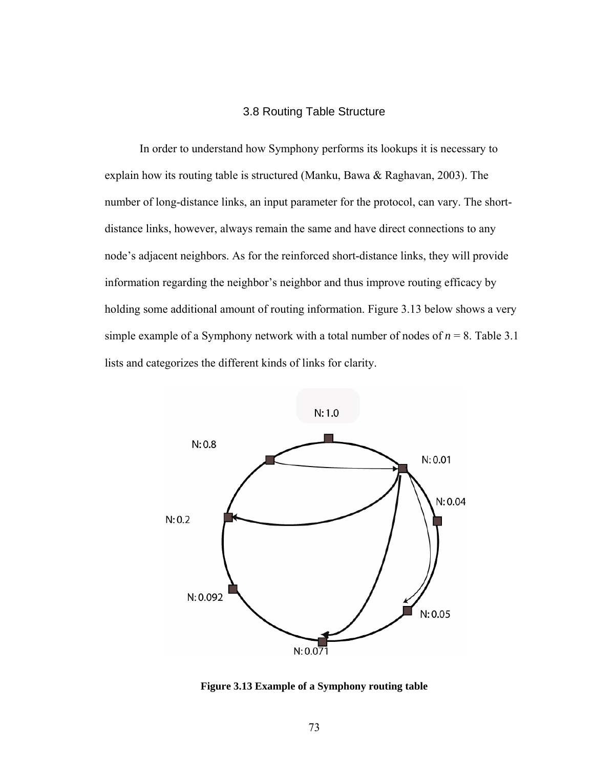## 3.8 Routing Table Structure

In order to understand how Symphony performs its lookups it is necessary to explain how its routing table is structured (Manku, Bawa & Raghavan, 2003). The number of long-distance links, an input parameter for the protocol, can vary. The short-distance links, however, always remain the same and have direct connections to any node's adjacent neighbors. As for the reinforced short-distance links, they will provide information regarding the neighbor's neighbor and thus improve routing efficacy by holding some additional amount of routing information. Figure 3.13 below shows a very simple example of a Symphony network with a total number of nodes of $n = 8$. Table 3.1 lists and categorizes the different kinds of links for clarity.

**Figure 3.13 Example of a Symphony routing table**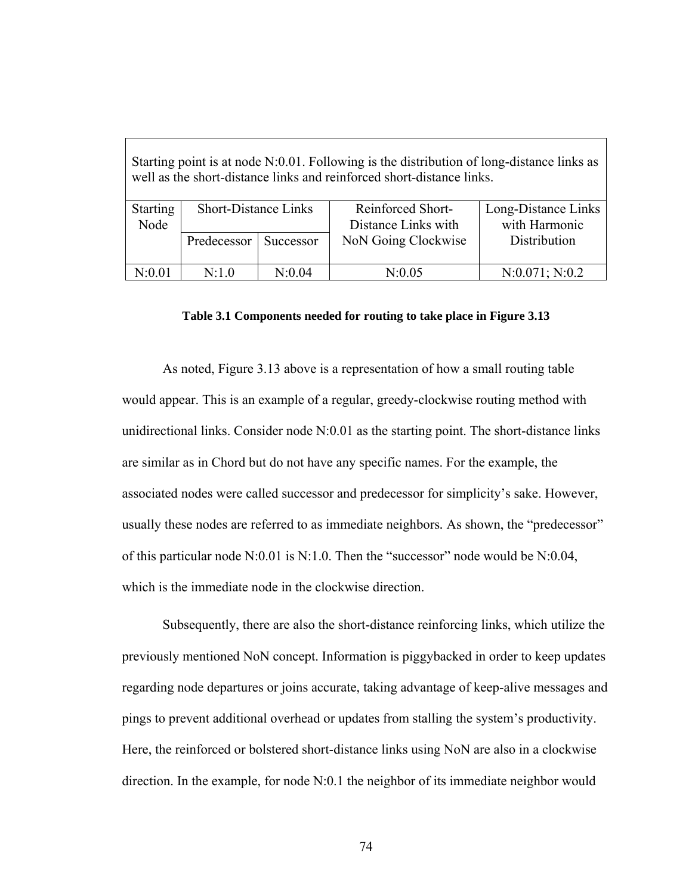| Starting point is at node N:0.01. Following is the distribution of long-distance links as well as the short-distance links and reinforced short-distance links. | | | | |
|---|---|---|---|---|
| Starting Node | Short-Distance Links | | Reinforced Short-Distance Links with NoN Going Clockwise | Long-Distance Links with Harmonic Distribution |
| | Predecessor | Successor | | |
| N:0.01 | N:1.0 | N:0.04 | N:0.05 | N:0.071; N:0.2 |

**Table 3.1 Components needed for routing to take place in Figure 3.13**

As noted, Figure 3.13 above is a representation of how a small routing table would appear. This is an example of a regular, greedy-clockwise routing method with unidirectional links. Consider node N:0.01 as the starting point. The short-distance links are similar as in Chord but do not have any specific names. For the example, the associated nodes were called successor and predecessor for simplicity's sake. However, usually these nodes are referred to as immediate neighbors. As shown, the "predecessor" of this particular node N:0.01 is N:1.0. Then the "successor" node would be N:0.04, which is the immediate node in the clockwise direction.

Subsequently, there are also the short-distance reinforcing links, which utilize the previously mentioned NoN concept. Information is piggybacked in order to keep updates regarding node departures or joins accurate, taking advantage of keep-alive messages and pings to prevent additional overhead or updates from stalling the system's productivity. Here, the reinforced or bolstered short-distance links using NoN are also in a clockwise direction. In the example, for node N:0.1 the neighbor of its immediate neighbor would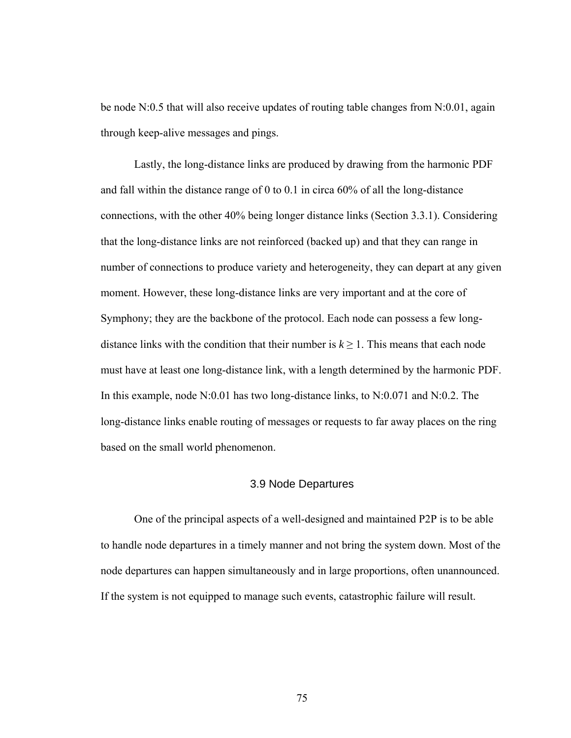be node N:0.5 that will also receive updates of routing table changes from N:0.01, again through keep-alive messages and pings.

Lastly, the long-distance links are produced by drawing from the harmonic PDF and fall within the distance range of 0 to 0.1 in circa 60% of all the long-distance connections, with the other 40% being longer distance links (Section 3.3.1). Considering that the long-distance links are not reinforced (backed up) and that they can range in number of connections to produce variety and heterogeneity, they can depart at any given moment. However, these long-distance links are very important and at the core of Symphony; they are the backbone of the protocol. Each node can possess a few long-distance links with the condition that their number is $k \geq 1$. This means that each node must have at least one long-distance link, with a length determined by the harmonic PDF. In this example, node N:0.01 has two long-distance links, to N:0.071 and N:0.2. The long-distance links enable routing of messages or requests to far away places on the ring based on the small world phenomenon.

## 3.9 Node Departures

One of the principal aspects of a well-designed and maintained P2P is to be able to handle node departures in a timely manner and not bring the system down. Most of the node departures can happen simultaneously and in large proportions, often unannounced. If the system is not equipped to manage such events, catastrophic failure will result.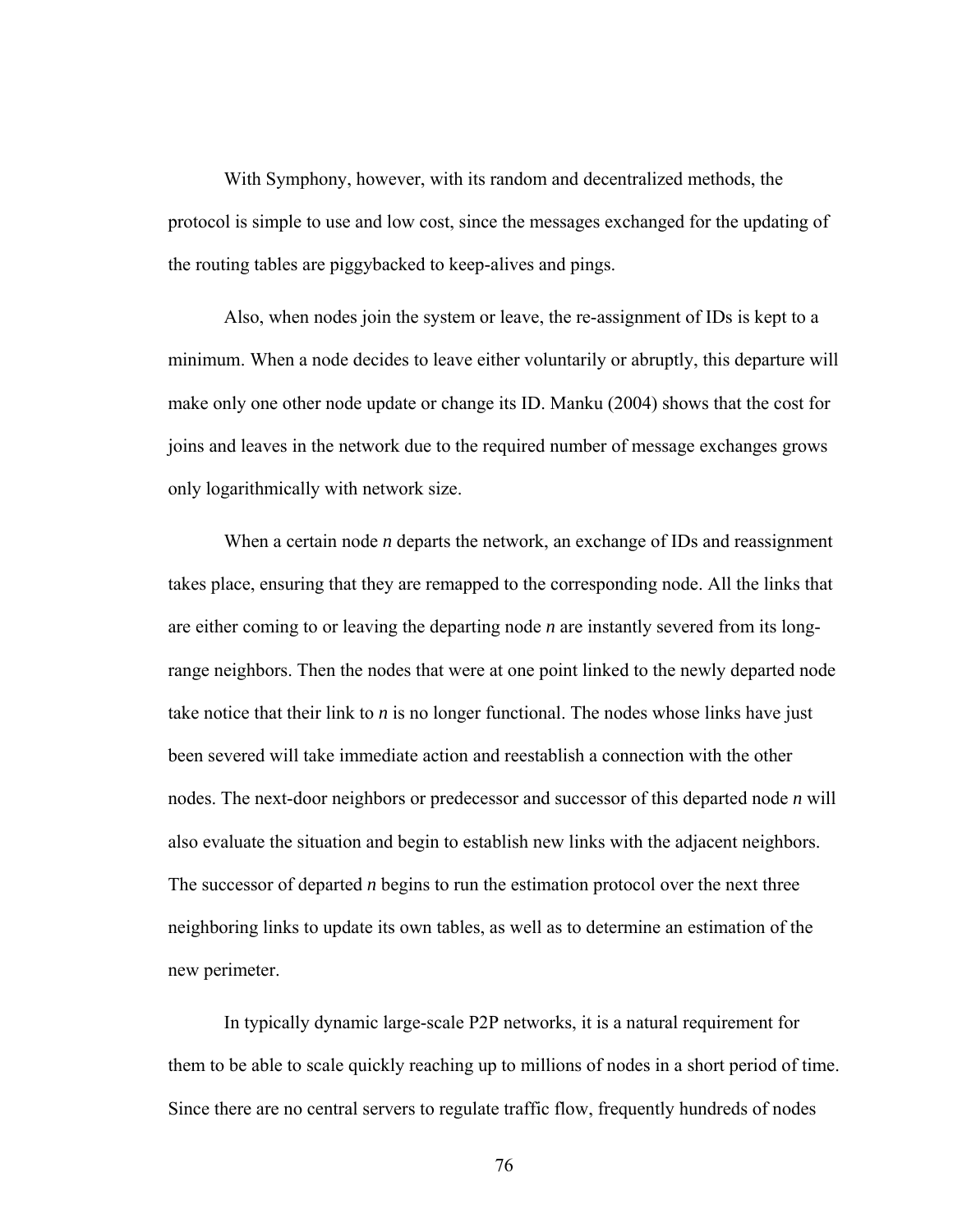With Symphony, however, with its random and decentralized methods, the protocol is simple to use and low cost, since the messages exchanged for the updating of the routing tables are piggybacked to keep-alives and pings.

Also, when nodes join the system or leave, the re-assignment of IDs is kept to a minimum. When a node decides to leave either voluntarily or abruptly, this departure will make only one other node update or change its ID. Manku (2004) shows that the cost for joins and leaves in the network due to the required number of message exchanges grows only logarithmically with network size.

When a certain node *n* departs the network, an exchange of IDs and reassignment takes place, ensuring that they are remapped to the corresponding node. All the links that are either coming to or leaving the departing node *n* are instantly severed from its long-range neighbors. Then the nodes that were at one point linked to the newly departed node take notice that their link to *n* is no longer functional. The nodes whose links have just been severed will take immediate action and reestablish a connection with the other nodes. The next-door neighbors or predecessor and successor of this departed node *n* will also evaluate the situation and begin to establish new links with the adjacent neighbors. The successor of departed *n* begins to run the estimation protocol over the next three neighboring links to update its own tables, as well as to determine an estimation of the new perimeter.

In typically dynamic large-scale P2P networks, it is a natural requirement for them to be able to scale quickly reaching up to millions of nodes in a short period of time. Since there are no central servers to regulate traffic flow, frequently hundreds of nodes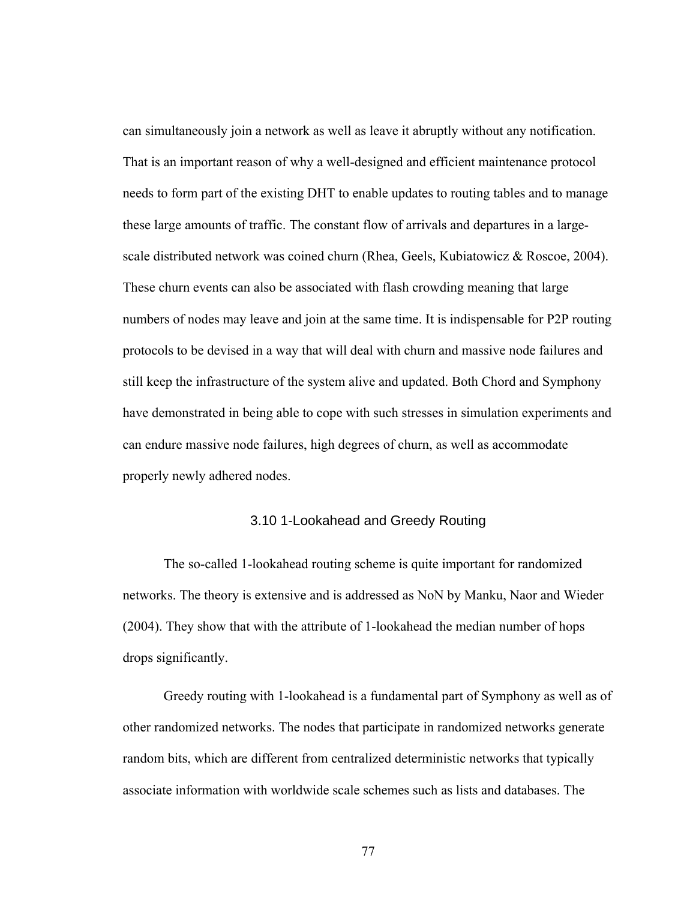can simultaneously join a network as well as leave it abruptly without any notification. That is an important reason of why a well-designed and efficient maintenance protocol needs to form part of the existing DHT to enable updates to routing tables and to manage these large amounts of traffic. The constant flow of arrivals and departures in a large-scale distributed network was coined churn (Rhea, Geels, Kubiatowicz & Roscoe, 2004). These churn events can also be associated with flash crowding meaning that large numbers of nodes may leave and join at the same time. It is indispensable for P2P routing protocols to be devised in a way that will deal with churn and massive node failures and still keep the infrastructure of the system alive and updated. Both Chord and Symphony have demonstrated in being able to cope with such stresses in simulation experiments and can endure massive node failures, high degrees of churn, as well as accommodate properly newly adhered nodes.

### 3.10 1-Lookahead and Greedy Routing

The so-called 1-lookahead routing scheme is quite important for randomized networks. The theory is extensive and is addressed as NoN by Manku, Naor and Wieder (2004). They show that with the attribute of 1-lookahead the median number of hops drops significantly.

Greedy routing with 1-lookahead is a fundamental part of Symphony as well as of other randomized networks. The nodes that participate in randomized networks generate random bits, which are different from centralized deterministic networks that typically associate information with worldwide scale schemes such as lists and databases. The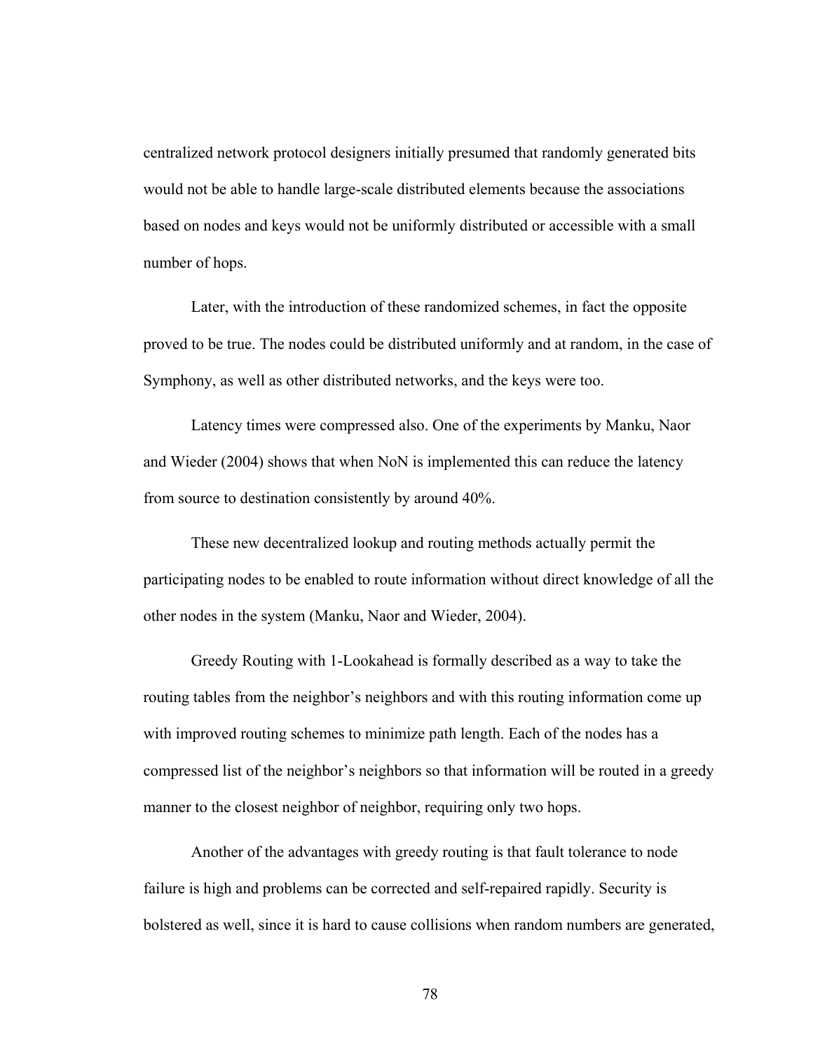centralized network protocol designers initially presumed that randomly generated bits would not be able to handle large-scale distributed elements because the associations based on nodes and keys would not be uniformly distributed or accessible with a small number of hops.

Later, with the introduction of these randomized schemes, in fact the opposite proved to be true. The nodes could be distributed uniformly and at random, in the case of Symphony, as well as other distributed networks, and the keys were too.

Latency times were compressed also. One of the experiments by Manku, Naor and Wieder (2004) shows that when NoN is implemented this can reduce the latency from source to destination consistently by around 40%.

These new decentralized lookup and routing methods actually permit the participating nodes to be enabled to route information without direct knowledge of all the other nodes in the system (Manku, Naor and Wieder, 2004).

Greedy Routing with 1-Lookahead is formally described as a way to take the routing tables from the neighbor's neighbors and with this routing information come up with improved routing schemes to minimize path length. Each of the nodes has a compressed list of the neighbor's neighbors so that information will be routed in a greedy manner to the closest neighbor of neighbor, requiring only two hops.

Another of the advantages with greedy routing is that fault tolerance to node failure is high and problems can be corrected and self-repaired rapidly. Security is bolstered as well, since it is hard to cause collisions when random numbers are generated,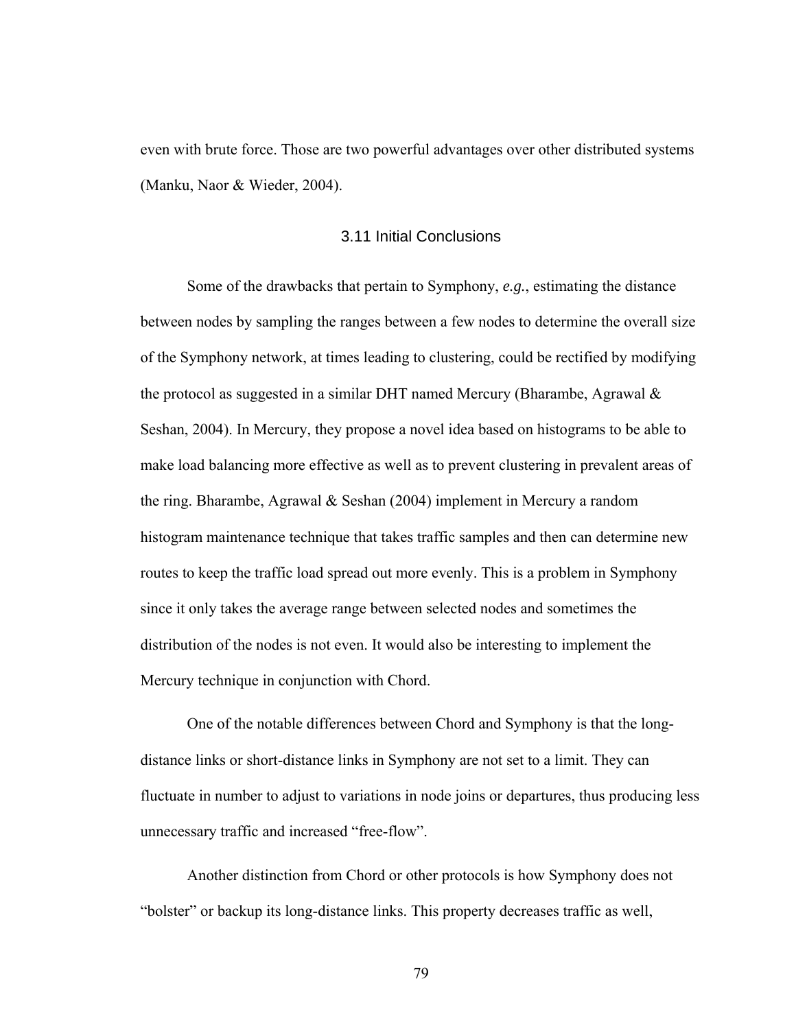even with brute force. Those are two powerful advantages over other distributed systems (Manku, Naor & Wieder, 2004).

### 3.11 Initial Conclusions

Some of the drawbacks that pertain to Symphony, *e.g.*, estimating the distance between nodes by sampling the ranges between a few nodes to determine the overall size of the Symphony network, at times leading to clustering, could be rectified by modifying the protocol as suggested in a similar DHT named Mercury (Bharambe, Agrawal & Seshan, 2004). In Mercury, they propose a novel idea based on histograms to be able to make load balancing more effective as well as to prevent clustering in prevalent areas of the ring. Bharambe, Agrawal & Seshan (2004) implement in Mercury a random histogram maintenance technique that takes traffic samples and then can determine new routes to keep the traffic load spread out more evenly. This is a problem in Symphony since it only takes the average range between selected nodes and sometimes the distribution of the nodes is not even. It would also be interesting to implement the Mercury technique in conjunction with Chord.

One of the notable differences between Chord and Symphony is that the long-distance links or short-distance links in Symphony are not set to a limit. They can fluctuate in number to adjust to variations in node joins or departures, thus producing less unnecessary traffic and increased "free-flow".

Another distinction from Chord or other protocols is how Symphony does not "bolster" or backup its long-distance links. This property decreases traffic as well,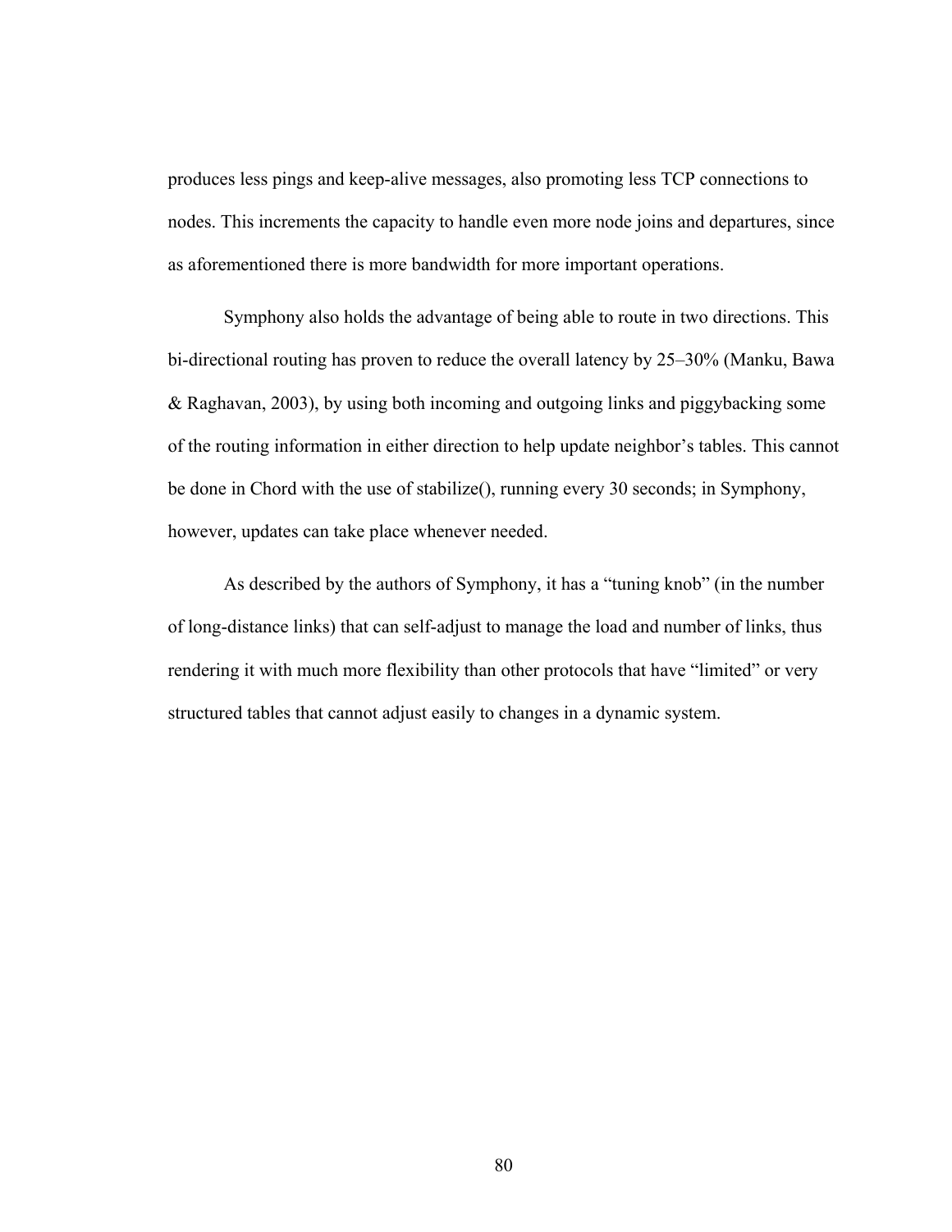produces less pings and keep-alive messages, also promoting less TCP connections to nodes. This increments the capacity to handle even more node joins and departures, since as aforementioned there is more bandwidth for more important operations.

Symphony also holds the advantage of being able to route in two directions. This bi-directional routing has proven to reduce the overall latency by 25–30% (Manku, Bawa & Raghavan, 2003), by using both incoming and outgoing links and piggybacking some of the routing information in either direction to help update neighbor's tables. This cannot be done in Chord with the use of stabilize(), running every 30 seconds; in Symphony, however, updates can take place whenever needed.

As described by the authors of Symphony, it has a "tuning knob" (in the number of long-distance links) that can self-adjust to manage the load and number of links, thus rendering it with much more flexibility than other protocols that have "limited" or very structured tables that cannot adjust easily to changes in a dynamic system.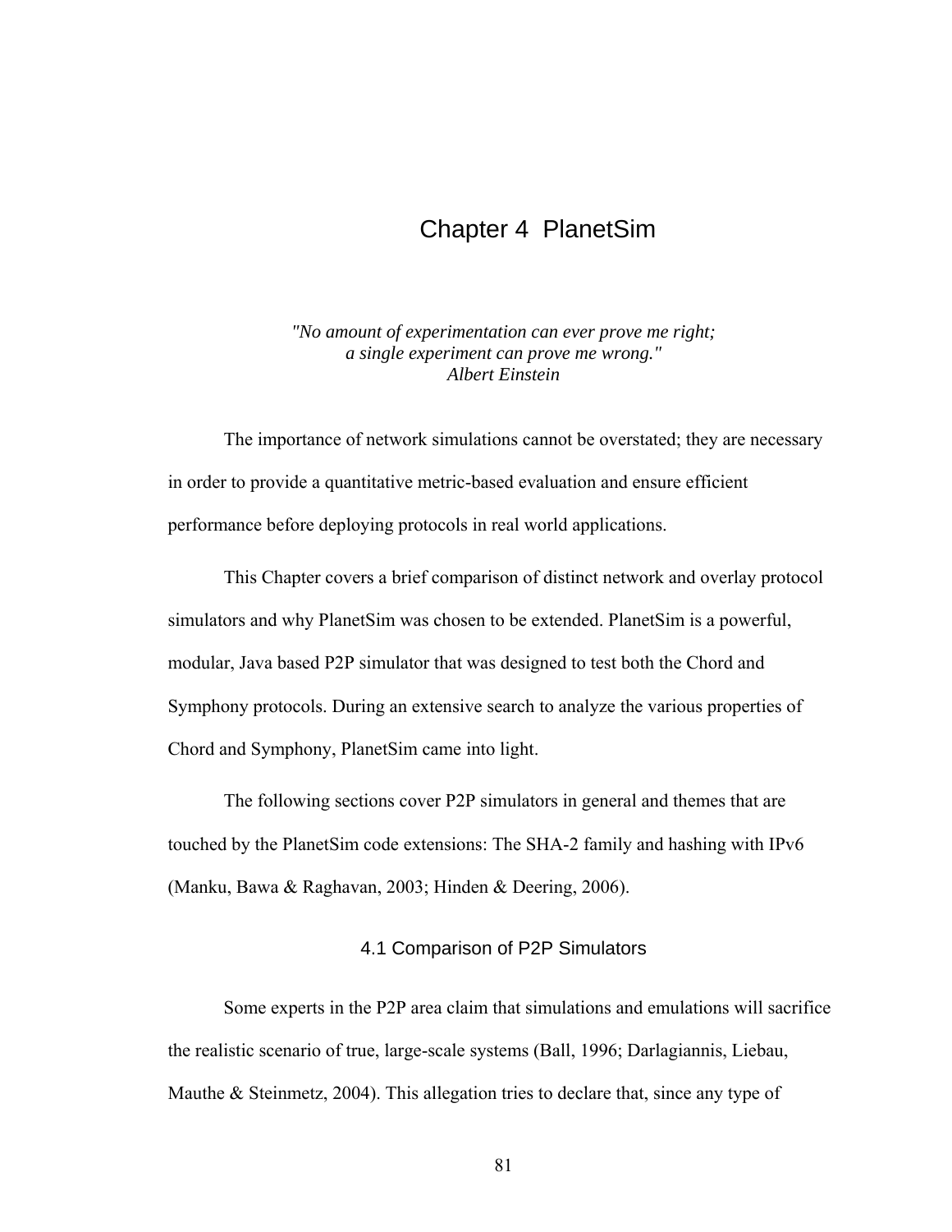# Chapter 4 PlanetSim

*"No amount of experimentation can ever prove me right;*
*a single experiment can prove me wrong."*
*Albert Einstein*

The importance of network simulations cannot be overstated; they are necessary in order to provide a quantitative metric-based evaluation and ensure efficient performance before deploying protocols in real world applications.

This Chapter covers a brief comparison of distinct network and overlay protocol simulators and why PlanetSim was chosen to be extended. PlanetSim is a powerful, modular, Java based P2P simulator that was designed to test both the Chord and Symphony protocols. During an extensive search to analyze the various properties of Chord and Symphony, PlanetSim came into light.

The following sections cover P2P simulators in general and themes that are touched by the PlanetSim code extensions: The SHA-2 family and hashing with IPv6 (Manku, Bawa & Raghavan, 2003; Hinden & Deering, 2006).

## 4.1 Comparison of P2P Simulators

Some experts in the P2P area claim that simulations and emulations will sacrifice the realistic scenario of true, large-scale systems (Ball, 1996; Darlagiannis, Liebau, Mauthe & Steinmetz, 2004). This allegation tries to declare that, since any type of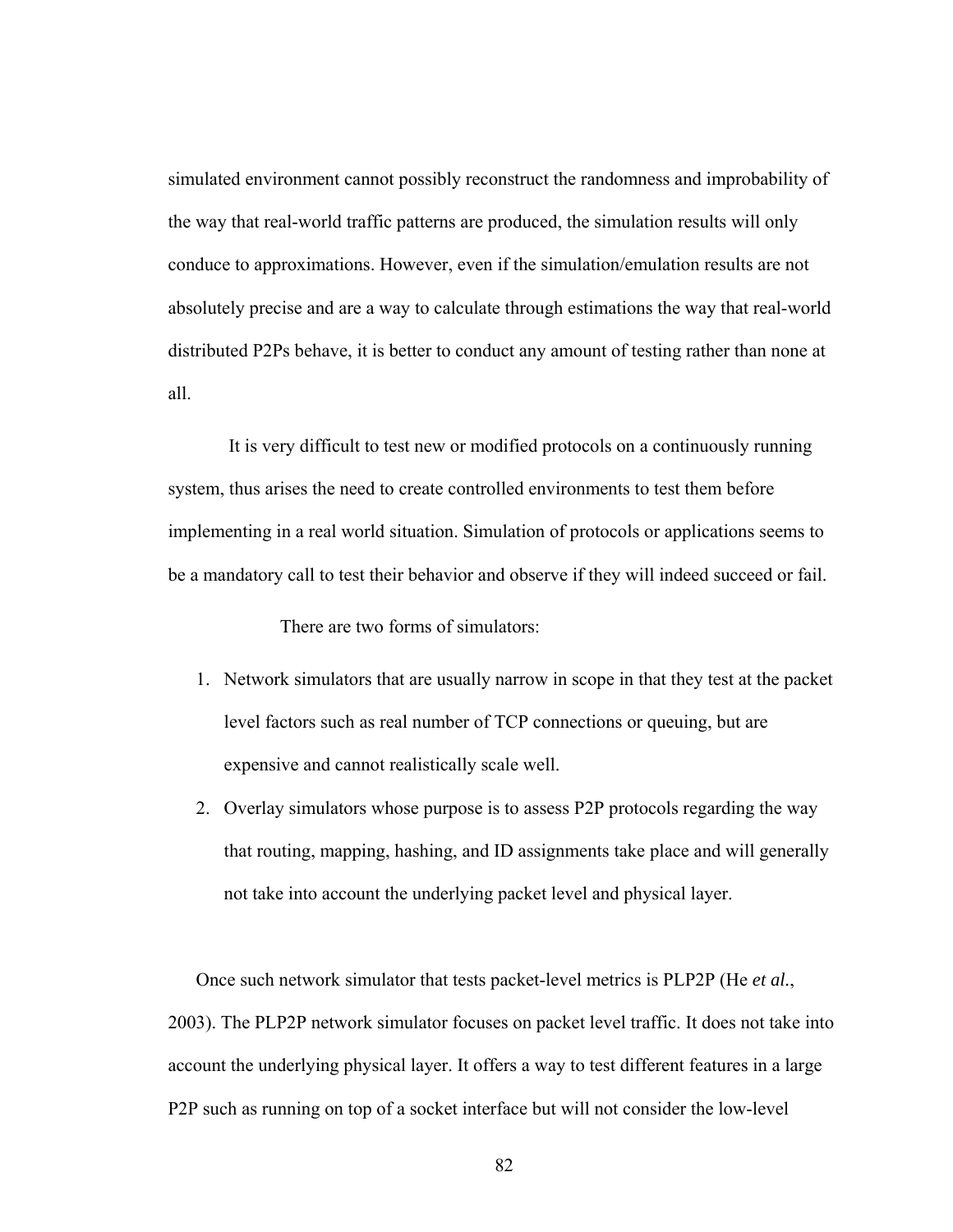simulated environment cannot possibly reconstruct the randomness and improbability of the way that real-world traffic patterns are produced, the simulation results will only conduce to approximations. However, even if the simulation/emulation results are not absolutely precise and are a way to calculate through estimations the way that real-world distributed P2Ps behave, it is better to conduct any amount of testing rather than none at all.

It is very difficult to test new or modified protocols on a continuously running system, thus arises the need to create controlled environments to test them before implementing in a real world situation. Simulation of protocols or applications seems to be a mandatory call to test their behavior and observe if they will indeed succeed or fail.

There are two forms of simulators:

1. Network simulators that are usually narrow in scope in that they test at the packet level factors such as real number of TCP connections or queuing, but are expensive and cannot realistically scale well.
2. Overlay simulators whose purpose is to assess P2P protocols regarding the way that routing, mapping, hashing, and ID assignments take place and will generally not take into account the underlying packet level and physical layer.

Once such network simulator that tests packet-level metrics is PLP2P (He *et al.*, 2003). The PLP2P network simulator focuses on packet level traffic. It does not take into account the underlying physical layer. It offers a way to test different features in a large P2P such as running on top of a socket interface but will not consider the low-level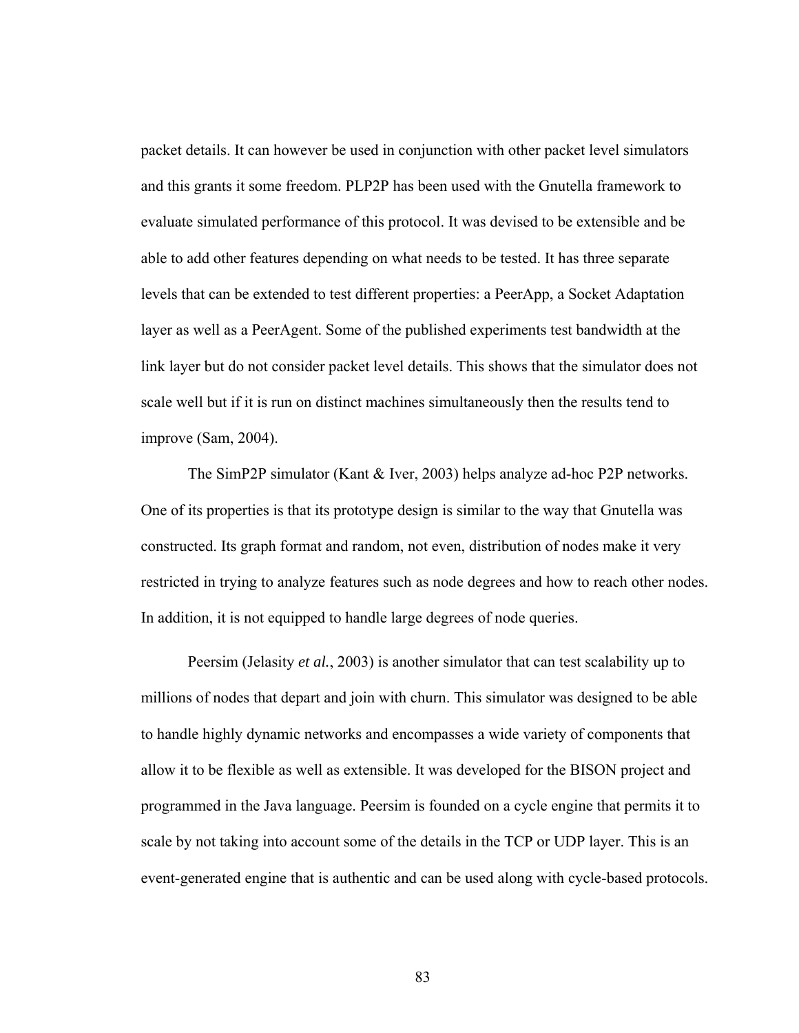packet details. It can however be used in conjunction with other packet level simulators and this grants it some freedom. PLP2P has been used with the Gnutella framework to evaluate simulated performance of this protocol. It was devised to be extensible and be able to add other features depending on what needs to be tested. It has three separate levels that can be extended to test different properties: a PeerApp, a Socket Adaptation layer as well as a PeerAgent. Some of the published experiments test bandwidth at the link layer but do not consider packet level details. This shows that the simulator does not scale well but if it is run on distinct machines simultaneously then the results tend to improve (Sam, 2004).

The SimP2P simulator (Kant & Iver, 2003) helps analyze ad-hoc P2P networks. One of its properties is that its prototype design is similar to the way that Gnutella was constructed. Its graph format and random, not even, distribution of nodes make it very restricted in trying to analyze features such as node degrees and how to reach other nodes. In addition, it is not equipped to handle large degrees of node queries.

Peersim (Jelasity *et al.*, 2003) is another simulator that can test scalability up to millions of nodes that depart and join with churn. This simulator was designed to be able to handle highly dynamic networks and encompasses a wide variety of components that allow it to be flexible as well as extensible. It was developed for the BISON project and programmed in the Java language. Peersim is founded on a cycle engine that permits it to scale by not taking into account some of the details in the TCP or UDP layer. This is an event-generated engine that is authentic and can be used along with cycle-based protocols.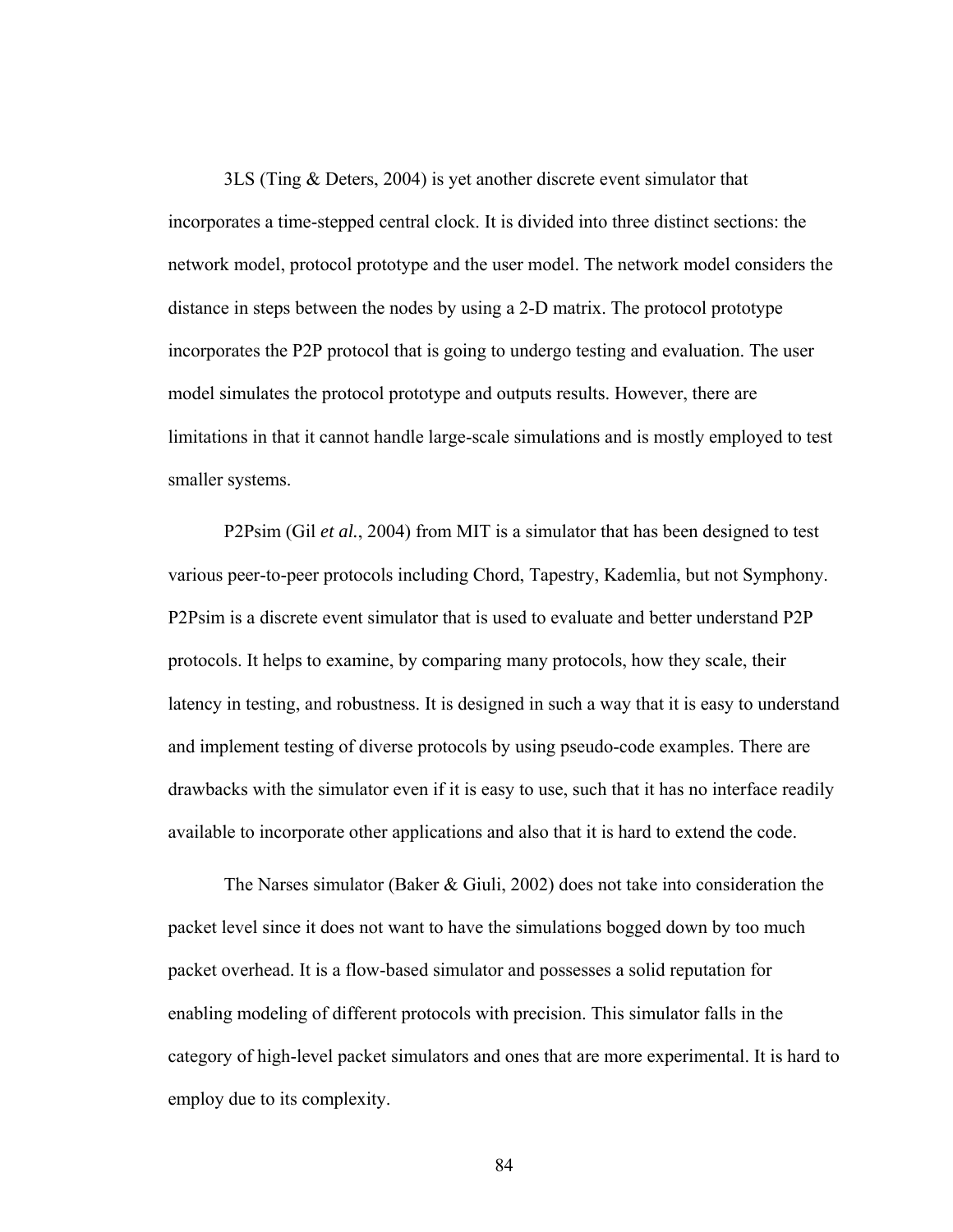3LS (Ting & Deters, 2004) is yet another discrete event simulator that incorporates a time-stepped central clock. It is divided into three distinct sections: the network model, protocol prototype and the user model. The network model considers the distance in steps between the nodes by using a 2-D matrix. The protocol prototype incorporates the P2P protocol that is going to undergo testing and evaluation. The user model simulates the protocol prototype and outputs results. However, there are limitations in that it cannot handle large-scale simulations and is mostly employed to test smaller systems.

P2Psim (Gil *et al.*, 2004) from MIT is a simulator that has been designed to test various peer-to-peer protocols including Chord, Tapestry, Kademlia, but not Symphony. P2Psim is a discrete event simulator that is used to evaluate and better understand P2P protocols. It helps to examine, by comparing many protocols, how they scale, their latency in testing, and robustness. It is designed in such a way that it is easy to understand and implement testing of diverse protocols by using pseudo-code examples. There are drawbacks with the simulator even if it is easy to use, such that it has no interface readily available to incorporate other applications and also that it is hard to extend the code.

The Narses simulator (Baker & Giuli, 2002) does not take into consideration the packet level since it does not want to have the simulations bogged down by too much packet overhead. It is a flow-based simulator and possesses a solid reputation for enabling modeling of different protocols with precision. This simulator falls in the category of high-level packet simulators and ones that are more experimental. It is hard to employ due to its complexity.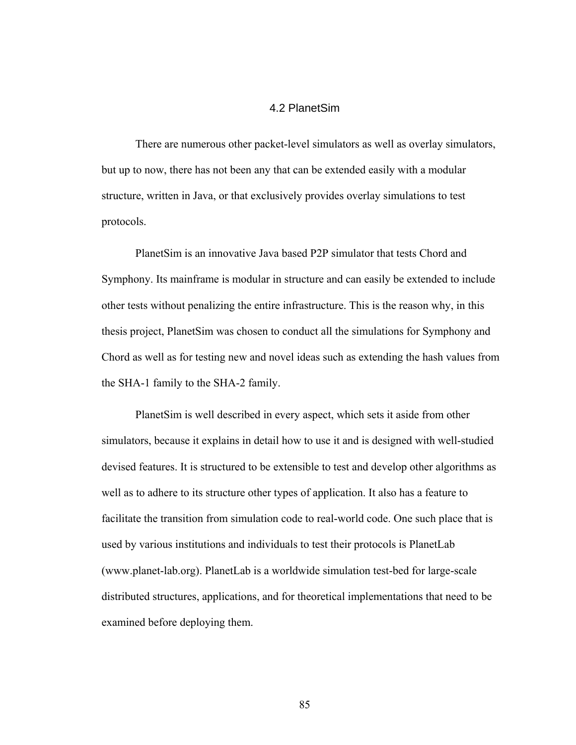## 4.2 PlanetSim

There are numerous other packet-level simulators as well as overlay simulators, but up to now, there has not been any that can be extended easily with a modular structure, written in Java, or that exclusively provides overlay simulations to test protocols.

PlanetSim is an innovative Java based P2P simulator that tests Chord and Symphony. Its mainframe is modular in structure and can easily be extended to include other tests without penalizing the entire infrastructure. This is the reason why, in this thesis project, PlanetSim was chosen to conduct all the simulations for Symphony and Chord as well as for testing new and novel ideas such as extending the hash values from the SHA-1 family to the SHA-2 family.

PlanetSim is well described in every aspect, which sets it aside from other simulators, because it explains in detail how to use it and is designed with well-studied devised features. It is structured to be extensible to test and develop other algorithms as well as to adhere to its structure other types of application. It also has a feature to facilitate the transition from simulation code to real-world code. One such place that is used by various institutions and individuals to test their protocols is PlanetLab (www.planet-lab.org). PlanetLab is a worldwide simulation test-bed for large-scale distributed structures, applications, and for theoretical implementations that need to be examined before deploying them.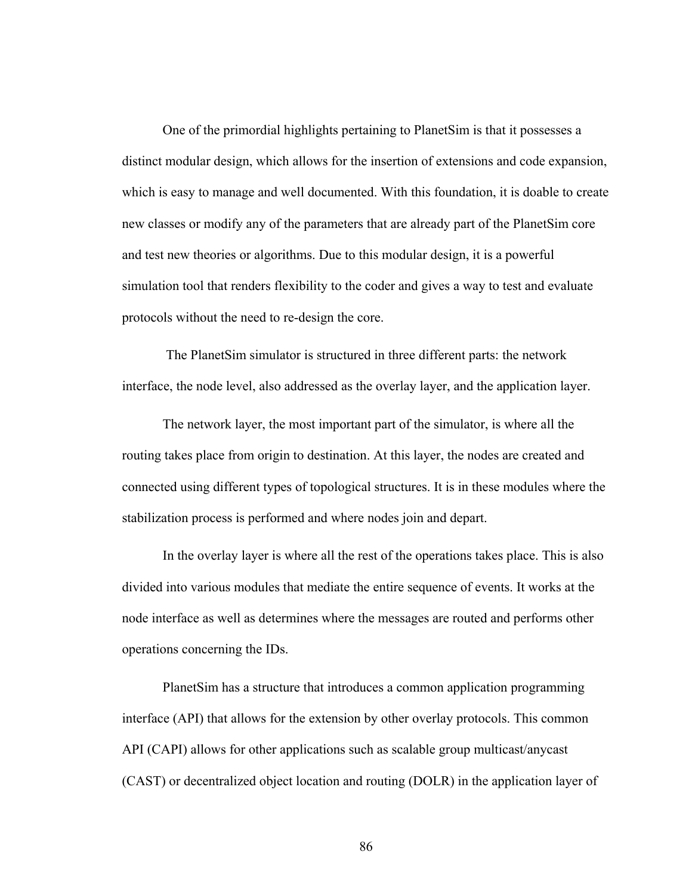One of the primordial highlights pertaining to PlanetSim is that it possesses a distinct modular design, which allows for the insertion of extensions and code expansion, which is easy to manage and well documented. With this foundation, it is doable to create new classes or modify any of the parameters that are already part of the PlanetSim core and test new theories or algorithms. Due to this modular design, it is a powerful simulation tool that renders flexibility to the coder and gives a way to test and evaluate protocols without the need to re-design the core.

The PlanetSim simulator is structured in three different parts: the network interface, the node level, also addressed as the overlay layer, and the application layer.

The network layer, the most important part of the simulator, is where all the routing takes place from origin to destination. At this layer, the nodes are created and connected using different types of topological structures. It is in these modules where the stabilization process is performed and where nodes join and depart.

In the overlay layer is where all the rest of the operations takes place. This is also divided into various modules that mediate the entire sequence of events. It works at the node interface as well as determines where the messages are routed and performs other operations concerning the IDs.

PlanetSim has a structure that introduces a common application programming interface (API) that allows for the extension by other overlay protocols. This common API (CAPI) allows for other applications such as scalable group multicast/anycast (CAST) or decentralized object location and routing (DOLR) in the application layer of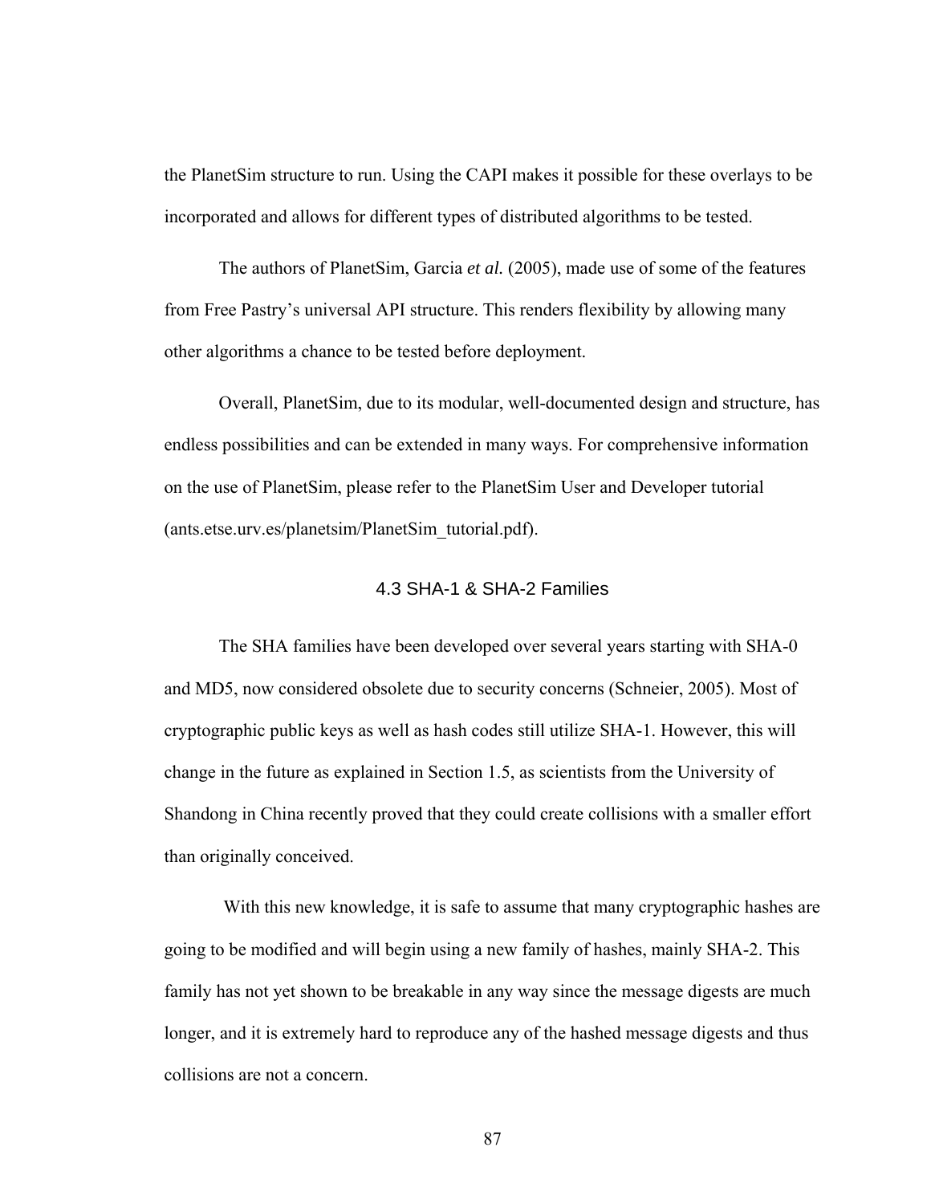the PlanetSim structure to run. Using the CAPI makes it possible for these overlays to be incorporated and allows for different types of distributed algorithms to be tested.

The authors of PlanetSim, Garcia *et al.* (2005), made use of some of the features from Free Pastry's universal API structure. This renders flexibility by allowing many other algorithms a chance to be tested before deployment.

Overall, PlanetSim, due to its modular, well-documented design and structure, has endless possibilities and can be extended in many ways. For comprehensive information on the use of PlanetSim, please refer to the PlanetSim User and Developer tutorial (ants.etse.urv.es/planetsim/PlanetSim_tutorial.pdf).

## 4.3 SHA-1 & SHA-2 Families

The SHA families have been developed over several years starting with SHA-0 and MD5, now considered obsolete due to security concerns (Schneier, 2005). Most of cryptographic public keys as well as hash codes still utilize SHA-1. However, this will change in the future as explained in Section 1.5, as scientists from the University of Shandong in China recently proved that they could create collisions with a smaller effort than originally conceived.

With this new knowledge, it is safe to assume that many cryptographic hashes are going to be modified and will begin using a new family of hashes, mainly SHA-2. This family has not yet shown to be breakable in any way since the message digests are much longer, and it is extremely hard to reproduce any of the hashed message digests and thus collisions are not a concern.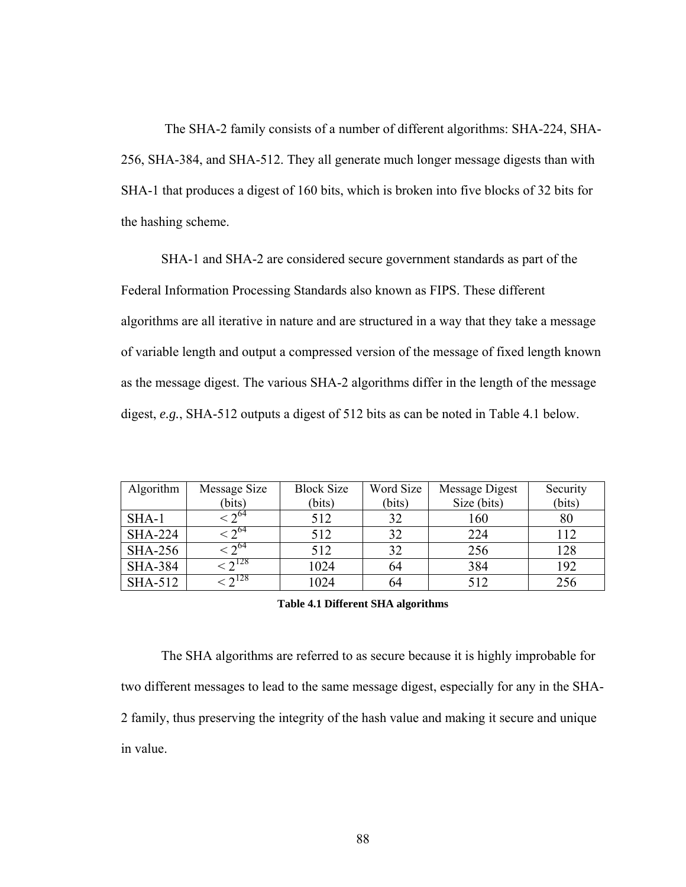The SHA-2 family consists of a number of different algorithms: SHA-224, SHA-256, SHA-384, and SHA-512. They all generate much longer message digests than with SHA-1 that produces a digest of 160 bits, which is broken into five blocks of 32 bits for the hashing scheme.

SHA-1 and SHA-2 are considered secure government standards as part of the Federal Information Processing Standards also known as FIPS. These different algorithms are all iterative in nature and are structured in a way that they take a message of variable length and output a compressed version of the message of fixed length known as the message digest. The various SHA-2 algorithms differ in the length of the message digest, *e.g.*, SHA-512 outputs a digest of 512 bits as can be noted in Table 4.1 below.

| Algorithm | Message Size (bits) | Block Size (bits) | Word Size (bits) | Message Digest Size (bits) | Security (bits) |
|---|---|---|---|---|---|
| SHA-1 | $< 2^{64}$ | 512 | 32 | 160 | 80 |
| SHA-224 | $< 2^{64}$ | 512 | 32 | 224 | 112 |
| SHA-256 | $< 2^{64}$ | 512 | 32 | 256 | 128 |
| SHA-384 | $< 2^{128}$ | 1024 | 64 | 384 | 192 |
| SHA-512 | $< 2^{128}$ | 1024 | 64 | 512 | 256 |

**Table 4.1 Different SHA algorithms**

The SHA algorithms are referred to as secure because it is highly improbable for two different messages to lead to the same message digest, especially for any in the SHA-2 family, thus preserving the integrity of the hash value and making it secure and unique in value.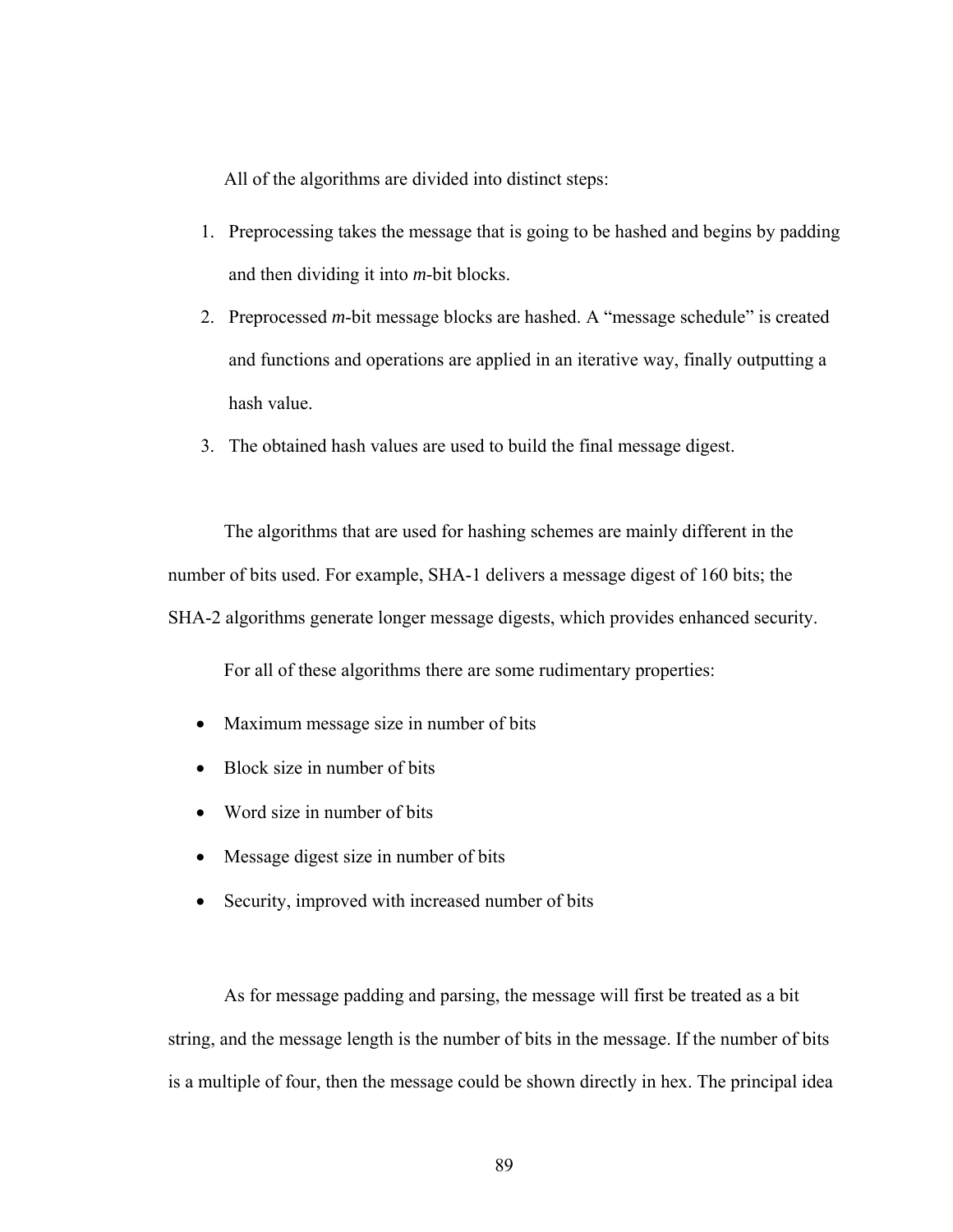All of the algorithms are divided into distinct steps:

1. Preprocessing takes the message that is going to be hashed and begins by padding and then dividing it into *m*-bit blocks.
2. Preprocessed *m*-bit message blocks are hashed. A "message schedule" is created and functions and operations are applied in an iterative way, finally outputting a hash value.
3. The obtained hash values are used to build the final message digest.

The algorithms that are used for hashing schemes are mainly different in the number of bits used. For example, SHA-1 delivers a message digest of 160 bits; the SHA-2 algorithms generate longer message digests, which provides enhanced security.

For all of these algorithms there are some rudimentary properties:

- Maximum message size in number of bits
- Block size in number of bits
- Word size in number of bits
- Message digest size in number of bits
- Security, improved with increased number of bits

As for message padding and parsing, the message will first be treated as a bit string, and the message length is the number of bits in the message. If the number of bits is a multiple of four, then the message could be shown directly in hex. The principal idea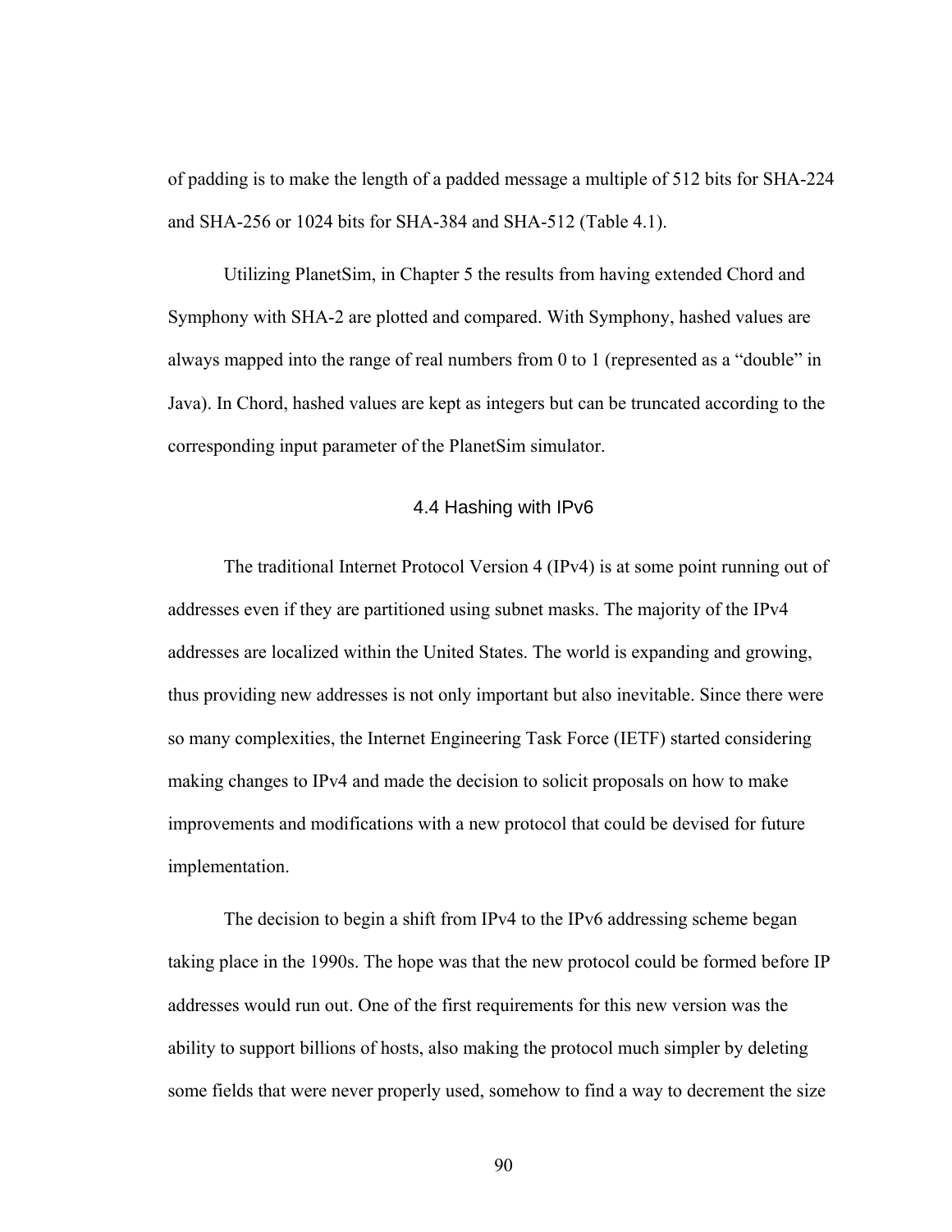of padding is to make the length of a padded message a multiple of 512 bits for SHA-224 and SHA-256 or 1024 bits for SHA-384 and SHA-512 (Table 4.1).

Utilizing PlanetSim, in Chapter 5 the results from having extended Chord and Symphony with SHA-2 are plotted and compared. With Symphony, hashed values are always mapped into the range of real numbers from 0 to 1 (represented as a “double” in Java). In Chord, hashed values are kept as integers but can be truncated according to the corresponding input parameter of the PlanetSim simulator.

## 4.4 Hashing with IPv6

The traditional Internet Protocol Version 4 (IPv4) is at some point running out of addresses even if they are partitioned using subnet masks. The majority of the IPv4 addresses are localized within the United States. The world is expanding and growing, thus providing new addresses is not only important but also inevitable. Since there were so many complexities, the Internet Engineering Task Force (IETF) started considering making changes to IPv4 and made the decision to solicit proposals on how to make improvements and modifications with a new protocol that could be devised for future implementation.

The decision to begin a shift from IPv4 to the IPv6 addressing scheme began taking place in the 1990s. The hope was that the new protocol could be formed before IP addresses would run out. One of the first requirements for this new version was the ability to support billions of hosts, also making the protocol much simpler by deleting some fields that were never properly used, somehow to find a way to decrement the size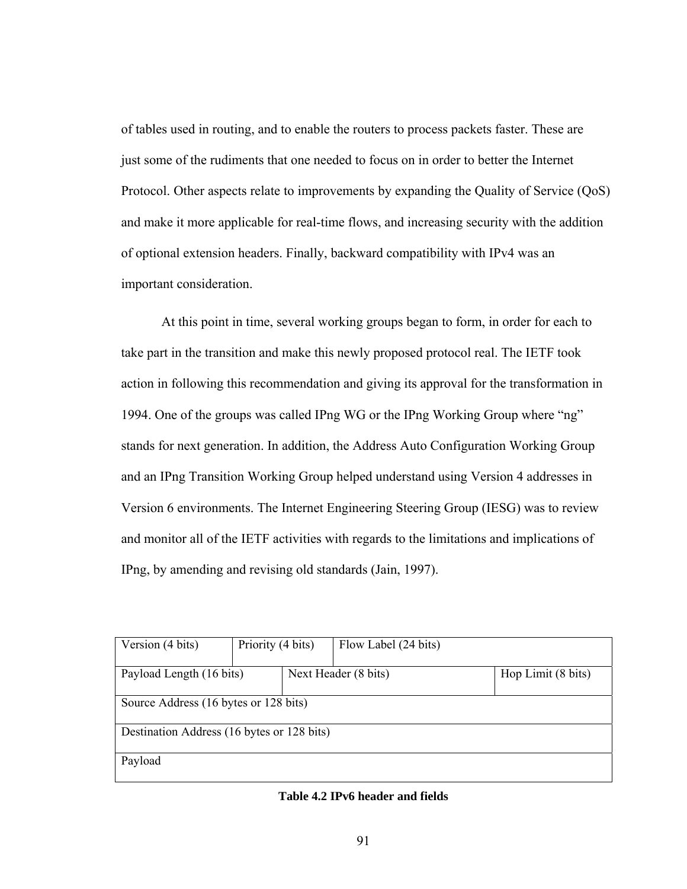of tables used in routing, and to enable the routers to process packets faster. These are just some of the rudiments that one needed to focus on in order to better the Internet Protocol. Other aspects relate to improvements by expanding the Quality of Service (QoS) and make it more applicable for real-time flows, and increasing security with the addition of optional extension headers. Finally, backward compatibility with IPv4 was an important consideration.

At this point in time, several working groups began to form, in order for each to take part in the transition and make this newly proposed protocol real. The IETF took action in following this recommendation and giving its approval for the transformation in 1994. One of the groups was called IPng WG or the IPng Working Group where "ng" stands for next generation. In addition, the Address Auto Configuration Working Group and an IPng Transition Working Group helped understand using Version 4 addresses in Version 6 environments. The Internet Engineering Steering Group (IESG) was to review and monitor all of the IETF activities with regards to the limitations and implications of IPng, by amending and revising old standards (Jain, 1997).

| Version (4 bits) | Priority (4 bits) | Flow Label (24 bits) |
|---|---|---|
| Payload Length (16 bits) | Next Header (8 bits) | Hop Limit (8 bits) |
| Source Address (16 bytes or 128 bits) | | |
| Destination Address (16 bytes or 128 bits) | | |
| Payload | | |

**Table 4.2 IPv6 header and fields**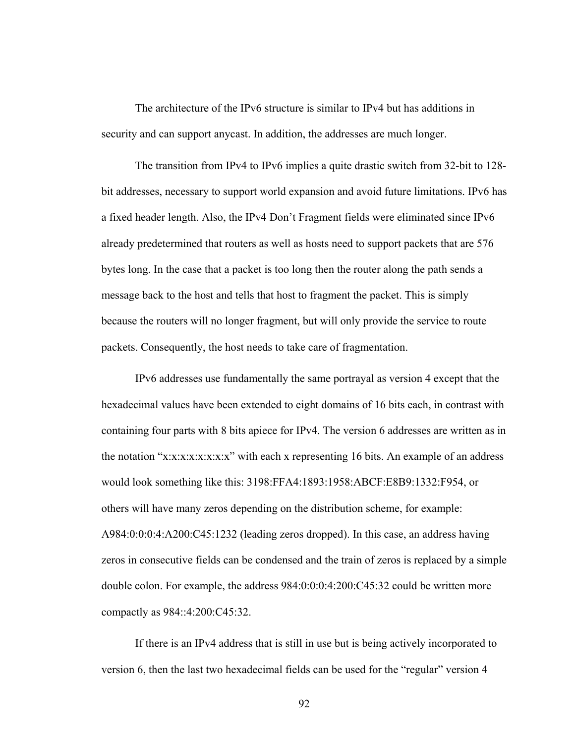The architecture of the IPv6 structure is similar to IPv4 but has additions in security and can support anycast. In addition, the addresses are much longer.

The transition from IPv4 to IPv6 implies a quite drastic switch from 32-bit to 128-bit addresses, necessary to support world expansion and avoid future limitations. IPv6 has a fixed header length. Also, the IPv4 Don't Fragment fields were eliminated since IPv6 already predetermined that routers as well as hosts need to support packets that are 576 bytes long. In the case that a packet is too long then the router along the path sends a message back to the host and tells that host to fragment the packet. This is simply because the routers will no longer fragment, but will only provide the service to route packets. Consequently, the host needs to take care of fragmentation.

IPv6 addresses use fundamentally the same portrayal as version 4 except that the hexadecimal values have been extended to eight domains of 16 bits each, in contrast with containing four parts with 8 bits apiece for IPv4. The version 6 addresses are written as in the notation "x:x:x:x:x:x:x:x" with each x representing 16 bits. An example of an address would look something like this: 3198:FFA4:1893:1958:ABCF:E8B9:1332:F954, or others will have many zeros depending on the distribution scheme, for example: A984:0:0:0:4:A200:C45:1232 (leading zeros dropped). In this case, an address having zeros in consecutive fields can be condensed and the train of zeros is replaced by a simple double colon. For example, the address 984:0:0:0:4:200:C45:32 could be written more compactly as 984::4:200:C45:32.

If there is an IPv4 address that is still in use but is being actively incorporated to version 6, then the last two hexadecimal fields can be used for the "regular" version 4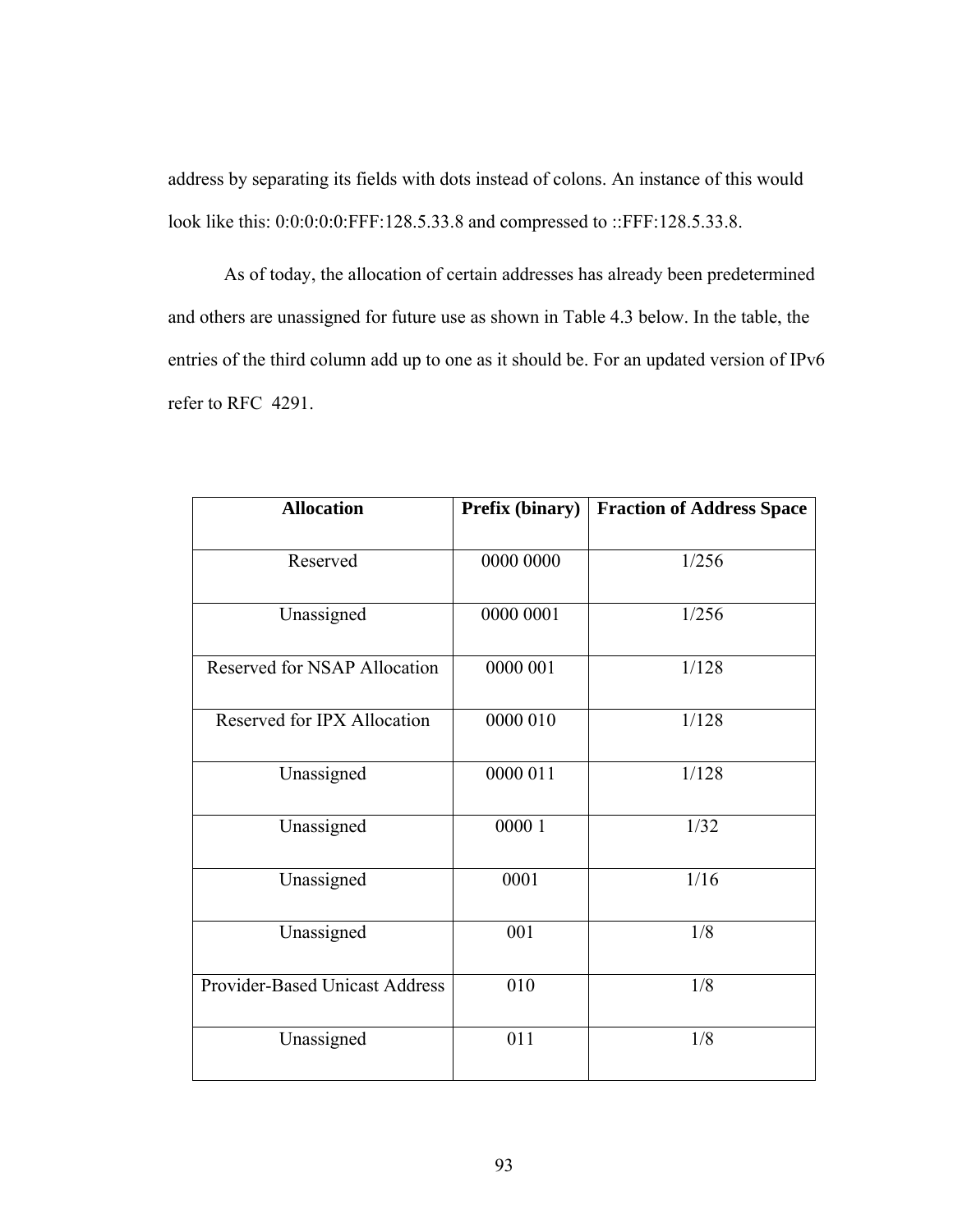address by separating its fields with dots instead of colons. An instance of this would look like this: 0:0:0:0:0:FFF:128.5.33.8 and compressed to ::FFF:128.5.33.8.

As of today, the allocation of certain addresses has already been predetermined and others are unassigned for future use as shown in Table 4.3 below. In the table, the entries of the third column add up to one as it should be. For an updated version of IPv6 refer to RFC 4291.

| **Allocation** | **Prefix (binary)** | **Fraction of Address Space** |
|---|---|---|
| Reserved | 0000 0000 | 1/256 |
| Unassigned | 0000 0001 | 1/256 |
| Reserved for NSAP Allocation | 0000 001 | 1/128 |
| Reserved for IPX Allocation | 0000 010 | 1/128 |
| Unassigned | 0000 011 | 1/128 |
| Unassigned | 0000 1 | 1/32 |
| Unassigned | 0001 | 1/16 |
| Unassigned | 001 | 1/8 |
| Provider-Based Unicast Address | 010 | 1/8 |
| Unassigned | 011 | 1/8 |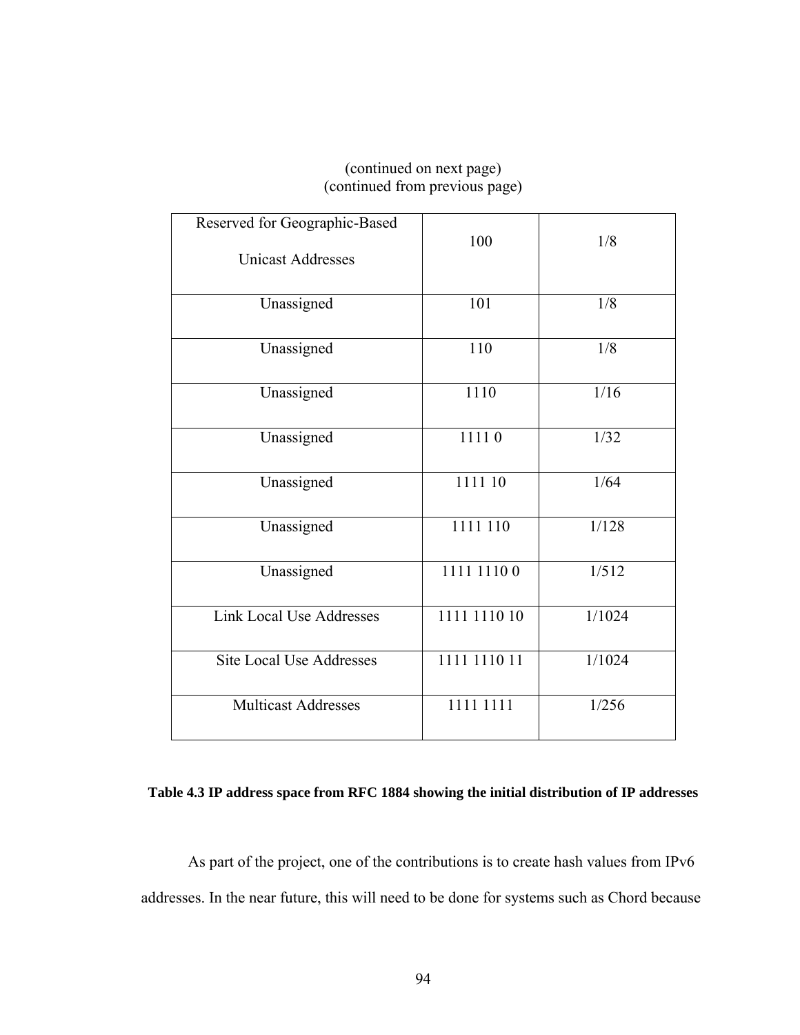(continued on next page)
(continued from previous page)

| | | |
|---|---|---|
| Reserved for Geographic-Based Unicast Addresses | 100 | 1/8 |
| Unassigned | 101 | 1/8 |
| Unassigned | 110 | 1/8 |
| Unassigned | 1110 | 1/16 |
| Unassigned | 1111 0 | 1/32 |
| Unassigned | 1111 10 | 1/64 |
| Unassigned | 1111 110 | 1/128 |
| Unassigned | 1111 1110 0 | 1/512 |
| Link Local Use Addresses | 1111 1110 10 | 1/1024 |
| Site Local Use Addresses | 1111 1110 11 | 1/1024 |
| Multicast Addresses | 1111 1111 | 1/256 |

**Table 4.3 IP address space from RFC 1884 showing the initial distribution of IP addresses**

As part of the project, one of the contributions is to create hash values from IPv6 addresses. In the near future, this will need to be done for systems such as Chord because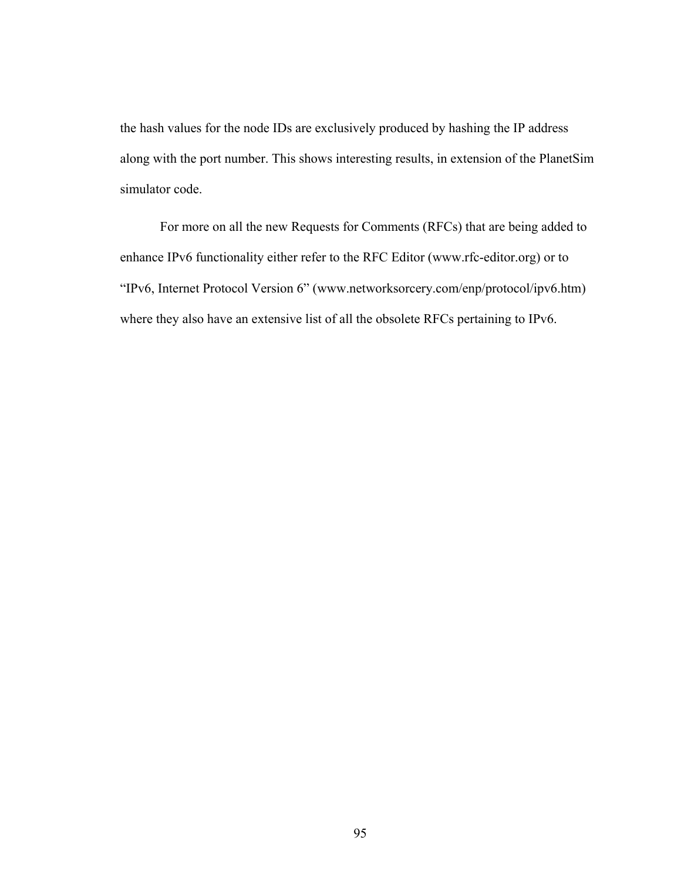the hash values for the node IDs are exclusively produced by hashing the IP address along with the port number. This shows interesting results, in extension of the PlanetSim simulator code.

For more on all the new Requests for Comments (RFCs) that are being added to enhance IPv6 functionality either refer to the RFC Editor (www.rfc-editor.org) or to "IPv6, Internet Protocol Version 6" (www.networksorcery.com/enp/protocol/ipv6.htm) where they also have an extensive list of all the obsolete RFCs pertaining to IPv6.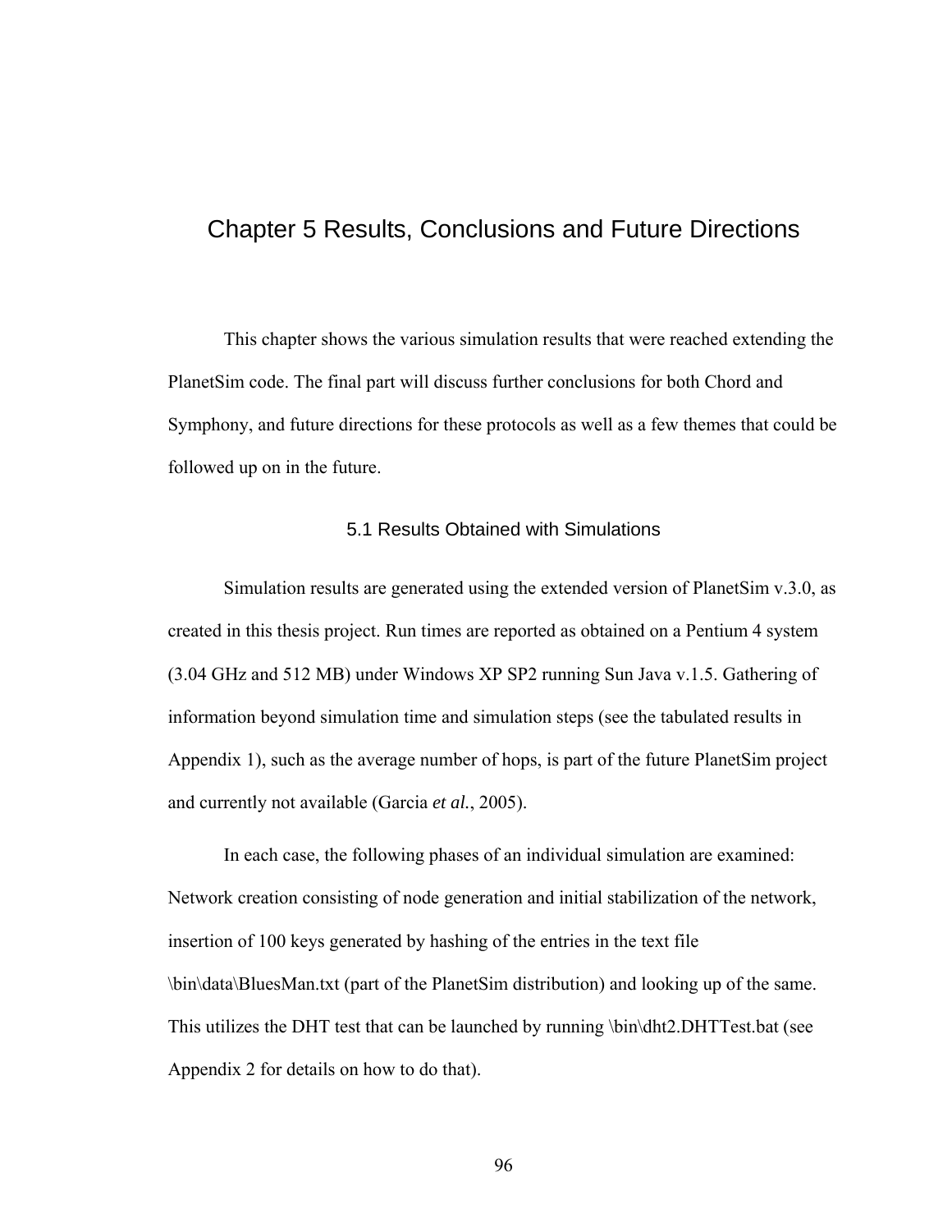# Chapter 5 Results, Conclusions and Future Directions

This chapter shows the various simulation results that were reached extending the PlanetSim code. The final part will discuss further conclusions for both Chord and Symphony, and future directions for these protocols as well as a few themes that could be followed up on in the future.

## 5.1 Results Obtained with Simulations

Simulation results are generated using the extended version of PlanetSim v.3.0, as created in this thesis project. Run times are reported as obtained on a Pentium 4 system (3.04 GHz and 512 MB) under Windows XP SP2 running Sun Java v.1.5. Gathering of information beyond simulation time and simulation steps (see the tabulated results in Appendix 1), such as the average number of hops, is part of the future PlanetSim project and currently not available (Garcia *et al.*, 2005).

In each case, the following phases of an individual simulation are examined: Network creation consisting of node generation and initial stabilization of the network, insertion of 100 keys generated by hashing of the entries in the text file \bin\data\BluesMan.txt (part of the PlanetSim distribution) and looking up of the same. This utilizes the DHT test that can be launched by running \bin\dht2.DHTTest.bat (see Appendix 2 for details on how to do that).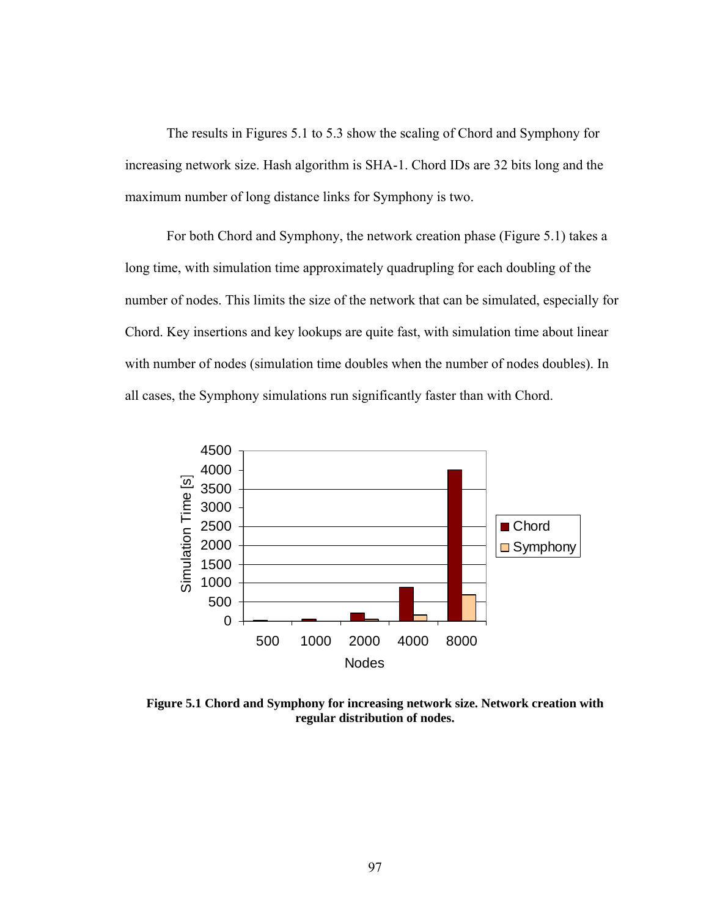The results in Figures 5.1 to 5.3 show the scaling of Chord and Symphony for increasing network size. Hash algorithm is SHA-1. Chord IDs are 32 bits long and the maximum number of long distance links for Symphony is two.

For both Chord and Symphony, the network creation phase (Figure 5.1) takes a long time, with simulation time approximately quadrupling for each doubling of the number of nodes. This limits the size of the network that can be simulated, especially for Chord. Key insertions and key lookups are quite fast, with simulation time about linear with number of nodes (simulation time doubles when the number of nodes doubles). In all cases, the Symphony simulations run significantly faster than with Chord.

**Figure 5.1 Chord and Symphony for increasing network size. Network creation with regular distribution of nodes.**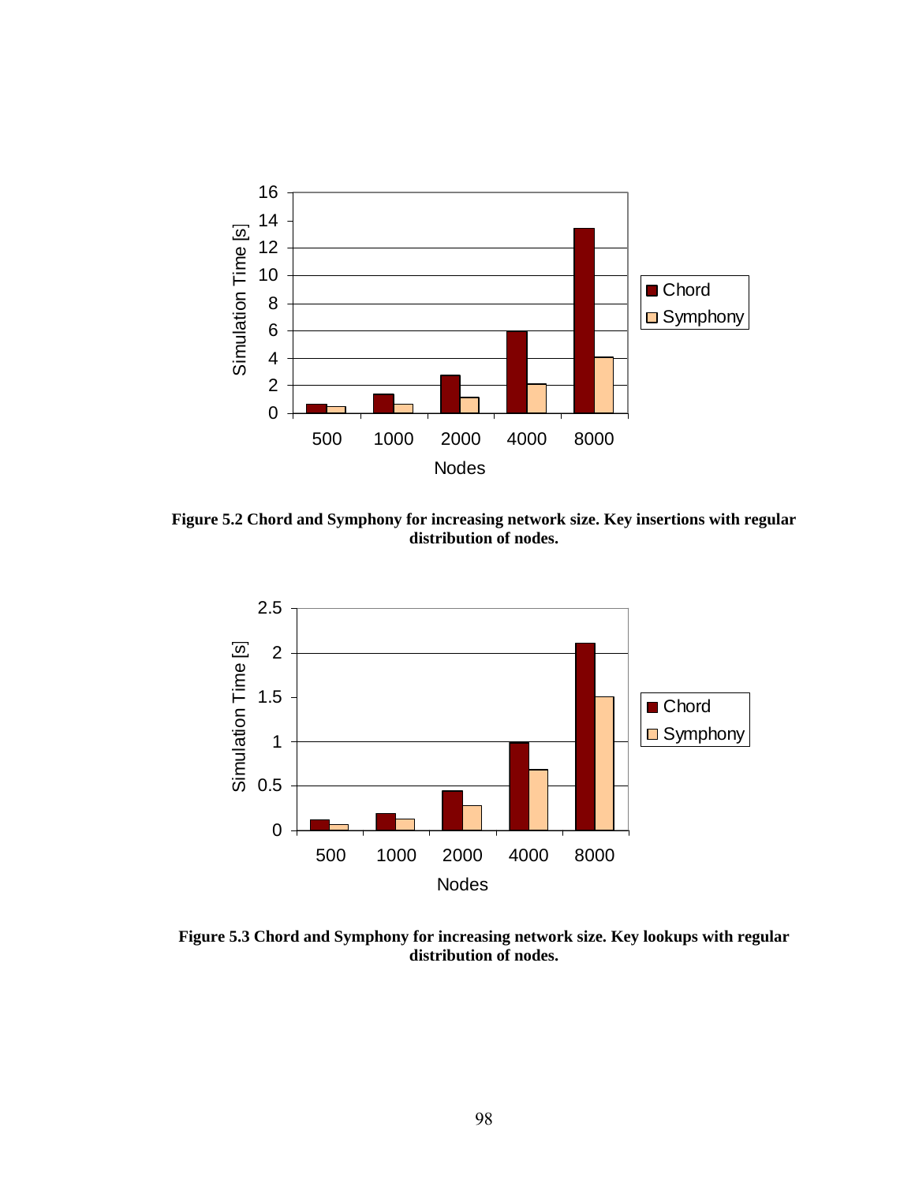**Figure 5.2 Chord and Symphony for increasing network size. Key insertions with regular distribution of nodes.**

**Figure 5.3 Chord and Symphony for increasing network size. Key lookups with regular distribution of nodes.**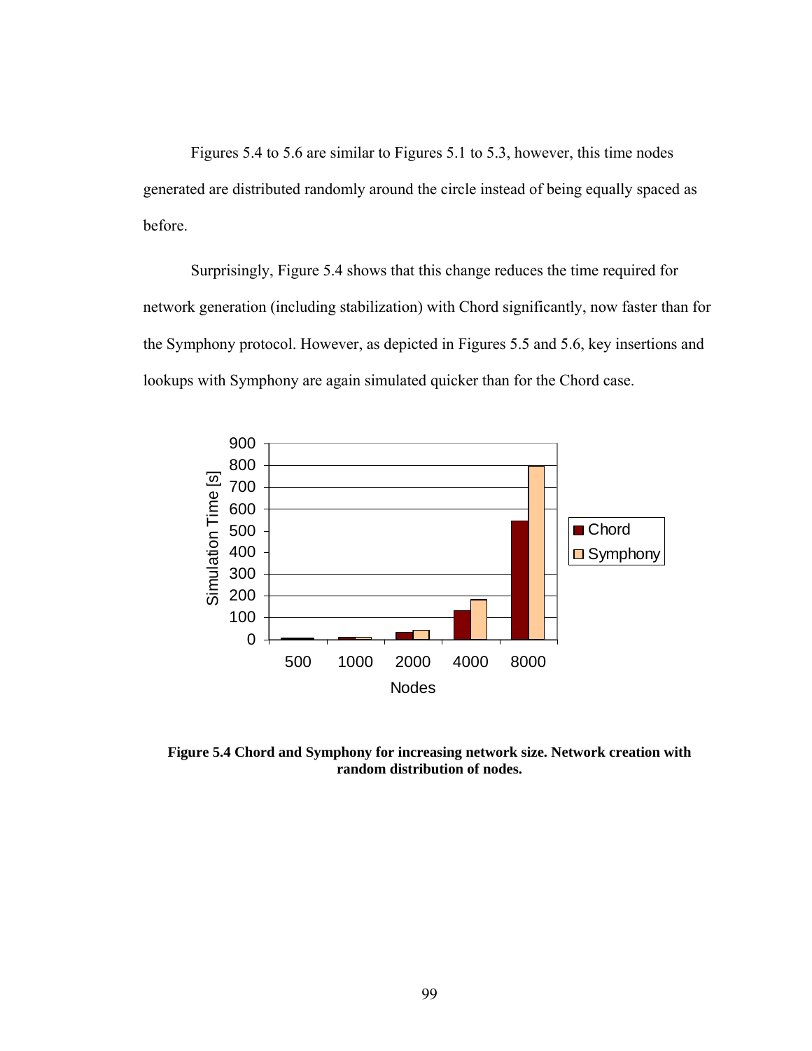Figures 5.4 to 5.6 are similar to Figures 5.1 to 5.3, however, this time nodes generated are distributed randomly around the circle instead of being equally spaced as before.

Surprisingly, Figure 5.4 shows that this change reduces the time required for network generation (including stabilization) with Chord significantly, now faster than for the Symphony protocol. However, as depicted in Figures 5.5 and 5.6, key insertions and lookups with Symphony are again simulated quicker than for the Chord case.

**Figure 5.4 Chord and Symphony for increasing network size. Network creation with random distribution of nodes.**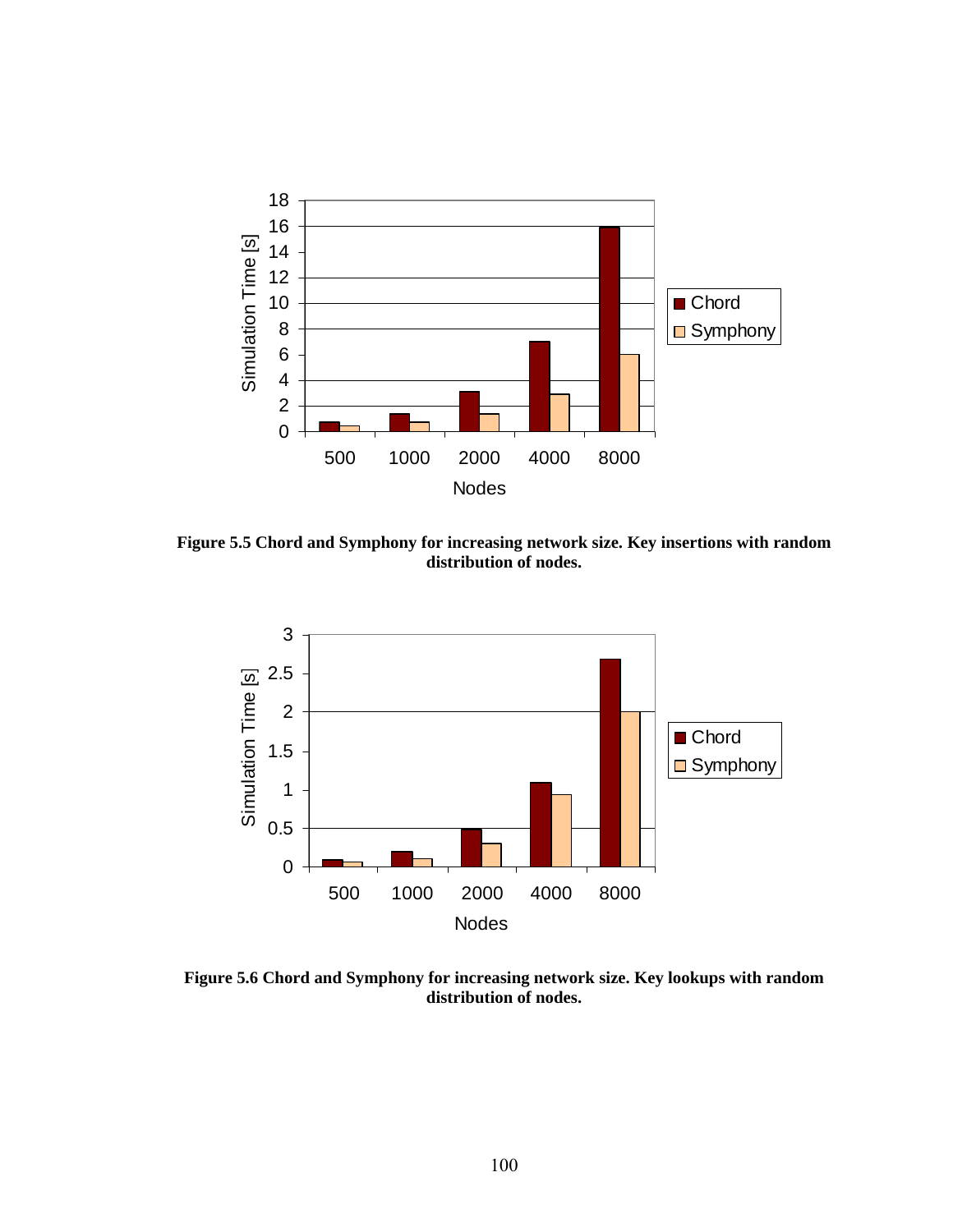**Figure 5.5 Chord and Symphony for increasing network size. Key insertions with random distribution of nodes.**

**Figure 5.6 Chord and Symphony for increasing network size. Key lookups with random distribution of nodes.**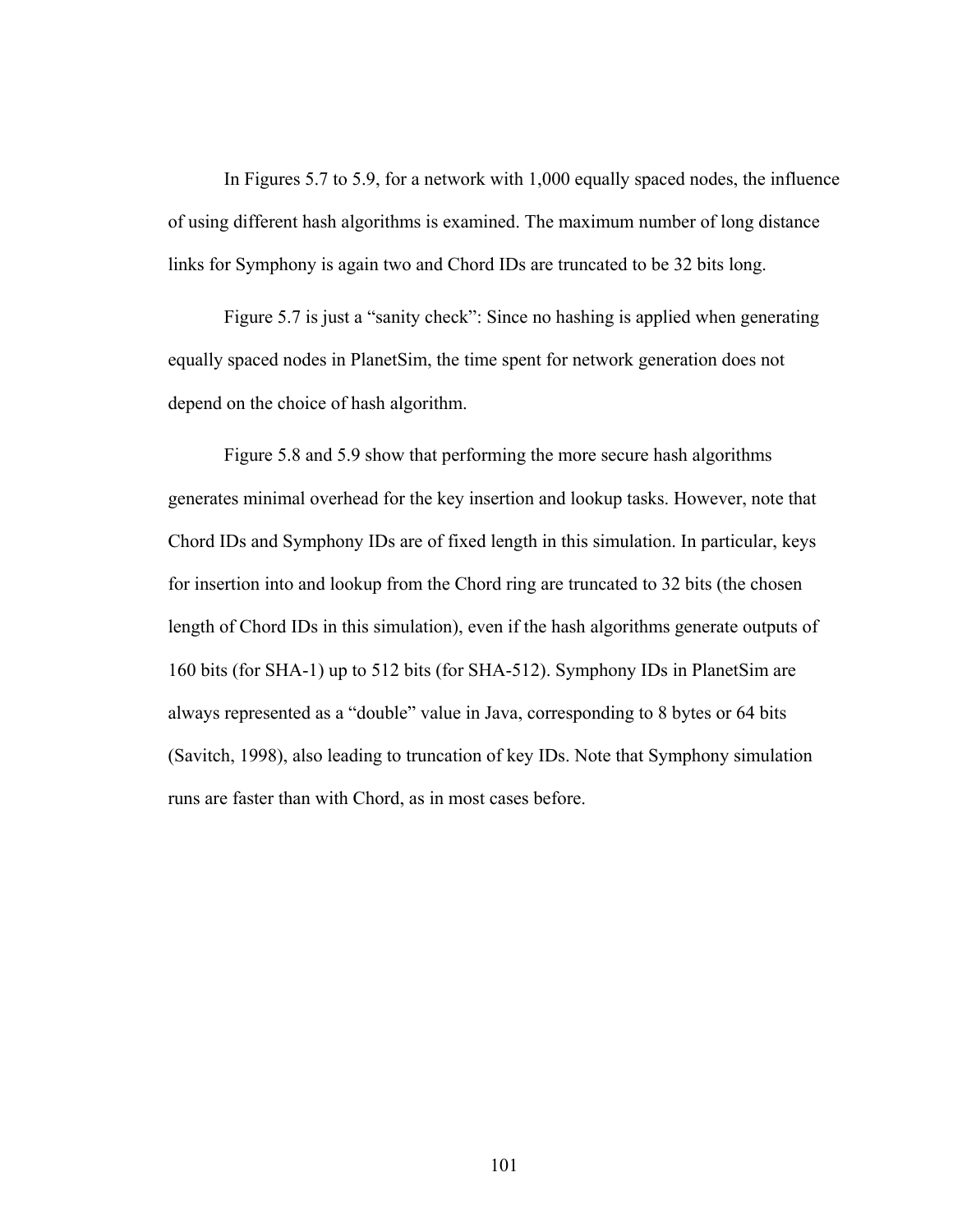In Figures 5.7 to 5.9, for a network with 1,000 equally spaced nodes, the influence of using different hash algorithms is examined. The maximum number of long distance links for Symphony is again two and Chord IDs are truncated to be 32 bits long.

Figure 5.7 is just a "sanity check": Since no hashing is applied when generating equally spaced nodes in PlanetSim, the time spent for network generation does not depend on the choice of hash algorithm.

Figure 5.8 and 5.9 show that performing the more secure hash algorithms generates minimal overhead for the key insertion and lookup tasks. However, note that Chord IDs and Symphony IDs are of fixed length in this simulation. In particular, keys for insertion into and lookup from the Chord ring are truncated to 32 bits (the chosen length of Chord IDs in this simulation), even if the hash algorithms generate outputs of 160 bits (for SHA-1) up to 512 bits (for SHA-512). Symphony IDs in PlanetSim are always represented as a "double" value in Java, corresponding to 8 bytes or 64 bits (Savitch, 1998), also leading to truncation of key IDs. Note that Symphony simulation runs are faster than with Chord, as in most cases before.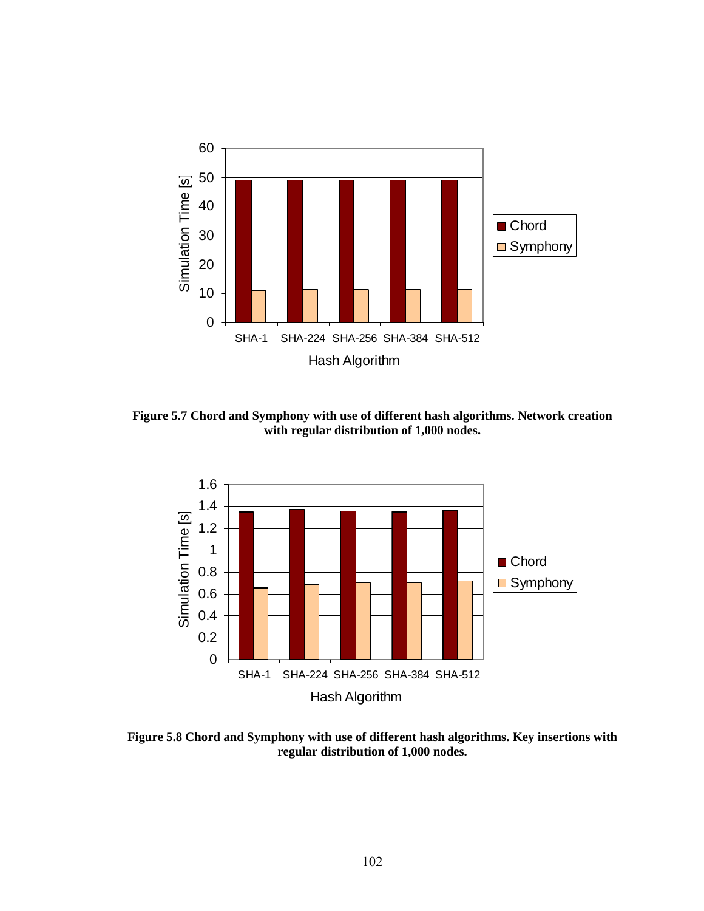**Figure 5.7 Chord and Symphony with use of different hash algorithms. Network creation with regular distribution of 1,000 nodes.**

**Figure 5.8 Chord and Symphony with use of different hash algorithms. Key insertions with regular distribution of 1,000 nodes.**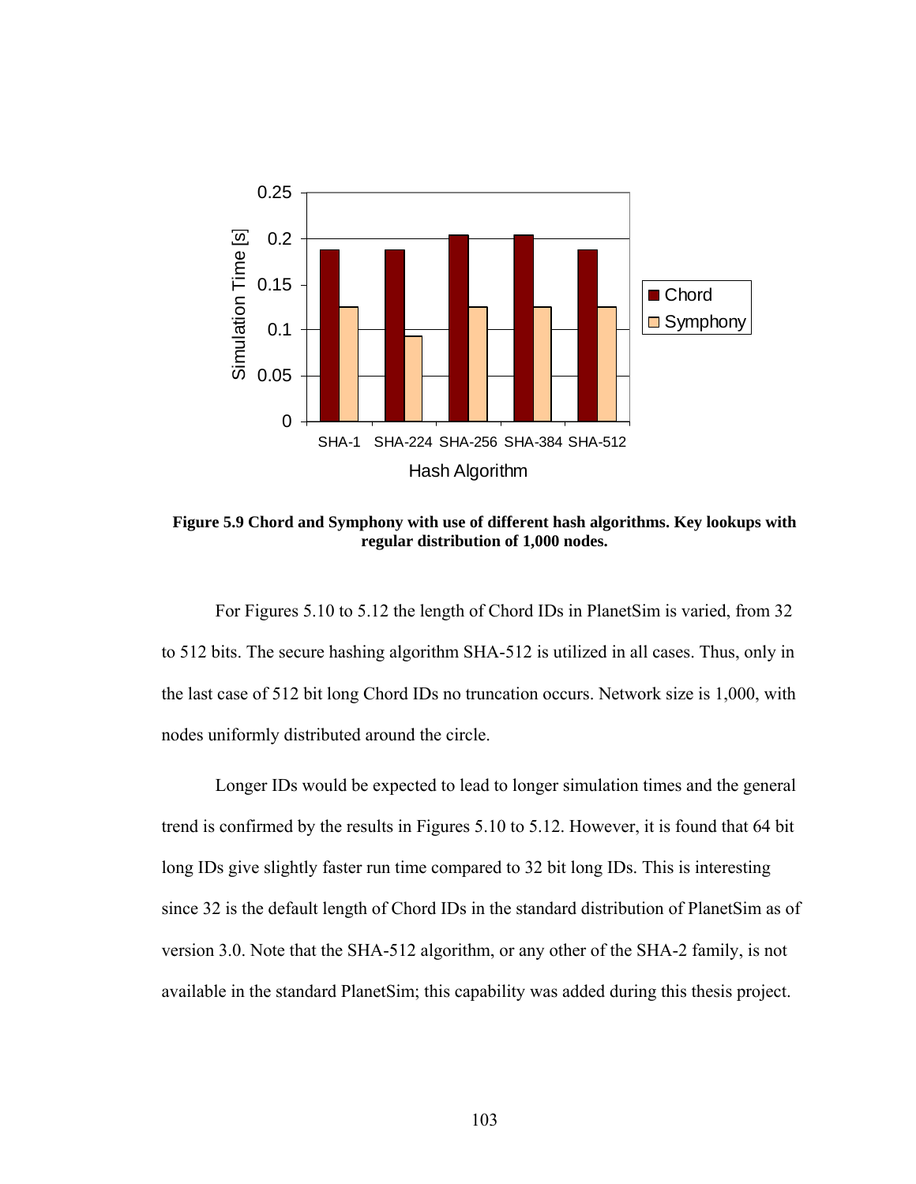**Figure 5.9 Chord and Symphony with use of different hash algorithms. Key lookups with regular distribution of 1,000 nodes.**

For Figures 5.10 to 5.12 the length of Chord IDs in PlanetSim is varied, from 32 to 512 bits. The secure hashing algorithm SHA-512 is utilized in all cases. Thus, only in the last case of 512 bit long Chord IDs no truncation occurs. Network size is 1,000, with nodes uniformly distributed around the circle.

Longer IDs would be expected to lead to longer simulation times and the general trend is confirmed by the results in Figures 5.10 to 5.12. However, it is found that 64 bit long IDs give slightly faster run time compared to 32 bit long IDs. This is interesting since 32 is the default length of Chord IDs in the standard distribution of PlanetSim as of version 3.0. Note that the SHA-512 algorithm, or any other of the SHA-2 family, is not available in the standard PlanetSim; this capability was added during this thesis project.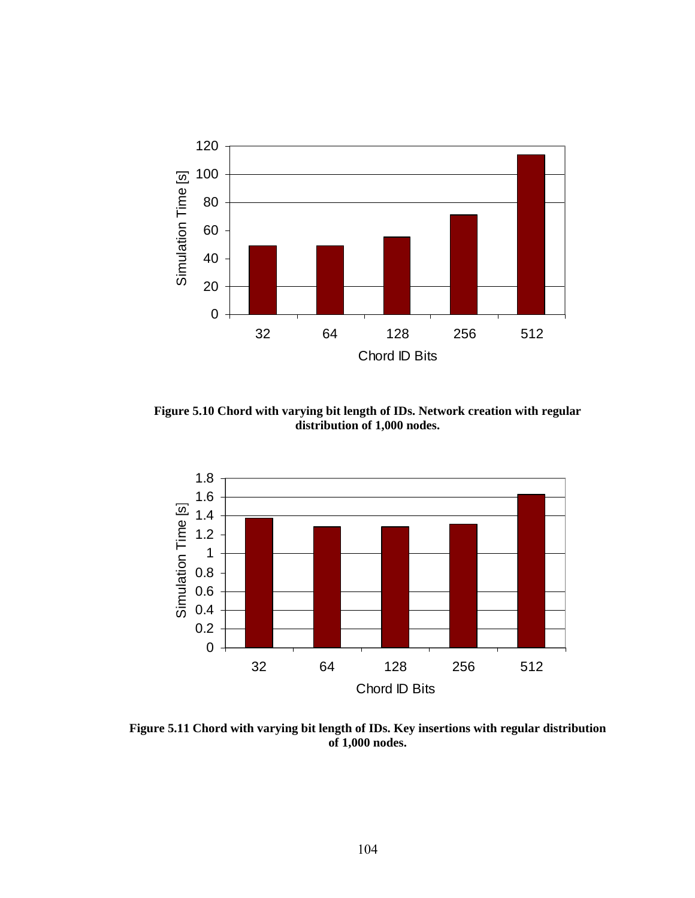**Figure 5.10 Chord with varying bit length of IDs. Network creation with regular distribution of 1,000 nodes.**

**Figure 5.11 Chord with varying bit length of IDs. Key insertions with regular distribution of 1,000 nodes.**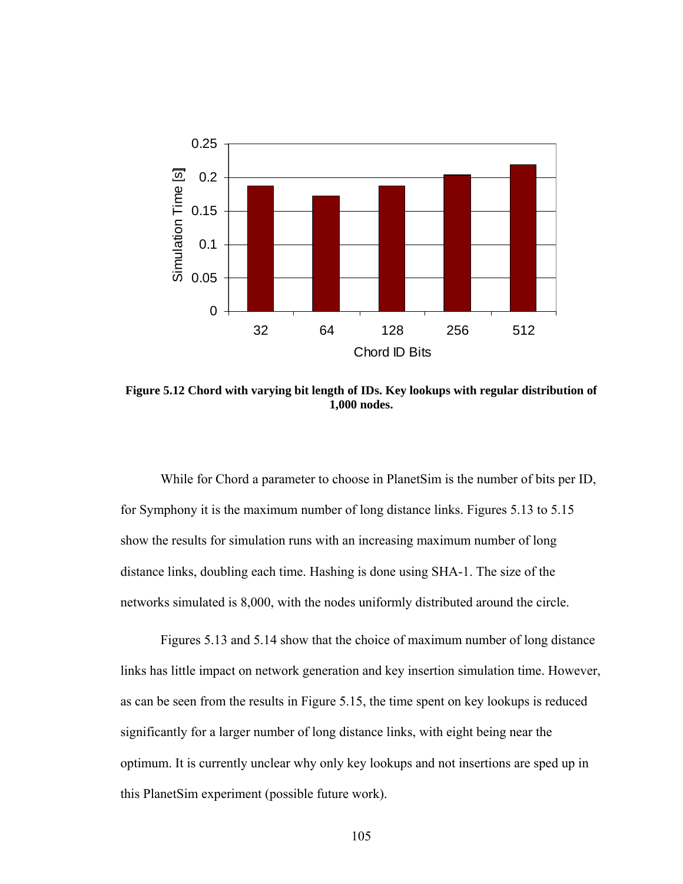**Figure 5.12 Chord with varying bit length of IDs. Key lookups with regular distribution of 1,000 nodes.**

While for Chord a parameter to choose in PlanetSim is the number of bits per ID, for Symphony it is the maximum number of long distance links. Figures 5.13 to 5.15 show the results for simulation runs with an increasing maximum number of long distance links, doubling each time. Hashing is done using SHA-1. The size of the networks simulated is 8,000, with the nodes uniformly distributed around the circle.

Figures 5.13 and 5.14 show that the choice of maximum number of long distance links has little impact on network generation and key insertion simulation time. However, as can be seen from the results in Figure 5.15, the time spent on key lookups is reduced significantly for a larger number of long distance links, with eight being near the optimum. It is currently unclear why only key lookups and not insertions are sped up in this PlanetSim experiment (possible future work).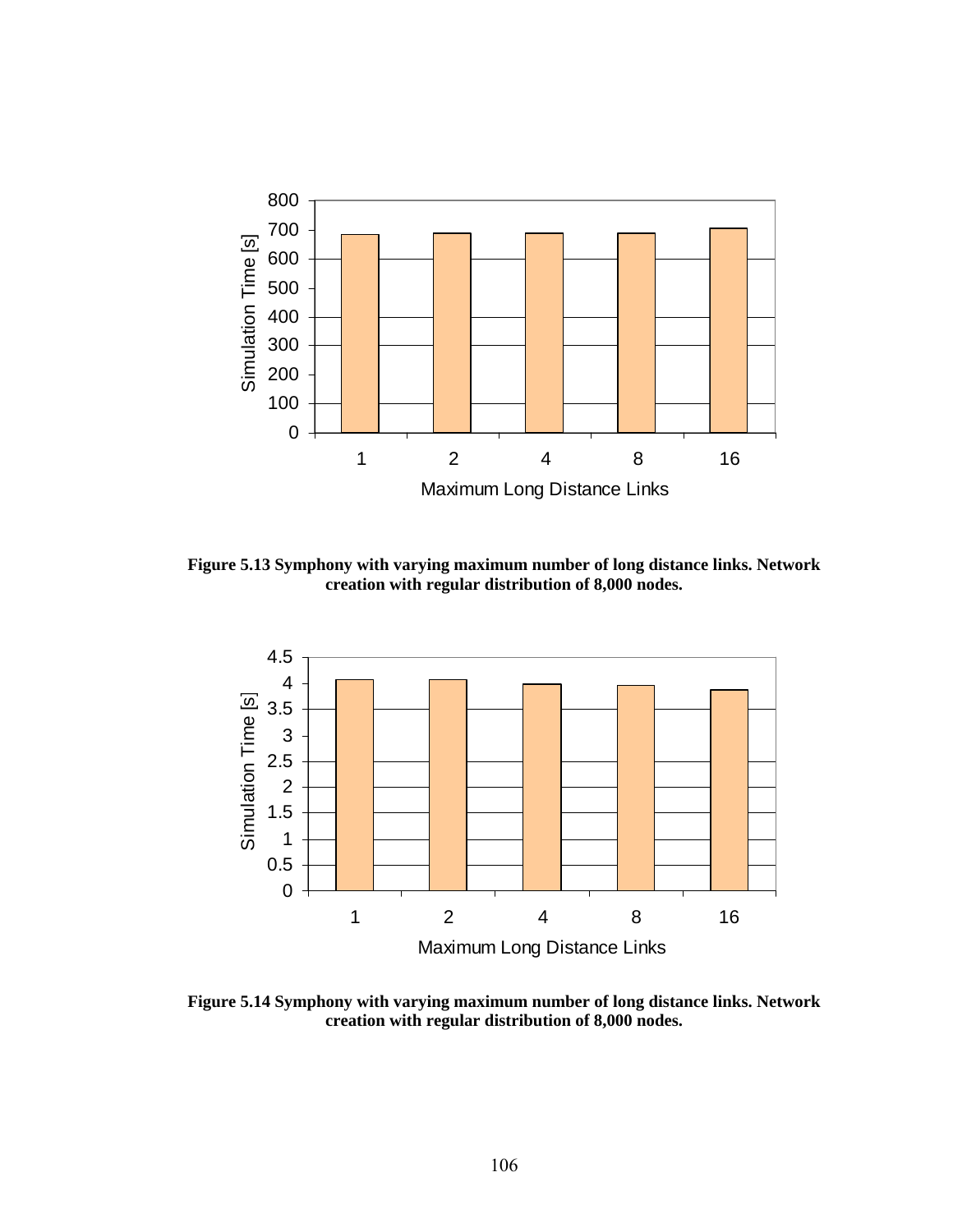**Figure 5.13 Symphony with varying maximum number of long distance links. Network creation with regular distribution of 8,000 nodes.**

**Figure 5.14 Symphony with varying maximum number of long distance links. Network creation with regular distribution of 8,000 nodes.**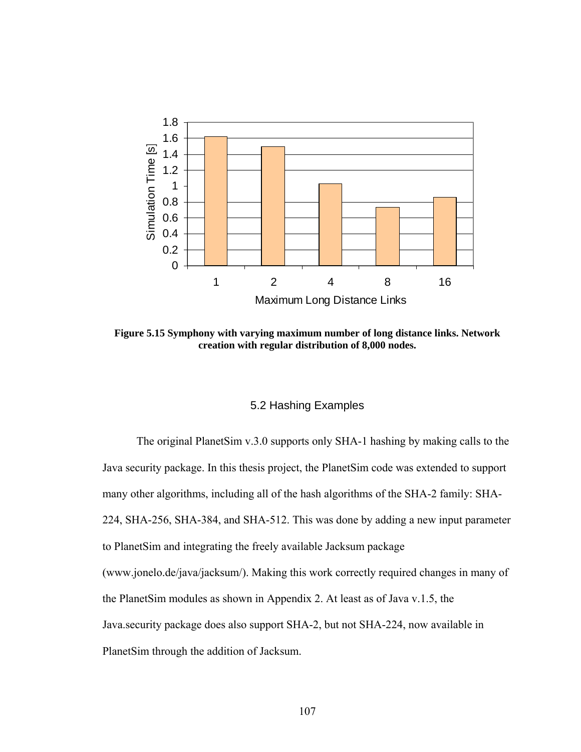**Figure 5.15 Symphony with varying maximum number of long distance links. Network creation with regular distribution of 8,000 nodes.**

## 5.2 Hashing Examples

The original PlanetSim v.3.0 supports only SHA-1 hashing by making calls to the Java security package. In this thesis project, the PlanetSim code was extended to support many other algorithms, including all of the hash algorithms of the SHA-2 family: SHA-224, SHA-256, SHA-384, and SHA-512. This was done by adding a new input parameter to PlanetSim and integrating the freely available Jacksum package (www.jonelo.de/java/jacksum/). Making this work correctly required changes in many of the PlanetSim modules as shown in Appendix 2. At least as of Java v.1.5, the Java.security package does also support SHA-2, but not SHA-224, now available in PlanetSim through the addition of Jacksum.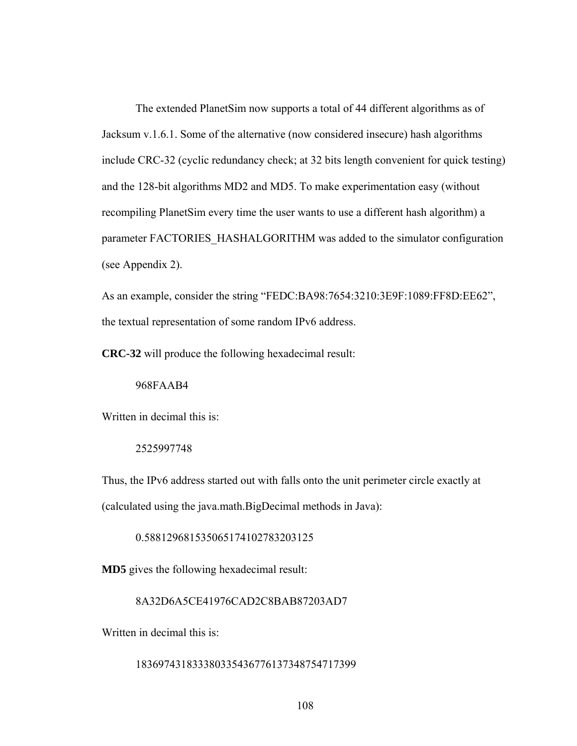The extended PlanetSim now supports a total of 44 different algorithms as of Jacksum v.1.6.1. Some of the alternative (now considered insecure) hash algorithms include CRC-32 (cyclic redundancy check; at 32 bits length convenient for quick testing) and the 128-bit algorithms MD2 and MD5. To make experimentation easy (without recompiling PlanetSim every time the user wants to use a different hash algorithm) a parameter FACTORIES_HASHALGORITHM was added to the simulator configuration (see Appendix 2).

As an example, consider the string "FEDC:BA98:7654:3210:3E9F:1089:FF8D:EE62", the textual representation of some random IPv6 address.

**CRC-32** will produce the following hexadecimal result:

968FAAB4

Written in decimal this is:

2525997748

Thus, the IPv6 address started out with falls onto the unit perimeter circle exactly at (calculated using the java.math.BigDecimal methods in Java):

0.5881296815350651741027832031 25

**MD5** gives the following hexadecimal result:

8A32D6A5CE41976CAD2C8BAB87203AD7

Written in decimal this is:

183697431833380335436776137348754717399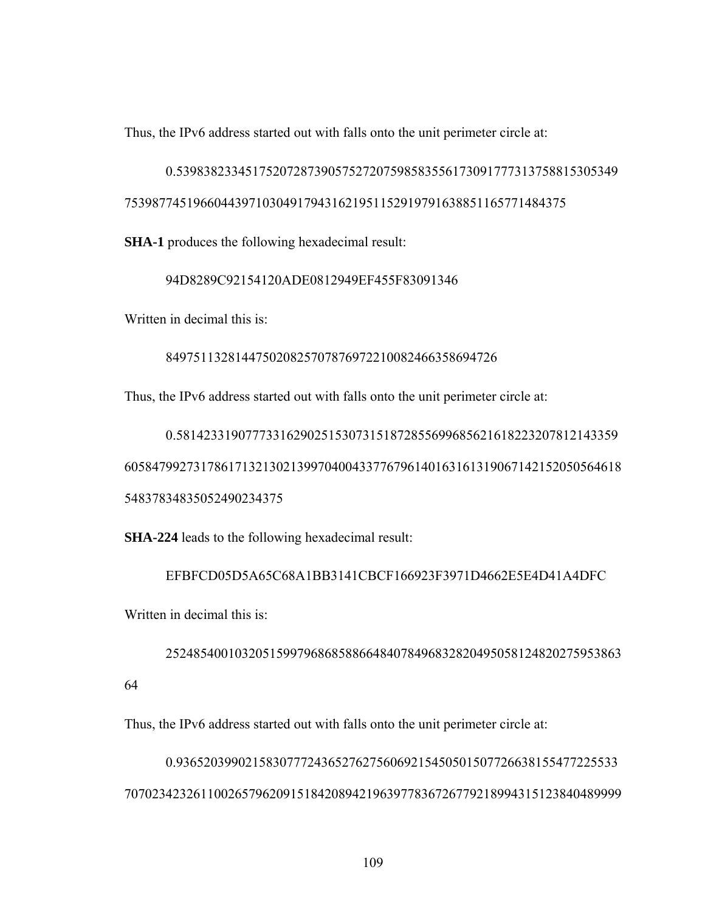Thus, the IPv6 address started out with falls onto the unit perimeter circle at:

0.5398382334517520728739057527207598583556173091777313758815305349
753987745196604439710304917943162195115291979163885116577148437 5

SHA-1 produces the following hexadecimal result:

94D8289C92154120ADE0812949EF455F83091346

Written in decimal this is:

849751132814475020825707876972210082466358694726

Thus, the IPv6 address started out with falls onto the unit perimeter circle at:

0.5814233190777331629025153073151872855699685621618223207812143359
6058479927317861713213021399704004337767961401631613190671421520505646 18
5483783483505249023437 5

**SHA-224** leads to the following hexadecimal result:

EFBFCD05D5A65C68A1BB3141CBCF166923F3971D4662E5E4D41A4DFC

Written in decimal this is:

2524854001032051599796868588664840784968328204950581248202759538 63
64

Thus, the IPv6 address started out with falls onto the unit perimeter circle at:

0.9365203990215830777243652762756069215450501507726638155477225533
7070234232611002657962091518420894219639778367267792189943151238404899 99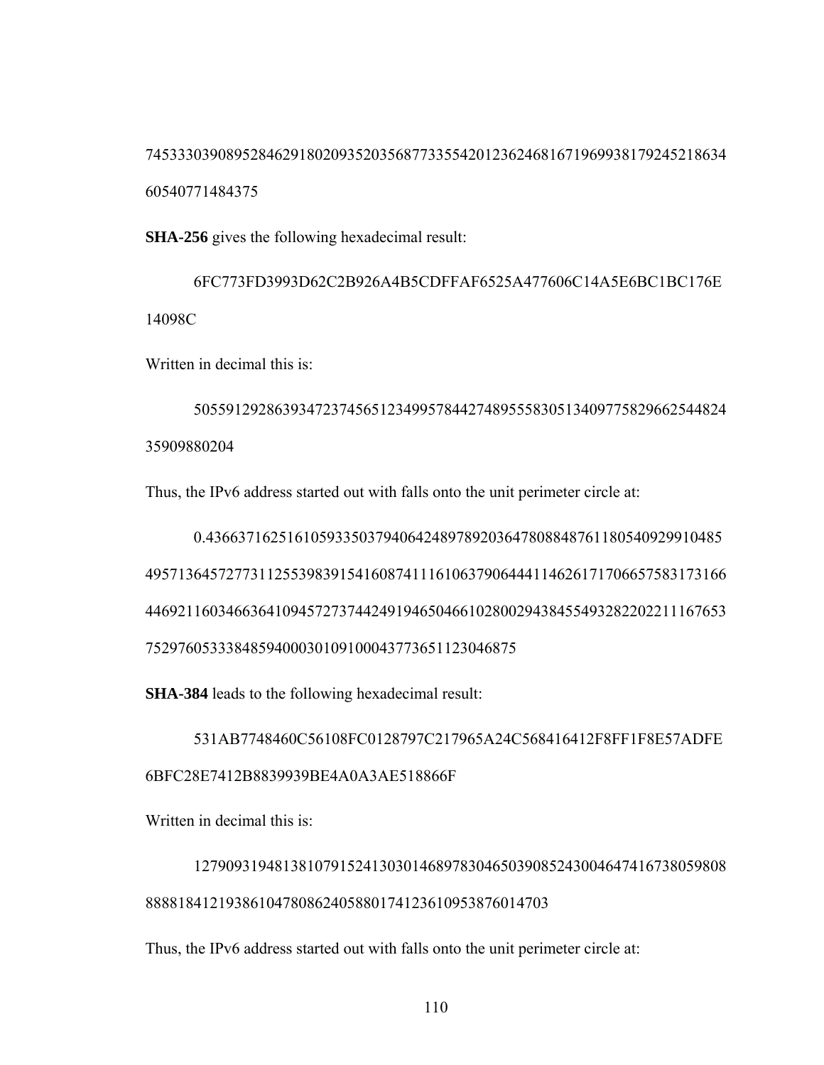745333039089528462918020935203568773355420123624681671969938179245218634
60540771484375

**SHA-256** gives the following hexadecimal result:

6FC773FD3993D62C2B926A4B5CDFFAF6525A477606C14A5E6BC1BC176E
14098C

Written in decimal this is:

505591292863934723745651234995784427489555830513409775829662544824
35909880204

Thus, the IPv6 address started out with falls onto the unit perimeter circle at:

0.436637162516105933503794064248978920364780884876118054092991048​5
495713645727731125539839154160874111610637906444114626171706657583173166
446921160346636410945727374424919465046610280029438455493282202211167653
75297605333848594000301091000437736511230​46875

**SHA-384** leads to the following hexadecimal result:

531AB7748460C56108FC0128797C217965A24C568416412F8FF1F8E57ADFE
6BFC28E7412B8839939BE4A0A3AE518866F

Written in decimal this is:

127909319481381079152413030146897830465039085243004647416738059808
888818412193861047808624058801741236109538760147​03

Thus, the IPv6 address started out with falls onto the unit perimeter circle at: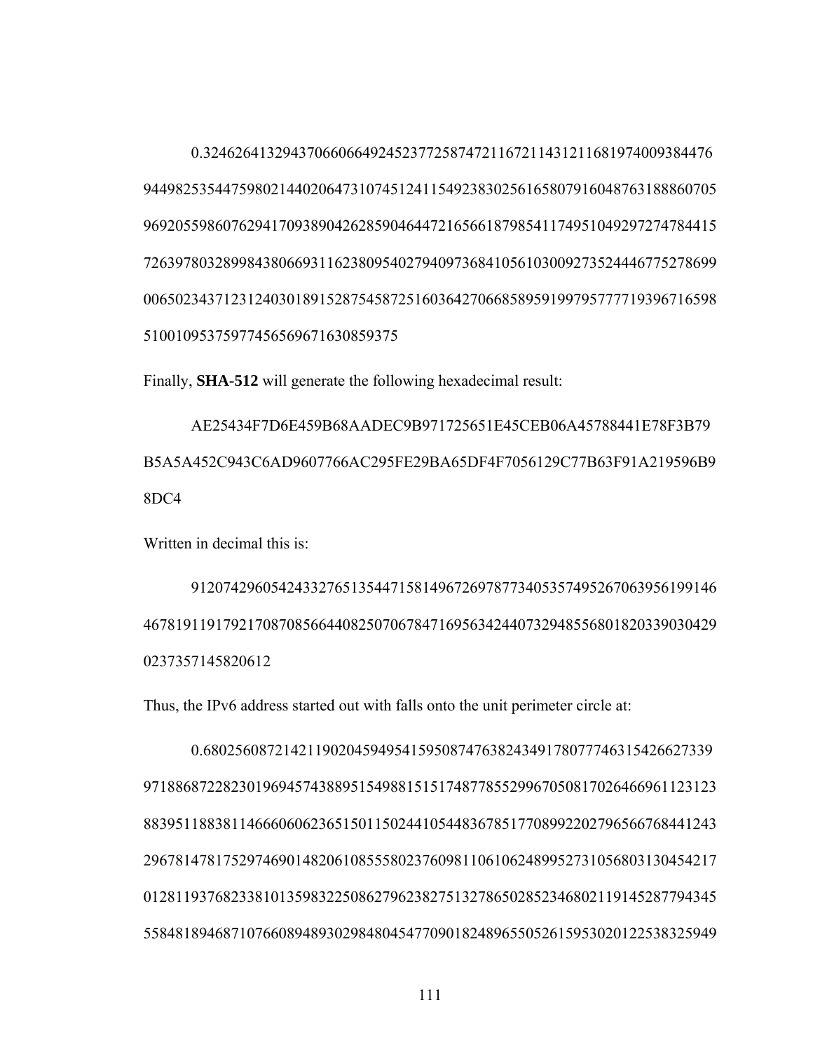0.3246264132943706606649245237725874721167211431211681974009384476 9449825354475980214402064731074512411549238302561658079160487631888607059692055986076294170938904262859046447216566187985411749510492972747844157263978032899843806693116238095402794097368410561030092735244467752786990065023437123124030189152875458725160364270668589591997957777193967165985100109537597745656967163085 9375

Finally, **SHA-512** will generate the following hexadecimal result:

AE25434F7D6E459B68AADEC9B971725651E45CEB06A45788441E78F3B79B5A5A452C943C6AD9607766AC295FE29BA65DF4F7056129C77B63F91A219596B98DC4

Written in decimal this is:

9120742960542433276513544715814967269787734053574952670639561991464678191191792170870856644082507067847169563424407329485568018203390304290237357145820612

Thus, the IPv6 address started out with falls onto the unit perimeter circle at:

0.6802560872142119020459495415950874763824349178077746315426627339971886872282301969457438895154988151517487785529967050817026466961123123883951188381146660606236515011502441054483678517708992202796566768441243296781478175297469014820610855580237609811061062489952731056803130454217012811937682338101359832250862796238275132786502852346802119145287794345558481894687107660894893029848045477090182489655052615953020122538325949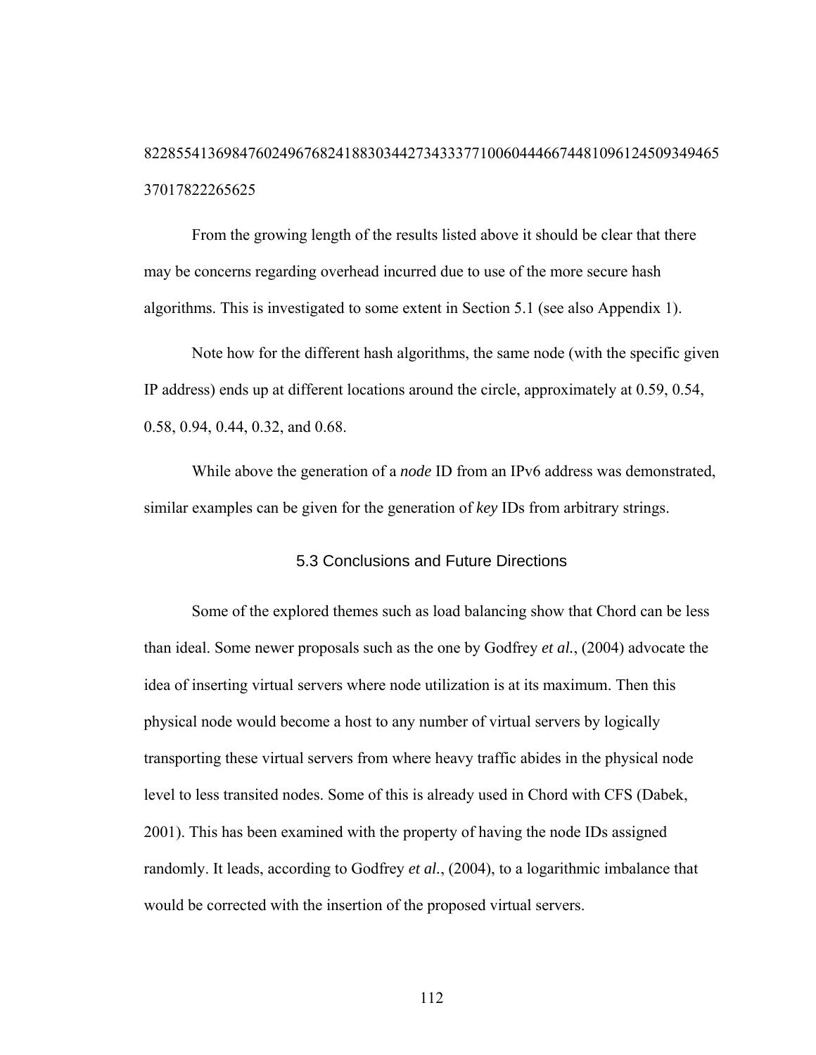8228554136984760249676824188303442734333771006044466744810961245093494653701782226562​5

From the growing length of the results listed above it should be clear that there may be concerns regarding overhead incurred due to use of the more secure hash algorithms. This is investigated to some extent in Section 5.1 (see also Appendix 1).

Note how for the different hash algorithms, the same node (with the specific given IP address) ends up at different locations around the circle, approximately at 0.59, 0.54, 0.58, 0.94, 0.44, 0.32, and 0.68.

While above the generation of a *node* ID from an IPv6 address was demonstrated, similar examples can be given for the generation of *key* IDs from arbitrary strings.

## 5.3 Conclusions and Future Directions

Some of the explored themes such as load balancing show that Chord can be less than ideal. Some newer proposals such as the one by Godfrey *et al.*, (2004) advocate the idea of inserting virtual servers where node utilization is at its maximum. Then this physical node would become a host to any number of virtual servers by logically transporting these virtual servers from where heavy traffic abides in the physical node level to less transited nodes. Some of this is already used in Chord with CFS (Dabek, 2001). This has been examined with the property of having the node IDs assigned randomly. It leads, according to Godfrey *et al.*, (2004), to a logarithmic imbalance that would be corrected with the insertion of the proposed virtual servers.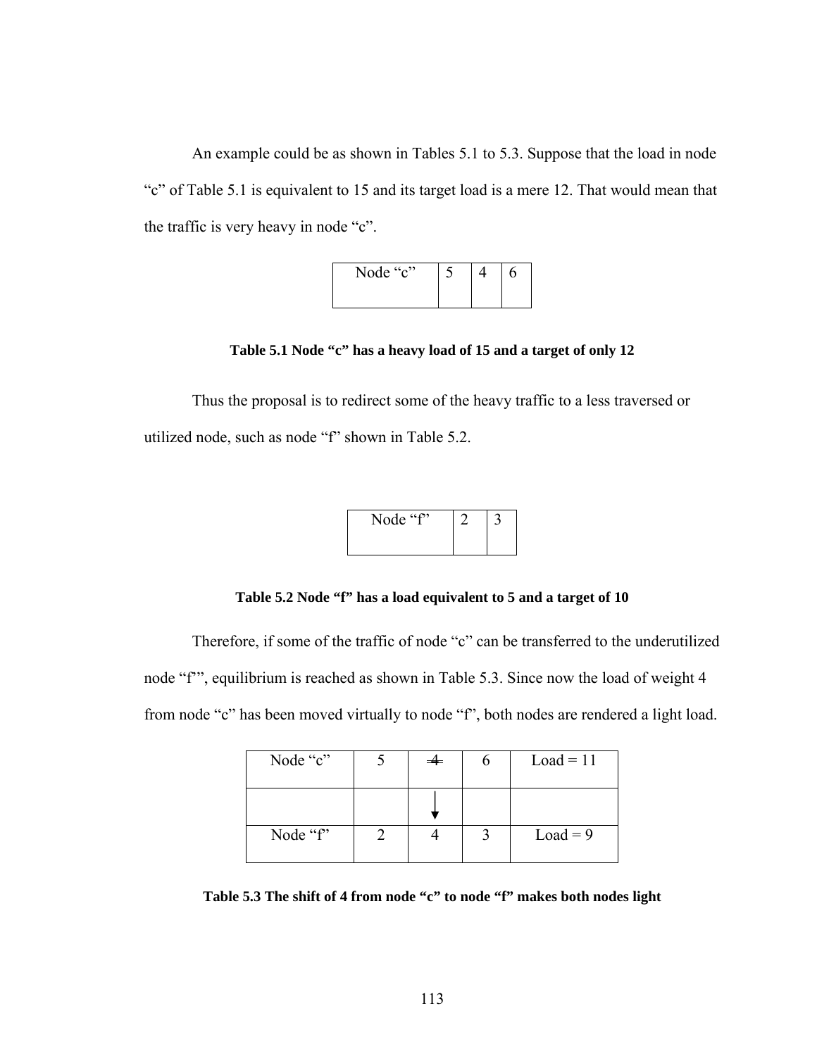An example could be as shown in Tables 5.1 to 5.3. Suppose that the load in node "c" of Table 5.1 is equivalent to 15 and its target load is a mere 12. That would mean that the traffic is very heavy in node "c".

| Node "c" | 5 | 4 | 6 |
|---|---|---|---|

**Table 5.1 Node "c" has a heavy load of 15 and a target of only 12**

Thus the proposal is to redirect some of the heavy traffic to a less traversed or utilized node, such as node "f" shown in Table 5.2.

| Node "f" | 2 | 3 |
|---|---|---|

**Table 5.2 Node "f" has a load equivalent to 5 and a target of 10**

Therefore, if some of the traffic of node "c" can be transferred to the underutilized node "f"", equilibrium is reached as shown in Table 5.3. Since now the load of weight 4 from node "c" has been moved virtually to node "f", both nodes are rendered a light load.

| Node "c" | 5 | ~~4~~ | 6 | Load = 11 |
|---|---|---|---|---|
| | | ↓ | | |
| Node "f" | 2 | 4 | 3 | Load = 9 |

**Table 5.3 The shift of 4 from node "c" to node "f" makes both nodes light**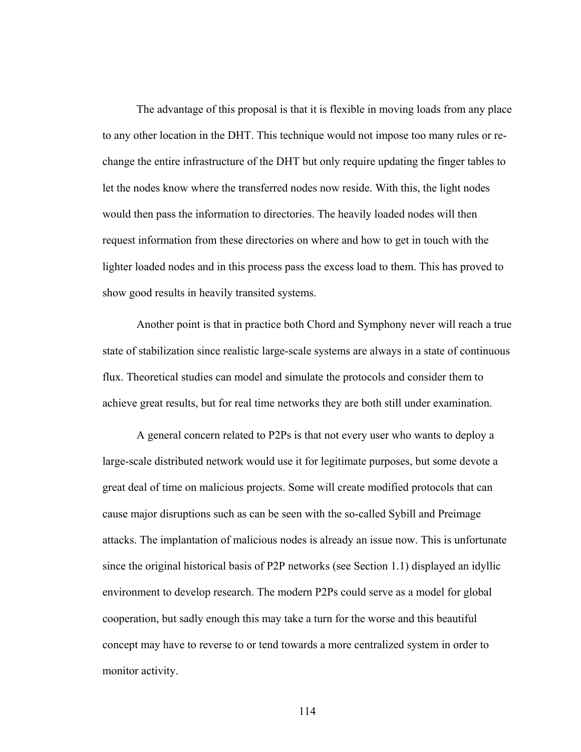The advantage of this proposal is that it is flexible in moving loads from any place to any other location in the DHT. This technique would not impose too many rules or re-change the entire infrastructure of the DHT but only require updating the finger tables to let the nodes know where the transferred nodes now reside. With this, the light nodes would then pass the information to directories. The heavily loaded nodes will then request information from these directories on where and how to get in touch with the lighter loaded nodes and in this process pass the excess load to them. This has proved to show good results in heavily transited systems.

Another point is that in practice both Chord and Symphony never will reach a true state of stabilization since realistic large-scale systems are always in a state of continuous flux. Theoretical studies can model and simulate the protocols and consider them to achieve great results, but for real time networks they are both still under examination.

A general concern related to P2Ps is that not every user who wants to deploy a large-scale distributed network would use it for legitimate purposes, but some devote a great deal of time on malicious projects. Some will create modified protocols that can cause major disruptions such as can be seen with the so-called Sybill and Preimage attacks. The implantation of malicious nodes is already an issue now. This is unfortunate since the original historical basis of P2P networks (see Section 1.1) displayed an idyllic environment to develop research. The modern P2Ps could serve as a model for global cooperation, but sadly enough this may take a turn for the worse and this beautiful concept may have to reverse to or tend towards a more centralized system in order to monitor activity.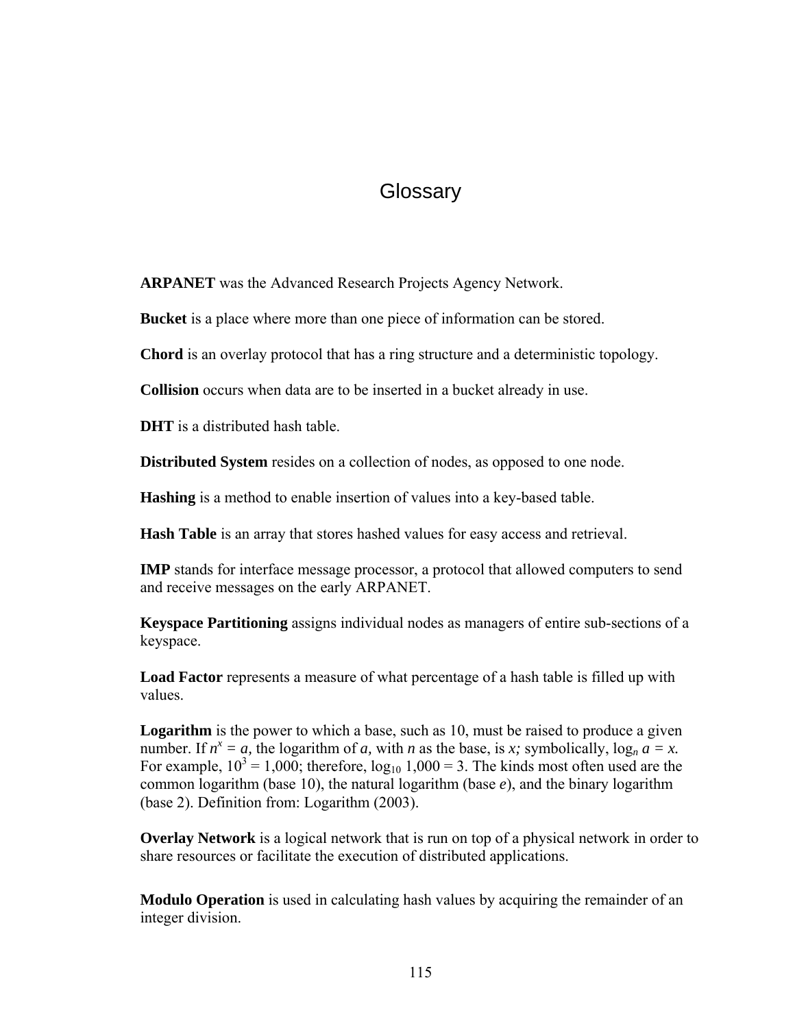# Glossary

**ARPANET** was the Advanced Research Projects Agency Network.

**Bucket** is a place where more than one piece of information can be stored.

**Chord** is an overlay protocol that has a ring structure and a deterministic topology.

**Collision** occurs when data are to be inserted in a bucket already in use.

**DHT** is a distributed hash table.

**Distributed System** resides on a collection of nodes, as opposed to one node.

**Hashing** is a method to enable insertion of values into a key-based table.

**Hash Table** is an array that stores hashed values for easy access and retrieval.

**IMP** stands for interface message processor, a protocol that allowed computers to send and receive messages on the early ARPANET.

**Keyspace Partitioning** assigns individual nodes as managers of entire sub-sections of a keyspace.

**Load Factor** represents a measure of what percentage of a hash table is filled up with values.

**Logarithm** is the power to which a base, such as 10, must be raised to produce a given number. If $n^x = a$, the logarithm of $a$, with $n$ as the base, is $x$; symbolically, $\log_n a = x$. For example, $10^3 = 1{,}000$; therefore, $\log_{10} 1{,}000 = 3$. The kinds most often used are the common logarithm (base 10), the natural logarithm (base $e$), and the binary logarithm (base 2). Definition from: Logarithm (2003).

**Overlay Network** is a logical network that is run on top of a physical network in order to share resources or facilitate the execution of distributed applications.

**Modulo Operation** is used in calculating hash values by acquiring the remainder of an integer division.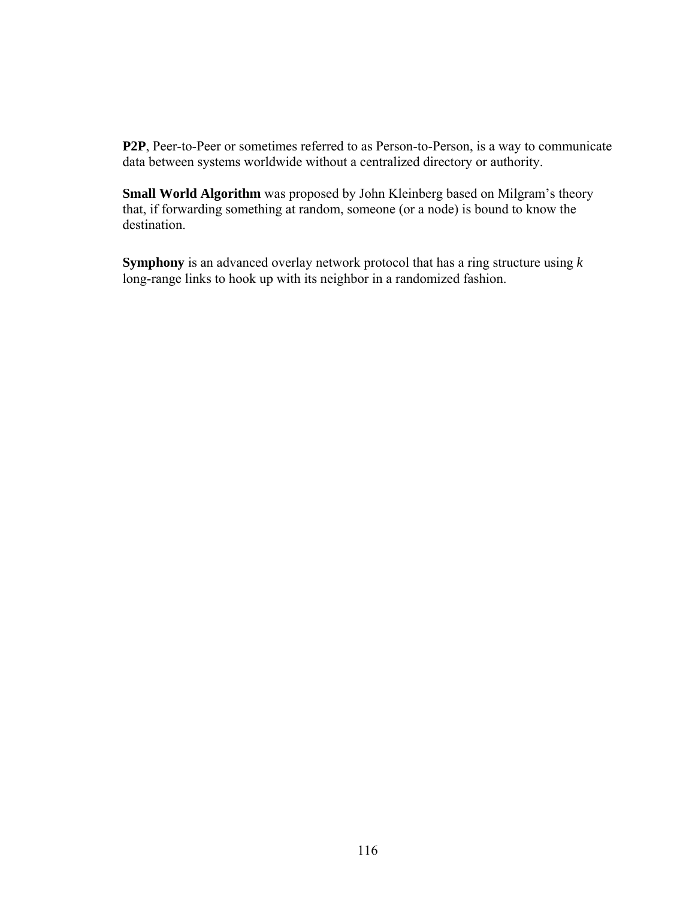**P2P**, Peer-to-Peer or sometimes referred to as Person-to-Person, is a way to communicate data between systems worldwide without a centralized directory or authority.

**Small World Algorithm** was proposed by John Kleinberg based on Milgram's theory that, if forwarding something at random, someone (or a node) is bound to know the destination.

**Symphony** is an advanced overlay network protocol that has a ring structure using $k$ long-range links to hook up with its neighbor in a randomized fashion.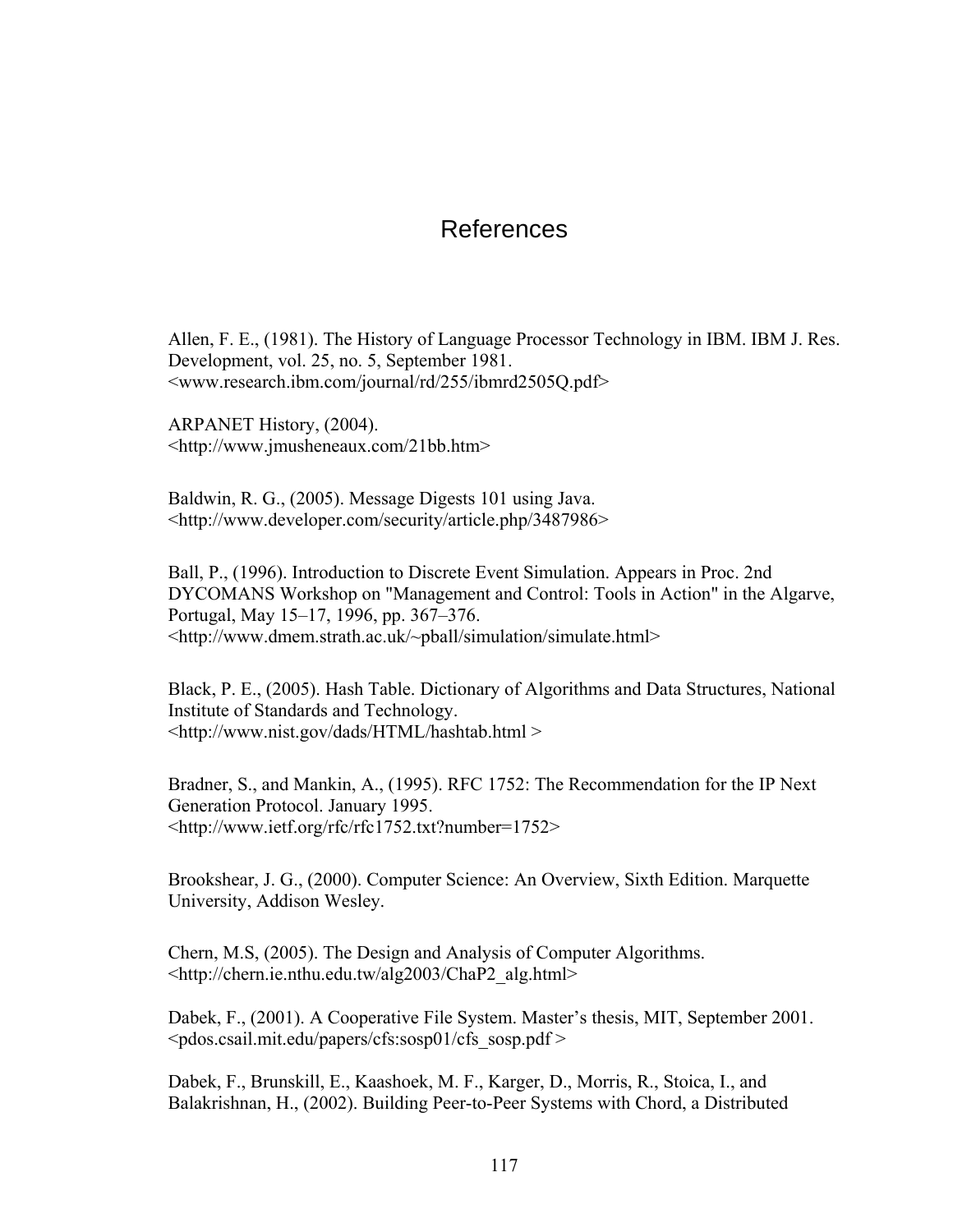# References

Allen, F. E., (1981). The History of Language Processor Technology in IBM. IBM J. Res. Development, vol. 25, no. 5, September 1981.
<www.research.ibm.com/journal/rd/255/ibmrd2505Q.pdf>

ARPANET History, (2004).
<http://www.jmusheneaux.com/21bb.htm>

Baldwin, R. G., (2005). Message Digests 101 using Java.
<http://www.developer.com/security/article.php/3487986>

Ball, P., (1996). Introduction to Discrete Event Simulation. Appears in Proc. 2nd DYCOMANS Workshop on "Management and Control: Tools in Action" in the Algarve, Portugal, May 15–17, 1996, pp. 367–376.
<http://www.dmem.strath.ac.uk/~pball/simulation/simulate.html>

Black, P. E., (2005). Hash Table. Dictionary of Algorithms and Data Structures, National Institute of Standards and Technology.
<http://www.nist.gov/dads/HTML/hashtab.html >

Bradner, S., and Mankin, A., (1995). RFC 1752: The Recommendation for the IP Next Generation Protocol. January 1995.
<http://www.ietf.org/rfc/rfc1752.txt?number=1752>

Brookshear, J. G., (2000). Computer Science: An Overview, Sixth Edition. Marquette University, Addison Wesley.

Chern, M.S, (2005). The Design and Analysis of Computer Algorithms.
<http://chern.ie.nthu.edu.tw/alg2003/ChaP2_alg.html>

Dabek, F., (2001). A Cooperative File System. Master's thesis, MIT, September 2001.
<pdos.csail.mit.edu/papers/cfs:sosp01/cfs_sosp.pdf >

Dabek, F., Brunskill, E., Kaashoek, M. F., Karger, D., Morris, R., Stoica, I., and Balakrishnan, H., (2002). Building Peer-to-Peer Systems with Chord, a Distributed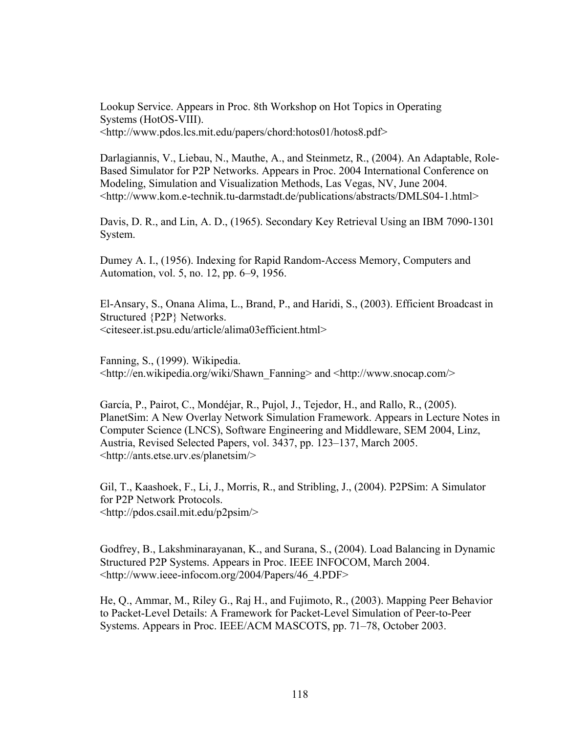Lookup Service. Appears in Proc. 8th Workshop on Hot Topics in Operating Systems (HotOS-VIII).
<http://www.pdos.lcs.mit.edu/papers/chord:hotos01/hotos8.pdf>

Darlagiannis, V., Liebau, N., Mauthe, A., and Steinmetz, R., (2004). An Adaptable, Role-Based Simulator for P2P Networks. Appears in Proc. 2004 International Conference on Modeling, Simulation and Visualization Methods, Las Vegas, NV, June 2004.
<http://www.kom.e-technik.tu-darmstadt.de/publications/abstracts/DMLS04-1.html>

Davis, D. R., and Lin, A. D., (1965). Secondary Key Retrieval Using an IBM 7090-1301 System.

Dumey A. I., (1956). Indexing for Rapid Random-Access Memory, Computers and Automation, vol. 5, no. 12, pp. 6–9, 1956.

El-Ansary, S., Onana Alima, L., Brand, P., and Haridi, S., (2003). Efficient Broadcast in Structured {P2P} Networks.
<citeseer.ist.psu.edu/article/alima03efficient.html>

Fanning, S., (1999). Wikipedia.
<http://en.wikipedia.org/wiki/Shawn_Fanning> and <http://www.snocap.com/>

García, P., Pairot, C., Mondéjar, R., Pujol, J., Tejedor, H., and Rallo, R., (2005). PlanetSim: A New Overlay Network Simulation Framework. Appears in Lecture Notes in Computer Science (LNCS), Software Engineering and Middleware, SEM 2004, Linz, Austria, Revised Selected Papers, vol. 3437, pp. 123–137, March 2005.
<http://ants.etse.urv.es/planetsim/>

Gil, T., Kaashoek, F., Li, J., Morris, R., and Stribling, J., (2004). P2PSim: A Simulator for P2P Network Protocols.
<http://pdos.csail.mit.edu/p2psim/>

Godfrey, B., Lakshminarayanan, K., and Surana, S., (2004). Load Balancing in Dynamic Structured P2P Systems. Appears in Proc. IEEE INFOCOM, March 2004.
<http://www.ieee-infocom.org/2004/Papers/46_4.PDF>

He, Q., Ammar, M., Riley G., Raj H., and Fujimoto, R., (2003). Mapping Peer Behavior to Packet-Level Details: A Framework for Packet-Level Simulation of Peer-to-Peer Systems. Appears in Proc. IEEE/ACM MASCOTS, pp. 71–78, October 2003.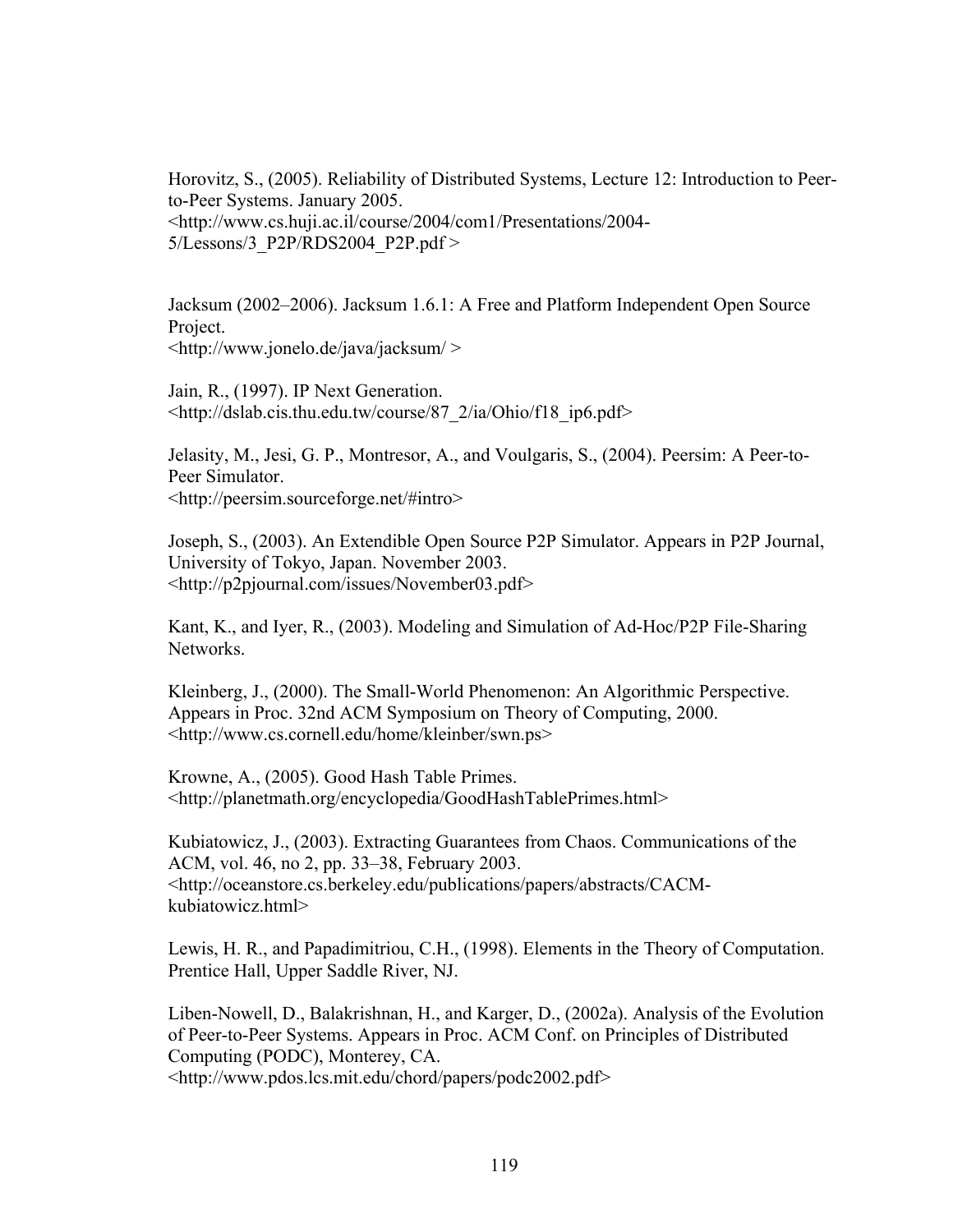Horovitz, S., (2005). Reliability of Distributed Systems, Lecture 12: Introduction to Peer-to-Peer Systems. January 2005.
<http://www.cs.huji.ac.il/course/2004/com1/Presentations/2004-5/Lessons/3_P2P/RDS2004_P2P.pdf >

Jacksum (2002–2006). Jacksum 1.6.1: A Free and Platform Independent Open Source Project.
<http://www.jonelo.de/java/jacksum/ >

Jain, R., (1997). IP Next Generation.
<http://dslab.cis.thu.edu.tw/course/87_2/ia/Ohio/f18_ip6.pdf>

Jelasity, M., Jesi, G. P., Montresor, A., and Voulgaris, S., (2004). Peersim: A Peer-to-Peer Simulator.
<http://peersim.sourceforge.net/#intro>

Joseph, S., (2003). An Extendible Open Source P2P Simulator. Appears in P2P Journal, University of Tokyo, Japan. November 2003.
<http://p2pjournal.com/issues/November03.pdf>

Kant, K., and Iyer, R., (2003). Modeling and Simulation of Ad-Hoc/P2P File-Sharing Networks.

Kleinberg, J., (2000). The Small-World Phenomenon: An Algorithmic Perspective. Appears in Proc. 32nd ACM Symposium on Theory of Computing, 2000.
<http://www.cs.cornell.edu/home/kleinber/swn.ps>

Krowne, A., (2005). Good Hash Table Primes.
<http://planetmath.org/encyclopedia/GoodHashTablePrimes.html>

Kubiatowicz, J., (2003). Extracting Guarantees from Chaos. Communications of the ACM, vol. 46, no 2, pp. 33–38, February 2003.
<http://oceanstore.cs.berkeley.edu/publications/papers/abstracts/CACM-kubiatowicz.html>

Lewis, H. R., and Papadimitriou, C.H., (1998). Elements in the Theory of Computation. Prentice Hall, Upper Saddle River, NJ.

Liben-Nowell, D., Balakrishnan, H., and Karger, D., (2002a). Analysis of the Evolution of Peer-to-Peer Systems. Appears in Proc. ACM Conf. on Principles of Distributed Computing (PODC), Monterey, CA.
<http://www.pdos.lcs.mit.edu/chord/papers/podc2002.pdf>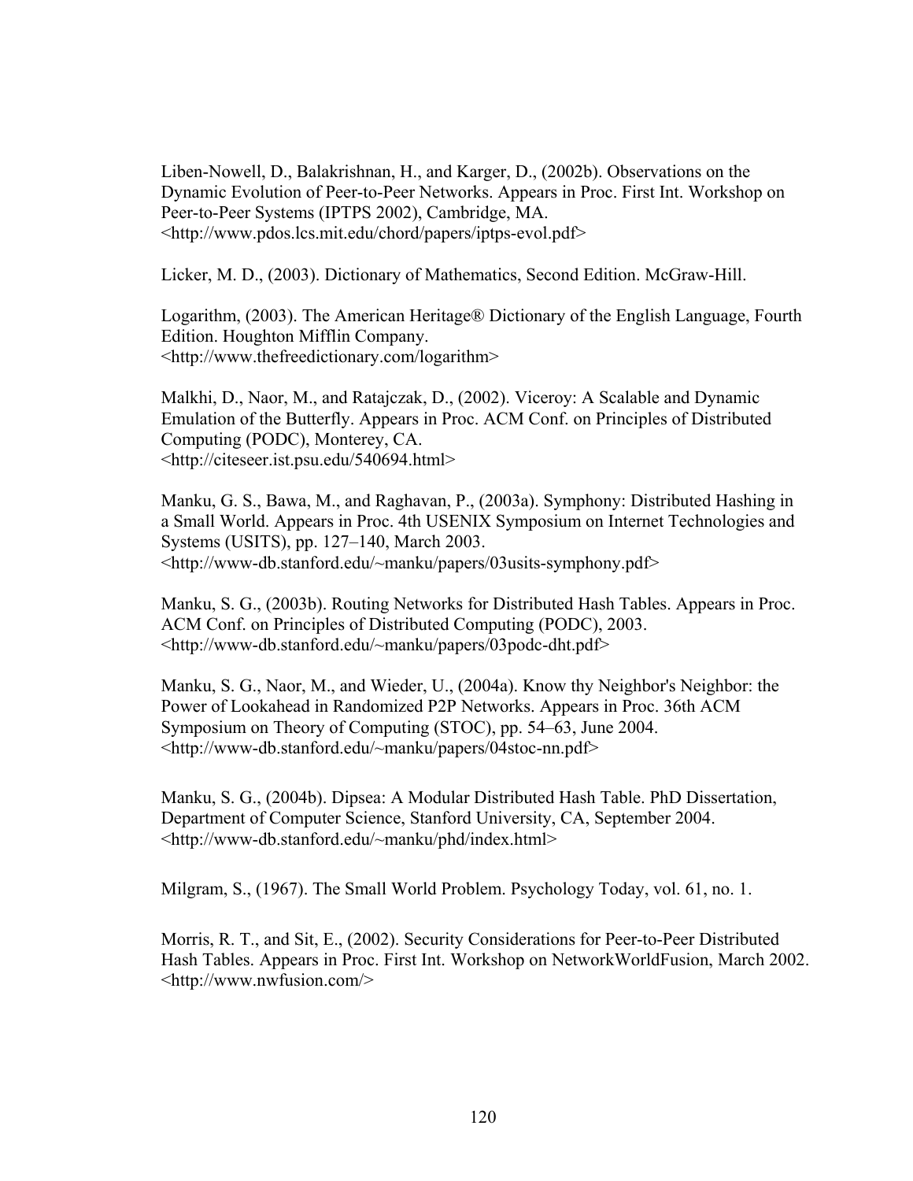Liben-Nowell, D., Balakrishnan, H., and Karger, D., (2002b). Observations on the Dynamic Evolution of Peer-to-Peer Networks. Appears in Proc. First Int. Workshop on Peer-to-Peer Systems (IPTPS 2002), Cambridge, MA. <http://www.pdos.lcs.mit.edu/chord/papers/iptps-evol.pdf>

Licker, M. D., (2003). Dictionary of Mathematics, Second Edition. McGraw-Hill.

Logarithm, (2003). The American Heritage® Dictionary of the English Language, Fourth Edition. Houghton Mifflin Company. <http://www.thefreedictionary.com/logarithm>

Malkhi, D., Naor, M., and Ratajczak, D., (2002). Viceroy: A Scalable and Dynamic Emulation of the Butterfly. Appears in Proc. ACM Conf. on Principles of Distributed Computing (PODC), Monterey, CA. <http://citeseer.ist.psu.edu/540694.html>

Manku, G. S., Bawa, M., and Raghavan, P., (2003a). Symphony: Distributed Hashing in a Small World. Appears in Proc. 4th USENIX Symposium on Internet Technologies and Systems (USITS), pp. 127–140, March 2003. <http://www-db.stanford.edu/~manku/papers/03usits-symphony.pdf>

Manku, S. G., (2003b). Routing Networks for Distributed Hash Tables. Appears in Proc. ACM Conf. on Principles of Distributed Computing (PODC), 2003. <http://www-db.stanford.edu/~manku/papers/03podc-dht.pdf>

Manku, S. G., Naor, M., and Wieder, U., (2004a). Know thy Neighbor's Neighbor: the Power of Lookahead in Randomized P2P Networks. Appears in Proc. 36th ACM Symposium on Theory of Computing (STOC), pp. 54–63, June 2004. <http://www-db.stanford.edu/~manku/papers/04stoc-nn.pdf>

Manku, S. G., (2004b). Dipsea: A Modular Distributed Hash Table. PhD Dissertation, Department of Computer Science, Stanford University, CA, September 2004. <http://www-db.stanford.edu/~manku/phd/index.html>

Milgram, S., (1967). The Small World Problem. Psychology Today, vol. 61, no. 1.

Morris, R. T., and Sit, E., (2002). Security Considerations for Peer-to-Peer Distributed Hash Tables. Appears in Proc. First Int. Workshop on NetworkWorldFusion, March 2002. <http://www.nwfusion.com/>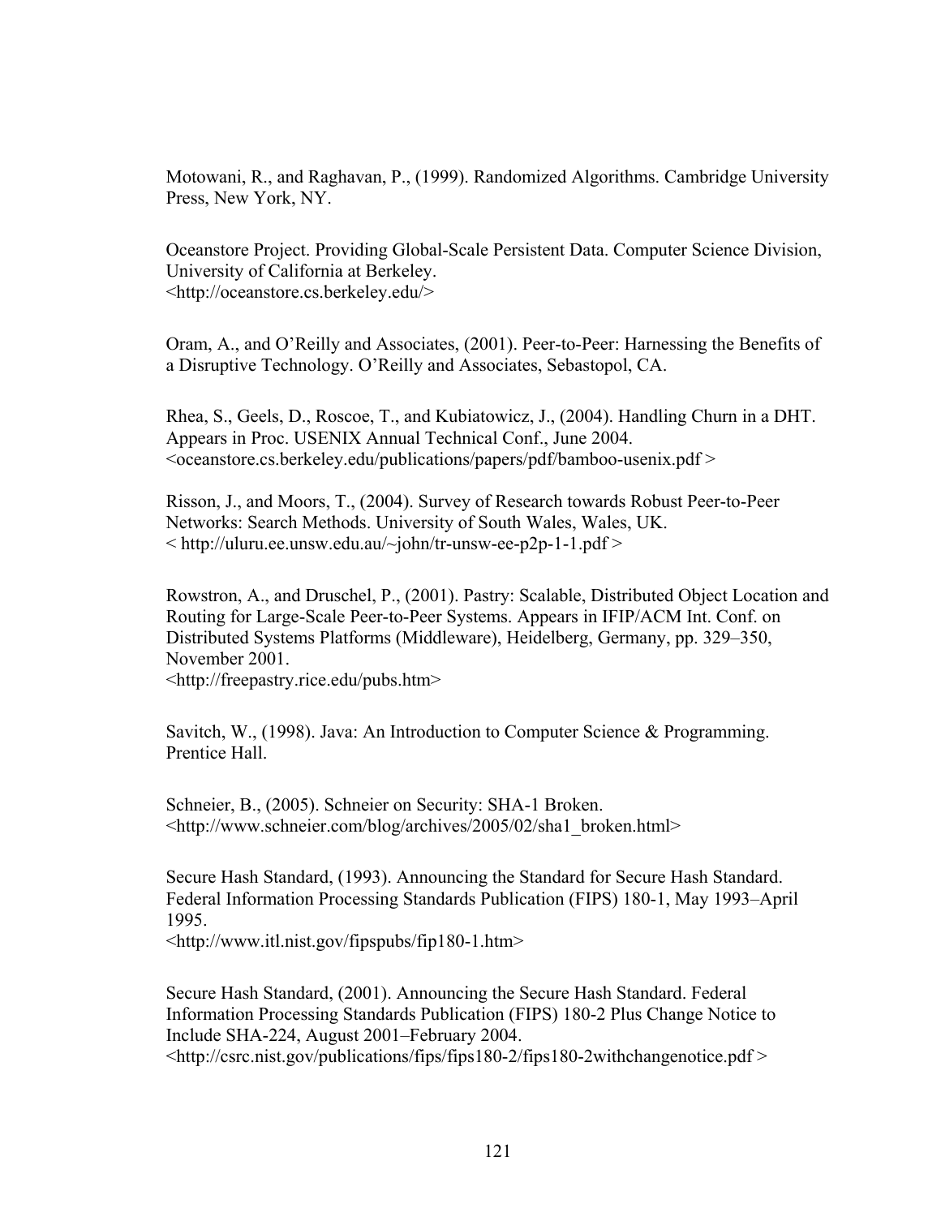Motowani, R., and Raghavan, P., (1999). Randomized Algorithms. Cambridge University Press, New York, NY.

Oceanstore Project. Providing Global-Scale Persistent Data. Computer Science Division, University of California at Berkeley.
<http://oceanstore.cs.berkeley.edu/>

Oram, A., and O'Reilly and Associates, (2001). Peer-to-Peer: Harnessing the Benefits of a Disruptive Technology. O'Reilly and Associates, Sebastopol, CA.

Rhea, S., Geels, D., Roscoe, T., and Kubiatowicz, J., (2004). Handling Churn in a DHT. Appears in Proc. USENIX Annual Technical Conf., June 2004.
<oceanstore.cs.berkeley.edu/publications/papers/pdf/bamboo-usenix.pdf >

Risson, J., and Moors, T., (2004). Survey of Research towards Robust Peer-to-Peer Networks: Search Methods. University of South Wales, Wales, UK.
< http://uluru.ee.unsw.edu.au/~john/tr-unsw-ee-p2p-1-1.pdf >

Rowstron, A., and Druschel, P., (2001). Pastry: Scalable, Distributed Object Location and Routing for Large-Scale Peer-to-Peer Systems. Appears in IFIP/ACM Int. Conf. on Distributed Systems Platforms (Middleware), Heidelberg, Germany, pp. 329–350, November 2001.
<http://freepastry.rice.edu/pubs.htm>

Savitch, W., (1998). Java: An Introduction to Computer Science & Programming. Prentice Hall.

Schneier, B., (2005). Schneier on Security: SHA-1 Broken.
<http://www.schneier.com/blog/archives/2005/02/sha1_broken.html>

Secure Hash Standard, (1993). Announcing the Standard for Secure Hash Standard. Federal Information Processing Standards Publication (FIPS) 180-1, May 1993–April 1995.
<http://www.itl.nist.gov/fipspubs/fip180-1.htm>

Secure Hash Standard, (2001). Announcing the Secure Hash Standard. Federal Information Processing Standards Publication (FIPS) 180-2 Plus Change Notice to Include SHA-224, August 2001–February 2004.
<http://csrc.nist.gov/publications/fips/fips180-2/fips180-2withchangenotice.pdf >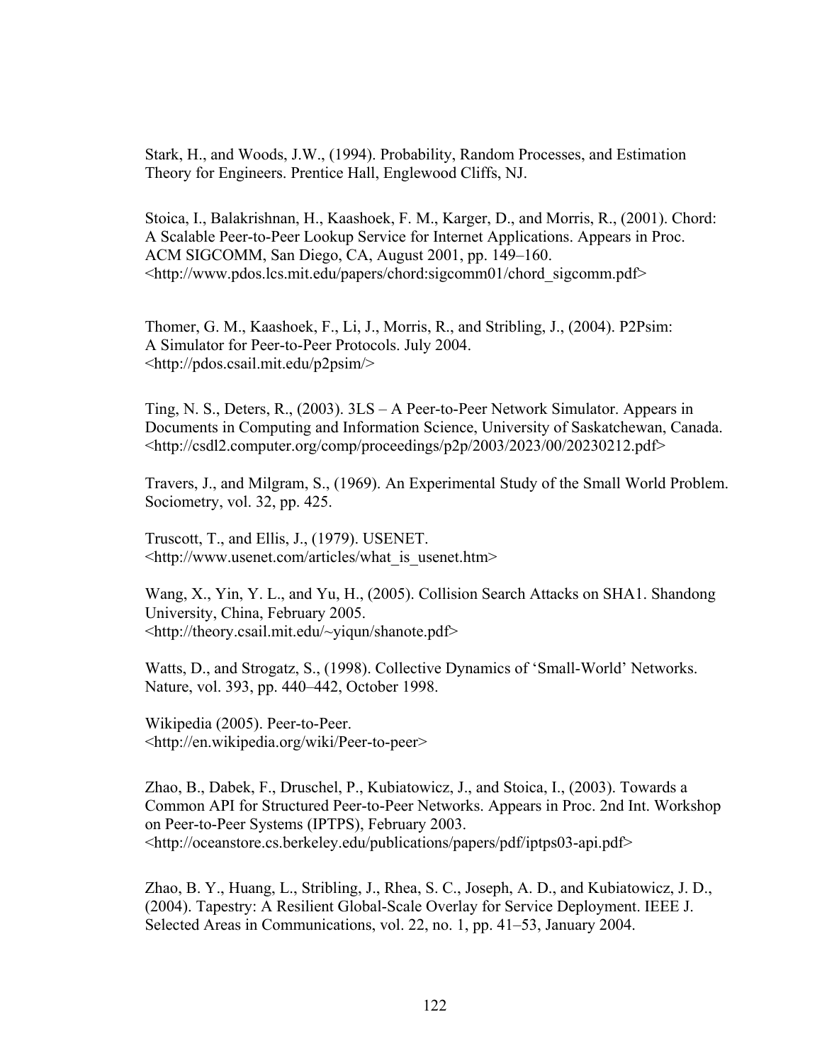Stark, H., and Woods, J.W., (1994). Probability, Random Processes, and Estimation Theory for Engineers. Prentice Hall, Englewood Cliffs, NJ.

Stoica, I., Balakrishnan, H., Kaashoek, F. M., Karger, D., and Morris, R., (2001). Chord: A Scalable Peer-to-Peer Lookup Service for Internet Applications. Appears in Proc. ACM SIGCOMM, San Diego, CA, August 2001, pp. 149–160. <http://www.pdos.lcs.mit.edu/papers/chord:sigcomm01/chord_sigcomm.pdf>

Thomer, G. M., Kaashoek, F., Li, J., Morris, R., and Stribling, J., (2004). P2Psim: A Simulator for Peer-to-Peer Protocols. July 2004. <http://pdos.csail.mit.edu/p2psim/>

Ting, N. S., Deters, R., (2003). 3LS – A Peer-to-Peer Network Simulator. Appears in Documents in Computing and Information Science, University of Saskatchewan, Canada. <http://csdl2.computer.org/comp/proceedings/p2p/2003/2023/00/20230212.pdf>

Travers, J., and Milgram, S., (1969). An Experimental Study of the Small World Problem. Sociometry, vol. 32, pp. 425.

Truscott, T., and Ellis, J., (1979). USENET. <http://www.usenet.com/articles/what_is_usenet.htm>

Wang, X., Yin, Y. L., and Yu, H., (2005). Collision Search Attacks on SHA1. Shandong University, China, February 2005. <http://theory.csail.mit.edu/~yiqun/shanote.pdf>

Watts, D., and Strogatz, S., (1998). Collective Dynamics of 'Small-World' Networks. Nature, vol. 393, pp. 440–442, October 1998.

Wikipedia (2005). Peer-to-Peer. <http://en.wikipedia.org/wiki/Peer-to-peer>

Zhao, B., Dabek, F., Druschel, P., Kubiatowicz, J., and Stoica, I., (2003). Towards a Common API for Structured Peer-to-Peer Networks. Appears in Proc. 2nd Int. Workshop on Peer-to-Peer Systems (IPTPS), February 2003. <http://oceanstore.cs.berkeley.edu/publications/papers/pdf/iptps03-api.pdf>

Zhao, B. Y., Huang, L., Stribling, J., Rhea, S. C., Joseph, A. D., and Kubiatowicz, J. D., (2004). Tapestry: A Resilient Global-Scale Overlay for Service Deployment. IEEE J. Selected Areas in Communications, vol. 22, no. 1, pp. 41–53, January 2004.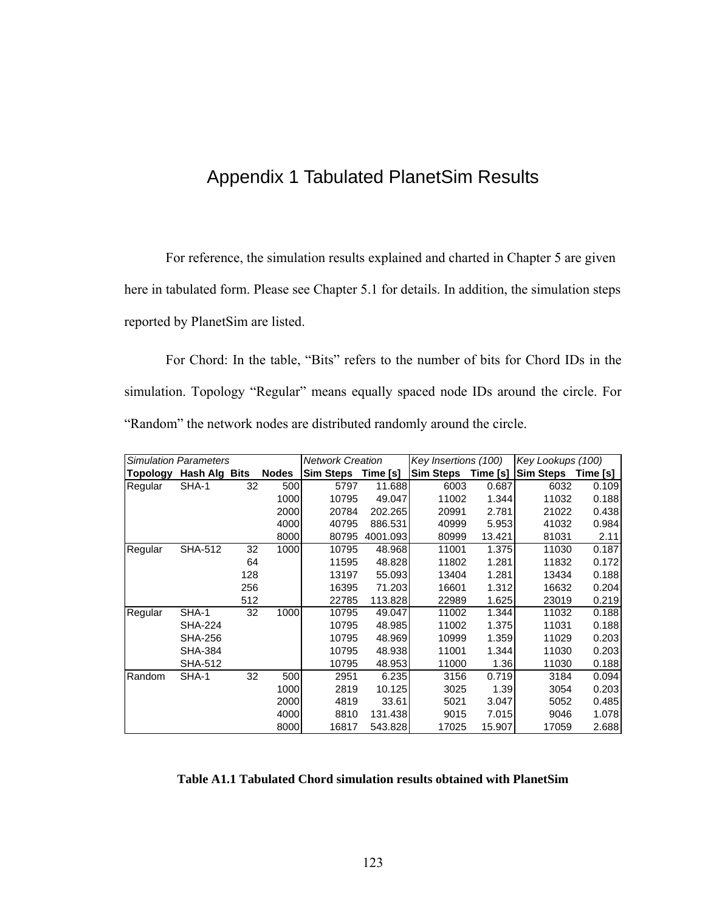# Appendix 1 Tabulated PlanetSim Results

For reference, the simulation results explained and charted in Chapter 5 are given here in tabulated form. Please see Chapter 5.1 for details. In addition, the simulation steps reported by PlanetSim are listed.

For Chord: In the table, "Bits" refers to the number of bits for Chord IDs in the simulation. Topology "Regular" means equally spaced node IDs around the circle. For "Random" the network nodes are distributed randomly around the circle.

| *Simulation Parameters* | | | | *Network Creation* | | *Key Insertions (100)* | | *Key Lookups (100)* | |
|---|---|---|---|---|---|---|---|---|---|
| **Topology** | **Hash Alg** | **Bits** | **Nodes** | **Sim Steps** | **Time [s]** | **Sim Steps** | **Time [s]** | **Sim Steps** | **Time [s]** |
| Regular | SHA-1 | 32 | 500 | 5797 | 11.688 | 6003 | 0.687 | 6032 | 0.109 |
| | | | 1000 | 10795 | 49.047 | 11002 | 1.344 | 11032 | 0.188 |
| | | | 2000 | 20784 | 202.265 | 20991 | 2.781 | 21022 | 0.438 |
| | | | 4000 | 40795 | 886.531 | 40999 | 5.953 | 41032 | 0.984 |
| | | | 8000 | 80795 | 4001.093 | 80999 | 13.421 | 81031 | 2.11 |
| Regular | SHA-512 | 32 | 1000 | 10795 | 48.968 | 11001 | 1.375 | 11030 | 0.187 |
| | | 64 | | 11595 | 48.828 | 11802 | 1.281 | 11832 | 0.172 |
| | | 128 | | 13197 | 55.093 | 13404 | 1.281 | 13434 | 0.188 |
| | | 256 | | 16395 | 71.203 | 16601 | 1.312 | 16632 | 0.204 |
| | | 512 | | 22785 | 113.828 | 22989 | 1.625 | 23019 | 0.219 |
| Regular | SHA-1 | 32 | 1000 | 10795 | 49.047 | 11002 | 1.344 | 11032 | 0.188 |
| | SHA-224 | | | 10795 | 48.985 | 11002 | 1.375 | 11031 | 0.188 |
| | SHA-256 | | | 10795 | 48.969 | 10999 | 1.359 | 11029 | 0.203 |
| | SHA-384 | | | 10795 | 48.938 | 11001 | 1.344 | 11030 | 0.203 |
| | SHA-512 | | | 10795 | 48.953 | 11000 | 1.36 | 11030 | 0.188 |
| Random | SHA-1 | 32 | 500 | 2951 | 6.235 | 3156 | 0.719 | 3184 | 0.094 |
| | | | 1000 | 2819 | 10.125 | 3025 | 1.39 | 3054 | 0.203 |
| | | | 2000 | 4819 | 33.61 | 5021 | 3.047 | 5052 | 0.485 |
| | | | 4000 | 8810 | 131.438 | 9015 | 7.015 | 9046 | 1.078 |
| | | | 8000 | 16817 | 543.828 | 17025 | 15.907 | 17059 | 2.688 |

**Table A1.1 Tabulated Chord simulation results obtained with PlanetSim**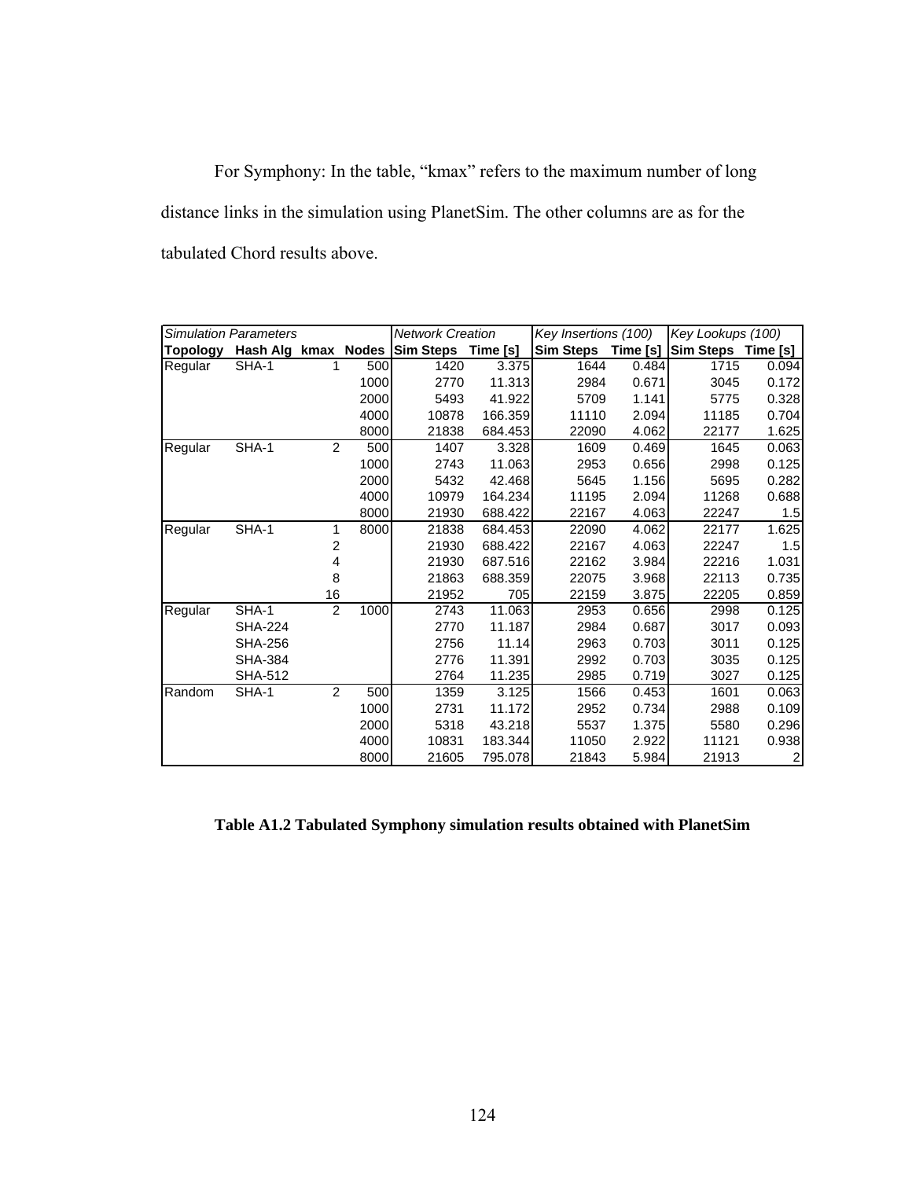For Symphony: In the table, "kmax" refers to the maximum number of long distance links in the simulation using PlanetSim. The other columns are as for the tabulated Chord results above.

| *Simulation Parameters* | | | | *Network Creation* | | *Key Insertions (100)* | | *Key Lookups (100)* | |
|---|---|---|---|---|---|---|---|---|---|
| **Topology** | **Hash Alg** | **kmax** | **Nodes** | **Sim Steps** | **Time [s]** | **Sim Steps** | **Time [s]** | **Sim Steps** | **Time [s]** |
| Regular | SHA-1 | 1 | 500 | 1420 | 3.375 | 1644 | 0.484 | 1715 | 0.094 |
| | | | 1000 | 2770 | 11.313 | 2984 | 0.671 | 3045 | 0.172 |
| | | | 2000 | 5493 | 41.922 | 5709 | 1.141 | 5775 | 0.328 |
| | | | 4000 | 10878 | 166.359 | 11110 | 2.094 | 11185 | 0.704 |
| | | | 8000 | 21838 | 684.453 | 22090 | 4.062 | 22177 | 1.625 |
| Regular | SHA-1 | 2 | 500 | 1407 | 3.328 | 1609 | 0.469 | 1645 | 0.063 |
| | | | 1000 | 2743 | 11.063 | 2953 | 0.656 | 2998 | 0.125 |
| | | | 2000 | 5432 | 42.468 | 5645 | 1.156 | 5695 | 0.282 |
| | | | 4000 | 10979 | 164.234 | 11195 | 2.094 | 11268 | 0.688 |
| | | | 8000 | 21930 | 688.422 | 22167 | 4.063 | 22247 | 1.5 |
| Regular | SHA-1 | 1 | 8000 | 21838 | 684.453 | 22090 | 4.062 | 22177 | 1.625 |
| | | 2 | | 21930 | 688.422 | 22167 | 4.063 | 22247 | 1.5 |
| | | 4 | | 21930 | 687.516 | 22162 | 3.984 | 22216 | 1.031 |
| | | 8 | | 21863 | 688.359 | 22075 | 3.968 | 22113 | 0.735 |
| | | 16 | | 21952 | 705 | 22159 | 3.875 | 22205 | 0.859 |
| Regular | SHA-1 | 2 | 1000 | 2743 | 11.063 | 2953 | 0.656 | 2998 | 0.125 |
| | SHA-224 | | | 2770 | 11.187 | 2984 | 0.687 | 3017 | 0.093 |
| | SHA-256 | | | 2756 | 11.14 | 2963 | 0.703 | 3011 | 0.125 |
| | SHA-384 | | | 2776 | 11.391 | 2992 | 0.703 | 3035 | 0.125 |
| | SHA-512 | | | 2764 | 11.235 | 2985 | 0.719 | 3027 | 0.125 |
| Random | SHA-1 | 2 | 500 | 1359 | 3.125 | 1566 | 0.453 | 1601 | 0.063 |
| | | | 1000 | 2731 | 11.172 | 2952 | 0.734 | 2988 | 0.109 |
| | | | 2000 | 5318 | 43.218 | 5537 | 1.375 | 5580 | 0.296 |
| | | | 4000 | 10831 | 183.344 | 11050 | 2.922 | 11121 | 0.938 |
| | | | 8000 | 21605 | 795.078 | 21843 | 5.984 | 21913 | 2 |

**Table A1.2 Tabulated Symphony simulation results obtained with PlanetSim**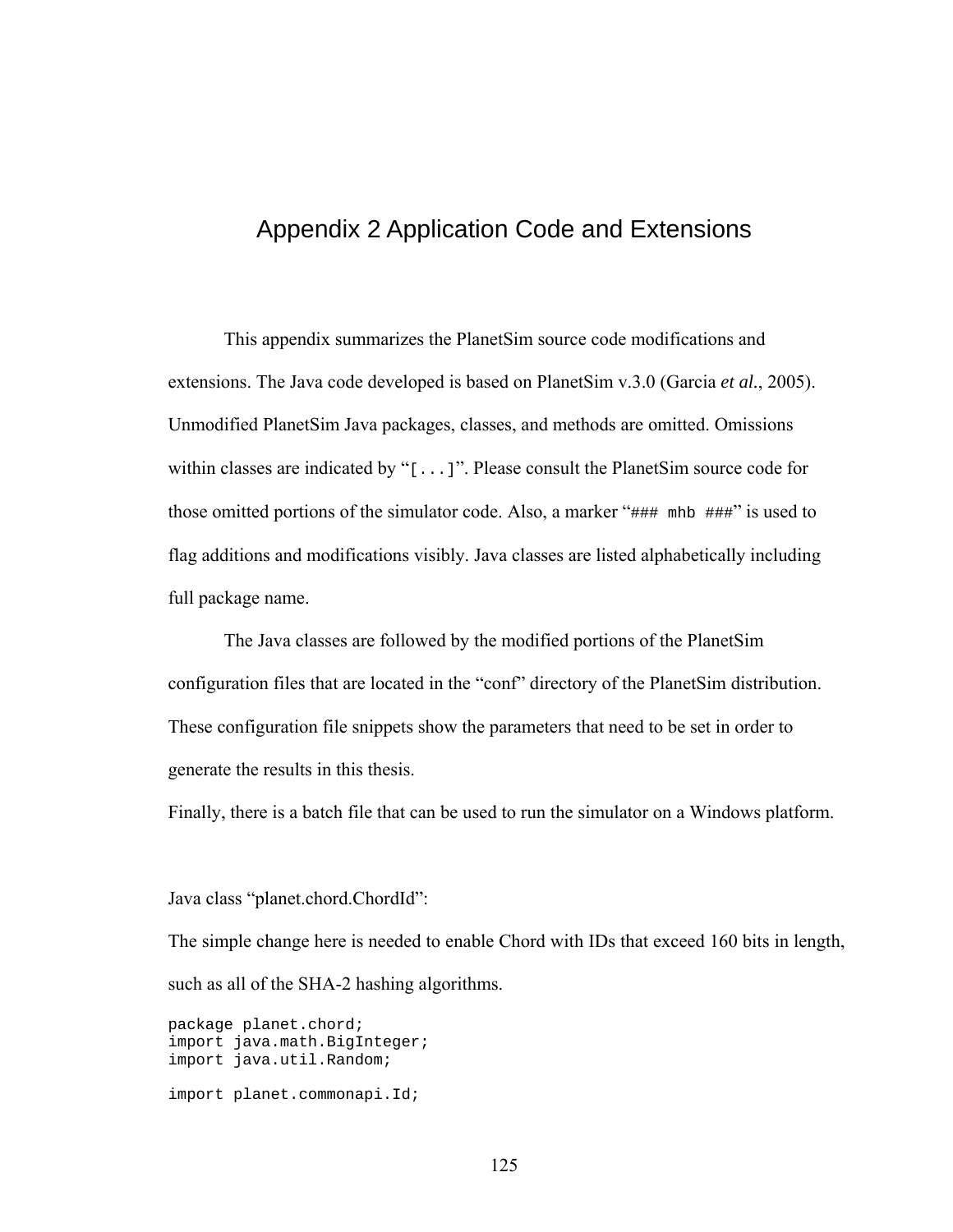# Appendix 2 Application Code and Extensions

This appendix summarizes the PlanetSim source code modifications and extensions. The Java code developed is based on PlanetSim v.3.0 (Garcia *et al.*, 2005). Unmodified PlanetSim Java packages, classes, and methods are omitted. Omissions within classes are indicated by “`[...]`”. Please consult the PlanetSim source code for those omitted portions of the simulator code. Also, a marker “`### mhb ###`” is used to flag additions and modifications visibly. Java classes are listed alphabetically including full package name.

The Java classes are followed by the modified portions of the PlanetSim configuration files that are located in the “conf” directory of the PlanetSim distribution. These configuration file snippets show the parameters that need to be set in order to generate the results in this thesis.

Finally, there is a batch file that can be used to run the simulator on a Windows platform.

Java class “planet.chord.ChordId”:

The simple change here is needed to enable Chord with IDs that exceed 160 bits in length, such as all of the SHA-2 hashing algorithms.

```
package planet.chord;
import java.math.BigInteger;
import java.util.Random;

import planet.commonapi.Id;
```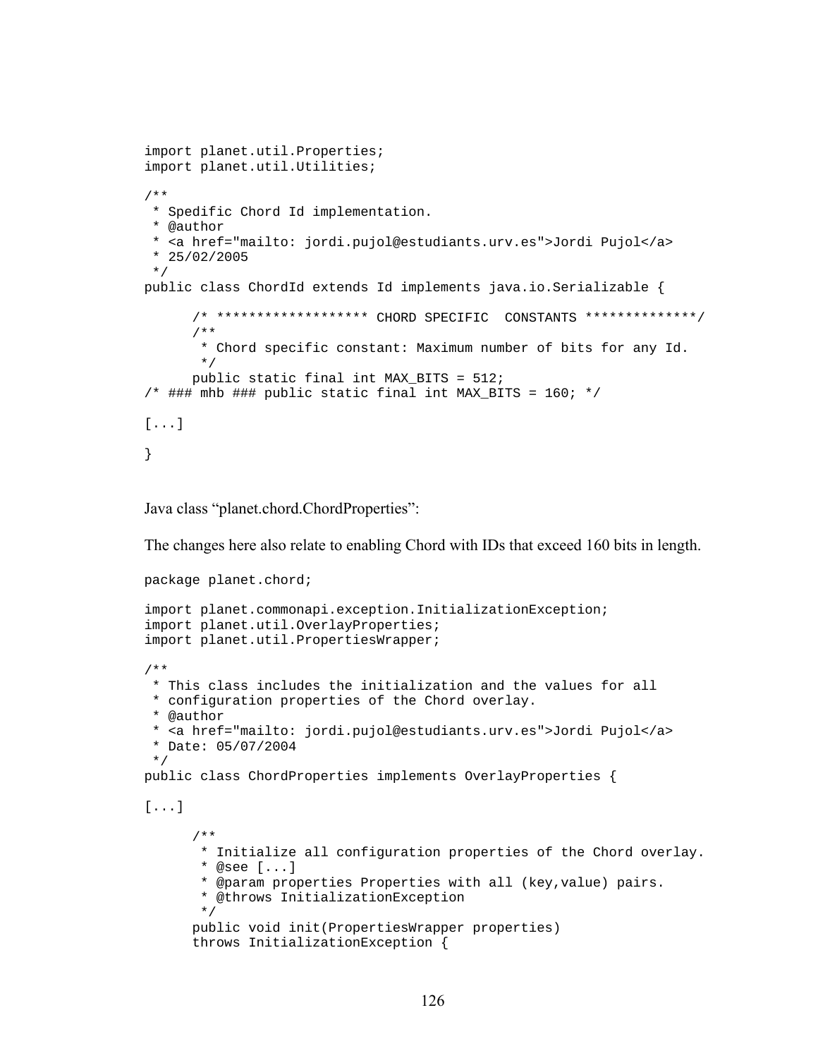```
import planet.util.Properties;
import planet.util.Utilities;

/**
 * Spedific Chord Id implementation.
 * @author
 * <a href="mailto: jordi.pujol@estudiants.urv.es">Jordi Pujol</a>
 * 25/02/2005
 */
public class ChordId extends Id implements java.io.Serializable {

      /* ******************* CHORD SPECIFIC  CONSTANTS **************/
      /**
       * Chord specific constant: Maximum number of bits for any Id.
       */
      public static final int MAX_BITS = 512;
/* ### mhb ### public static final int MAX_BITS = 160; */

[...]

}
```

Java class “planet.chord.ChordProperties”:

The changes here also relate to enabling Chord with IDs that exceed 160 bits in length.

```
package planet.chord;

import planet.commonapi.exception.InitializationException;
import planet.util.OverlayProperties;
import planet.util.PropertiesWrapper;

/**
 * This class includes the initialization and the values for all
 * configuration properties of the Chord overlay.
 * @author
 * <a href="mailto: jordi.pujol@estudiants.urv.es">Jordi Pujol</a>
 * Date: 05/07/2004
 */
public class ChordProperties implements OverlayProperties {

[...]

      /**
       * Initialize all configuration properties of the Chord overlay.
       * @see [...]
       * @param properties Properties with all (key,value) pairs.
       * @throws InitializationException
       */
      public void init(PropertiesWrapper properties)
      throws InitializationException {
```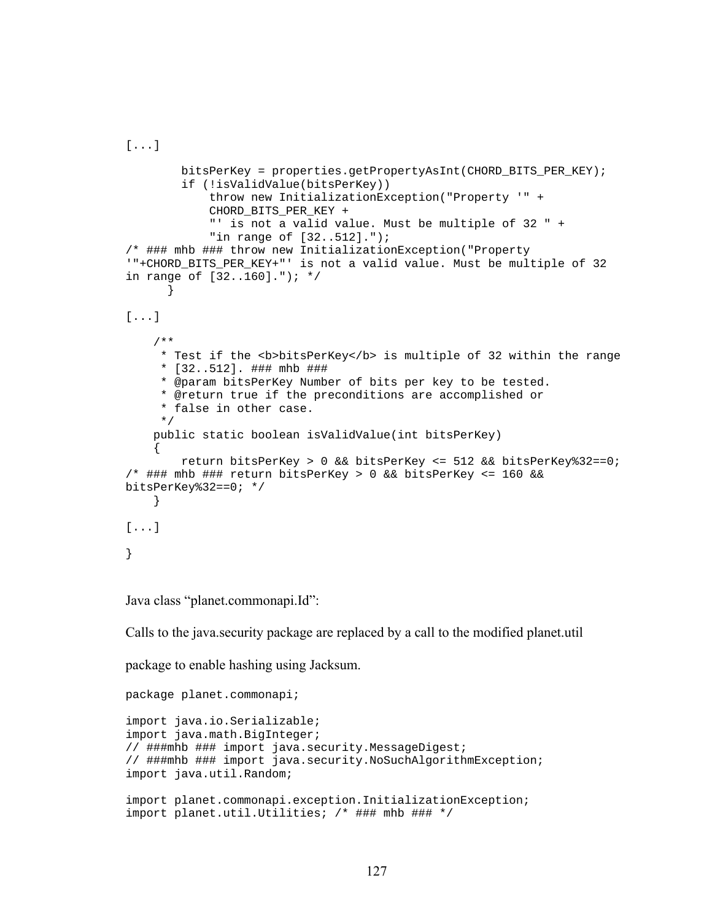```
[...]

        bitsPerKey = properties.getPropertyAsInt(CHORD_BITS_PER_KEY);
        if (!isValidValue(bitsPerKey))
            throw new InitializationException("Property '" +
            CHORD_BITS_PER_KEY +
            "' is not a valid value. Must be multiple of 32 " +
            "in range of [32..512].");
/* ### mhb ### throw new InitializationException("Property
'"+CHORD_BITS_PER_KEY+"' is not a valid value. Must be multiple of 32
in range of [32..160]."); */
      }

[...]

    /**
     * Test if the <b>bitsPerKey</b> is multiple of 32 within the range
     * [32..512]. ### mhb ###
     * @param bitsPerKey Number of bits per key to be tested.
     * @return true if the preconditions are accomplished or
     * false in other case.
     */
    public static boolean isValidValue(int bitsPerKey)
    {
        return bitsPerKey > 0 && bitsPerKey <= 512 && bitsPerKey%32==0;
/* ### mhb ### return bitsPerKey > 0 && bitsPerKey <= 160 &&
bitsPerKey%32==0; */
    }

[...]

}
```

Java class “planet.commonapi.Id”:

Calls to the java.security package are replaced by a call to the modified planet.util package to enable hashing using Jacksum.

```
package planet.commonapi;

import java.io.Serializable;
import java.math.BigInteger;
// ###mhb ### import java.security.MessageDigest;
// ###mhb ### import java.security.NoSuchAlgorithmException;
import java.util.Random;

import planet.commonapi.exception.InitializationException;
import planet.util.Utilities; /* ### mhb ### */
```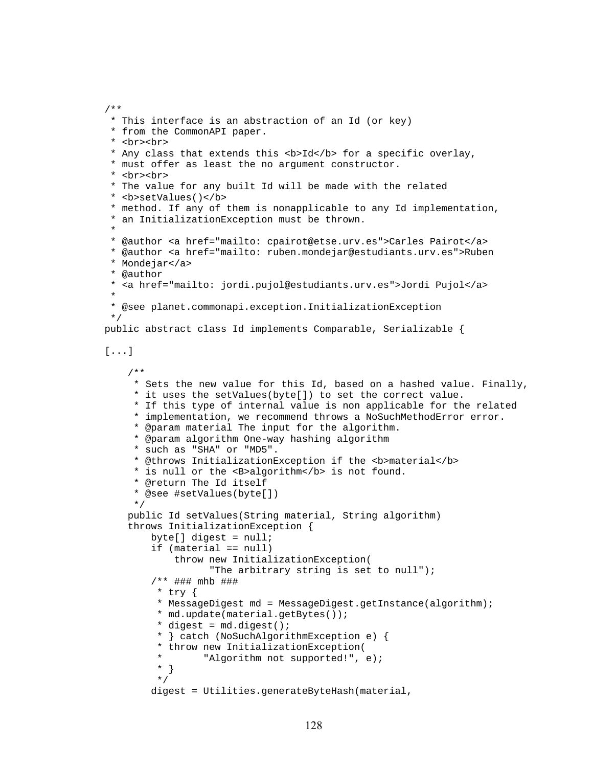```java
/**
 * This interface is an abstraction of an Id (or key)
 * from the CommonAPI paper.
 * <br><br>
 * Any class that extends this <b>Id</b> for a specific overlay,
 * must offer as least the no argument constructor.
 * <br><br>
 * The value for any built Id will be made with the related
 * <b>setValues()</b>
 * method. If any of them is nonapplicable to any Id implementation,
 * an InitializationException must be thrown.
 *
 * @author <a href="mailto: cpairot@etse.urv.es">Carles Pairot</a>
 * @author <a href="mailto: ruben.mondejar@estudiants.urv.es">Ruben
 * Mondejar</a>
 * @author
 * <a href="mailto: jordi.pujol@estudiants.urv.es">Jordi Pujol</a>
 *
 * @see planet.commonapi.exception.InitializationException
 */
public abstract class Id implements Comparable, Serializable {

[...]

    /**
     * Sets the new value for this Id, based on a hashed value. Finally,
     * it uses the setValues(byte[]) to set the correct value.
     * If this type of internal value is non applicable for the related
     * implementation, we recommend throws a NoSuchMethodError error.
     * @param material The input for the algorithm.
     * @param algorithm One-way hashing algorithm
     * such as "SHA" or "MD5".
     * @throws InitializationException if the <b>material</b>
     * is null or the <B>algorithm</b> is not found.
     * @return The Id itself
     * @see #setValues(byte[])
     */
    public Id setValues(String material, String algorithm)
    throws InitializationException {
        byte[] digest = null;
        if (material == null)
            throw new InitializationException(
                  "The arbitrary string is set to null");
        /** ### mhb ###
         * try {
         * MessageDigest md = MessageDigest.getInstance(algorithm);
         * md.update(material.getBytes());
         * digest = md.digest();
         * } catch (NoSuchAlgorithmException e) {
         * throw new InitializationException(
         *       "Algorithm not supported!", e);
         * }
         */
        digest = Utilities.generateByteHash(material,
```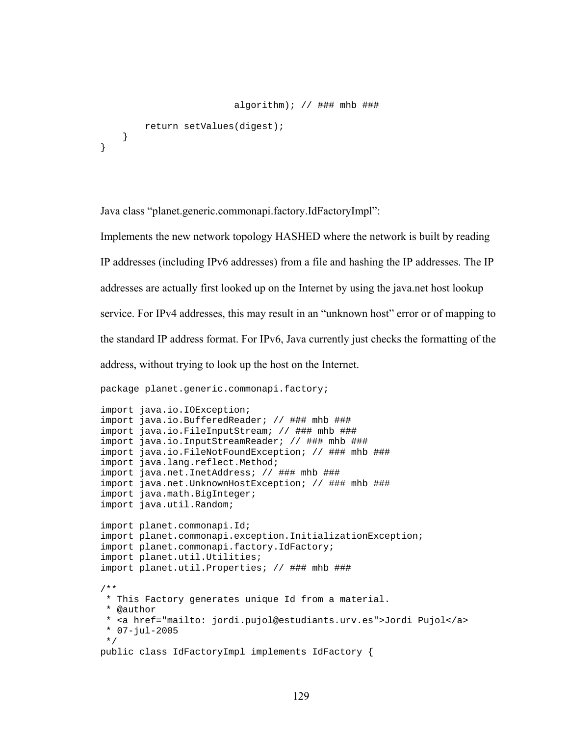```
                        algorithm); // ### mhb ###
        return setValues(digest);
    }
}
```

Java class “planet.generic.commonapi.factory.IdFactoryImpl”:

Implements the new network topology HASHED where the network is built by reading IP addresses (including IPv6 addresses) from a file and hashing the IP addresses. The IP addresses are actually first looked up on the Internet by using the java.net host lookup service. For IPv4 addresses, this may result in an “unknown host” error or of mapping to the standard IP address format. For IPv6, Java currently just checks the formatting of the address, without trying to look up the host on the Internet.

```
package planet.generic.commonapi.factory;

import java.io.IOException;
import java.io.BufferedReader; // ### mhb ###
import java.io.FileInputStream; // ### mhb ###
import java.io.InputStreamReader; // ### mhb ###
import java.io.FileNotFoundException; // ### mhb ###
import java.lang.reflect.Method;
import java.net.InetAddress; // ### mhb ###
import java.net.UnknownHostException; // ### mhb ###
import java.math.BigInteger;
import java.util.Random;

import planet.commonapi.Id;
import planet.commonapi.exception.InitializationException;
import planet.commonapi.factory.IdFactory;
import planet.util.Utilities;
import planet.util.Properties; // ### mhb ###

/**
 * This Factory generates unique Id from a material.
 * @author
 * <a href="mailto: jordi.pujol@estudiants.urv.es">Jordi Pujol</a>
 * 07-jul-2005
 */
public class IdFactoryImpl implements IdFactory {
```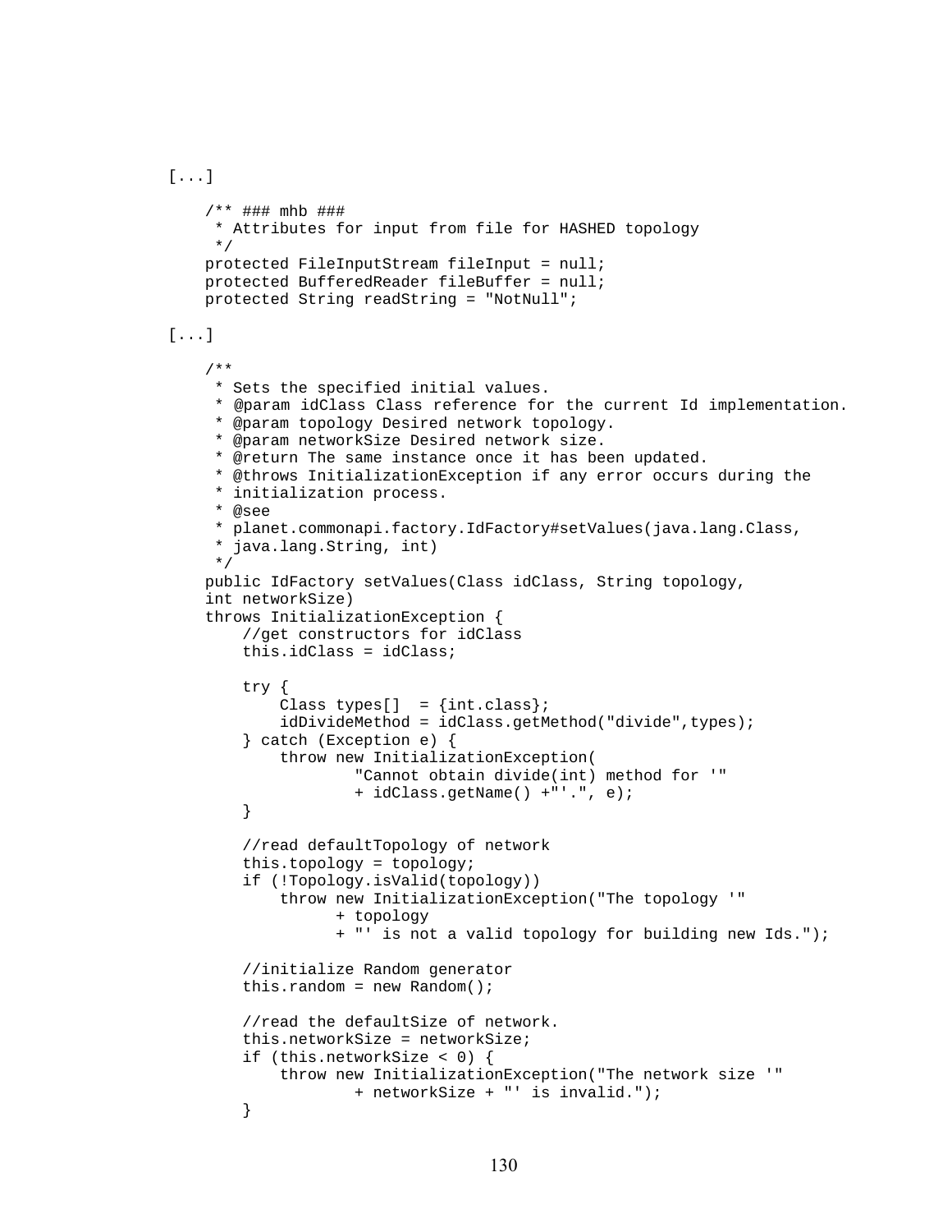```
[...]

    /** ### mhb ###
     * Attributes for input from file for HASHED topology
     */
    protected FileInputStream fileInput = null;
    protected BufferedReader fileBuffer = null;
    protected String readString = "NotNull";

[...]

    /**
     * Sets the specified initial values.
     * @param idClass Class reference for the current Id implementation.
     * @param topology Desired network topology.
     * @param networkSize Desired network size.
     * @return The same instance once it has been updated.
     * @throws InitializationException if any error occurs during the
     * initialization process.
     * @see
     * planet.commonapi.factory.IdFactory#setValues(java.lang.Class,
     * java.lang.String, int)
     */
    public IdFactory setValues(Class idClass, String topology,
    int networkSize)
    throws InitializationException {
        //get constructors for idClass
        this.idClass = idClass;

        try {
            Class types[]  = {int.class};
            idDivideMethod = idClass.getMethod("divide",types);
        } catch (Exception e) {
            throw new InitializationException(
                    "Cannot obtain divide(int) method for '"
                    + idClass.getName() +"'.", e);
        }

        //read defaultTopology of network
        this.topology = topology;
        if (!Topology.isValid(topology))
            throw new InitializationException("The topology '"
                  + topology
                  + "' is not a valid topology for building new Ids.");

        //initialize Random generator
        this.random = new Random();

        //read the defaultSize of network.
        this.networkSize = networkSize;
        if (this.networkSize < 0) {
            throw new InitializationException("The network size '"
                    + networkSize + "' is invalid.");
        }
```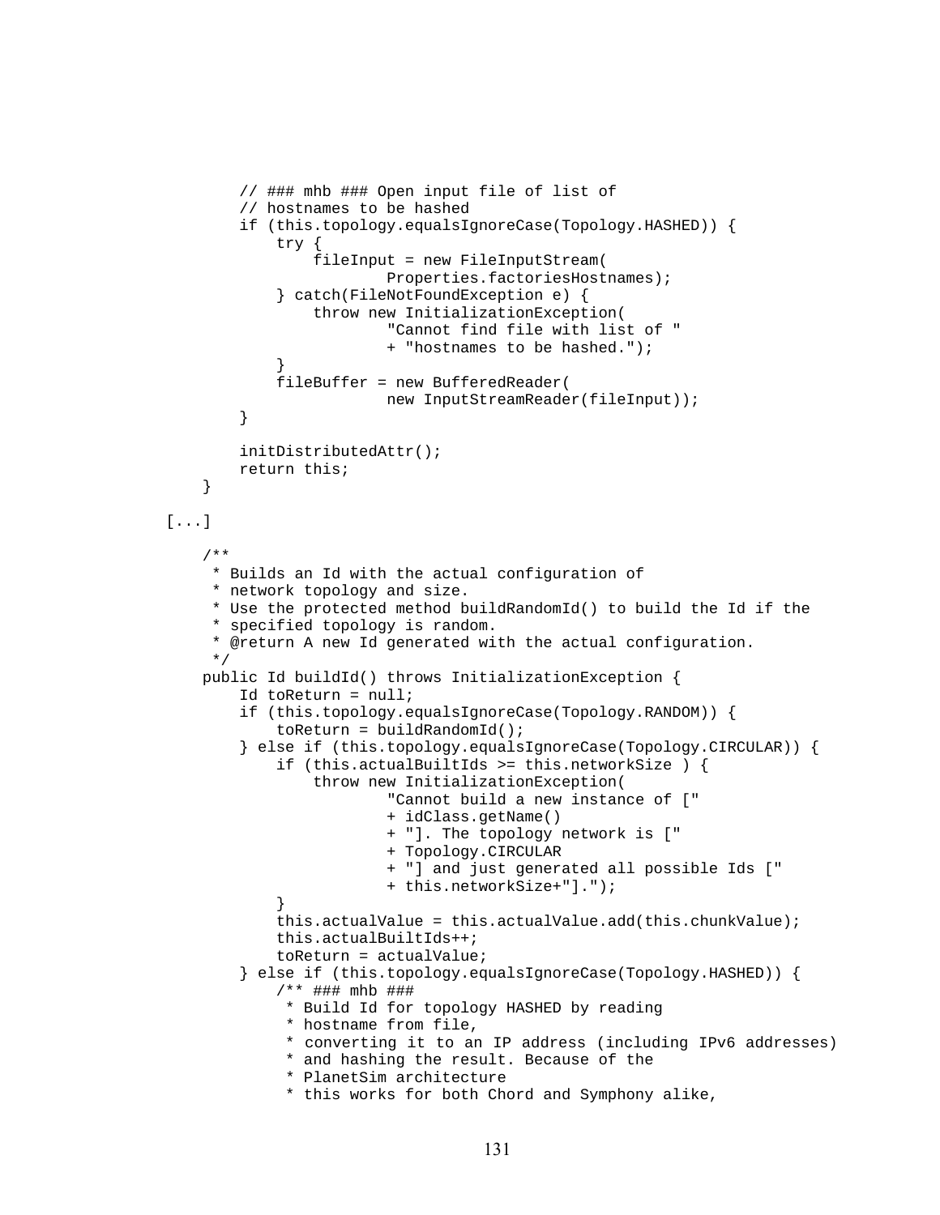```
        // ### mhb ### Open input file of list of
        // hostnames to be hashed
        if (this.topology.equalsIgnoreCase(Topology.HASHED)) {
            try {
                fileInput = new FileInputStream(
                        Properties.factoriesHostnames);
            } catch(FileNotFoundException e) {
                throw new InitializationException(
                        "Cannot find file with list of "
                        + "hostnames to be hashed.");
            }
            fileBuffer = new BufferedReader(
                        new InputStreamReader(fileInput));
        }

        initDistributedAttr();
        return this;
    }

[...]

    /**
     * Builds an Id with the actual configuration of
     * network topology and size.
     * Use the protected method buildRandomId() to build the Id if the
     * specified topology is random.
     * @return A new Id generated with the actual configuration.
     */
    public Id buildId() throws InitializationException {
        Id toReturn = null;
        if (this.topology.equalsIgnoreCase(Topology.RANDOM)) {
            toReturn = buildRandomId();
        } else if (this.topology.equalsIgnoreCase(Topology.CIRCULAR)) {
            if (this.actualBuiltIds >= this.networkSize ) {
                throw new InitializationException(
                        "Cannot build a new instance of ["
                        + idClass.getName()
                        + "]. The topology network is ["
                        + Topology.CIRCULAR
                        + "] and just generated all possible Ids ["
                        + this.networkSize+"].");
            }
            this.actualValue = this.actualValue.add(this.chunkValue);
            this.actualBuiltIds++;
            toReturn = actualValue;
        } else if (this.topology.equalsIgnoreCase(Topology.HASHED)) {
            /** ### mhb ###
             * Build Id for topology HASHED by reading
             * hostname from file,
             * converting it to an IP address (including IPv6 addresses)
             * and hashing the result. Because of the
             * PlanetSim architecture
             * this works for both Chord and Symphony alike,
```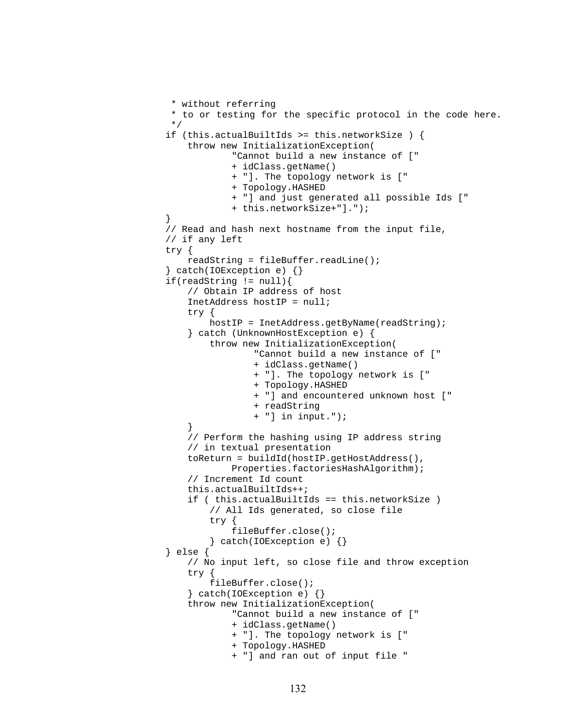```
 * without referring
 * to or testing for the specific protocol in the code here.
 */
if (this.actualBuiltIds >= this.networkSize ) {
    throw new InitializationException(
            "Cannot build a new instance of ["
            + idClass.getName()
            + "]. The topology network is ["
            + Topology.HASHED
            + "] and just generated all possible Ids ["
            + this.networkSize+"].");
}
// Read and hash next hostname from the input file,
// if any left
try {
    readString = fileBuffer.readLine();
} catch(IOException e) {}
if(readString != null){
    // Obtain IP address of host
    InetAddress hostIP = null;
    try {
        hostIP = InetAddress.getByName(readString);
    } catch (UnknownHostException e) {
        throw new InitializationException(
                "Cannot build a new instance of ["
                + idClass.getName()
                + "]. The topology network is ["
                + Topology.HASHED
                + "] and encountered unknown host ["
                + readString
                + "] in input.");
    }
    // Perform the hashing using IP address string
    // in textual presentation
    toReturn = buildId(hostIP.getHostAddress(),
            Properties.factoriesHashAlgorithm);
    // Increment Id count
    this.actualBuiltIds++;
    if ( this.actualBuiltIds == this.networkSize )
        // All Ids generated, so close file
        try {
            fileBuffer.close();
        } catch(IOException e) {}
} else {
    // No input left, so close file and throw exception
    try {
        fileBuffer.close();
    } catch(IOException e) {}
    throw new InitializationException(
            "Cannot build a new instance of ["
            + idClass.getName()
            + "]. The topology network is ["
            + Topology.HASHED
            + "] and ran out of input file "
```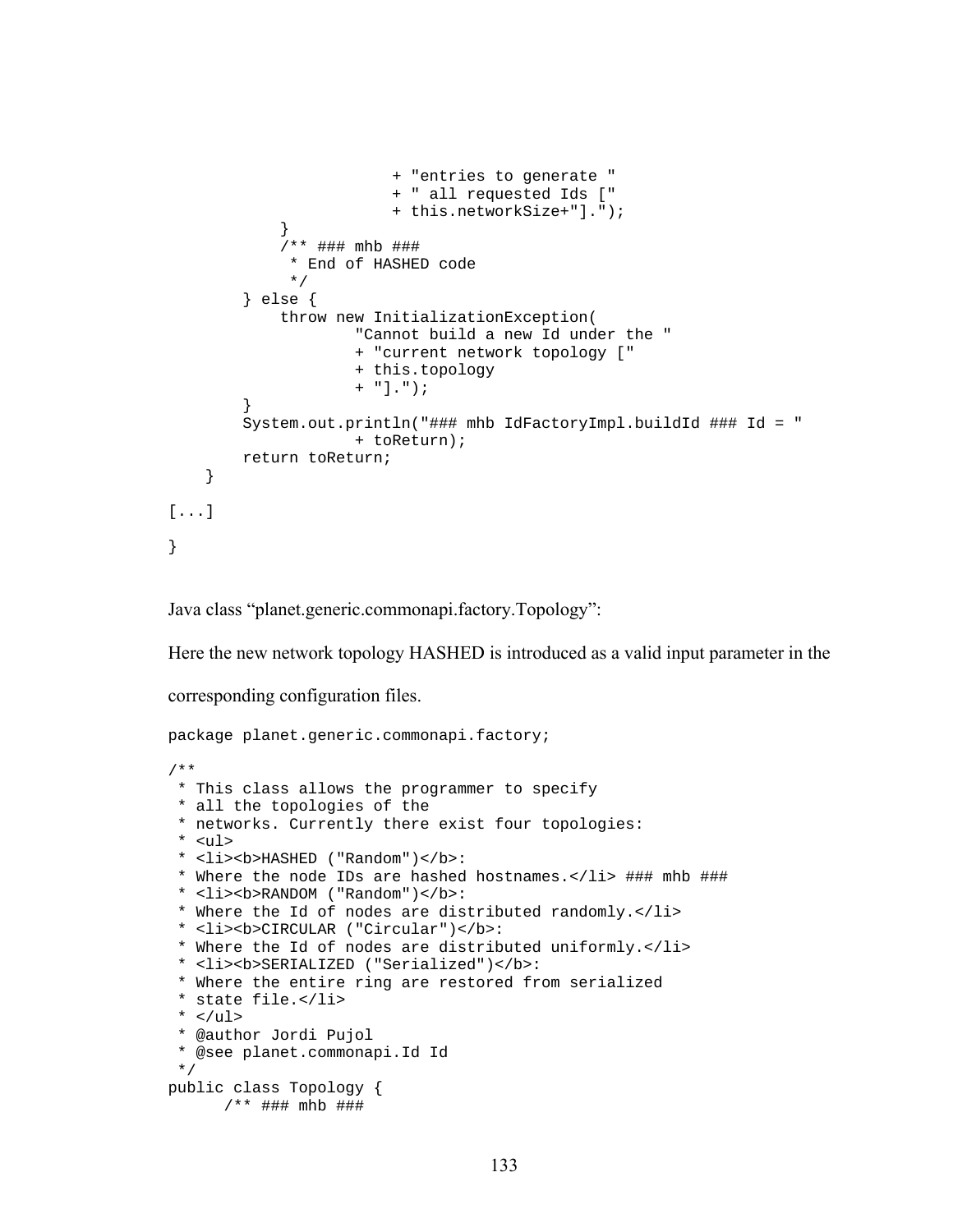```
                        + "entries to generate "
                        + " all requested Ids ["
                        + this.networkSize+"].");
            }
            /** ### mhb ###
             * End of HASHED code
             */
        } else {
            throw new InitializationException(
                    "Cannot build a new Id under the "
                    + "current network topology ["
                    + this.topology
                    + "].");
        }
        System.out.println("### mhb IdFactoryImpl.buildId ### Id = "
                    + toReturn);
        return toReturn;
    }

[...]

}
```

Java class "planet.generic.commonapi.factory.Topology":

Here the new network topology HASHED is introduced as a valid input parameter in the corresponding configuration files.

```
package planet.generic.commonapi.factory;

/**
 * This class allows the programmer to specify
 * all the topologies of the
 * networks. Currently there exist four topologies:
 * <ul>
 * <li><b>HASHED ("Random")</b>:
 * Where the node IDs are hashed hostnames.</li> ### mhb ###
 * <li><b>RANDOM ("Random")</b>:
 * Where the Id of nodes are distributed randomly.</li>
 * <li><b>CIRCULAR ("Circular")</b>:
 * Where the Id of nodes are distributed uniformly.</li>
 * <li><b>SERIALIZED ("Serialized")</b>:
 * Where the entire ring are restored from serialized
 * state file.</li>
 * </ul>
 * @author Jordi Pujol
 * @see planet.commonapi.Id Id
 */
public class Topology {
      /** ### mhb ###
```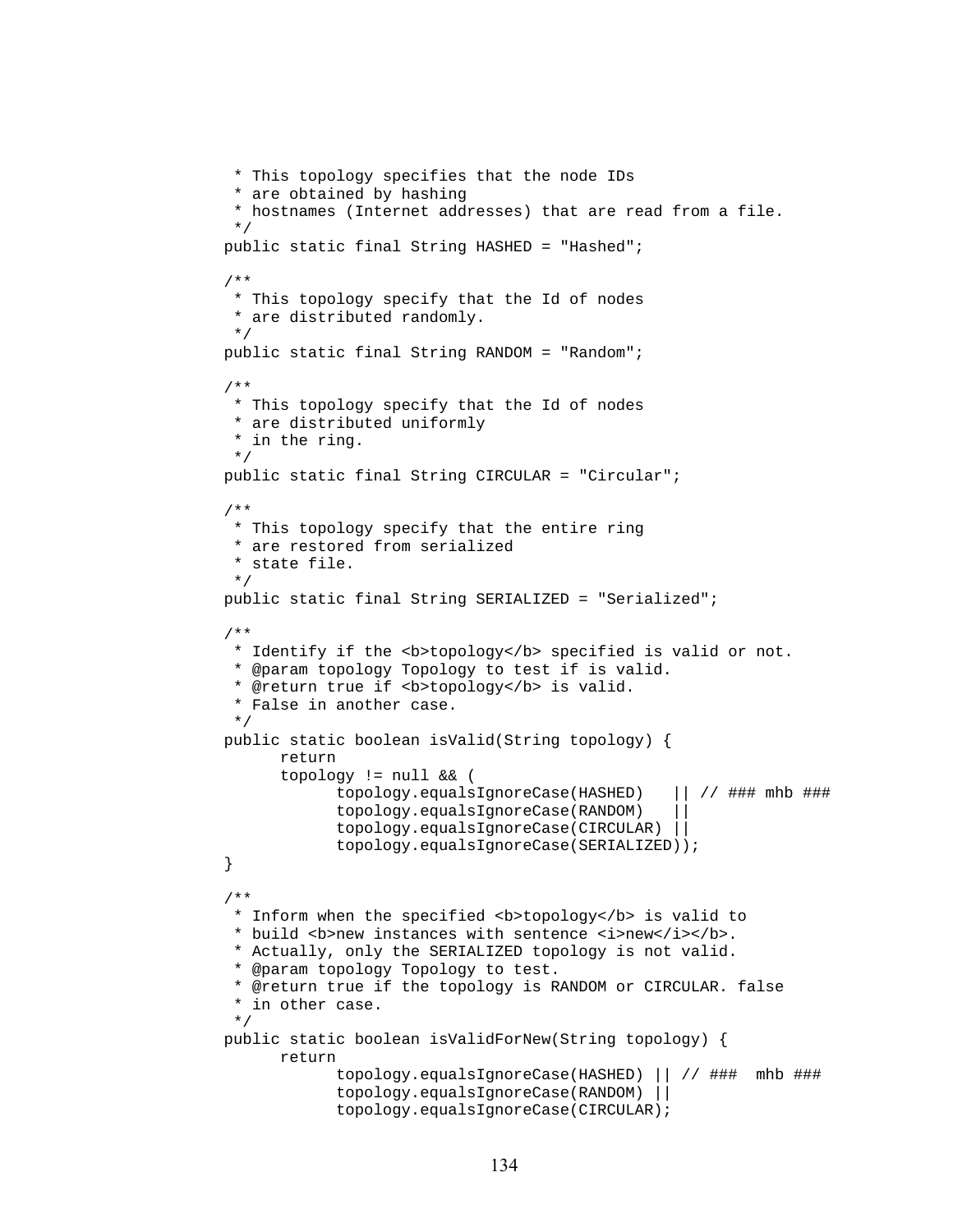```
 * This topology specifies that the node IDs
 * are obtained by hashing
 * hostnames (Internet addresses) that are read from a file.
 */
public static final String HASHED = "Hashed";

/**
 * This topology specify that the Id of nodes
 * are distributed randomly.
 */
public static final String RANDOM = "Random";

/**
 * This topology specify that the Id of nodes
 * are distributed uniformly
 * in the ring.
 */
public static final String CIRCULAR = "Circular";

/**
 * This topology specify that the entire ring
 * are restored from serialized
 * state file.
 */
public static final String SERIALIZED = "Serialized";

/**
 * Identify if the <b>topology</b> specified is valid or not.
 * @param topology Topology to test if is valid.
 * @return true if <b>topology</b> is valid.
 * False in another case.
 */
public static boolean isValid(String topology) {
      return
      topology != null && (
            topology.equalsIgnoreCase(HASHED)   || // ### mhb ###
            topology.equalsIgnoreCase(RANDOM)   ||
            topology.equalsIgnoreCase(CIRCULAR) ||
            topology.equalsIgnoreCase(SERIALIZED));
}

/**
 * Inform when the specified <b>topology</b> is valid to
 * build <b>new instances with sentence <i>new</i></b>.
 * Actually, only the SERIALIZED topology is not valid.
 * @param topology Topology to test.
 * @return true if the topology is RANDOM or CIRCULAR. false
 * in other case.
 */
public static boolean isValidForNew(String topology) {
      return
            topology.equalsIgnoreCase(HASHED) || // ###  mhb ###
            topology.equalsIgnoreCase(RANDOM) ||
            topology.equalsIgnoreCase(CIRCULAR);
```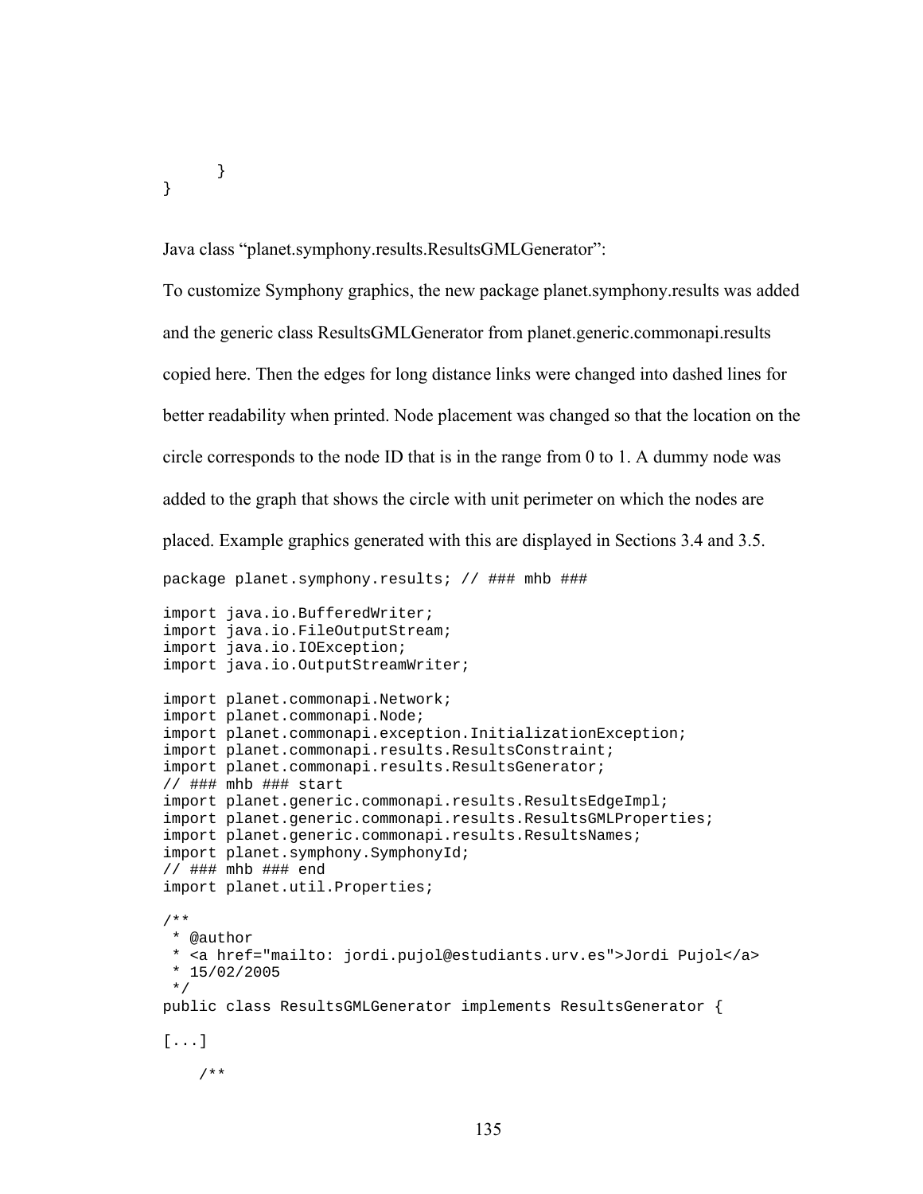```
    }
}
```

Java class “planet.symphony.results.ResultsGMLGenerator”:

To customize Symphony graphics, the new package planet.symphony.results was added and the generic class ResultsGMLGenerator from planet.generic.commonapi.results copied here. Then the edges for long distance links were changed into dashed lines for better readability when printed. Node placement was changed so that the location on the circle corresponds to the node ID that is in the range from 0 to 1. A dummy node was added to the graph that shows the circle with unit perimeter on which the nodes are placed. Example graphics generated with this are displayed in Sections 3.4 and 3.5.

```
package planet.symphony.results; // ### mhb ###

import java.io.BufferedWriter;
import java.io.FileOutputStream;
import java.io.IOException;
import java.io.OutputStreamWriter;

import planet.commonapi.Network;
import planet.commonapi.Node;
import planet.commonapi.exception.InitializationException;
import planet.commonapi.results.ResultsConstraint;
import planet.commonapi.results.ResultsGenerator;
// ### mhb ### start
import planet.generic.commonapi.results.ResultsEdgeImpl;
import planet.generic.commonapi.results.ResultsGMLProperties;
import planet.generic.commonapi.results.ResultsNames;
import planet.symphony.SymphonyId;
// ### mhb ### end
import planet.util.Properties;

/**
 * @author
 * <a href="mailto: jordi.pujol@estudiants.urv.es">Jordi Pujol</a>
 * 15/02/2005
 */
public class ResultsGMLGenerator implements ResultsGenerator {

[...]

    /**
```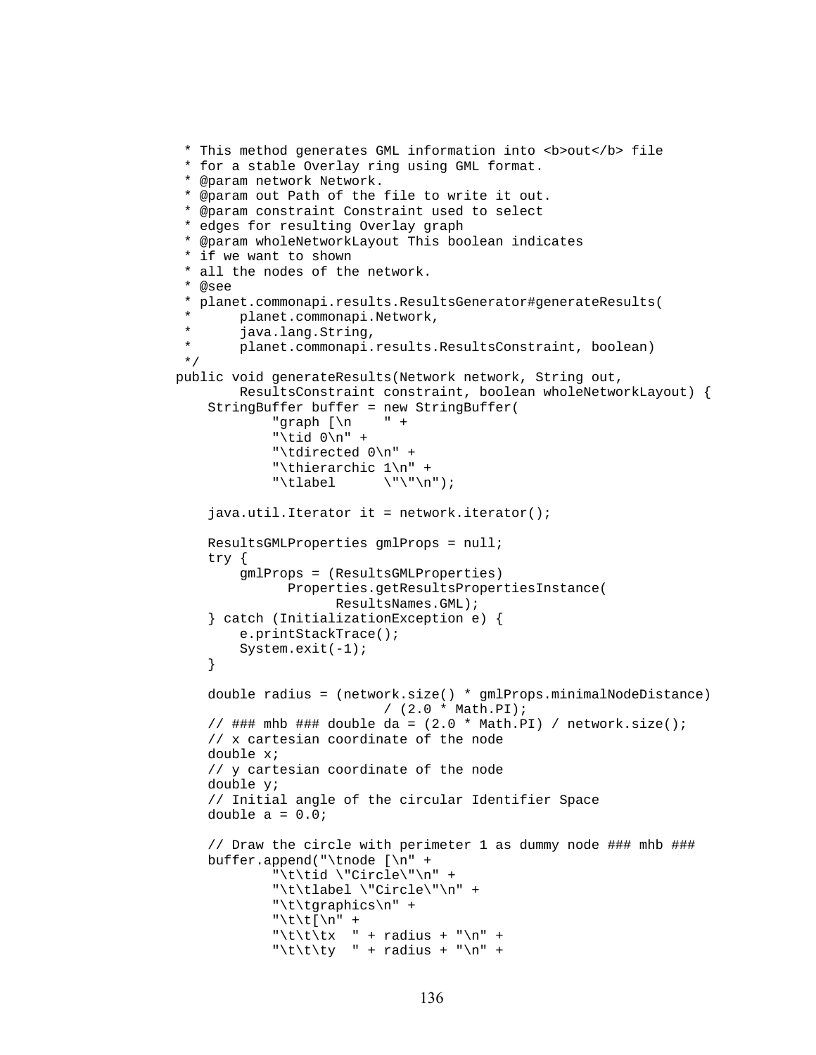```java
 * This method generates GML information into <b>out</b> file
 * for a stable Overlay ring using GML format.
 * @param network Network.
 * @param out Path of the file to write it out.
 * @param constraint Constraint used to select
 * edges for resulting Overlay graph
 * @param wholeNetworkLayout This boolean indicates
 * if we want to shown
 * all the nodes of the network.
 * @see
 * planet.commonapi.results.ResultsGenerator#generateResults(
 *      planet.commonapi.Network,
 *      java.lang.String,
 *      planet.commonapi.results.ResultsConstraint, boolean)
 */
public void generateResults(Network network, String out,
        ResultsConstraint constraint, boolean wholeNetworkLayout) {
    StringBuffer buffer = new StringBuffer(
            "graph [\n    " +
            "\tid 0\n" +
            "\tdirected 0\n" +
            "\thierarchic 1\n" +
            "\tlabel      \"\"\n");

    java.util.Iterator it = network.iterator();

    ResultsGMLProperties gmlProps = null;
    try {
        gmlProps = (ResultsGMLProperties)
              Properties.getResultsPropertiesInstance(
                    ResultsNames.GML);
    } catch (InitializationException e) {
        e.printStackTrace();
        System.exit(-1);
    }

    double radius = (network.size() * gmlProps.minimalNodeDistance)
                        / (2.0 * Math.PI);
    // ### mhb ### double da = (2.0 * Math.PI) / network.size();
    // x cartesian coordinate of the node
    double x;
    // y cartesian coordinate of the node
    double y;
    // Initial angle of the circular Identifier Space
    double a = 0.0;

    // Draw the circle with perimeter 1 as dummy node ### mhb ###
    buffer.append("\tnode [\n" +
            "\t\tid \"Circle\"\n" +
            "\t\tlabel \"Circle\"\n" +
            "\t\tgraphics\n" +
            "\t\t[\n" +
            "\t\t\tx  " + radius + "\n" +
            "\t\t\ty  " + radius + "\n" +
```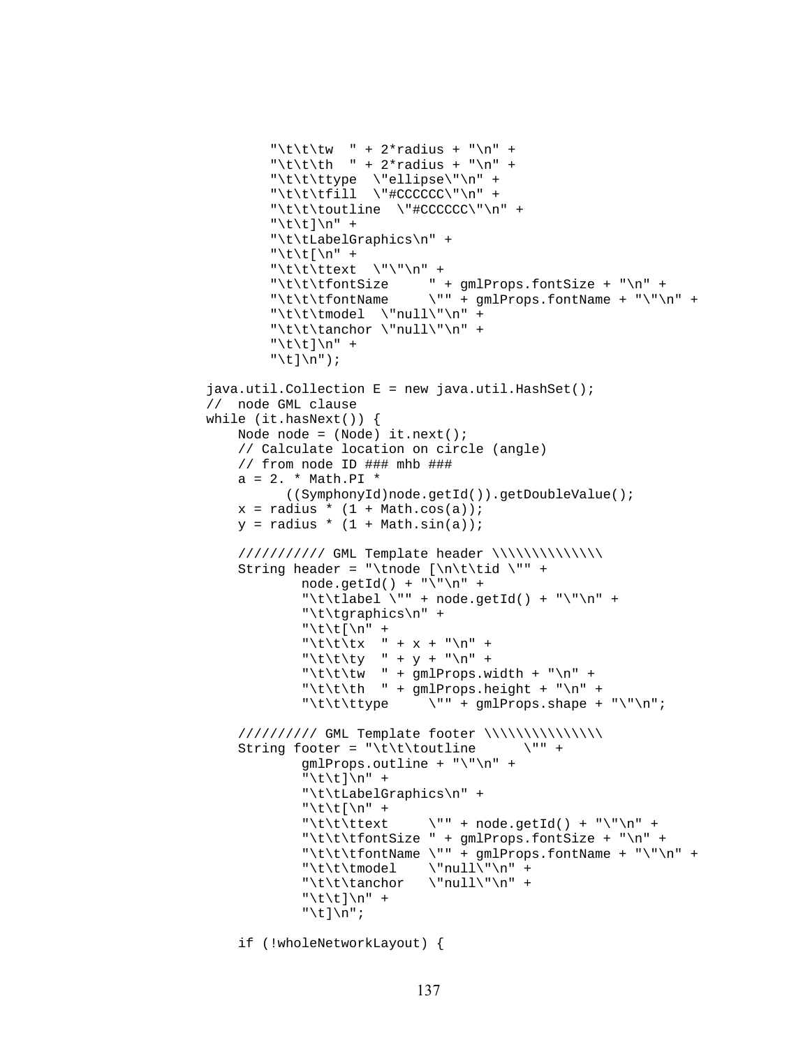```
        "\t\t\tw  " + 2*radius + "\n" +
        "\t\t\th  " + 2*radius + "\n" +
        "\t\t\ttype  \"ellipse\"\n" +
        "\t\t\tfill  \"#CCCCCC\"\n" +
        "\t\t\toutline  \"#CCCCCC\"\n" +
        "\t\t]\n" +
        "\t\tLabelGraphics\n" +
        "\t\t[\n" +
        "\t\t\ttext  \"\"\n" +
        "\t\t\tfontSize     " + gmlProps.fontSize + "\n" +
        "\t\t\tfontName     \"" + gmlProps.fontName + "\"\n" +
        "\t\t\tmodel  \"null\"\n" +
        "\t\t\tanchor \"null\"\n" +
        "\t\t]\n" +
        "\t]\n");

java.util.Collection E = new java.util.HashSet();
//  node GML clause
while (it.hasNext()) {
    Node node = (Node) it.next();
    // Calculate location on circle (angle)
    // from node ID ### mhb ###
    a = 2. * Math.PI *
          ((SymphonyId)node.getId()).getDoubleValue();
    x = radius * (1 + Math.cos(a));
    y = radius * (1 + Math.sin(a));

    /////////// GML Template header \\\\\\\\\\\\\
    String header = "\tnode [\n\t\tid \"" +
            node.getId() + "\"\n" +
            "\t\tlabel \"" + node.getId() + "\"\n" +
            "\t\tgraphics\n" +
            "\t\t[\n" +
            "\t\t\tx  " + x + "\n" +
            "\t\t\ty  " + y + "\n" +
            "\t\t\tw  " + gmlProps.width + "\n" +
            "\t\t\th  " + gmlProps.height + "\n" +
            "\t\t\ttype     \"" + gmlProps.shape + "\"\n";

    ////////// GML Template footer \\\\\\\\\\\\\\
    String footer = "\t\t\toutline      \"" +
            gmlProps.outline + "\"\n" +
            "\t\t]\n" +
            "\t\tLabelGraphics\n" +
            "\t\t[\n" +
            "\t\t\ttext     \"" + node.getId() + "\"\n" +
            "\t\t\tfontSize " + gmlProps.fontSize + "\n" +
            "\t\t\tfontName \"" + gmlProps.fontName + "\"\n" +
            "\t\t\tmodel    \"null\"\n" +
            "\t\t\tanchor   \"null\"\n" +
            "\t\t]\n" +
            "\t]\n";

    if (!wholeNetworkLayout) {
```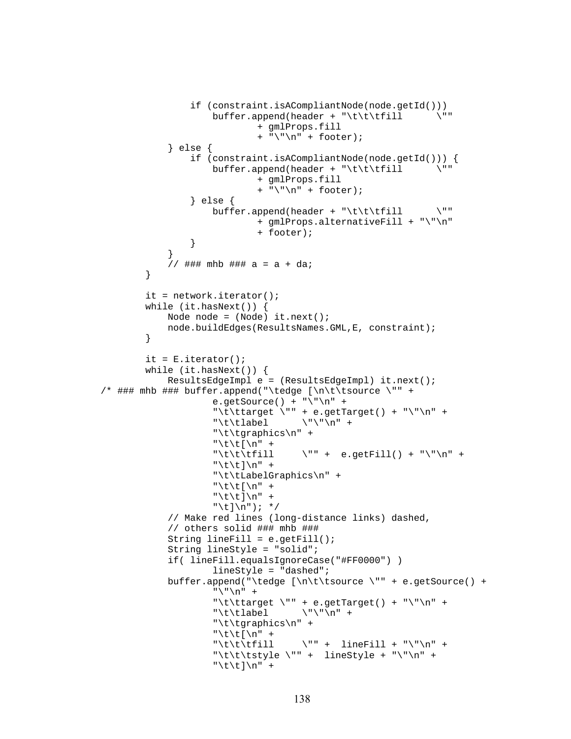```
                if (constraint.isACompliantNode(node.getId()))
                    buffer.append(header + "\t\t\tfill      \""
                            + gmlProps.fill
                            + "\"\n" + footer);
            } else {
                if (constraint.isACompliantNode(node.getId())) {
                    buffer.append(header + "\t\t\tfill      \""
                            + gmlProps.fill
                            + "\"\n" + footer);
                } else {
                    buffer.append(header + "\t\t\tfill      \""
                            + gmlProps.alternativeFill + "\"\n"
                            + footer);
                }
            }
            // ### mhb ### a = a + da;
        }

        it = network.iterator();
        while (it.hasNext()) {
            Node node = (Node) it.next();
            node.buildEdges(ResultsNames.GML,E, constraint);
        }

        it = E.iterator();
        while (it.hasNext()) {
            ResultsEdgeImpl e = (ResultsEdgeImpl) it.next();
    /* ### mhb ### buffer.append("\tedge [\n\t\tsource \"" +
                    e.getSource() + "\"\n" +
                    "\t\ttarget \"" + e.getTarget() + "\"\n" +
                    "\t\tlabel      \"\"\n" +
                    "\t\tgraphics\n" +
                    "\t\t[\n" +
                    "\t\t\tfill     \"" +  e.getFill() + "\"\n" +
                    "\t\t]\n" +
                    "\t\tLabelGraphics\n" +
                    "\t\t[\n" +
                    "\t\t]\n" +
                    "\t]\n"); */
            // Make red lines (long-distance links) dashed,
            // others solid ### mhb ###
            String lineFill = e.getFill();
            String lineStyle = "solid";
            if( lineFill.equalsIgnoreCase("#FF0000") )
                    lineStyle = "dashed";
            buffer.append("\tedge [\n\t\tsource \"" + e.getSource() +
                    "\"\n" +
                    "\t\ttarget \"" + e.getTarget() + "\"\n" +
                    "\t\tlabel      \"\"\n" +
                    "\t\tgraphics\n" +
                    "\t\t[\n" +
                    "\t\t\tfill     \"" +  lineFill + "\"\n" +
                    "\t\t\tstyle \"" +  lineStyle + "\"\n" +
                    "\t\t]\n" +
```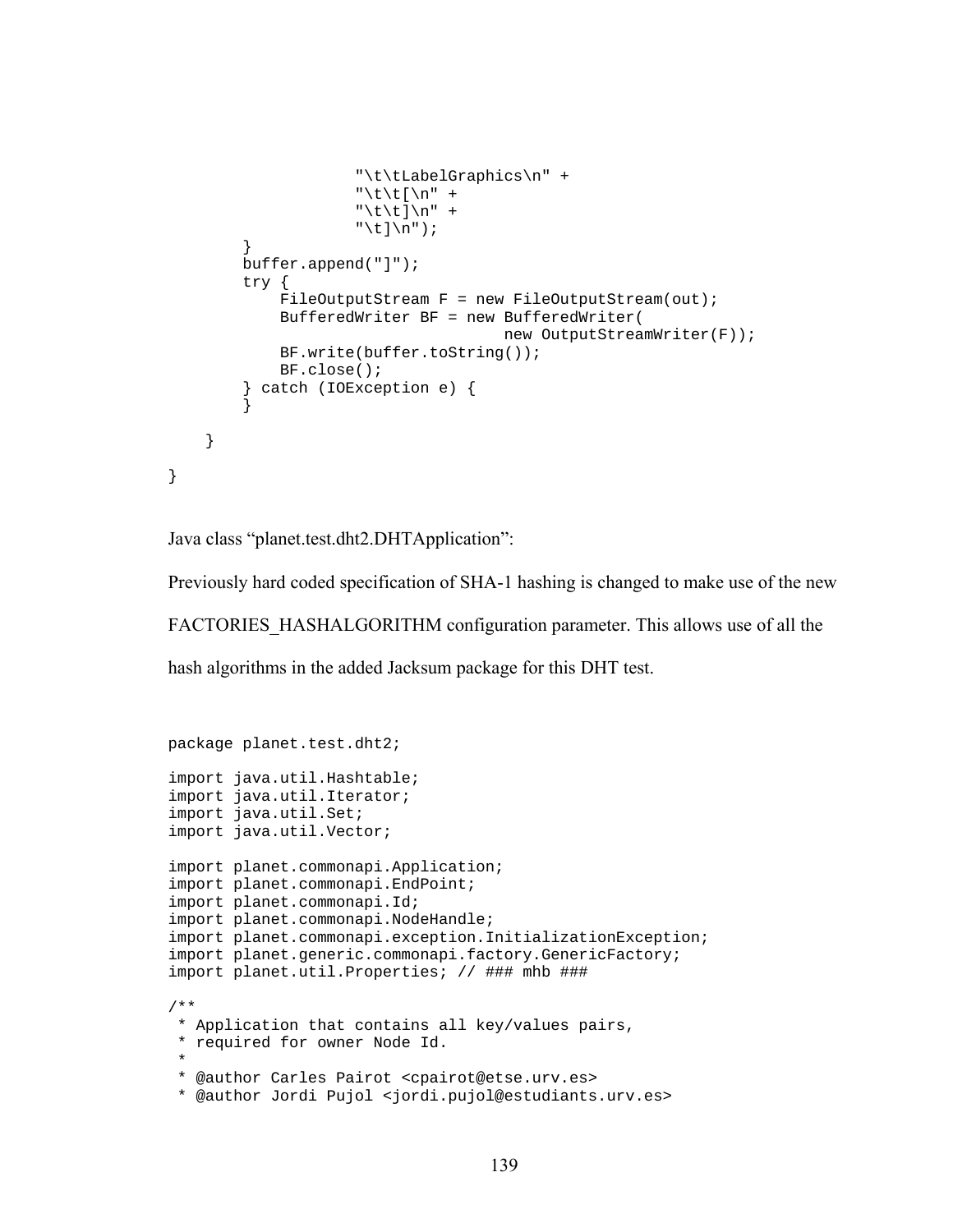```
                    "\t\tLabelGraphics\n" +
                    "\t\t[\n" +
                    "\t\t]\n" +
                    "\t]\n");
        }
        buffer.append("]");
        try {
            FileOutputStream F = new FileOutputStream(out);
            BufferedWriter BF = new BufferedWriter(
                                    new OutputStreamWriter(F));
            BF.write(buffer.toString());
            BF.close();
        } catch (IOException e) {
        }

    }

}
```

Java class "planet.test.dht2.DHTApplication":

Previously hard coded specification of SHA-1 hashing is changed to make use of the new FACTORIES_HASHALGORITHM configuration parameter. This allows use of all the hash algorithms in the added Jacksum package for this DHT test.

```
package planet.test.dht2;

import java.util.Hashtable;
import java.util.Iterator;
import java.util.Set;
import java.util.Vector;

import planet.commonapi.Application;
import planet.commonapi.EndPoint;
import planet.commonapi.Id;
import planet.commonapi.NodeHandle;
import planet.commonapi.exception.InitializationException;
import planet.generic.commonapi.factory.GenericFactory;
import planet.util.Properties; // ### mhb ###

/**
 * Application that contains all key/values pairs,
 * required for owner Node Id.
 *
 * @author Carles Pairot <cpairot@etse.urv.es>
 * @author Jordi Pujol <jordi.pujol@estudiants.urv.es>
```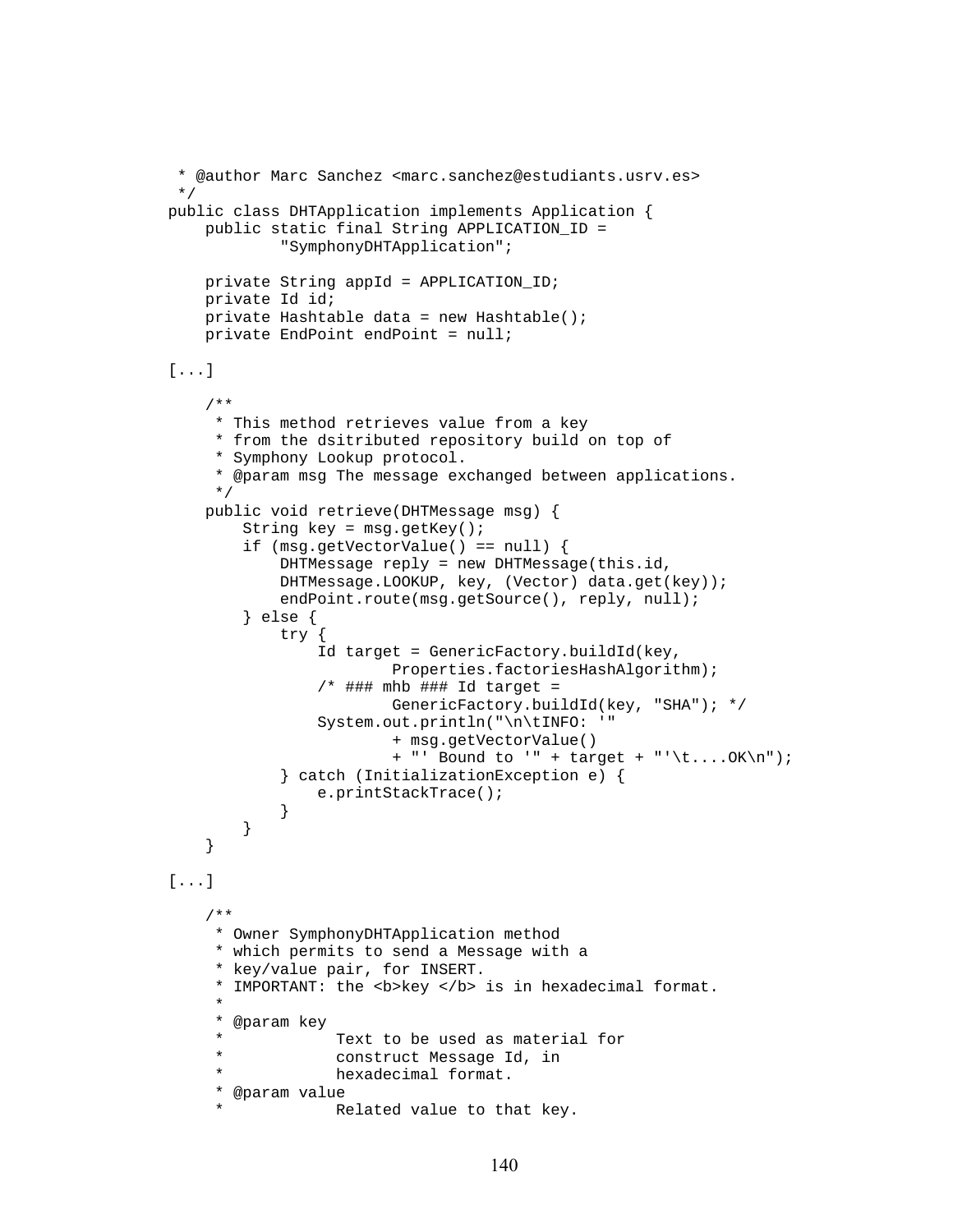```
 * @author Marc Sanchez <marc.sanchez@estudiants.usrv.es>
 */
public class DHTApplication implements Application {
    public static final String APPLICATION_ID =
            "SymphonyDHTApplication";

    private String appId = APPLICATION_ID;
    private Id id;
    private Hashtable data = new Hashtable();
    private EndPoint endPoint = null;

[...]

    /**
     * This method retrieves value from a key
     * from the dsitributed repository build on top of
     * Symphony Lookup protocol.
     * @param msg The message exchanged between applications.
     */
    public void retrieve(DHTMessage msg) {
        String key = msg.getKey();
        if (msg.getVectorValue() == null) {
            DHTMessage reply = new DHTMessage(this.id,
            DHTMessage.LOOKUP, key, (Vector) data.get(key));
            endPoint.route(msg.getSource(), reply, null);
        } else {
            try {
                Id target = GenericFactory.buildId(key,
                        Properties.factoriesHashAlgorithm);
                /* ### mhb ### Id target =
                        GenericFactory.buildId(key, "SHA"); */
                System.out.println("\n\tINFO: '"
                        + msg.getVectorValue()
                        + "' Bound to '" + target + "'\t....OK\n");
            } catch (InitializationException e) {
                e.printStackTrace();
            }
        }
    }

[...]

    /**
     * Owner SymphonyDHTApplication method
     * which permits to send a Message with a
     * key/value pair, for INSERT.
     * IMPORTANT: the <b>key </b> is in hexadecimal format.
     *
     * @param key
     *            Text to be used as material for
     *            construct Message Id, in
     *            hexadecimal format.
     * @param value
     *            Related value to that key.
```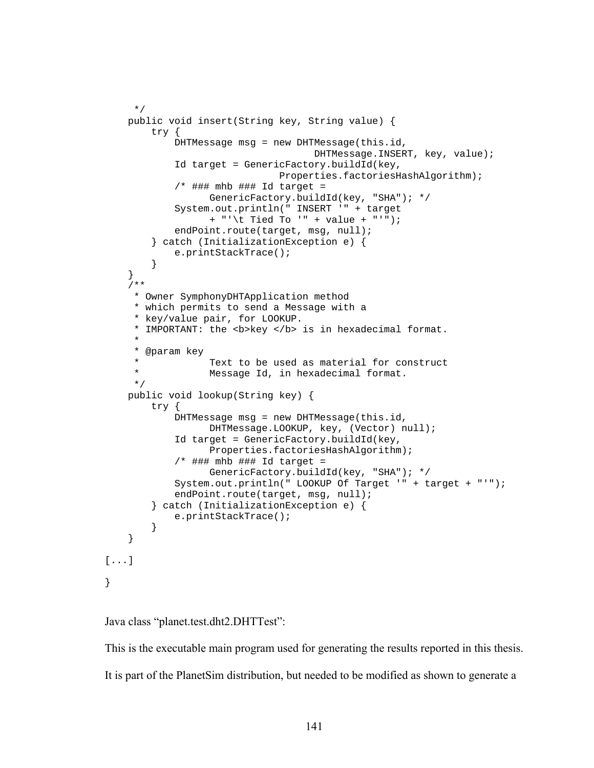```
     */
    public void insert(String key, String value) {
        try {
            DHTMessage msg = new DHTMessage(this.id,
                                DHTMessage.INSERT, key, value);
            Id target = GenericFactory.buildId(key,
                            Properties.factoriesHashAlgorithm);
            /* ### mhb ### Id target =
                  GenericFactory.buildId(key, "SHA"); */
            System.out.println(" INSERT '" + target
                  + "'\t Tied To '" + value + "'");
            endPoint.route(target, msg, null);
        } catch (InitializationException e) {
            e.printStackTrace();
        }
    }
    /**
     * Owner SymphonyDHTApplication method
     * which permits to send a Message with a
     * key/value pair, for LOOKUP.
     * IMPORTANT: the <b>key </b> is in hexadecimal format.
     *
     * @param key
     *            Text to be used as material for construct
     *            Message Id, in hexadecimal format.
     */
    public void lookup(String key) {
        try {
            DHTMessage msg = new DHTMessage(this.id,
                  DHTMessage.LOOKUP, key, (Vector) null);
            Id target = GenericFactory.buildId(key,
                  Properties.factoriesHashAlgorithm);
            /* ### mhb ### Id target =
                  GenericFactory.buildId(key, "SHA"); */
            System.out.println(" LOOKUP Of Target '" + target + "'");
            endPoint.route(target, msg, null);
        } catch (InitializationException e) {
            e.printStackTrace();
        }
    }

[...]

}
```

Java class "planet.test.dht2.DHTTest":

This is the executable main program used for generating the results reported in this thesis.

It is part of the PlanetSim distribution, but needed to be modified as shown to generate a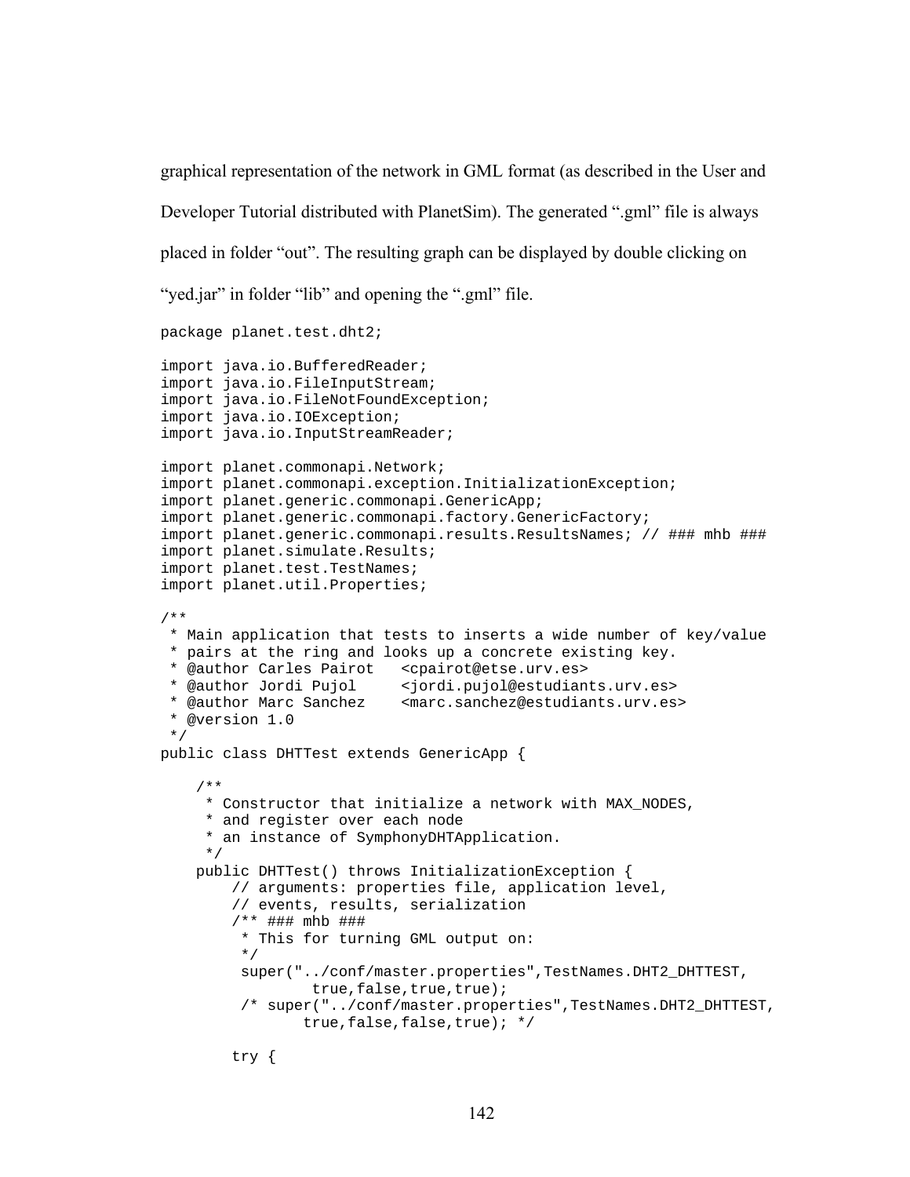graphical representation of the network in GML format (as described in the User and Developer Tutorial distributed with PlanetSim). The generated ".gml" file is always placed in folder "out". The resulting graph can be displayed by double clicking on "yed.jar" in folder "lib" and opening the ".gml" file.

```
package planet.test.dht2;

import java.io.BufferedReader;
import java.io.FileInputStream;
import java.io.FileNotFoundException;
import java.io.IOException;
import java.io.InputStreamReader;

import planet.commonapi.Network;
import planet.commonapi.exception.InitializationException;
import planet.generic.commonapi.GenericApp;
import planet.generic.commonapi.factory.GenericFactory;
import planet.generic.commonapi.results.ResultsNames; // ### mhb ###
import planet.simulate.Results;
import planet.test.TestNames;
import planet.util.Properties;

/**
 * Main application that tests to inserts a wide number of key/value
 * pairs at the ring and looks up a concrete existing key.
 * @author Carles Pairot   <cpairot@etse.urv.es>
 * @author Jordi Pujol     <jordi.pujol@estudiants.urv.es>
 * @author Marc Sanchez    <marc.sanchez@estudiants.urv.es>
 * @version 1.0
 */
public class DHTTest extends GenericApp {

    /**
     * Constructor that initialize a network with MAX_NODES,
     * and register over each node
     * an instance of SymphonyDHTApplication.
     */
    public DHTTest() throws InitializationException {
        // arguments: properties file, application level,
        // events, results, serialization
        /** ### mhb ###
         * This for turning GML output on:
         */
         super("../conf/master.properties",TestNames.DHT2_DHTTEST,
                 true,false,true,true);
         /* super("../conf/master.properties",TestNames.DHT2_DHTTEST,
                true,false,false,true); */

        try {
```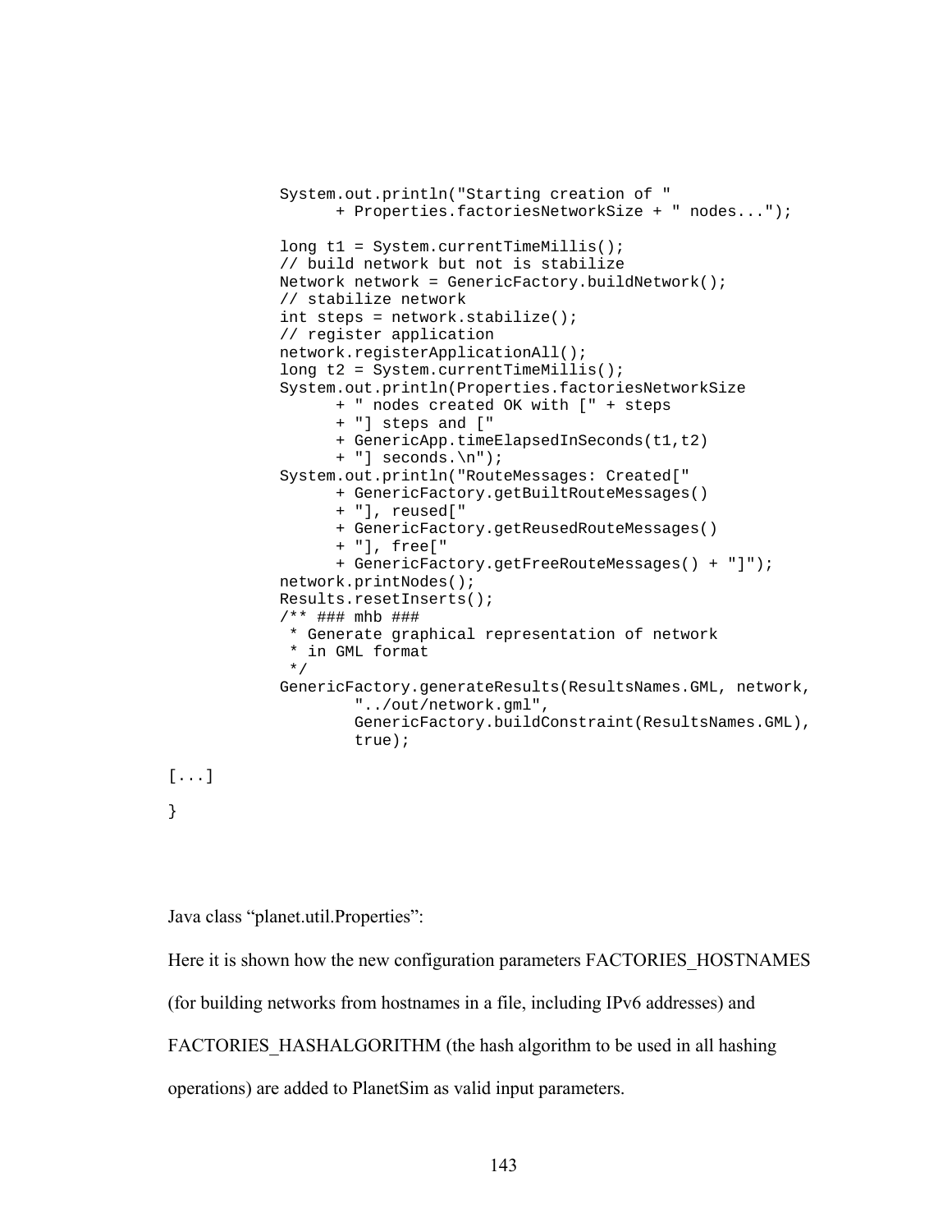```
            System.out.println("Starting creation of "
                  + Properties.factoriesNetworkSize + " nodes...");

            long t1 = System.currentTimeMillis();
            // build network but not is stabilize
            Network network = GenericFactory.buildNetwork();
            // stabilize network
            int steps = network.stabilize();
            // register application
            network.registerApplicationAll();
            long t2 = System.currentTimeMillis();
            System.out.println(Properties.factoriesNetworkSize
                  + " nodes created OK with [" + steps
                  + "] steps and ["
                  + GenericApp.timeElapsedInSeconds(t1,t2)
                  + "] seconds.\n");
            System.out.println("RouteMessages: Created["
                  + GenericFactory.getBuiltRouteMessages()
                  + "], reused["
                  + GenericFactory.getReusedRouteMessages()
                  + "], free["
                  + GenericFactory.getFreeRouteMessages() + "]");
            network.printNodes();
            Results.resetInserts();
            /** ### mhb ###
             * Generate graphical representation of network
             * in GML format
             */
            GenericFactory.generateResults(ResultsNames.GML, network,
                    "../out/network.gml",
                    GenericFactory.buildConstraint(ResultsNames.GML),
                    true);

[...]
}
```

Java class “planet.util.Properties”:

Here it is shown how the new configuration parameters FACTORIES_HOSTNAMES (for building networks from hostnames in a file, including IPv6 addresses) and FACTORIES_HASHALGORITHM (the hash algorithm to be used in all hashing operations) are added to PlanetSim as valid input parameters.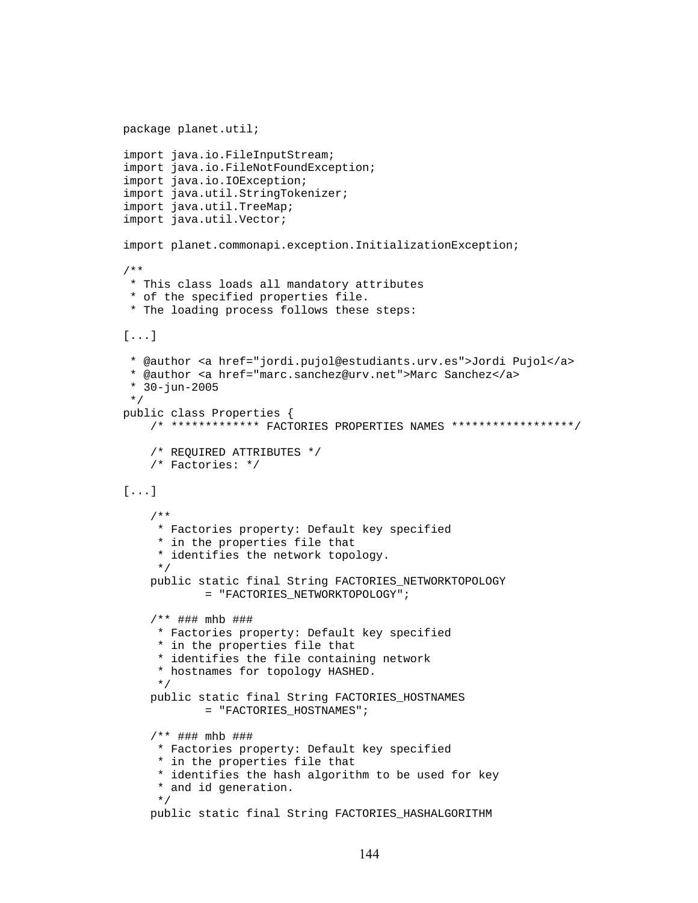```
package planet.util;

import java.io.FileInputStream;
import java.io.FileNotFoundException;
import java.io.IOException;
import java.util.StringTokenizer;
import java.util.TreeMap;
import java.util.Vector;

import planet.commonapi.exception.InitializationException;

/**
 * This class loads all mandatory attributes
 * of the specified properties file.
 * The loading process follows these steps:

[...]

 * @author <a href="jordi.pujol@estudiants.urv.es">Jordi Pujol</a>
 * @author <a href="marc.sanchez@urv.net">Marc Sanchez</a>
 * 30-jun-2005
 */
public class Properties {
    /* ************* FACTORIES PROPERTIES NAMES ******************/

    /* REQUIRED ATTRIBUTES */
    /* Factories: */

[...]

    /**
     * Factories property: Default key specified
     * in the properties file that
     * identifies the network topology.
     */
    public static final String FACTORIES_NETWORKTOPOLOGY
            = "FACTORIES_NETWORKTOPOLOGY";

    /** ### mhb ###
     * Factories property: Default key specified
     * in the properties file that
     * identifies the file containing network
     * hostnames for topology HASHED.
     */
    public static final String FACTORIES_HOSTNAMES
            = "FACTORIES_HOSTNAMES";

    /** ### mhb ###
     * Factories property: Default key specified
     * in the properties file that
     * identifies the hash algorithm to be used for key
     * and id generation.
     */
    public static final String FACTORIES_HASHALGORITHM
```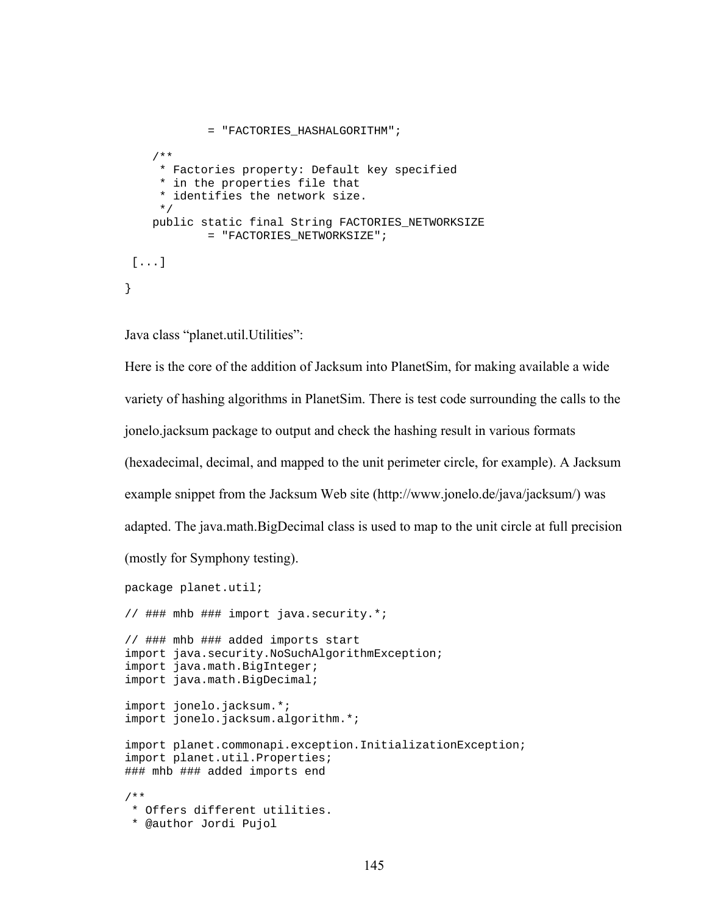```
            = "FACTORIES_HASHALGORITHM";

    /**
     * Factories property: Default key specified
     * in the properties file that
     * identifies the network size.
     */
    public static final String FACTORIES_NETWORKSIZE
            = "FACTORIES_NETWORKSIZE";

 [...]

}
```

Java class "planet.util.Utilities":

Here is the core of the addition of Jacksum into PlanetSim, for making available a wide variety of hashing algorithms in PlanetSim. There is test code surrounding the calls to the jonelo.jacksum package to output and check the hashing result in various formats (hexadecimal, decimal, and mapped to the unit perimeter circle, for example). A Jacksum example snippet from the Jacksum Web site (http://www.jonelo.de/java/jacksum/) was adapted. The java.math.BigDecimal class is used to map to the unit circle at full precision (mostly for Symphony testing).

```
package planet.util;

// ### mhb ### import java.security.*;

// ### mhb ### added imports start
import java.security.NoSuchAlgorithmException;
import java.math.BigInteger;
import java.math.BigDecimal;

import jonelo.jacksum.*;
import jonelo.jacksum.algorithm.*;

import planet.commonapi.exception.InitializationException;
import planet.util.Properties;
### mhb ### added imports end

/**
 * Offers different utilities.
 * @author Jordi Pujol
```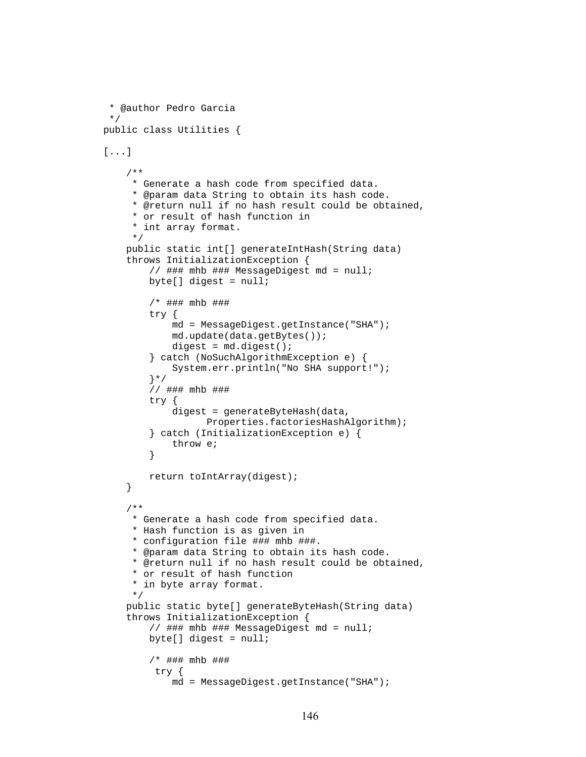```
 * @author Pedro Garcia
 */
public class Utilities {

[...]

    /**
     * Generate a hash code from specified data.
     * @param data String to obtain its hash code.
     * @return null if no hash result could be obtained,
     * or result of hash function in
     * int array format.
     */
    public static int[] generateIntHash(String data)
    throws InitializationException {
        // ### mhb ### MessageDigest md = null;
        byte[] digest = null;

        /* ### mhb ###
        try {
            md = MessageDigest.getInstance("SHA");
            md.update(data.getBytes());
            digest = md.digest();
        } catch (NoSuchAlgorithmException e) {
            System.err.println("No SHA support!");
        }*/
        // ### mhb ###
        try {
            digest = generateByteHash(data,
                  Properties.factoriesHashAlgorithm);
        } catch (InitializationException e) {
            throw e;
        }

        return toIntArray(digest);
    }

    /**
     * Generate a hash code from specified data.
     * Hash function is as given in
     * configuration file ### mhb ###.
     * @param data String to obtain its hash code.
     * @return null if no hash result could be obtained,
     * or result of hash function
     * in byte array format.
     */
    public static byte[] generateByteHash(String data)
    throws InitializationException {
        // ### mhb ### MessageDigest md = null;
        byte[] digest = null;

        /* ### mhb ###
         try {
            md = MessageDigest.getInstance("SHA");
```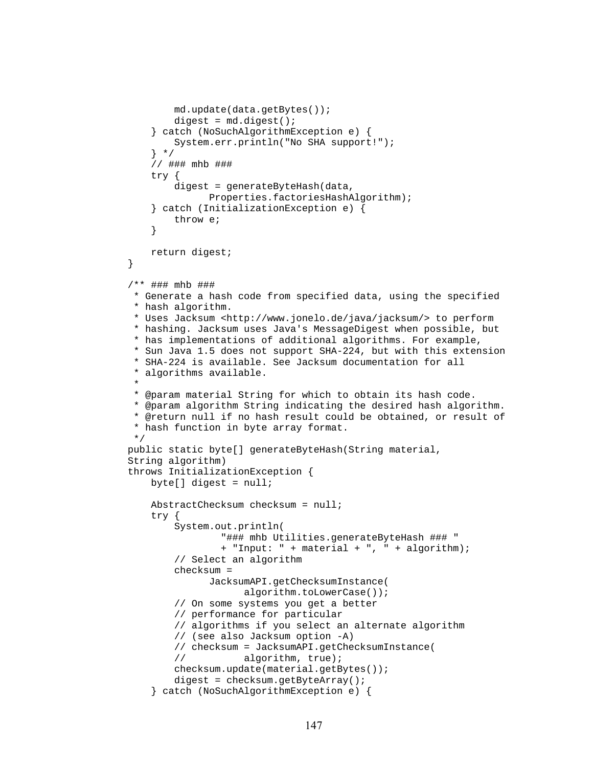```
            md.update(data.getBytes());
            digest = md.digest();
        } catch (NoSuchAlgorithmException e) {
            System.err.println("No SHA support!");
        } */
        // ### mhb ###
        try {
            digest = generateByteHash(data,
                  Properties.factoriesHashAlgorithm);
        } catch (InitializationException e) {
            throw e;
        }

        return digest;
    }

    /** ### mhb ###
     * Generate a hash code from specified data, using the specified
     * hash algorithm.
     * Uses Jacksum <http://www.jonelo.de/java/jacksum/> to perform
     * hashing. Jacksum uses Java's MessageDigest when possible, but
     * has implementations of additional algorithms. For example,
     * Sun Java 1.5 does not support SHA-224, but with this extension
     * SHA-224 is available. See Jacksum documentation for all
     * algorithms available.
     *
     * @param material String for which to obtain its hash code.
     * @param algorithm String indicating the desired hash algorithm.
     * @return null if no hash result could be obtained, or result of
     * hash function in byte array format.
     */
    public static byte[] generateByteHash(String material,
    String algorithm)
    throws InitializationException {
        byte[] digest = null;

        AbstractChecksum checksum = null;
        try {
            System.out.println(
                    "### mhb Utilities.generateByteHash ### "
                    + "Input: " + material + ", " + algorithm);
            // Select an algorithm
            checksum =
                  JacksumAPI.getChecksumInstance(
                        algorithm.toLowerCase());
            // On some systems you get a better
            // performance for particular
            // algorithms if you select an alternate algorithm
            // (see also Jacksum option -A)
            // checksum = JacksumAPI.getChecksumInstance(
            //          algorithm, true);
            checksum.update(material.getBytes());
            digest = checksum.getByteArray();
        } catch (NoSuchAlgorithmException e) {
```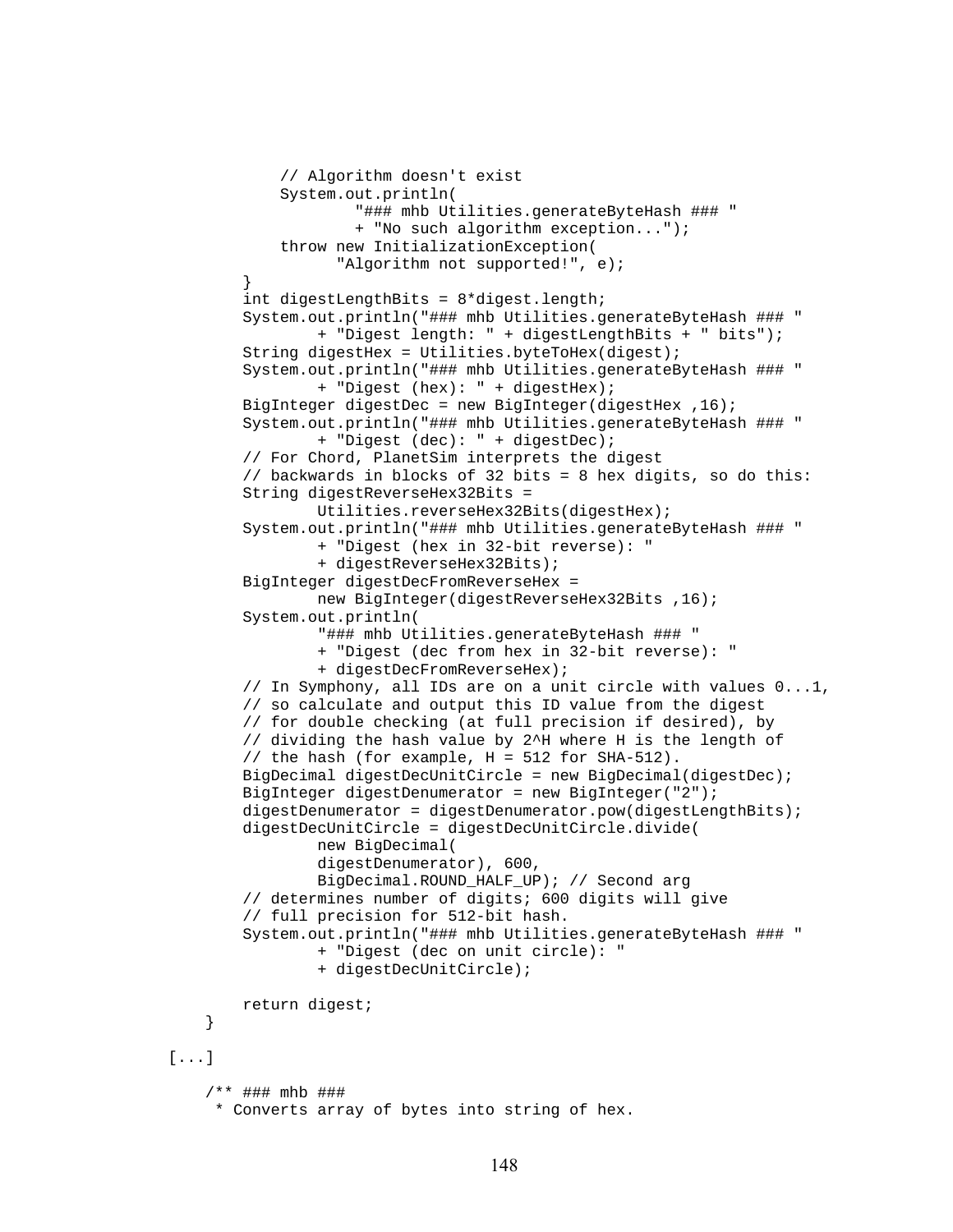```
            // Algorithm doesn't exist
            System.out.println(
                    "### mhb Utilities.generateByteHash ### "
                    + "No such algorithm exception...");
            throw new InitializationException(
                    "Algorithm not supported!", e);
        }
        int digestLengthBits = 8*digest.length;
        System.out.println("### mhb Utilities.generateByteHash ### "
                + "Digest length: " + digestLengthBits + " bits");
        String digestHex = Utilities.byteToHex(digest);
        System.out.println("### mhb Utilities.generateByteHash ### "
                + "Digest (hex): " + digestHex);
        BigInteger digestDec = new BigInteger(digestHex ,16);
        System.out.println("### mhb Utilities.generateByteHash ### "
                + "Digest (dec): " + digestDec);
        // For Chord, PlanetSim interprets the digest
        // backwards in blocks of 32 bits = 8 hex digits, so do this:
        String digestReverseHex32Bits =
                Utilities.reverseHex32Bits(digestHex);
        System.out.println("### mhb Utilities.generateByteHash ### "
                + "Digest (hex in 32-bit reverse): "
                + digestReverseHex32Bits);
        BigInteger digestDecFromReverseHex =
                new BigInteger(digestReverseHex32Bits ,16);
        System.out.println(
                "### mhb Utilities.generateByteHash ### "
                + "Digest (dec from hex in 32-bit reverse): "
                + digestDecFromReverseHex);
        // In Symphony, all IDs are on a unit circle with values 0...1,
        // so calculate and output this ID value from the digest
        // for double checking (at full precision if desired), by
        // dividing the hash value by 2^H where H is the length of
        // the hash (for example, H = 512 for SHA-512).
        BigDecimal digestDecUnitCircle = new BigDecimal(digestDec);
        BigInteger digestDenumerator = new BigInteger("2");
        digestDenumerator = digestDenumerator.pow(digestLengthBits);
        digestDecUnitCircle = digestDecUnitCircle.divide(
                new BigDecimal(
                digestDenumerator), 600,
                BigDecimal.ROUND_HALF_UP); // Second arg
        // determines number of digits; 600 digits will give
        // full precision for 512-bit hash.
        System.out.println("### mhb Utilities.generateByteHash ### "
                + "Digest (dec on unit circle): "
                + digestDecUnitCircle);

        return digest;
    }

[...]

    /** ### mhb ###
     * Converts array of bytes into string of hex.
```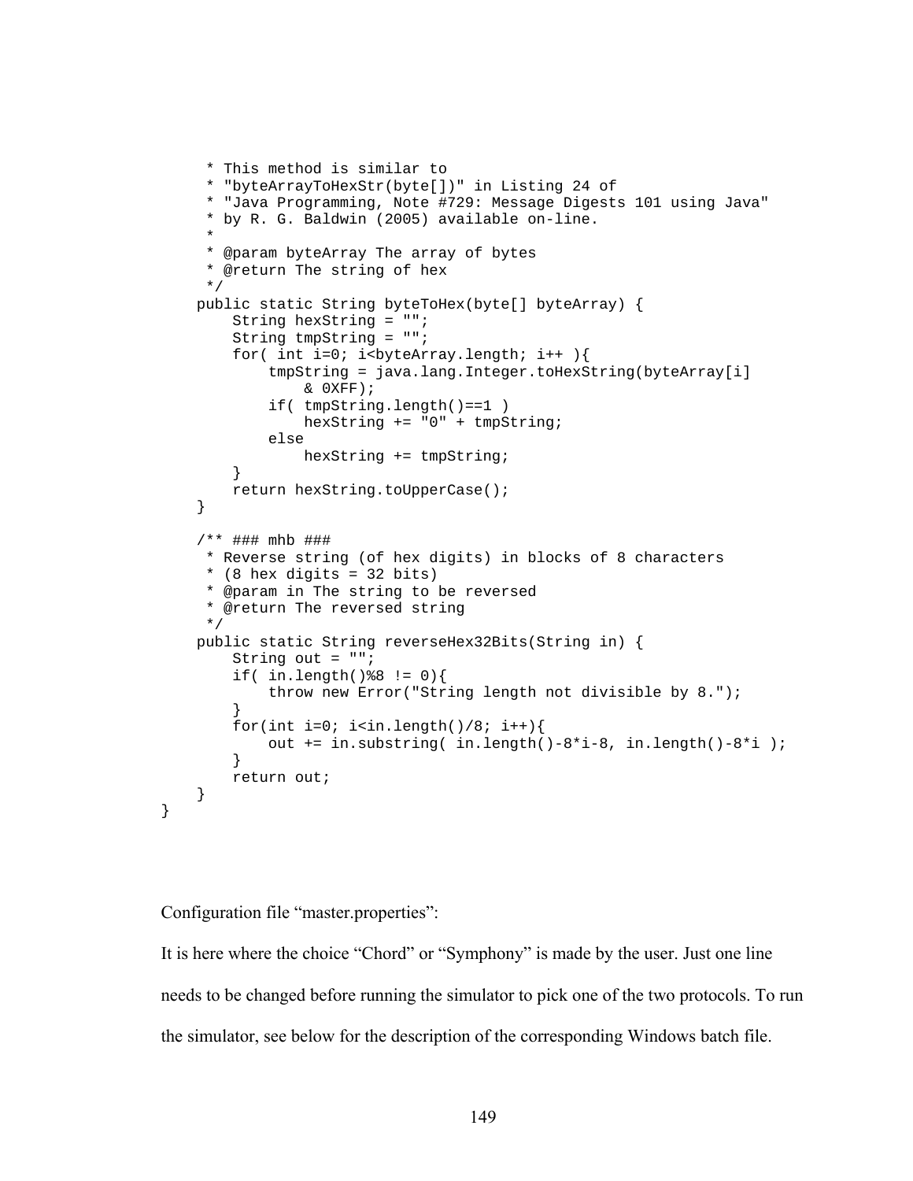```java
     * This method is similar to
     * "byteArrayToHexStr(byte[])" in Listing 24 of
     * "Java Programming, Note #729: Message Digests 101 using Java"
     * by R. G. Baldwin (2005) available on-line.
     *
     * @param byteArray The array of bytes
     * @return The string of hex
     */
    public static String byteToHex(byte[] byteArray) {
        String hexString = "";
        String tmpString = "";
        for( int i=0; i<byteArray.length; i++ ){
            tmpString = java.lang.Integer.toHexString(byteArray[i]
                & 0XFF);
            if( tmpString.length()==1 )
                hexString += "0" + tmpString;
            else
                hexString += tmpString;
        }
        return hexString.toUpperCase();
    }

    /** ### mhb ###
     * Reverse string (of hex digits) in blocks of 8 characters
     * (8 hex digits = 32 bits)
     * @param in The string to be reversed
     * @return The reversed string
     */
    public static String reverseHex32Bits(String in) {
        String out = "";
        if( in.length()%8 != 0){
            throw new Error("String length not divisible by 8.");
        }
        for(int i=0; i<in.length()/8; i++){
            out += in.substring( in.length()-8*i-8, in.length()-8*i );
        }
        return out;
    }
}
```

Configuration file “master.properties”:

It is here where the choice “Chord” or “Symphony” is made by the user. Just one line needs to be changed before running the simulator to pick one of the two protocols. To run the simulator, see below for the description of the corresponding Windows batch file.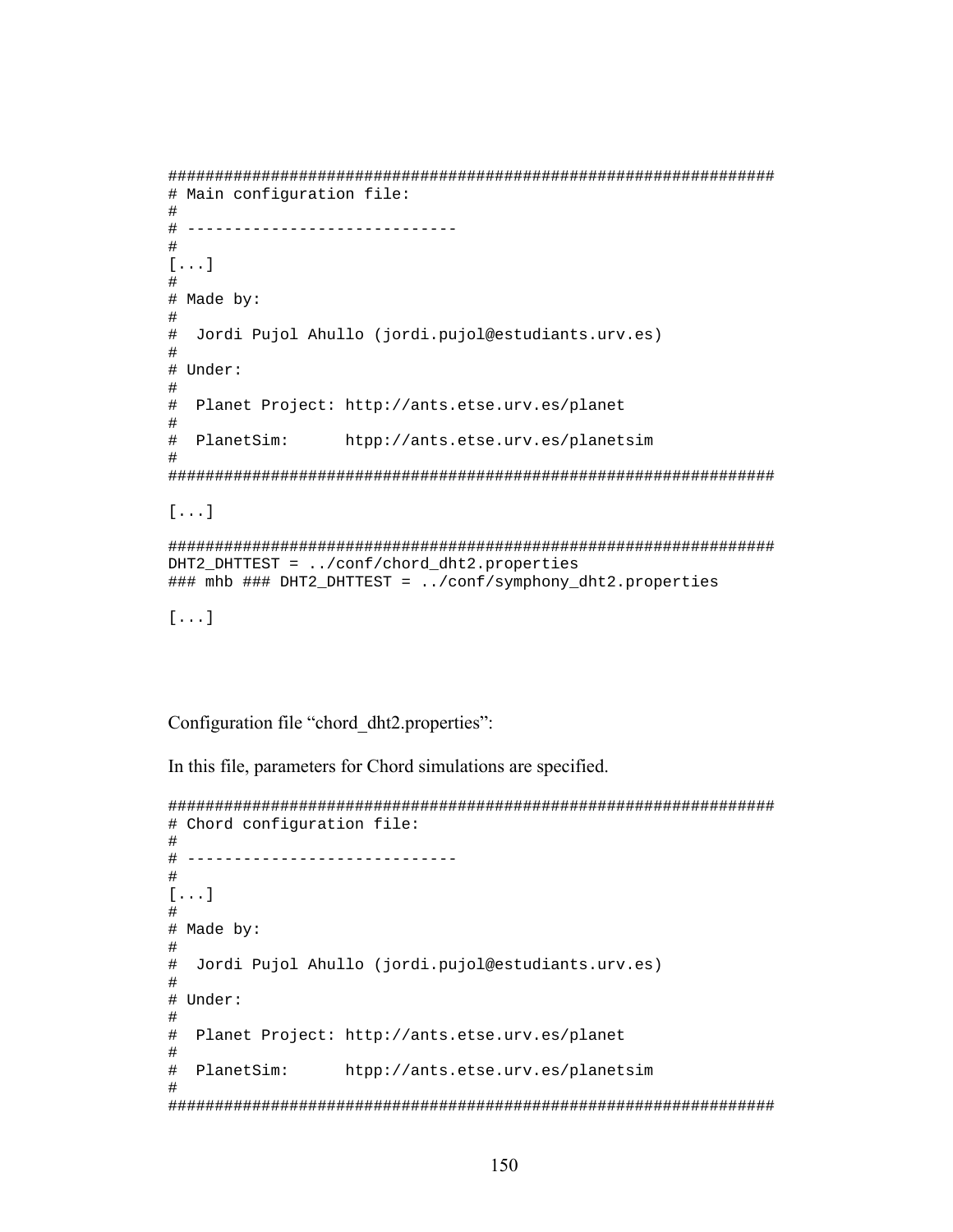```
#################################################################
# Main configuration file:
#
# -----------------------------
#
[...]
#
# Made by:
#
#  Jordi Pujol Ahullo (jordi.pujol@estudiants.urv.es)
#
# Under:
#
#  Planet Project: http://ants.etse.urv.es/planet
#
#  PlanetSim:      htpp://ants.etse.urv.es/planetsim
#
#################################################################
```

```
[...]
```

```
#################################################################
DHT2_DHTTEST = ../conf/chord_dht2.properties
### mhb ### DHT2_DHTTEST = ../conf/symphony_dht2.properties
```

```
[...]
```

Configuration file "chord_dht2.properties":

In this file, parameters for Chord simulations are specified.

```
#################################################################
# Chord configuration file:
#
# -----------------------------
#
[...]
#
# Made by:
#
#  Jordi Pujol Ahullo (jordi.pujol@estudiants.urv.es)
#
# Under:
#
#  Planet Project: http://ants.etse.urv.es/planet
#
#  PlanetSim:      htpp://ants.etse.urv.es/planetsim
#
#################################################################
```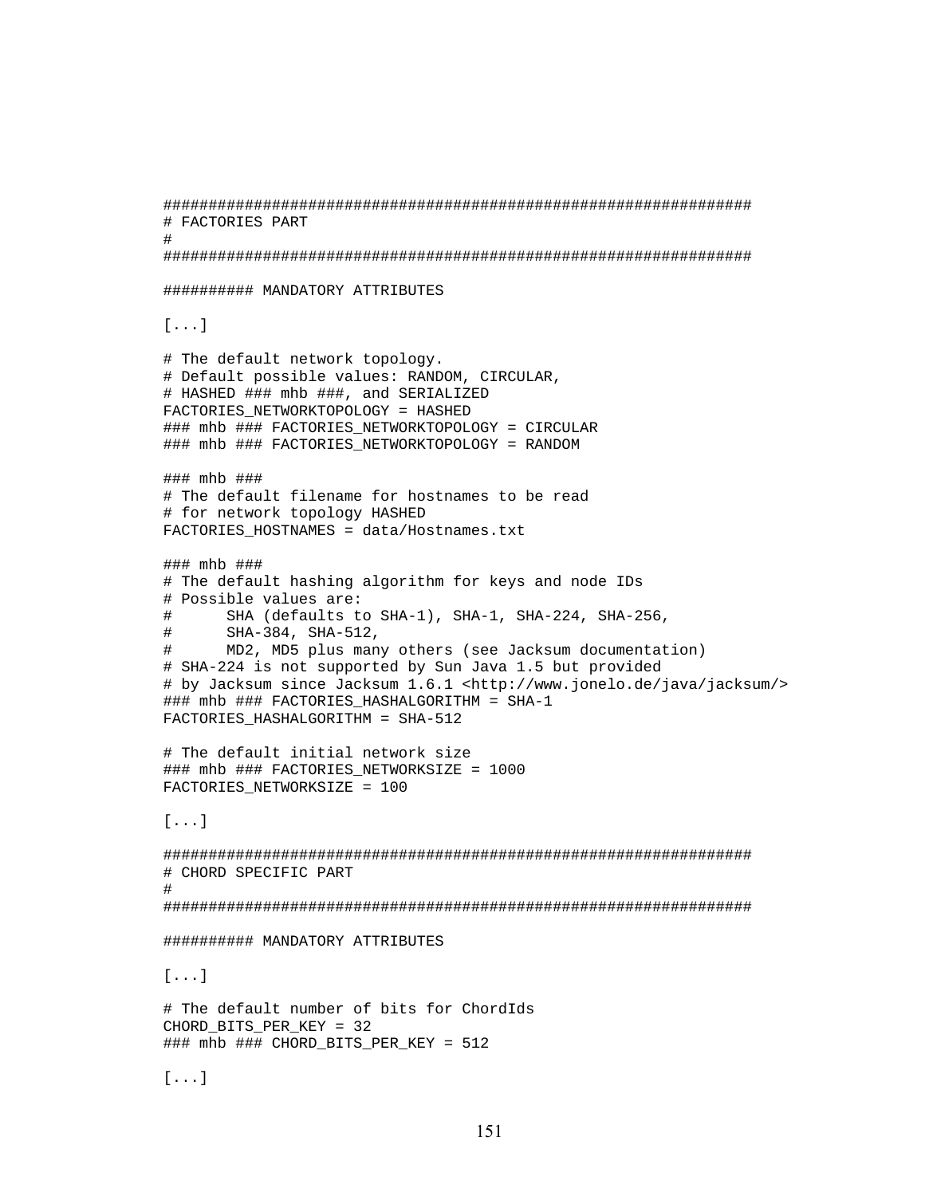```
#################################################################
# FACTORIES PART
#
#################################################################

########## MANDATORY ATTRIBUTES

[...]

# The default network topology.
# Default possible values: RANDOM, CIRCULAR,
# HASHED ### mhb ###, and SERIALIZED
FACTORIES_NETWORKTOPOLOGY = HASHED
### mhb ### FACTORIES_NETWORKTOPOLOGY = CIRCULAR
### mhb ### FACTORIES_NETWORKTOPOLOGY = RANDOM

### mhb ###
# The default filename for hostnames to be read
# for network topology HASHED
FACTORIES_HOSTNAMES = data/Hostnames.txt

### mhb ###
# The default hashing algorithm for keys and node IDs
# Possible values are:
#       SHA (defaults to SHA-1), SHA-1, SHA-224, SHA-256,
#       SHA-384, SHA-512,
#       MD2, MD5 plus many others (see Jacksum documentation)
# SHA-224 is not supported by Sun Java 1.5 but provided
# by Jacksum since Jacksum 1.6.1 <http://www.jonelo.de/java/jacksum/>
### mhb ### FACTORIES_HASHALGORITHM = SHA-1
FACTORIES_HASHALGORITHM = SHA-512

# The default initial network size
### mhb ### FACTORIES_NETWORKSIZE = 1000
FACTORIES_NETWORKSIZE = 100

[...]

#################################################################
# CHORD SPECIFIC PART
#
#################################################################

########## MANDATORY ATTRIBUTES

[...]

# The default number of bits for ChordIds
CHORD_BITS_PER_KEY = 32
### mhb ### CHORD_BITS_PER_KEY = 512

[...]
```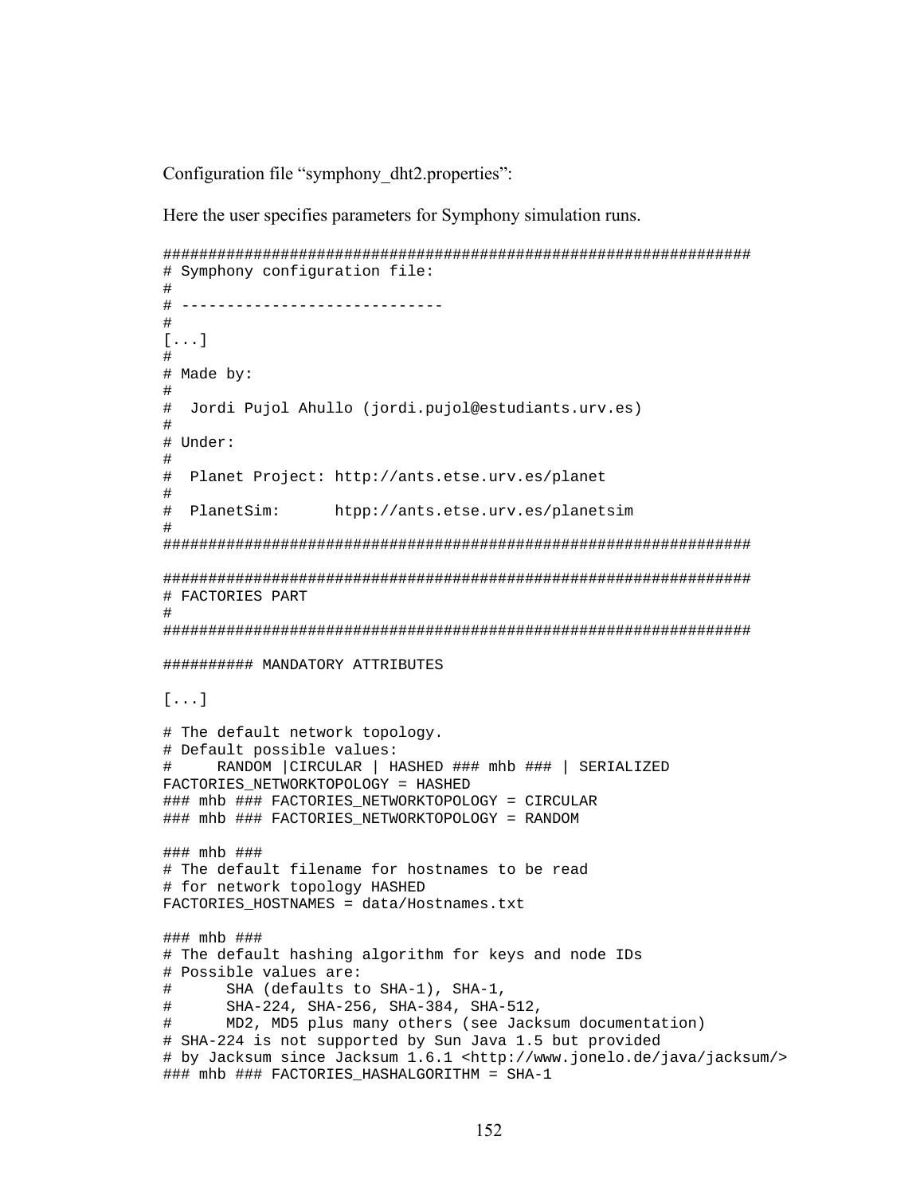Configuration file “symphony_dht2.properties”:

Here the user specifies parameters for Symphony simulation runs.

```
##################################################################
# Symphony configuration file:
#
# -----------------------------
#
[...]
#
# Made by:
#
#  Jordi Pujol Ahullo (jordi.pujol@estudiants.urv.es)
#
# Under:
#
#  Planet Project: http://ants.etse.urv.es/planet
#
#  PlanetSim:      htpp://ants.etse.urv.es/planetsim
#
##################################################################

##################################################################
# FACTORIES PART
#
##################################################################

########## MANDATORY ATTRIBUTES

[...]

# The default network topology.
# Default possible values:
#     RANDOM |CIRCULAR | HASHED ### mhb ### | SERIALIZED
FACTORIES_NETWORKTOPOLOGY = HASHED
### mhb ### FACTORIES_NETWORKTOPOLOGY = CIRCULAR
### mhb ### FACTORIES_NETWORKTOPOLOGY = RANDOM

### mhb ###
# The default filename for hostnames to be read
# for network topology HASHED
FACTORIES_HOSTNAMES = data/Hostnames.txt

### mhb ###
# The default hashing algorithm for keys and node IDs
# Possible values are:
#      SHA (defaults to SHA-1), SHA-1,
#      SHA-224, SHA-256, SHA-384, SHA-512,
#      MD2, MD5 plus many others (see Jacksum documentation)
# SHA-224 is not supported by Sun Java 1.5 but provided
# by Jacksum since Jacksum 1.6.1 <http://www.jonelo.de/java/jacksum/>
### mhb ### FACTORIES_HASHALGORITHM = SHA-1
```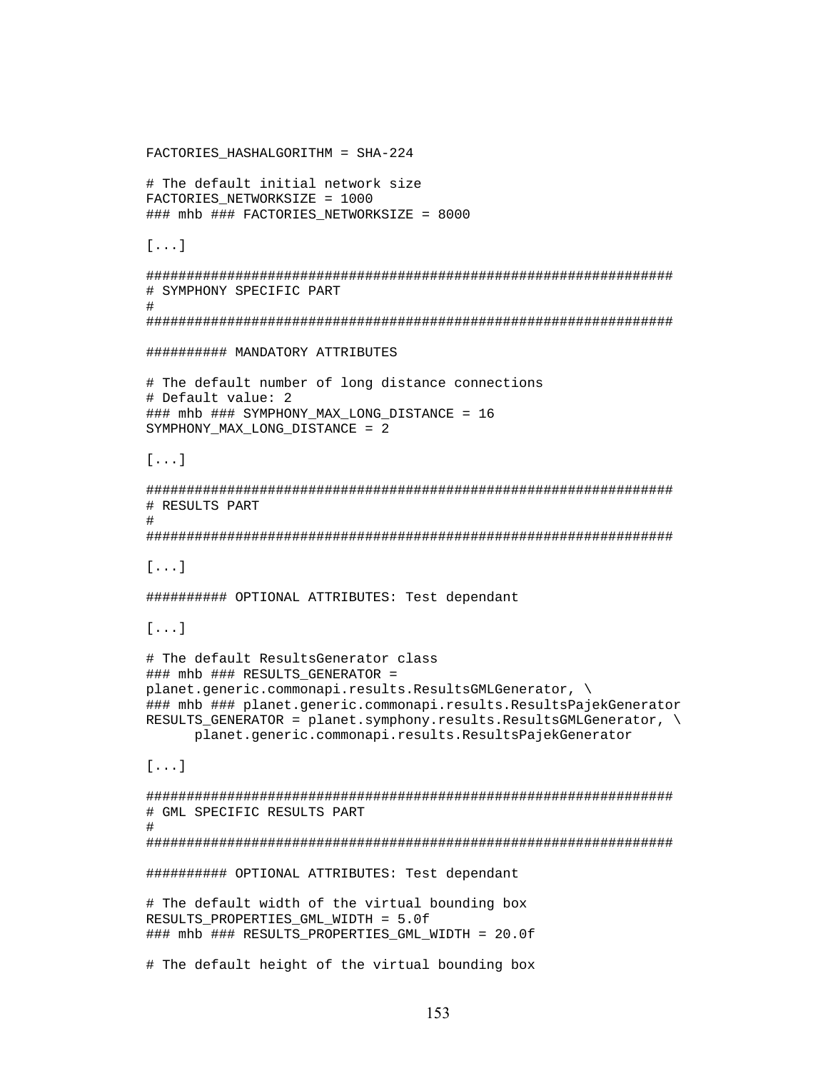```
FACTORIES_HASHALGORITHM = SHA-224

# The default initial network size
FACTORIES_NETWORKSIZE = 1000
### mhb ### FACTORIES_NETWORKSIZE = 8000

[...]

###################################################################
# SYMPHONY SPECIFIC PART
#
###################################################################

########## MANDATORY ATTRIBUTES

# The default number of long distance connections
# Default value: 2
### mhb ### SYMPHONY_MAX_LONG_DISTANCE = 16
SYMPHONY_MAX_LONG_DISTANCE = 2

[...]

###################################################################
# RESULTS PART
#
###################################################################

[...]

########## OPTIONAL ATTRIBUTES: Test dependant

[...]

# The default ResultsGenerator class
### mhb ### RESULTS_GENERATOR =
planet.generic.commonapi.results.ResultsGMLGenerator, \
### mhb ### planet.generic.commonapi.results.ResultsPajekGenerator
RESULTS_GENERATOR = planet.symphony.results.ResultsGMLGenerator, \
      planet.generic.commonapi.results.ResultsPajekGenerator

[...]

###################################################################
# GML SPECIFIC RESULTS PART
#
###################################################################

########## OPTIONAL ATTRIBUTES: Test dependant

# The default width of the virtual bounding box
RESULTS_PROPERTIES_GML_WIDTH = 5.0f
### mhb ### RESULTS_PROPERTIES_GML_WIDTH = 20.0f

# The default height of the virtual bounding box
```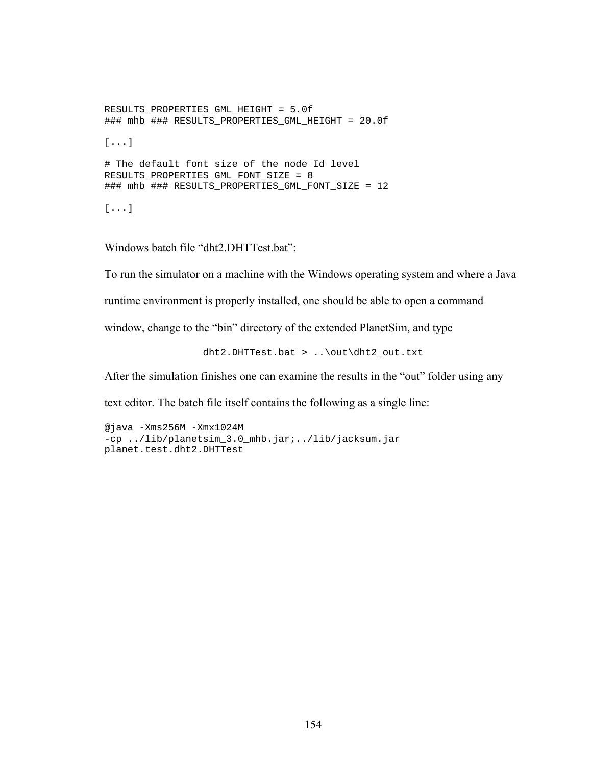```
RESULTS_PROPERTIES_GML_HEIGHT = 5.0f
### mhb ### RESULTS_PROPERTIES_GML_HEIGHT = 20.0f

[...]

# The default font size of the node Id level
RESULTS_PROPERTIES_GML_FONT_SIZE = 8
### mhb ### RESULTS_PROPERTIES_GML_FONT_SIZE = 12

[...]
```

Windows batch file “dht2.DHTTest.bat”:

To run the simulator on a machine with the Windows operating system and where a Java runtime environment is properly installed, one should be able to open a command window, change to the “bin” directory of the extended PlanetSim, and type

```
dht2.DHTTest.bat > ..\out\dht2_out.txt
```

After the simulation finishes one can examine the results in the “out” folder using any text editor. The batch file itself contains the following as a single line:

```
@java -Xms256M -Xmx1024M
-cp ../lib/planetsim_3.0_mhb.jar;../lib/jacksum.jar
planet.test.dht2.DHTTest
```